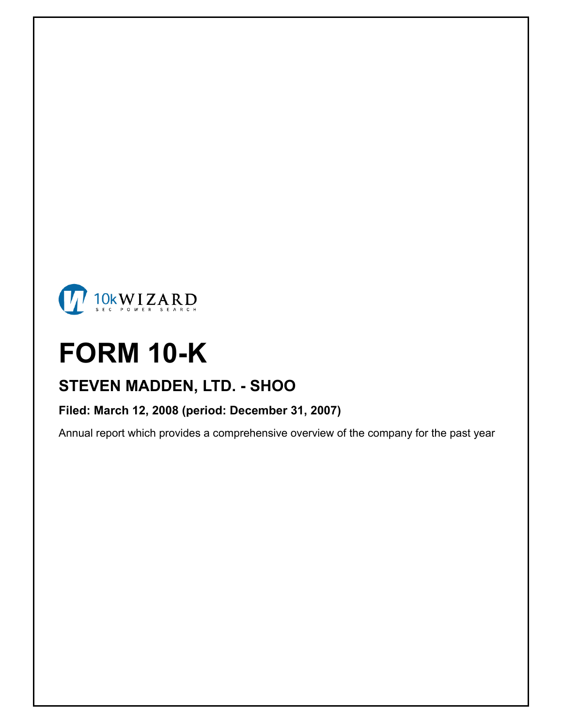10kWIZARD
SEC POWER SEARCH

# FORM 10-K

## STEVEN MADDEN, LTD. - SHOO

**Filed: March 12, 2008 (period: December 31, 2007)**

Annual report which provides a comprehensive overview of the company for the past year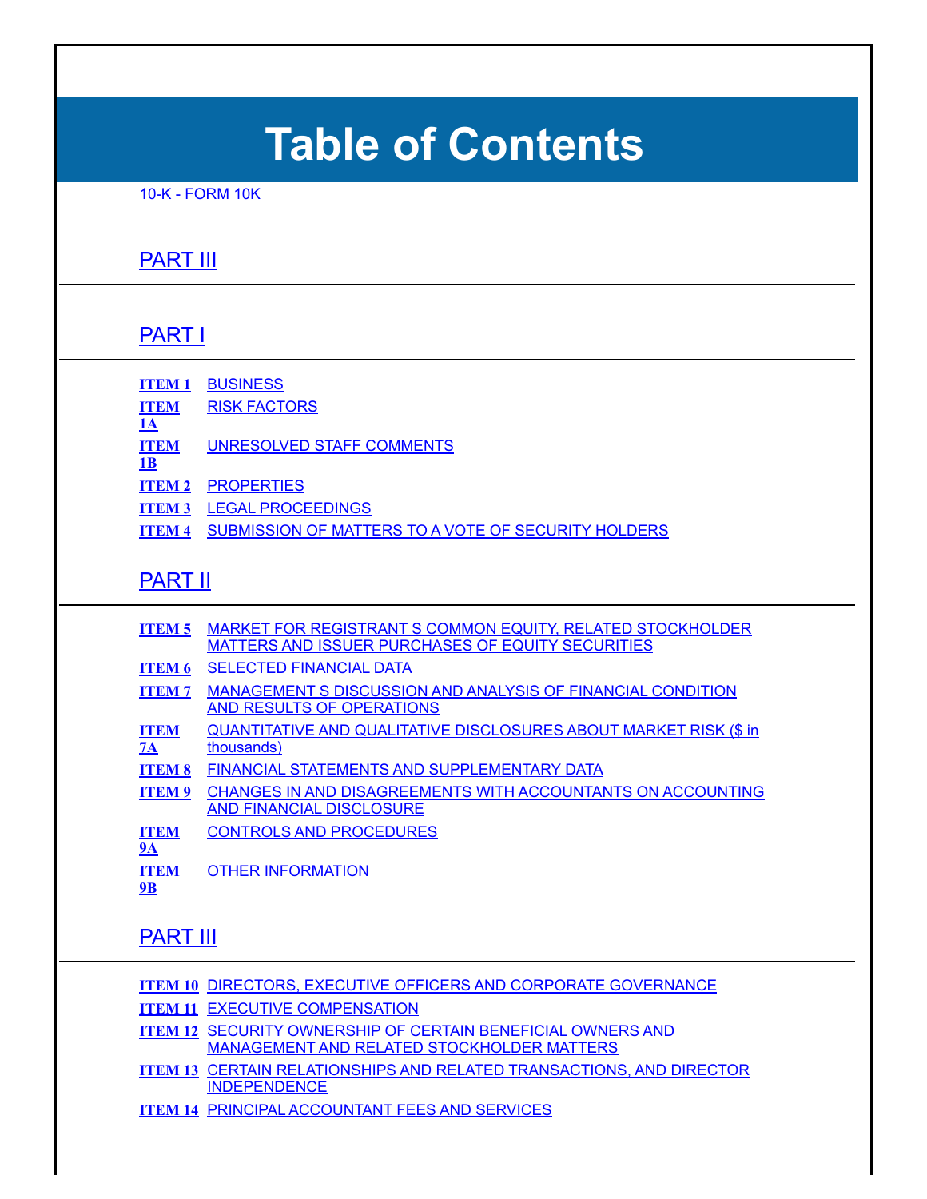# Table of Contents

10-K - FORM 10K

## PART III

## PART I

| | |
|---|---|
| **ITEM 1** | BUSINESS |
| **ITEM 1A** | RISK FACTORS |
| **ITEM 1B** | UNRESOLVED STAFF COMMENTS |
| **ITEM 2** | PROPERTIES |
| **ITEM 3** | LEGAL PROCEEDINGS |
| **ITEM 4** | SUBMISSION OF MATTERS TO A VOTE OF SECURITY HOLDERS |

## PART II

| | |
|---|---|
| **ITEM 5** | MARKET FOR REGISTRANT S COMMON EQUITY, RELATED STOCKHOLDER MATTERS AND ISSUER PURCHASES OF EQUITY SECURITIES |
| **ITEM 6** | SELECTED FINANCIAL DATA |
| **ITEM 7** | MANAGEMENT S DISCUSSION AND ANALYSIS OF FINANCIAL CONDITION AND RESULTS OF OPERATIONS |
| **ITEM 7A** | QUANTITATIVE AND QUALITATIVE DISCLOSURES ABOUT MARKET RISK ($ in thousands) |
| **ITEM 8** | FINANCIAL STATEMENTS AND SUPPLEMENTARY DATA |
| **ITEM 9** | CHANGES IN AND DISAGREEMENTS WITH ACCOUNTANTS ON ACCOUNTING AND FINANCIAL DISCLOSURE |
| **ITEM 9A** | CONTROLS AND PROCEDURES |
| **ITEM 9B** | OTHER INFORMATION |

## PART III

| | |
|---|---|
| **ITEM 10** | DIRECTORS, EXECUTIVE OFFICERS AND CORPORATE GOVERNANCE |
| **ITEM 11** | EXECUTIVE COMPENSATION |
| **ITEM 12** | SECURITY OWNERSHIP OF CERTAIN BENEFICIAL OWNERS AND MANAGEMENT AND RELATED STOCKHOLDER MATTERS |
| **ITEM 13** | CERTAIN RELATIONSHIPS AND RELATED TRANSACTIONS, AND DIRECTOR INDEPENDENCE |
| **ITEM 14** | PRINCIPAL ACCOUNTANT FEES AND SERVICES |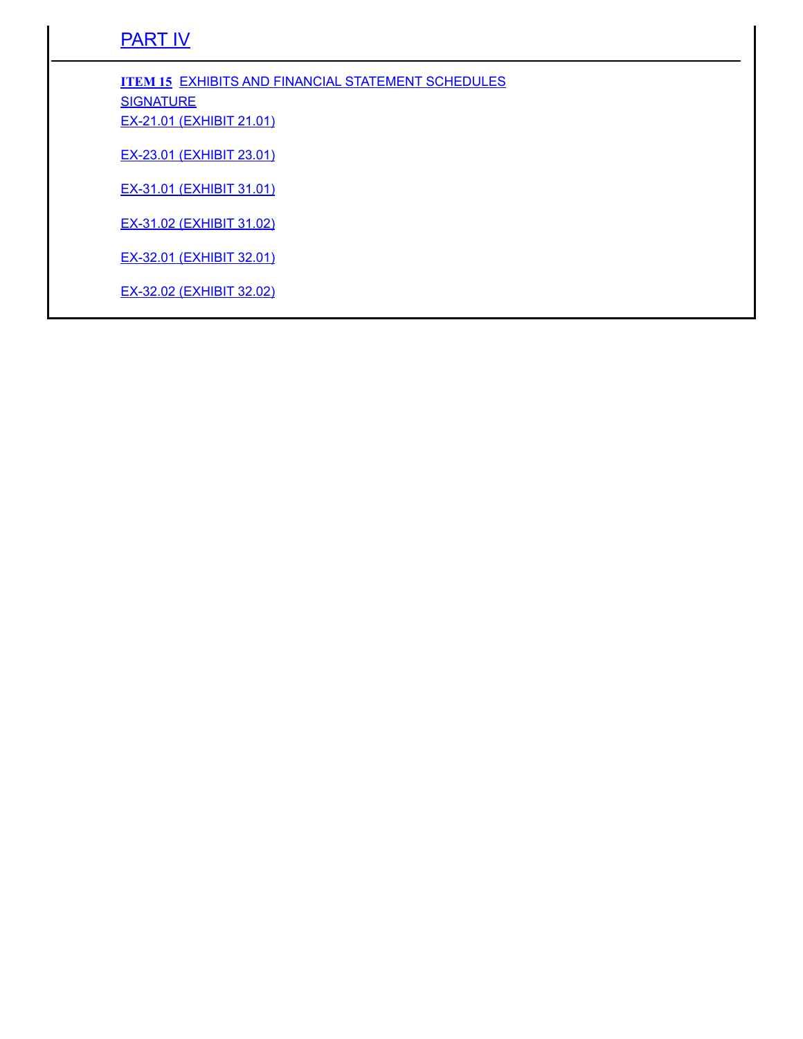## PART IV

**ITEM 15** EXHIBITS AND FINANCIAL STATEMENT SCHEDULES

SIGNATURE

EX-21.01 (EXHIBIT 21.01)

EX-23.01 (EXHIBIT 23.01)

EX-31.01 (EXHIBIT 31.01)

EX-31.02 (EXHIBIT 31.02)

EX-32.01 (EXHIBIT 32.01)

EX-32.02 (EXHIBIT 32.02)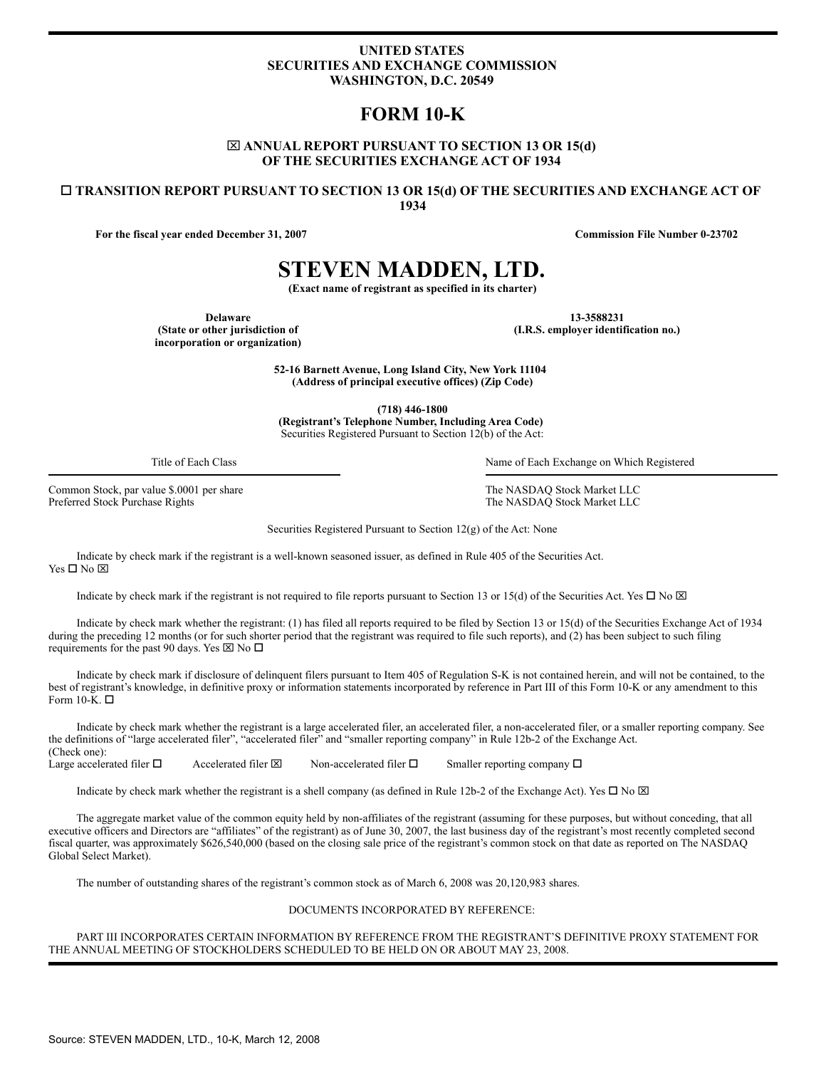**UNITED STATES**
**SECURITIES AND EXCHANGE COMMISSION**
**WASHINGTON, D.C. 20549**

# FORM 10-K

☒ **ANNUAL REPORT PURSUANT TO SECTION 13 OR 15(d) OF THE SECURITIES EXCHANGE ACT OF 1934**

☐ **TRANSITION REPORT PURSUANT TO SECTION 13 OR 15(d) OF THE SECURITIES AND EXCHANGE ACT OF 1934**

**For the fiscal year ended December 31, 2007** **Commission File Number 0-23702**

# STEVEN MADDEN, LTD.

**(Exact name of registrant as specified in its charter)**

| **Delaware** | **13-3588231** |
|---|---|
| **(State or other jurisdiction of incorporation or organization)** | **(I.R.S. employer identification no.)** |

**52-16 Barnett Avenue, Long Island City, New York 11104**
**(Address of principal executive offices) (Zip Code)**

**(718) 446-1800**
**(Registrant's Telephone Number, Including Area Code)**
Securities Registered Pursuant to Section 12(b) of the Act:

| Title of Each Class | Name of Each Exchange on Which Registered |
|---|---|
| Common Stock, par value $.0001 per share | The NASDAQ Stock Market LLC |
| Preferred Stock Purchase Rights | The NASDAQ Stock Market LLC |

Securities Registered Pursuant to Section 12(g) of the Act: None

Indicate by check mark if the registrant is a well-known seasoned issuer, as defined in Rule 405 of the Securities Act. Yes ☐ No ☒

Indicate by check mark if the registrant is not required to file reports pursuant to Section 13 or 15(d) of the Securities Act. Yes ☐ No ☒

Indicate by check mark whether the registrant: (1) has filed all reports required to be filed by Section 13 or 15(d) of the Securities Exchange Act of 1934 during the preceding 12 months (or for such shorter period that the registrant was required to file such reports), and (2) has been subject to such filing requirements for the past 90 days. Yes ☒ No ☐

Indicate by check mark if disclosure of delinquent filers pursuant to Item 405 of Regulation S-K is not contained herein, and will not be contained, to the best of registrant's knowledge, in definitive proxy or information statements incorporated by reference in Part III of this Form 10-K or any amendment to this Form 10-K. ☐

Indicate by check mark whether the registrant is a large accelerated filer, an accelerated filer, a non-accelerated filer, or a smaller reporting company. See the definitions of "large accelerated filer", "accelerated filer" and "smaller reporting company" in Rule 12b-2 of the Exchange Act.
(Check one):
Large accelerated filer ☐ Accelerated filer ☒ Non-accelerated filer ☐ Smaller reporting company ☐

Indicate by check mark whether the registrant is a shell company (as defined in Rule 12b-2 of the Exchange Act). Yes ☐ No ☒

The aggregate market value of the common equity held by non-affiliates of the registrant (assuming for these purposes, but without conceding, that all executive officers and Directors are "affiliates" of the registrant) as of June 30, 2007, the last business day of the registrant's most recently completed second fiscal quarter, was approximately $626,540,000 (based on the closing sale price of the registrant's common stock on that date as reported on The NASDAQ Global Select Market).

The number of outstanding shares of the registrant's common stock as of March 6, 2008 was 20,120,983 shares.

DOCUMENTS INCORPORATED BY REFERENCE:

PART III INCORPORATES CERTAIN INFORMATION BY REFERENCE FROM THE REGISTRANT'S DEFINITIVE PROXY STATEMENT FOR THE ANNUAL MEETING OF STOCKHOLDERS SCHEDULED TO BE HELD ON OR ABOUT MAY 23, 2008.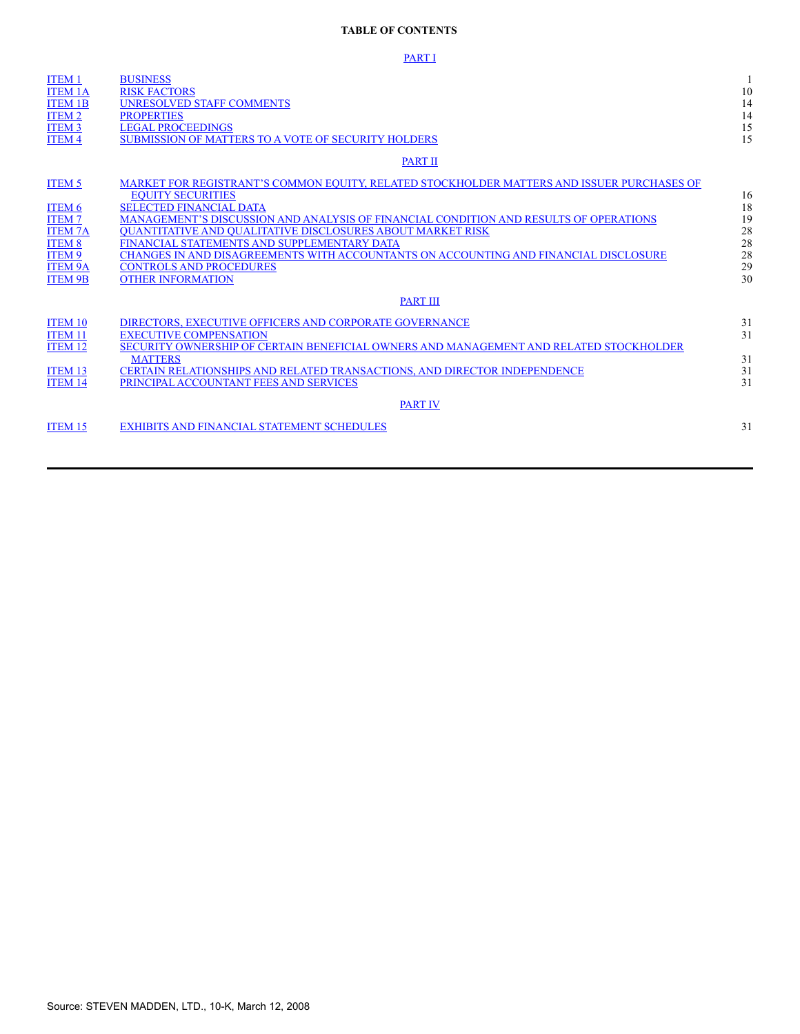**TABLE OF CONTENTS**

PART I

| | | |
|---|---|---|
| ITEM 1 | BUSINESS | 1 |
| ITEM 1A | RISK FACTORS | 10 |
| ITEM 1B | UNRESOLVED STAFF COMMENTS | 14 |
| ITEM 2 | PROPERTIES | 14 |
| ITEM 3 | LEGAL PROCEEDINGS | 15 |
| ITEM 4 | SUBMISSION OF MATTERS TO A VOTE OF SECURITY HOLDERS | 15 |

PART II

| | | |
|---|---|---|
| ITEM 5 | MARKET FOR REGISTRANT'S COMMON EQUITY, RELATED STOCKHOLDER MATTERS AND ISSUER PURCHASES OF EQUITY SECURITIES | 16 |
| ITEM 6 | SELECTED FINANCIAL DATA | 18 |
| ITEM 7 | MANAGEMENT'S DISCUSSION AND ANALYSIS OF FINANCIAL CONDITION AND RESULTS OF OPERATIONS | 19 |
| ITEM 7A | QUANTITATIVE AND QUALITATIVE DISCLOSURES ABOUT MARKET RISK | 28 |
| ITEM 8 | FINANCIAL STATEMENTS AND SUPPLEMENTARY DATA | 28 |
| ITEM 9 | CHANGES IN AND DISAGREEMENTS WITH ACCOUNTANTS ON ACCOUNTING AND FINANCIAL DISCLOSURE | 28 |
| ITEM 9A | CONTROLS AND PROCEDURES | 29 |
| ITEM 9B | OTHER INFORMATION | 30 |

PART III

| | | |
|---|---|---|
| ITEM 10 | DIRECTORS, EXECUTIVE OFFICERS AND CORPORATE GOVERNANCE | 31 |
| ITEM 11 | EXECUTIVE COMPENSATION | 31 |
| ITEM 12 | SECURITY OWNERSHIP OF CERTAIN BENEFICIAL OWNERS AND MANAGEMENT AND RELATED STOCKHOLDER MATTERS | 31 |
| ITEM 13 | CERTAIN RELATIONSHIPS AND RELATED TRANSACTIONS, AND DIRECTOR INDEPENDENCE | 31 |
| ITEM 14 | PRINCIPAL ACCOUNTANT FEES AND SERVICES | 31 |

PART IV

| | | |
|---|---|---|
| ITEM 15 | EXHIBITS AND FINANCIAL STATEMENT SCHEDULES | 31 |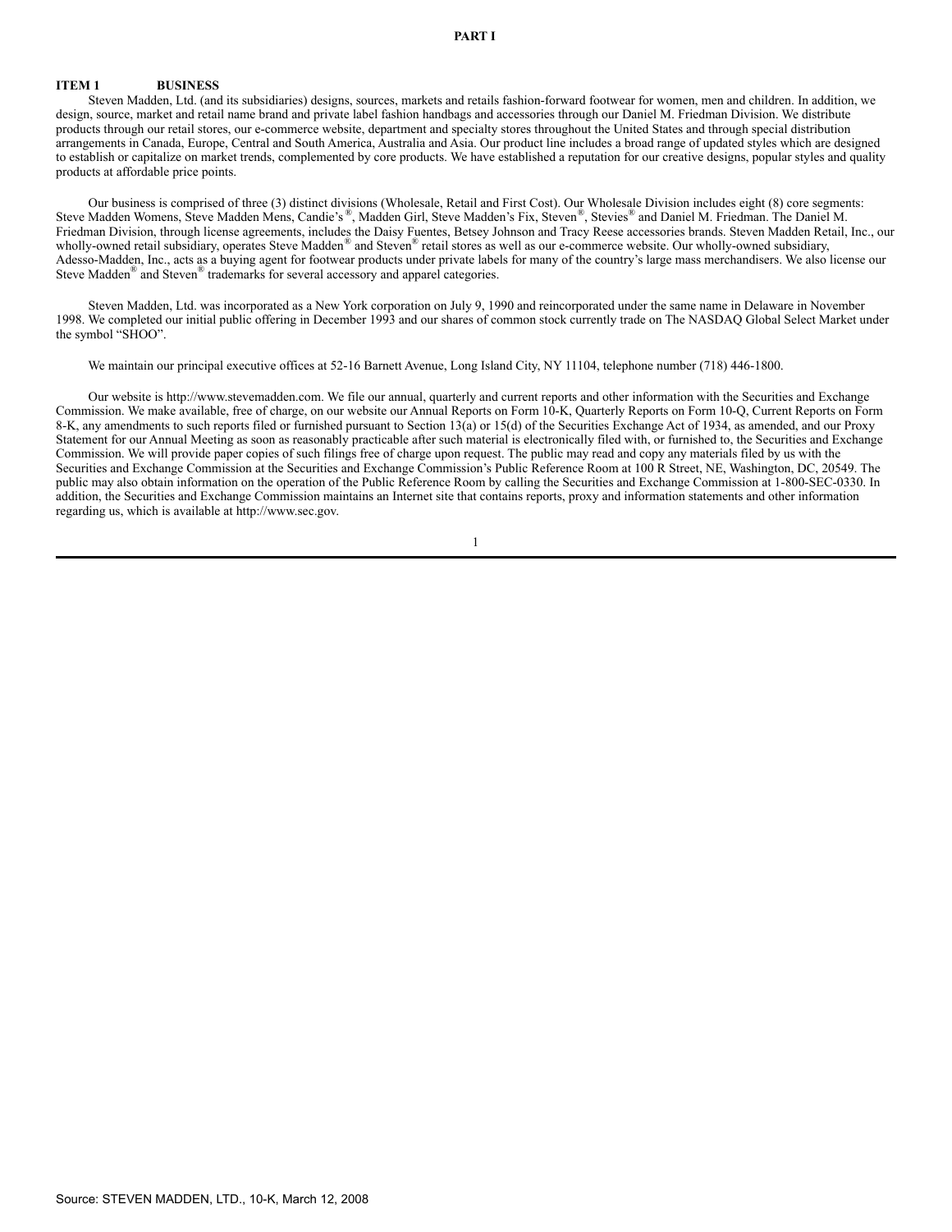# PART I

## ITEM 1 BUSINESS

Steven Madden, Ltd. (and its subsidiaries) designs, sources, markets and retails fashion-forward footwear for women, men and children. In addition, we design, source, market and retail name brand and private label fashion handbags and accessories through our Daniel M. Friedman Division. We distribute products through our retail stores, our e-commerce website, department and specialty stores throughout the United States and through special distribution arrangements in Canada, Europe, Central and South America, Australia and Asia. Our product line includes a broad range of updated styles which are designed to establish or capitalize on market trends, complemented by core products. We have established a reputation for our creative designs, popular styles and quality products at affordable price points.

Our business is comprised of three (3) distinct divisions (Wholesale, Retail and First Cost). Our Wholesale Division includes eight (8) core segments: Steve Madden Womens, Steve Madden Mens, Candie's®, Madden Girl, Steve Madden's Fix, Steven®, Stevies® and Daniel M. Friedman. The Daniel M. Friedman Division, through license agreements, includes the Daisy Fuentes, Betsey Johnson and Tracy Reese accessories brands. Steven Madden Retail, Inc., our wholly-owned retail subsidiary, operates Steve Madden® and Steven® retail stores as well as our e-commerce website. Our wholly-owned subsidiary, Adesso-Madden, Inc., acts as a buying agent for footwear products under private labels for many of the country's large mass merchandisers. We also license our Steve Madden® and Steven® trademarks for several accessory and apparel categories.

Steven Madden, Ltd. was incorporated as a New York corporation on July 9, 1990 and reincorporated under the same name in Delaware in November 1998. We completed our initial public offering in December 1993 and our shares of common stock currently trade on The NASDAQ Global Select Market under the symbol "SHOO".

We maintain our principal executive offices at 52-16 Barnett Avenue, Long Island City, NY 11104, telephone number (718) 446-1800.

Our website is http://www.stevemadden.com. We file our annual, quarterly and current reports and other information with the Securities and Exchange Commission. We make available, free of charge, on our website our Annual Reports on Form 10-K, Quarterly Reports on Form 10-Q, Current Reports on Form 8-K, any amendments to such reports filed or furnished pursuant to Section 13(a) or 15(d) of the Securities Exchange Act of 1934, as amended, and our Proxy Statement for our Annual Meeting as soon as reasonably practicable after such material is electronically filed with, or furnished to, the Securities and Exchange Commission. We will provide paper copies of such filings free of charge upon request. The public may read and copy any materials filed by us with the Securities and Exchange Commission at the Securities and Exchange Commission's Public Reference Room at 100 R Street, NE, Washington, DC, 20549. The public may also obtain information on the operation of the Public Reference Room by calling the Securities and Exchange Commission at 1-800-SEC-0330. In addition, the Securities and Exchange Commission maintains an Internet site that contains reports, proxy and information statements and other information regarding us, which is available at http://www.sec.gov.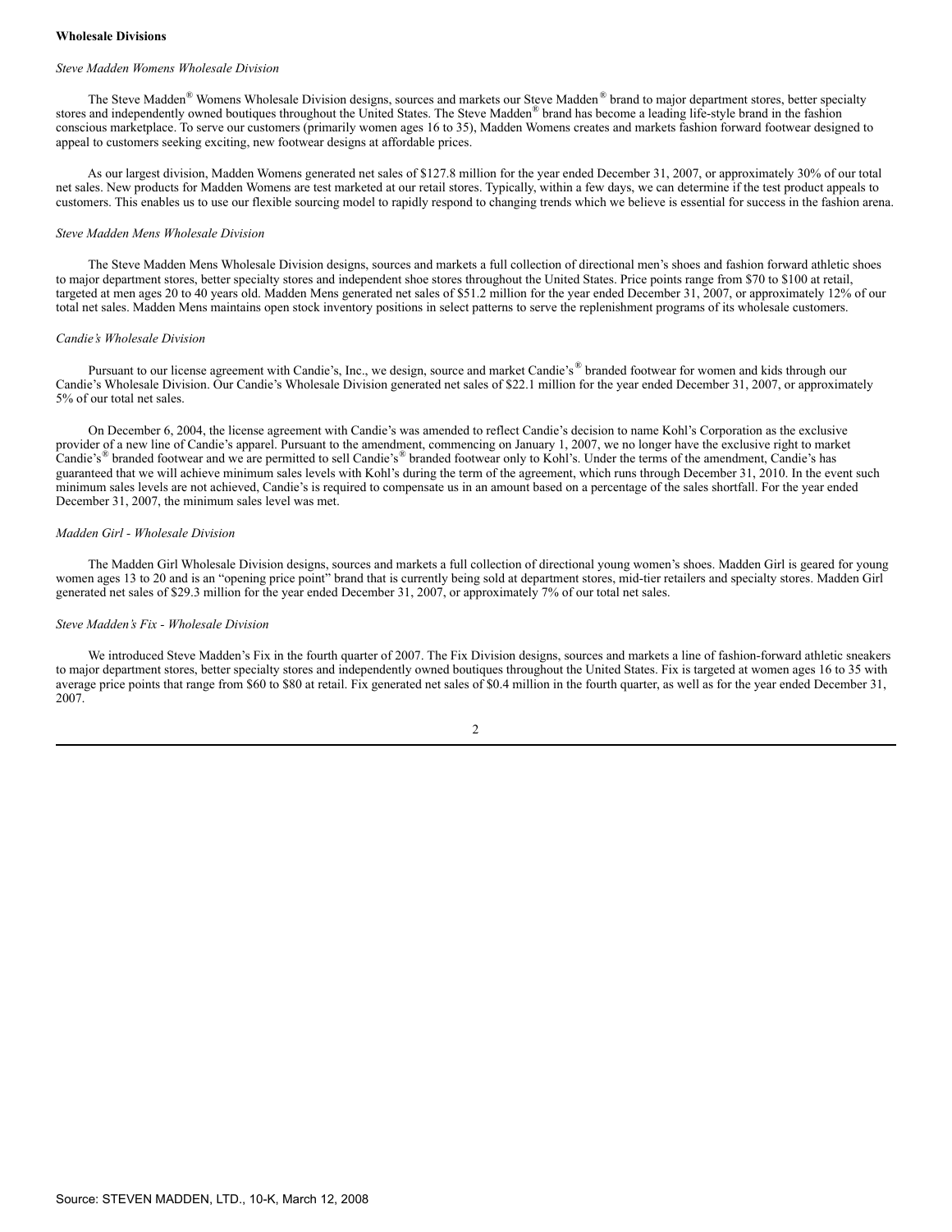**Wholesale Divisions**

*Steve Madden Womens Wholesale Division*

The Steve Madden® Womens Wholesale Division designs, sources and markets our Steve Madden® brand to major department stores, better specialty stores and independently owned boutiques throughout the United States. The Steve Madden® brand has become a leading life-style brand in the fashion conscious marketplace. To serve our customers (primarily women ages 16 to 35), Madden Womens creates and markets fashion forward footwear designed to appeal to customers seeking exciting, new footwear designs at affordable prices.

As our largest division, Madden Womens generated net sales of $127.8 million for the year ended December 31, 2007, or approximately 30% of our total net sales. New products for Madden Womens are test marketed at our retail stores. Typically, within a few days, we can determine if the test product appeals to customers. This enables us to use our flexible sourcing model to rapidly respond to changing trends which we believe is essential for success in the fashion arena.

*Steve Madden Mens Wholesale Division*

The Steve Madden Mens Wholesale Division designs, sources and markets a full collection of directional men's shoes and fashion forward athletic shoes to major department stores, better specialty stores and independent shoe stores throughout the United States. Price points range from $70 to $100 at retail, targeted at men ages 20 to 40 years old. Madden Mens generated net sales of $51.2 million for the year ended December 31, 2007, or approximately 12% of our total net sales. Madden Mens maintains open stock inventory positions in select patterns to serve the replenishment programs of its wholesale customers.

*Candie's Wholesale Division*

Pursuant to our license agreement with Candie's, Inc., we design, source and market Candie's® branded footwear for women and kids through our Candie's Wholesale Division. Our Candie's Wholesale Division generated net sales of $22.1 million for the year ended December 31, 2007, or approximately 5% of our total net sales.

On December 6, 2004, the license agreement with Candie's was amended to reflect Candie's decision to name Kohl's Corporation as the exclusive provider of a new line of Candie's apparel. Pursuant to the amendment, commencing on January 1, 2007, we no longer have the exclusive right to market Candie's® branded footwear and we are permitted to sell Candie's® branded footwear only to Kohl's. Under the terms of the amendment, Candie's has guaranteed that we will achieve minimum sales levels with Kohl's during the term of the agreement, which runs through December 31, 2010. In the event such minimum sales levels are not achieved, Candie's is required to compensate us in an amount based on a percentage of the sales shortfall. For the year ended December 31, 2007, the minimum sales level was met.

*Madden Girl - Wholesale Division*

The Madden Girl Wholesale Division designs, sources and markets a full collection of directional young women's shoes. Madden Girl is geared for young women ages 13 to 20 and is an "opening price point" brand that is currently being sold at department stores, mid-tier retailers and specialty stores. Madden Girl generated net sales of $29.3 million for the year ended December 31, 2007, or approximately 7% of our total net sales.

*Steve Madden's Fix - Wholesale Division*

We introduced Steve Madden's Fix in the fourth quarter of 2007. The Fix Division designs, sources and markets a line of fashion-forward athletic sneakers to major department stores, better specialty stores and independently owned boutiques throughout the United States. Fix is targeted at women ages 16 to 35 with average price points that range from $60 to $80 at retail. Fix generated net sales of $0.4 million in the fourth quarter, as well as for the year ended December 31, 2007.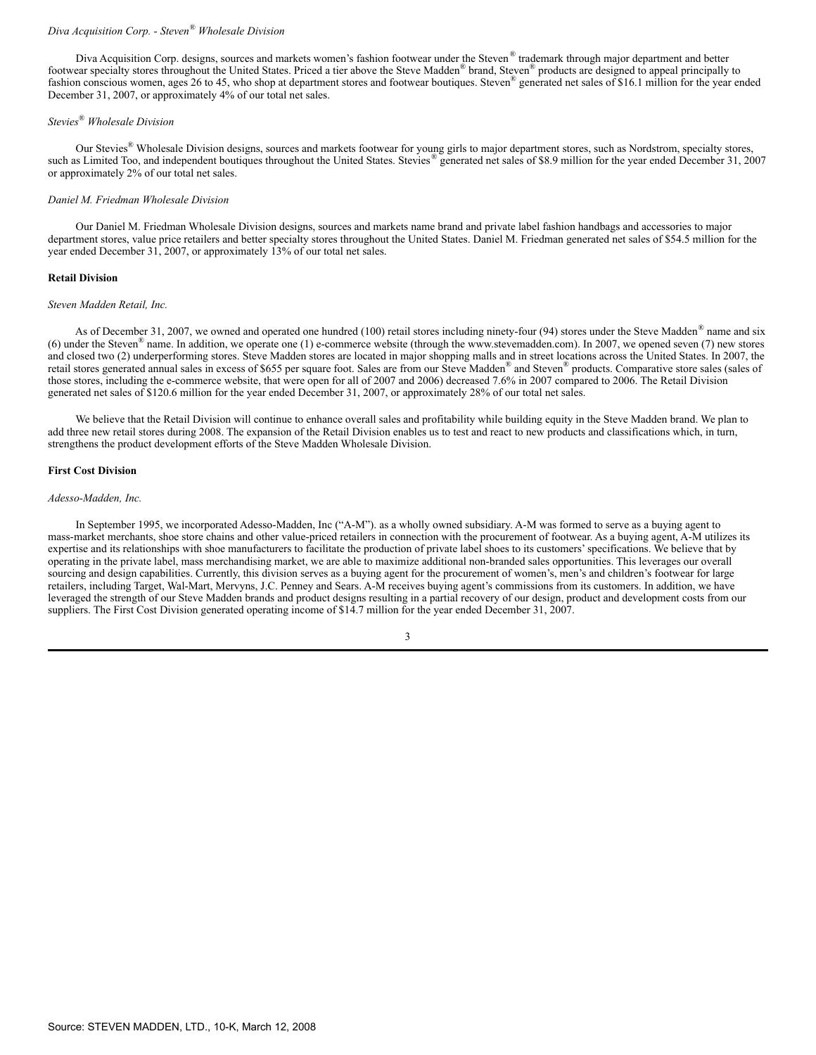*Diva Acquisition Corp. - Steven® Wholesale Division*

Diva Acquisition Corp. designs, sources and markets women's fashion footwear under the Steven® trademark through major department and better footwear specialty stores throughout the United States. Priced a tier above the Steve Madden® brand, Steven® products are designed to appeal principally to fashion conscious women, ages 26 to 45, who shop at department stores and footwear boutiques. Steven® generated net sales of $16.1 million for the year ended December 31, 2007, or approximately 4% of our total net sales.

*Stevies® Wholesale Division*

Our Stevies® Wholesale Division designs, sources and markets footwear for young girls to major department stores, such as Nordstrom, specialty stores, such as Limited Too, and independent boutiques throughout the United States. Stevies® generated net sales of $8.9 million for the year ended December 31, 2007 or approximately 2% of our total net sales.

*Daniel M. Friedman Wholesale Division*

Our Daniel M. Friedman Wholesale Division designs, sources and markets name brand and private label fashion handbags and accessories to major department stores, value price retailers and better specialty stores throughout the United States. Daniel M. Friedman generated net sales of $54.5 million for the year ended December 31, 2007, or approximately 13% of our total net sales.

**Retail Division**

*Steven Madden Retail, Inc.*

As of December 31, 2007, we owned and operated one hundred (100) retail stores including ninety-four (94) stores under the Steve Madden® name and six (6) under the Steven® name. In addition, we operate one (1) e-commerce website (through the www.stevemadden.com). In 2007, we opened seven (7) new stores and closed two (2) underperforming stores. Steve Madden stores are located in major shopping malls and in street locations across the United States. In 2007, the retail stores generated annual sales in excess of $655 per square foot. Sales are from our Steve Madden® and Steven® products. Comparative store sales (sales of those stores, including the e-commerce website, that were open for all of 2007 and 2006) decreased 7.6% in 2007 compared to 2006. The Retail Division generated net sales of $120.6 million for the year ended December 31, 2007, or approximately 28% of our total net sales.

We believe that the Retail Division will continue to enhance overall sales and profitability while building equity in the Steve Madden brand. We plan to add three new retail stores during 2008. The expansion of the Retail Division enables us to test and react to new products and classifications which, in turn, strengthens the product development efforts of the Steve Madden Wholesale Division.

**First Cost Division**

*Adesso-Madden, Inc.*

In September 1995, we incorporated Adesso-Madden, Inc ("A-M"). as a wholly owned subsidiary. A-M was formed to serve as a buying agent to mass-market merchants, shoe store chains and other value-priced retailers in connection with the procurement of footwear. As a buying agent, A-M utilizes its expertise and its relationships with shoe manufacturers to facilitate the production of private label shoes to its customers' specifications. We believe that by operating in the private label, mass merchandising market, we are able to maximize additional non-branded sales opportunities. This leverages our overall sourcing and design capabilities. Currently, this division serves as a buying agent for the procurement of women's, men's and children's footwear for large retailers, including Target, Wal-Mart, Mervyns, J.C. Penney and Sears. A-M receives buying agent's commissions from its customers. In addition, we have leveraged the strength of our Steve Madden brands and product designs resulting in a partial recovery of our design, product and development costs from our suppliers. The First Cost Division generated operating income of $14.7 million for the year ended December 31, 2007.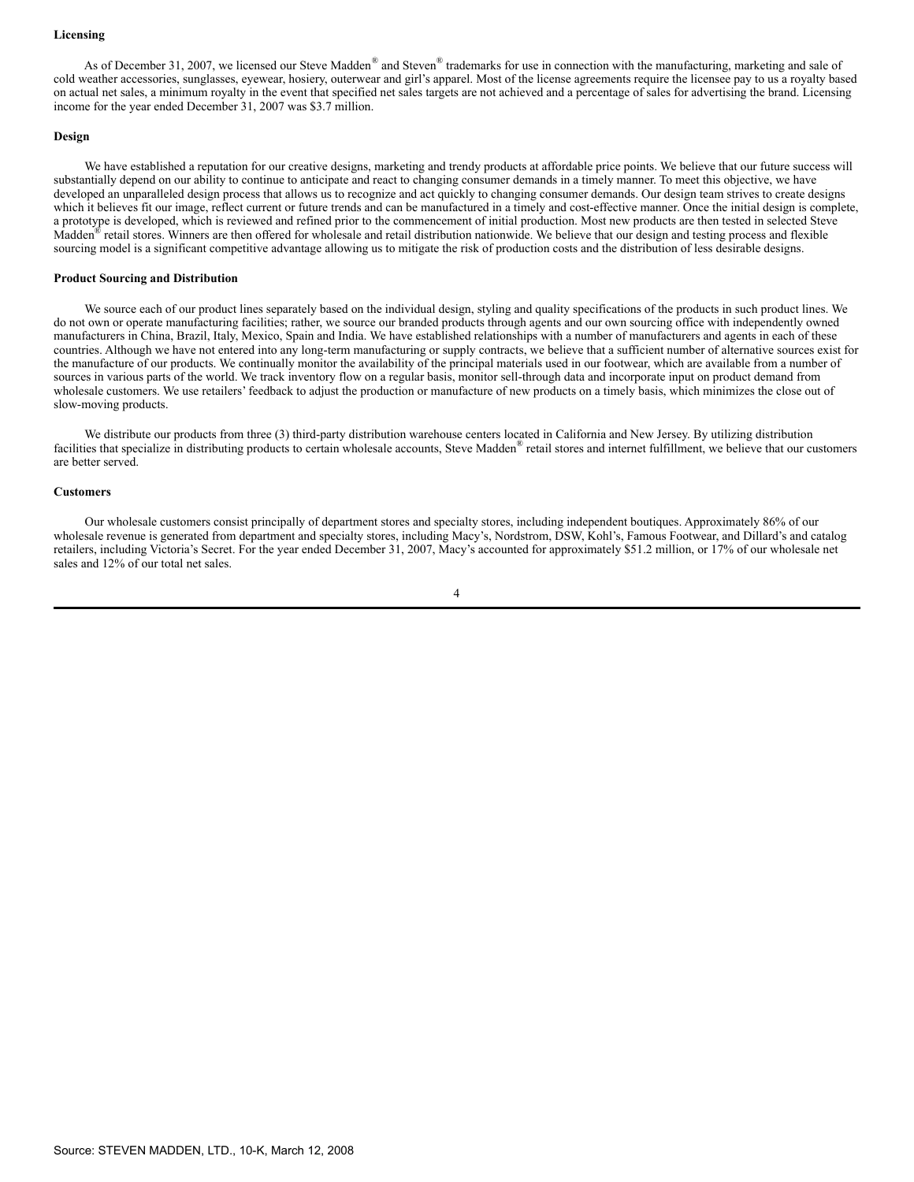**Licensing**

As of December 31, 2007, we licensed our Steve Madden® and Steven® trademarks for use in connection with the manufacturing, marketing and sale of cold weather accessories, sunglasses, eyewear, hosiery, outerwear and girl's apparel. Most of the license agreements require the licensee pay to us a royalty based on actual net sales, a minimum royalty in the event that specified net sales targets are not achieved and a percentage of sales for advertising the brand. Licensing income for the year ended December 31, 2007 was $3.7 million.

**Design**

We have established a reputation for our creative designs, marketing and trendy products at affordable price points. We believe that our future success will substantially depend on our ability to continue to anticipate and react to changing consumer demands in a timely manner. To meet this objective, we have developed an unparalleled design process that allows us to recognize and act quickly to changing consumer demands. Our design team strives to create designs which it believes fit our image, reflect current or future trends and can be manufactured in a timely and cost-effective manner. Once the initial design is complete, a prototype is developed, which is reviewed and refined prior to the commencement of initial production. Most new products are then tested in selected Steve Madden® retail stores. Winners are then offered for wholesale and retail distribution nationwide. We believe that our design and testing process and flexible sourcing model is a significant competitive advantage allowing us to mitigate the risk of production costs and the distribution of less desirable designs.

**Product Sourcing and Distribution**

We source each of our product lines separately based on the individual design, styling and quality specifications of the products in such product lines. We do not own or operate manufacturing facilities; rather, we source our branded products through agents and our own sourcing office with independently owned manufacturers in China, Brazil, Italy, Mexico, Spain and India. We have established relationships with a number of manufacturers and agents in each of these countries. Although we have not entered into any long-term manufacturing or supply contracts, we believe that a sufficient number of alternative sources exist for the manufacture of our products. We continually monitor the availability of the principal materials used in our footwear, which are available from a number of sources in various parts of the world. We track inventory flow on a regular basis, monitor sell-through data and incorporate input on product demand from wholesale customers. We use retailers' feedback to adjust the production or manufacture of new products on a timely basis, which minimizes the close out of slow-moving products.

We distribute our products from three (3) third-party distribution warehouse centers located in California and New Jersey. By utilizing distribution facilities that specialize in distributing products to certain wholesale accounts, Steve Madden® retail stores and internet fulfillment, we believe that our customers are better served.

**Customers**

Our wholesale customers consist principally of department stores and specialty stores, including independent boutiques. Approximately 86% of our wholesale revenue is generated from department and specialty stores, including Macy's, Nordstrom, DSW, Kohl's, Famous Footwear, and Dillard's and catalog retailers, including Victoria's Secret. For the year ended December 31, 2007, Macy's accounted for approximately $51.2 million, or 17% of our wholesale net sales and 12% of our total net sales.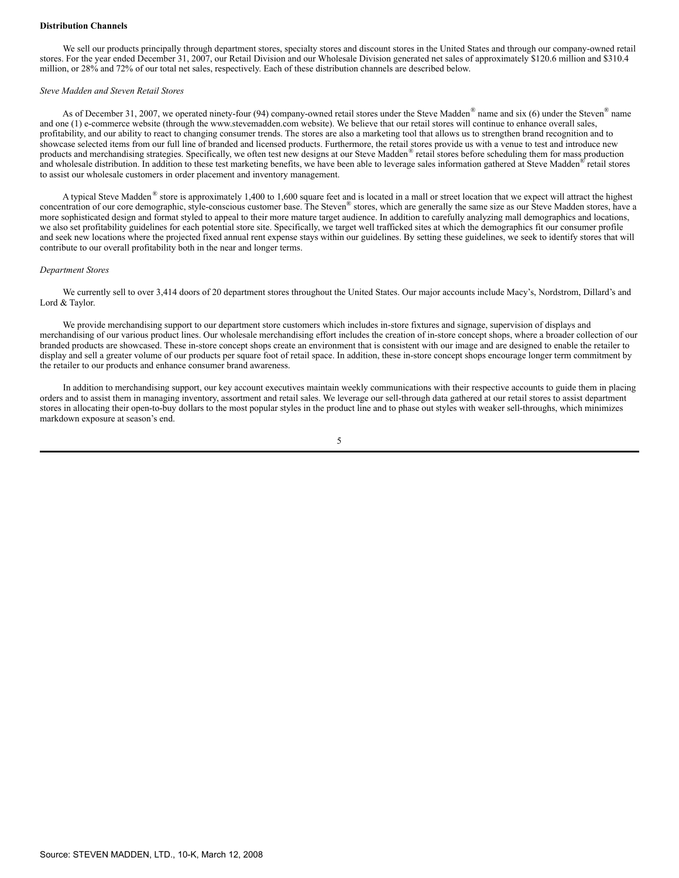**Distribution Channels**

We sell our products principally through department stores, specialty stores and discount stores in the United States and through our company-owned retail stores. For the year ended December 31, 2007, our Retail Division and our Wholesale Division generated net sales of approximately $120.6 million and $310.4 million, or 28% and 72% of our total net sales, respectively. Each of these distribution channels are described below.

*Steve Madden and Steven Retail Stores*

As of December 31, 2007, we operated ninety-four (94) company-owned retail stores under the Steve Madden® name and six (6) under the Steven® name and one (1) e-commerce website (through the www.stevemadden.com website). We believe that our retail stores will continue to enhance overall sales, profitability, and our ability to react to changing consumer trends. The stores are also a marketing tool that allows us to strengthen brand recognition and to showcase selected items from our full line of branded and licensed products. Furthermore, the retail stores provide us with a venue to test and introduce new products and merchandising strategies. Specifically, we often test new designs at our Steve Madden® retail stores before scheduling them for mass production and wholesale distribution. In addition to these test marketing benefits, we have been able to leverage sales information gathered at Steve Madden® retail stores to assist our wholesale customers in order placement and inventory management.

A typical Steve Madden® store is approximately 1,400 to 1,600 square feet and is located in a mall or street location that we expect will attract the highest concentration of our core demographic, style-conscious customer base. The Steven® stores, which are generally the same size as our Steve Madden stores, have a more sophisticated design and format styled to appeal to their more mature target audience. In addition to carefully analyzing mall demographics and locations, we also set profitability guidelines for each potential store site. Specifically, we target well trafficked sites at which the demographics fit our consumer profile and seek new locations where the projected fixed annual rent expense stays within our guidelines. By setting these guidelines, we seek to identify stores that will contribute to our overall profitability both in the near and longer terms.

*Department Stores*

We currently sell to over 3,414 doors of 20 department stores throughout the United States. Our major accounts include Macy's, Nordstrom, Dillard's and Lord & Taylor.

We provide merchandising support to our department store customers which includes in-store fixtures and signage, supervision of displays and merchandising of our various product lines. Our wholesale merchandising effort includes the creation of in-store concept shops, where a broader collection of our branded products are showcased. These in-store concept shops create an environment that is consistent with our image and are designed to enable the retailer to display and sell a greater volume of our products per square foot of retail space. In addition, these in-store concept shops encourage longer term commitment by the retailer to our products and enhance consumer brand awareness.

In addition to merchandising support, our key account executives maintain weekly communications with their respective accounts to guide them in placing orders and to assist them in managing inventory, assortment and retail sales. We leverage our sell-through data gathered at our retail stores to assist department stores in allocating their open-to-buy dollars to the most popular styles in the product line and to phase out styles with weaker sell-throughs, which minimizes markdown exposure at season's end.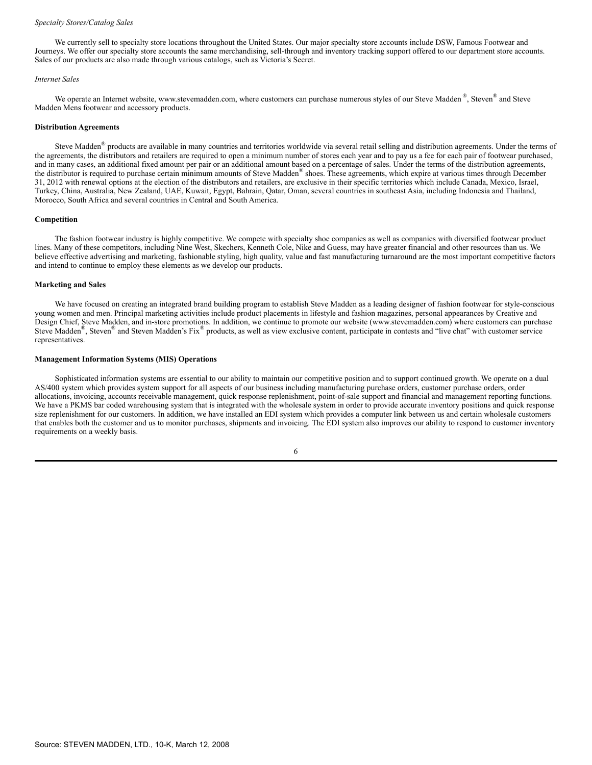*Specialty Stores/Catalog Sales*

We currently sell to specialty store locations throughout the United States. Our major specialty store accounts include DSW, Famous Footwear and Journeys. We offer our specialty store accounts the same merchandising, sell-through and inventory tracking support offered to our department store accounts. Sales of our products are also made through various catalogs, such as Victoria's Secret.

*Internet Sales*

We operate an Internet website, www.stevemadden.com, where customers can purchase numerous styles of our Steve Madden®, Steven® and Steve Madden Mens footwear and accessory products.

**Distribution Agreements**

Steve Madden® products are available in many countries and territories worldwide via several retail selling and distribution agreements. Under the terms of the agreements, the distributors and retailers are required to open a minimum number of stores each year and to pay us a fee for each pair of footwear purchased, and in many cases, an additional fixed amount per pair or an additional amount based on a percentage of sales. Under the terms of the distribution agreements, the distributor is required to purchase certain minimum amounts of Steve Madden® shoes. These agreements, which expire at various times through December 31, 2012 with renewal options at the election of the distributors and retailers, are exclusive in their specific territories which include Canada, Mexico, Israel, Turkey, China, Australia, New Zealand, UAE, Kuwait, Egypt, Bahrain, Qatar, Oman, several countries in southeast Asia, including Indonesia and Thailand, Morocco, South Africa and several countries in Central and South America.

**Competition**

The fashion footwear industry is highly competitive. We compete with specialty shoe companies as well as companies with diversified footwear product lines. Many of these competitors, including Nine West, Skechers, Kenneth Cole, Nike and Guess, may have greater financial and other resources than us. We believe effective advertising and marketing, fashionable styling, high quality, value and fast manufacturing turnaround are the most important competitive factors and intend to continue to employ these elements as we develop our products.

**Marketing and Sales**

We have focused on creating an integrated brand building program to establish Steve Madden as a leading designer of fashion footwear for style-conscious young women and men. Principal marketing activities include product placements in lifestyle and fashion magazines, personal appearances by Creative and Design Chief, Steve Madden, and in-store promotions. In addition, we continue to promote our website (www.stevemadden.com) where customers can purchase Steve Madden®, Steven® and Steven Madden's Fix® products, as well as view exclusive content, participate in contests and "live chat" with customer service representatives.

**Management Information Systems (MIS) Operations**

Sophisticated information systems are essential to our ability to maintain our competitive position and to support continued growth. We operate on a dual AS/400 system which provides system support for all aspects of our business including manufacturing purchase orders, customer purchase orders, order allocations, invoicing, accounts receivable management, quick response replenishment, point-of-sale support and financial and management reporting functions. We have a PKMS bar coded warehousing system that is integrated with the wholesale system in order to provide accurate inventory positions and quick response size replenishment for our customers. In addition, we have installed an EDI system which provides a computer link between us and certain wholesale customers that enables both the customer and us to monitor purchases, shipments and invoicing. The EDI system also improves our ability to respond to customer inventory requirements on a weekly basis.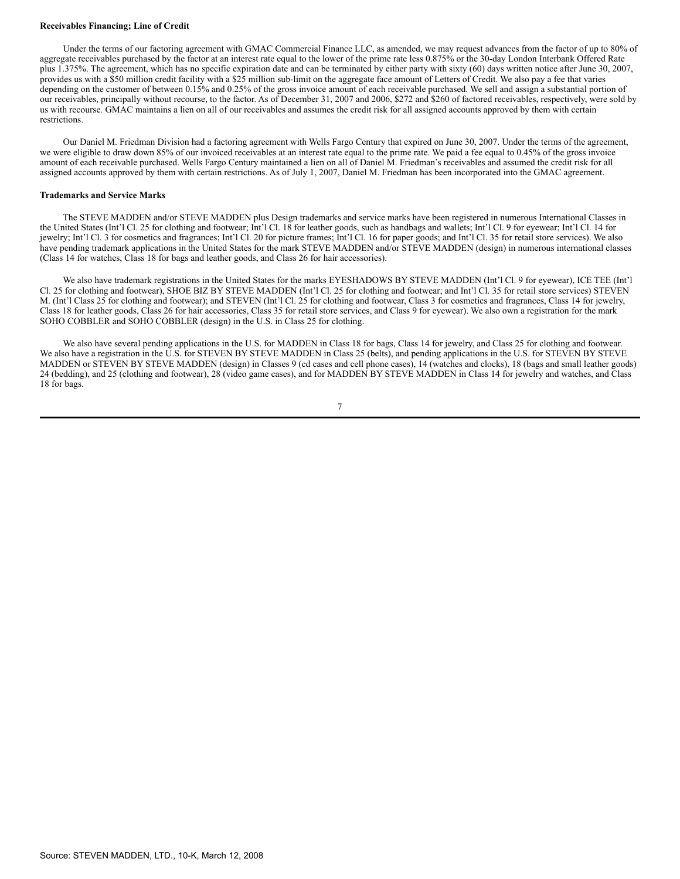**Receivables Financing; Line of Credit**

Under the terms of our factoring agreement with GMAC Commercial Finance LLC, as amended, we may request advances from the factor of up to 80% of aggregate receivables purchased by the factor at an interest rate equal to the lower of the prime rate less 0.875% or the 30-day London Interbank Offered Rate plus 1.375%. The agreement, which has no specific expiration date and can be terminated by either party with sixty (60) days written notice after June 30, 2007, provides us with a $50 million credit facility with a $25 million sub-limit on the aggregate face amount of Letters of Credit. We also pay a fee that varies depending on the customer of between 0.15% and 0.25% of the gross invoice amount of each receivable purchased. We sell and assign a substantial portion of our receivables, principally without recourse, to the factor. As of December 31, 2007 and 2006, $272 and $260 of factored receivables, respectively, were sold by us with recourse. GMAC maintains a lien on all of our receivables and assumes the credit risk for all assigned accounts approved by them with certain restrictions.

Our Daniel M. Friedman Division had a factoring agreement with Wells Fargo Century that expired on June 30, 2007. Under the terms of the agreement, we were eligible to draw down 85% of our invoiced receivables at an interest rate equal to the prime rate. We paid a fee equal to 0.45% of the gross invoice amount of each receivable purchased. Wells Fargo Century maintained a lien on all of Daniel M. Friedman's receivables and assumed the credit risk for all assigned accounts approved by them with certain restrictions. As of July 1, 2007, Daniel M. Friedman has been incorporated into the GMAC agreement.

**Trademarks and Service Marks**

The STEVE MADDEN and/or STEVE MADDEN plus Design trademarks and service marks have been registered in numerous International Classes in the United States (Int'l Cl. 25 for clothing and footwear; Int'l Cl. 18 for leather goods, such as handbags and wallets; Int'l Cl. 9 for eyewear; Int'l Cl. 14 for jewelry; Int'l Cl. 3 for cosmetics and fragrances; Int'l Cl. 20 for picture frames; Int'l Cl. 16 for paper goods; and Int'l Cl. 35 for retail store services). We also have pending trademark applications in the United States for the mark STEVE MADDEN and/or STEVE MADDEN (design) in numerous international classes (Class 14 for watches, Class 18 for bags and leather goods, and Class 26 for hair accessories).

We also have trademark registrations in the United States for the marks EYESHADOWS BY STEVE MADDEN (Int'l Cl. 9 for eyewear), ICE TEE (Int'l Cl. 25 for clothing and footwear), SHOE BIZ BY STEVE MADDEN (Int'l Cl. 25 for clothing and footwear; and Int'l Cl. 35 for retail store services) STEVEN M. (Int'l Class 25 for clothing and footwear); and STEVEN (Int'l Cl. 25 for clothing and footwear, Class 3 for cosmetics and fragrances, Class 14 for jewelry, Class 18 for leather goods, Class 26 for hair accessories, Class 35 for retail store services, and Class 9 for eyewear). We also own a registration for the mark SOHO COBBLER and SOHO COBBLER (design) in the U.S. in Class 25 for clothing.

We also have several pending applications in the U.S. for MADDEN in Class 18 for bags, Class 14 for jewelry, and Class 25 for clothing and footwear. We also have a registration in the U.S. for STEVEN BY STEVE MADDEN in Class 25 (belts), and pending applications in the U.S. for STEVEN BY STEVE MADDEN or STEVEN BY STEVE MADDEN (design) in Classes 9 (cd cases and cell phone cases), 14 (watches and clocks), 18 (bags and small leather goods) 24 (bedding), and 25 (clothing and footwear), 28 (video game cases), and for MADDEN BY STEVE MADDEN in Class 14 for jewelry and watches, and Class 18 for bags.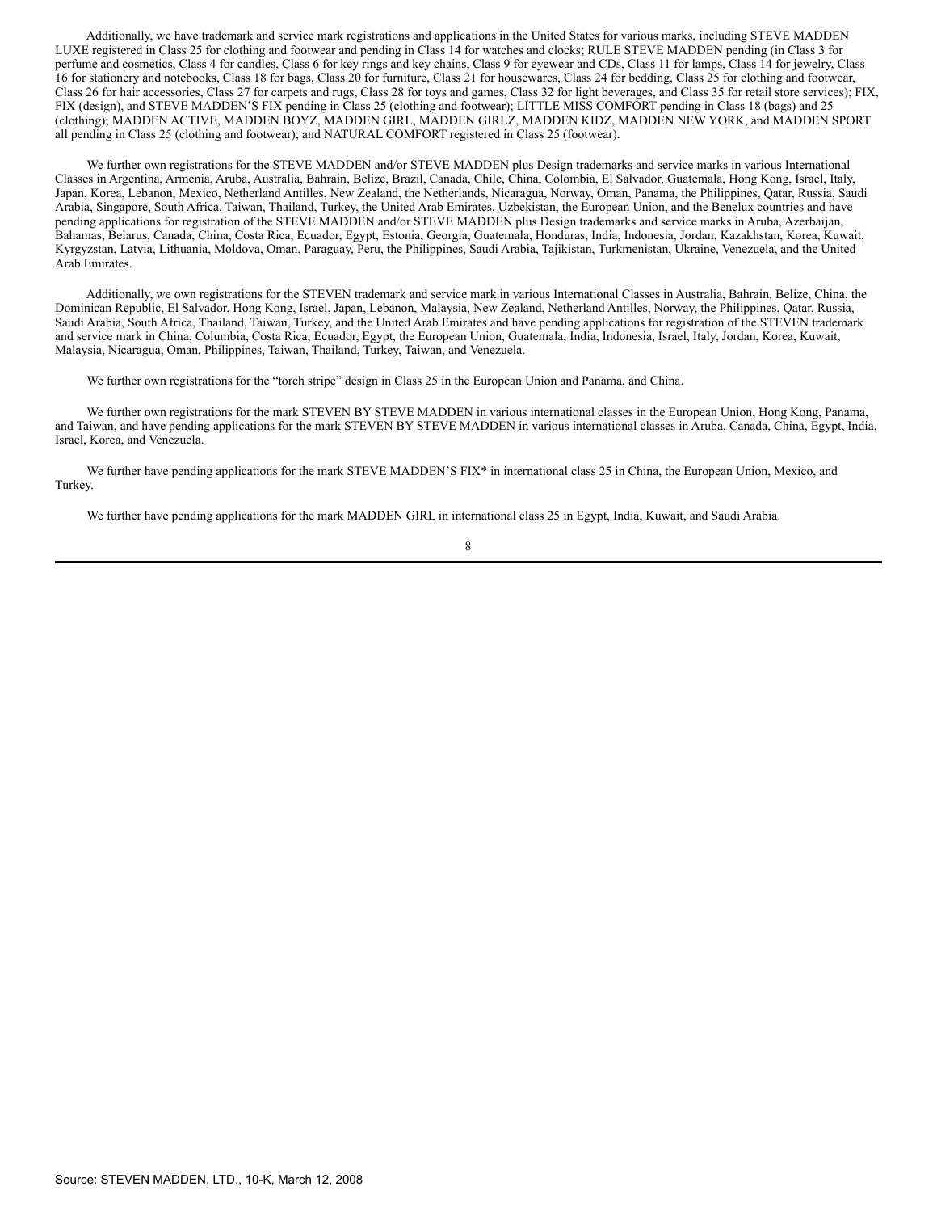Additionally, we have trademark and service mark registrations and applications in the United States for various marks, including STEVE MADDEN LUXE registered in Class 25 for clothing and footwear and pending in Class 14 for watches and clocks; RULE STEVE MADDEN pending (in Class 3 for perfume and cosmetics, Class 4 for candles, Class 6 for key rings and key chains, Class 9 for eyewear and CDs, Class 11 for lamps, Class 14 for jewelry, Class 16 for stationery and notebooks, Class 18 for bags, Class 20 for furniture, Class 21 for housewares, Class 24 for bedding, Class 25 for clothing and footwear, Class 26 for hair accessories, Class 27 for carpets and rugs, Class 28 for toys and games, Class 32 for light beverages, and Class 35 for retail store services); FIX, FIX (design), and STEVE MADDEN'S FIX pending in Class 25 (clothing and footwear); LITTLE MISS COMFORT pending in Class 18 (bags) and 25 (clothing); MADDEN ACTIVE, MADDEN BOYZ, MADDEN GIRL, MADDEN GIRLZ, MADDEN KIDZ, MADDEN NEW YORK, and MADDEN SPORT all pending in Class 25 (clothing and footwear); and NATURAL COMFORT registered in Class 25 (footwear).

We further own registrations for the STEVE MADDEN and/or STEVE MADDEN plus Design trademarks and service marks in various International Classes in Argentina, Armenia, Aruba, Australia, Bahrain, Belize, Brazil, Canada, Chile, China, Colombia, El Salvador, Guatemala, Hong Kong, Israel, Italy, Japan, Korea, Lebanon, Mexico, Netherland Antilles, New Zealand, the Netherlands, Nicaragua, Norway, Oman, Panama, the Philippines, Qatar, Russia, Saudi Arabia, Singapore, South Africa, Taiwan, Thailand, Turkey, the United Arab Emirates, Uzbekistan, the European Union, and the Benelux countries and have pending applications for registration of the STEVE MADDEN and/or STEVE MADDEN plus Design trademarks and service marks in Aruba, Azerbaijan, Bahamas, Belarus, Canada, China, Costa Rica, Ecuador, Egypt, Estonia, Georgia, Guatemala, Honduras, India, Indonesia, Jordan, Kazakhstan, Korea, Kuwait, Kyrgyzstan, Latvia, Lithuania, Moldova, Oman, Paraguay, Peru, the Philippines, Saudi Arabia, Tajikistan, Turkmenistan, Ukraine, Venezuela, and the United Arab Emirates.

Additionally, we own registrations for the STEVEN trademark and service mark in various International Classes in Australia, Bahrain, Belize, China, the Dominican Republic, El Salvador, Hong Kong, Israel, Japan, Lebanon, Malaysia, New Zealand, Netherland Antilles, Norway, the Philippines, Qatar, Russia, Saudi Arabia, South Africa, Thailand, Taiwan, Turkey, and the United Arab Emirates and have pending applications for registration of the STEVEN trademark and service mark in China, Columbia, Costa Rica, Ecuador, Egypt, the European Union, Guatemala, India, Indonesia, Israel, Italy, Jordan, Korea, Kuwait, Malaysia, Nicaragua, Oman, Philippines, Taiwan, Thailand, Turkey, Taiwan, and Venezuela.

We further own registrations for the "torch stripe" design in Class 25 in the European Union and Panama, and China.

We further own registrations for the mark STEVEN BY STEVE MADDEN in various international classes in the European Union, Hong Kong, Panama, and Taiwan, and have pending applications for the mark STEVEN BY STEVE MADDEN in various international classes in Aruba, Canada, China, Egypt, India, Israel, Korea, and Venezuela.

We further have pending applications for the mark STEVE MADDEN'S FIX* in international class 25 in China, the European Union, Mexico, and Turkey.

We further have pending applications for the mark MADDEN GIRL in international class 25 in Egypt, India, Kuwait, and Saudi Arabia.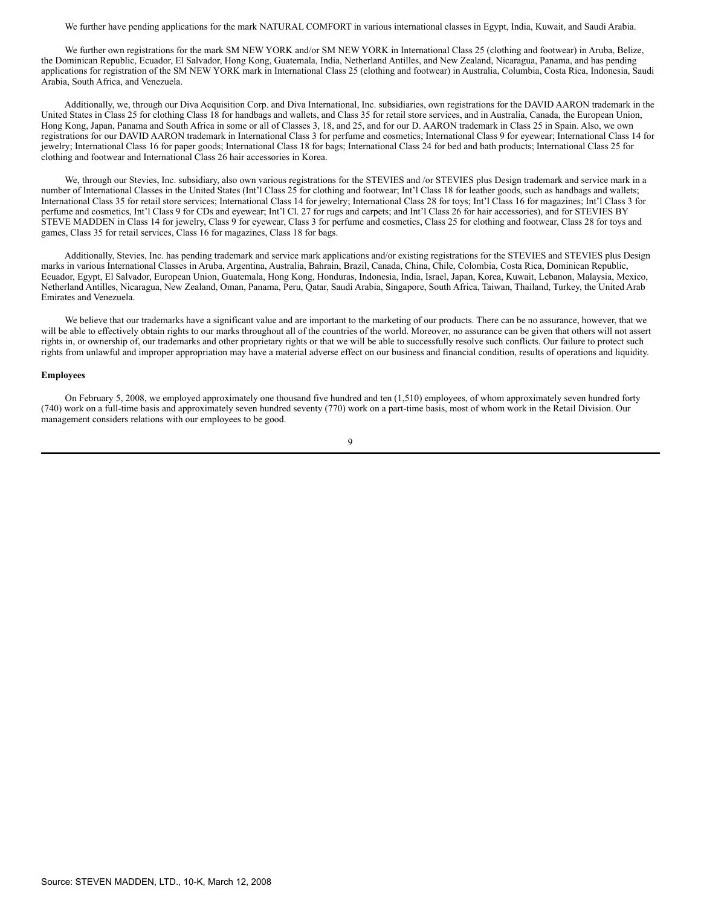We further have pending applications for the mark NATURAL COMFORT in various international classes in Egypt, India, Kuwait, and Saudi Arabia.

We further own registrations for the mark SM NEW YORK and/or SM NEW YORK in International Class 25 (clothing and footwear) in Aruba, Belize, the Dominican Republic, Ecuador, El Salvador, Hong Kong, Guatemala, India, Netherland Antilles, and New Zealand, Nicaragua, Panama, and has pending applications for registration of the SM NEW YORK mark in International Class 25 (clothing and footwear) in Australia, Columbia, Costa Rica, Indonesia, Saudi Arabia, South Africa, and Venezuela.

Additionally, we, through our Diva Acquisition Corp. and Diva International, Inc. subsidiaries, own registrations for the DAVID AARON trademark in the United States in Class 25 for clothing Class 18 for handbags and wallets, and Class 35 for retail store services, and in Australia, Canada, the European Union, Hong Kong, Japan, Panama and South Africa in some or all of Classes 3, 18, and 25, and for our D. AARON trademark in Class 25 in Spain. Also, we own registrations for our DAVID AARON trademark in International Class 3 for perfume and cosmetics; International Class 9 for eyewear; International Class 14 for jewelry; International Class 16 for paper goods; International Class 18 for bags; International Class 24 for bed and bath products; International Class 25 for clothing and footwear and International Class 26 hair accessories in Korea.

We, through our Stevies, Inc. subsidiary, also own various registrations for the STEVIES and /or STEVIES plus Design trademark and service mark in a number of International Classes in the United States (Int'l Class 25 for clothing and footwear; Int'l Class 18 for leather goods, such as handbags and wallets; International Class 35 for retail store services; International Class 14 for jewelry; International Class 28 for toys; Int'l Class 16 for magazines; Int'l Class 3 for perfume and cosmetics, Int'l Class 9 for CDs and eyewear; Int'l Cl. 27 for rugs and carpets; and Int'l Class 26 for hair accessories), and for STEVIES BY STEVE MADDEN in Class 14 for jewelry, Class 9 for eyewear, Class 3 for perfume and cosmetics, Class 25 for clothing and footwear, Class 28 for toys and games, Class 35 for retail services, Class 16 for magazines, Class 18 for bags.

Additionally, Stevies, Inc. has pending trademark and service mark applications and/or existing registrations for the STEVIES and STEVIES plus Design marks in various International Classes in Aruba, Argentina, Australia, Bahrain, Brazil, Canada, China, Chile, Colombia, Costa Rica, Dominican Republic, Ecuador, Egypt, El Salvador, European Union, Guatemala, Hong Kong, Honduras, Indonesia, India, Israel, Japan, Korea, Kuwait, Lebanon, Malaysia, Mexico, Netherland Antilles, Nicaragua, New Zealand, Oman, Panama, Peru, Qatar, Saudi Arabia, Singapore, South Africa, Taiwan, Thailand, Turkey, the United Arab Emirates and Venezuela.

We believe that our trademarks have a significant value and are important to the marketing of our products. There can be no assurance, however, that we will be able to effectively obtain rights to our marks throughout all of the countries of the world. Moreover, no assurance can be given that others will not assert rights in, or ownership of, our trademarks and other proprietary rights or that we will be able to successfully resolve such conflicts. Our failure to protect such rights from unlawful and improper appropriation may have a material adverse effect on our business and financial condition, results of operations and liquidity.

**Employees**

On February 5, 2008, we employed approximately one thousand five hundred and ten (1,510) employees, of whom approximately seven hundred forty (740) work on a full-time basis and approximately seven hundred seventy (770) work on a part-time basis, most of whom work in the Retail Division. Our management considers relations with our employees to be good.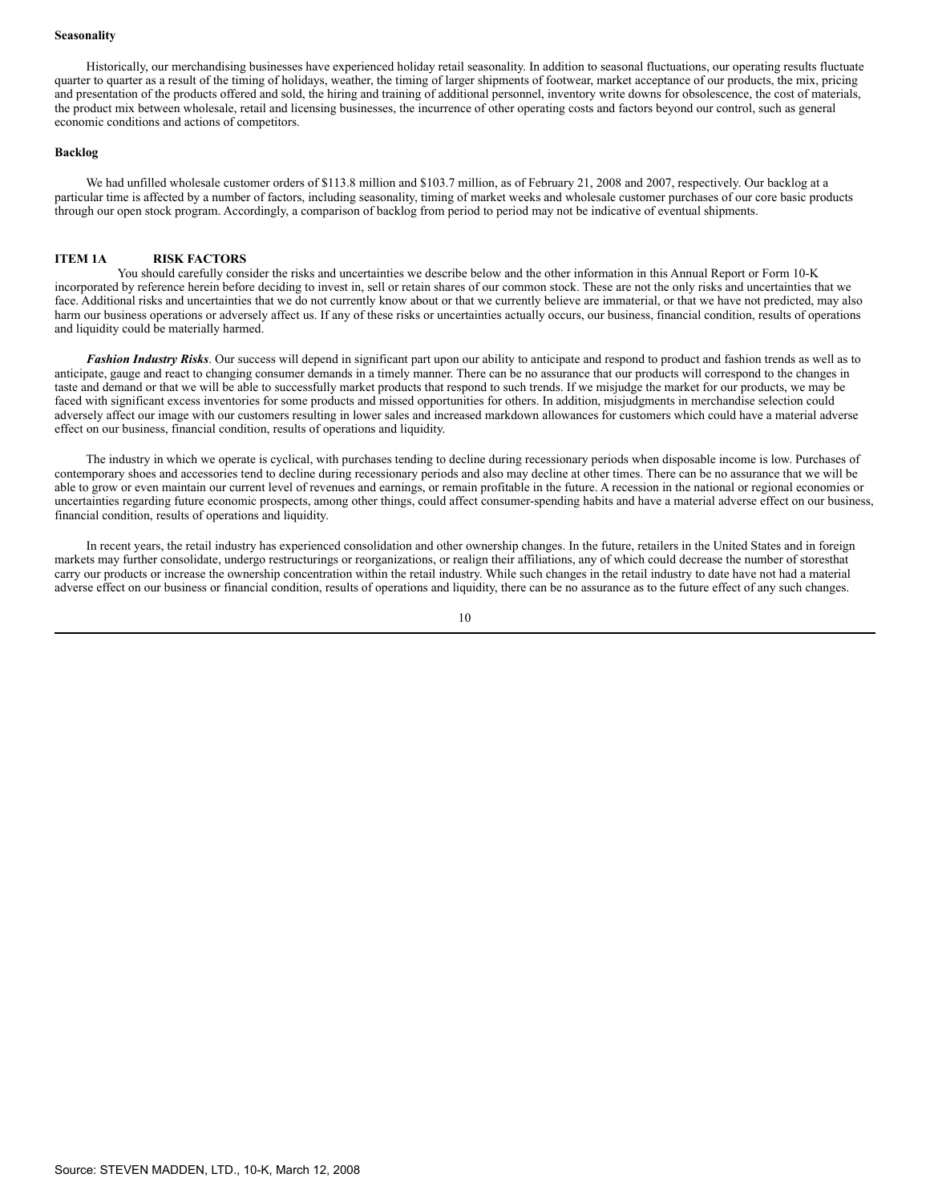**Seasonality**

Historically, our merchandising businesses have experienced holiday retail seasonality. In addition to seasonal fluctuations, our operating results fluctuate quarter to quarter as a result of the timing of holidays, weather, the timing of larger shipments of footwear, market acceptance of our products, the mix, pricing and presentation of the products offered and sold, the hiring and training of additional personnel, inventory write downs for obsolescence, the cost of materials, the product mix between wholesale, retail and licensing businesses, the incurrence of other operating costs and factors beyond our control, such as general economic conditions and actions of competitors.

**Backlog**

We had unfilled wholesale customer orders of $113.8 million and $103.7 million, as of February 21, 2008 and 2007, respectively. Our backlog at a particular time is affected by a number of factors, including seasonality, timing of market weeks and wholesale customer purchases of our core basic products through our open stock program. Accordingly, a comparison of backlog from period to period may not be indicative of eventual shipments.

## ITEM 1A RISK FACTORS

You should carefully consider the risks and uncertainties we describe below and the other information in this Annual Report or Form 10-K incorporated by reference herein before deciding to invest in, sell or retain shares of our common stock. These are not the only risks and uncertainties that we face. Additional risks and uncertainties that we do not currently know about or that we currently believe are immaterial, or that we have not predicted, may also harm our business operations or adversely affect us. If any of these risks or uncertainties actually occurs, our business, financial condition, results of operations and liquidity could be materially harmed.

***Fashion Industry Risks***. Our success will depend in significant part upon our ability to anticipate and respond to product and fashion trends as well as to anticipate, gauge and react to changing consumer demands in a timely manner. There can be no assurance that our products will correspond to the changes in taste and demand or that we will be able to successfully market products that respond to such trends. If we misjudge the market for our products, we may be faced with significant excess inventories for some products and missed opportunities for others. In addition, misjudgments in merchandise selection could adversely affect our image with our customers resulting in lower sales and increased markdown allowances for customers which could have a material adverse effect on our business, financial condition, results of operations and liquidity.

The industry in which we operate is cyclical, with purchases tending to decline during recessionary periods when disposable income is low. Purchases of contemporary shoes and accessories tend to decline during recessionary periods and also may decline at other times. There can be no assurance that we will be able to grow or even maintain our current level of revenues and earnings, or remain profitable in the future. A recession in the national or regional economies or uncertainties regarding future economic prospects, among other things, could affect consumer-spending habits and have a material adverse effect on our business, financial condition, results of operations and liquidity.

In recent years, the retail industry has experienced consolidation and other ownership changes. In the future, retailers in the United States and in foreign markets may further consolidate, undergo restructurings or reorganizations, or realign their affiliations, any of which could decrease the number of storesthat carry our products or increase the ownership concentration within the retail industry. While such changes in the retail industry to date have not had a material adverse effect on our business or financial condition, results of operations and liquidity, there can be no assurance as to the future effect of any such changes.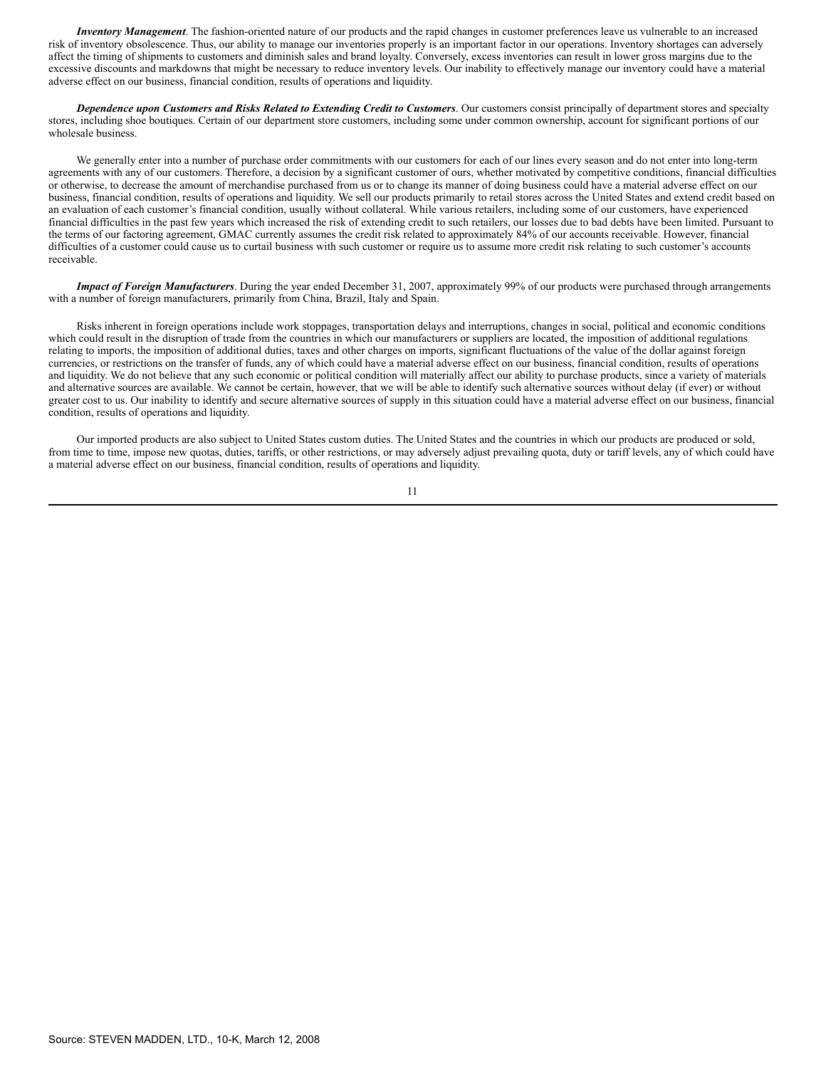***Inventory Management***. The fashion-oriented nature of our products and the rapid changes in customer preferences leave us vulnerable to an increased risk of inventory obsolescence. Thus, our ability to manage our inventories properly is an important factor in our operations. Inventory shortages can adversely affect the timing of shipments to customers and diminish sales and brand loyalty. Conversely, excess inventories can result in lower gross margins due to the excessive discounts and markdowns that might be necessary to reduce inventory levels. Our inability to effectively manage our inventory could have a material adverse effect on our business, financial condition, results of operations and liquidity.

***Dependence upon Customers and Risks Related to Extending Credit to Customers***. Our customers consist principally of department stores and specialty stores, including shoe boutiques. Certain of our department store customers, including some under common ownership, account for significant portions of our wholesale business.

We generally enter into a number of purchase order commitments with our customers for each of our lines every season and do not enter into long-term agreements with any of our customers. Therefore, a decision by a significant customer of ours, whether motivated by competitive conditions, financial difficulties or otherwise, to decrease the amount of merchandise purchased from us or to change its manner of doing business could have a material adverse effect on our business, financial condition, results of operations and liquidity. We sell our products primarily to retail stores across the United States and extend credit based on an evaluation of each customer's financial condition, usually without collateral. While various retailers, including some of our customers, have experienced financial difficulties in the past few years which increased the risk of extending credit to such retailers, our losses due to bad debts have been limited. Pursuant to the terms of our factoring agreement, GMAC currently assumes the credit risk related to approximately 84% of our accounts receivable. However, financial difficulties of a customer could cause us to curtail business with such customer or require us to assume more credit risk relating to such customer's accounts receivable.

***Impact of Foreign Manufacturers***. During the year ended December 31, 2007, approximately 99% of our products were purchased through arrangements with a number of foreign manufacturers, primarily from China, Brazil, Italy and Spain.

Risks inherent in foreign operations include work stoppages, transportation delays and interruptions, changes in social, political and economic conditions which could result in the disruption of trade from the countries in which our manufacturers or suppliers are located, the imposition of additional regulations relating to imports, the imposition of additional duties, taxes and other charges on imports, significant fluctuations of the value of the dollar against foreign currencies, or restrictions on the transfer of funds, any of which could have a material adverse effect on our business, financial condition, results of operations and liquidity. We do not believe that any such economic or political condition will materially affect our ability to purchase products, since a variety of materials and alternative sources are available. We cannot be certain, however, that we will be able to identify such alternative sources without delay (if ever) or without greater cost to us. Our inability to identify and secure alternative sources of supply in this situation could have a material adverse effect on our business, financial condition, results of operations and liquidity.

Our imported products are also subject to United States custom duties. The United States and the countries in which our products are produced or sold, from time to time, impose new quotas, duties, tariffs, or other restrictions, or may adversely adjust prevailing quota, duty or tariff levels, any of which could have a material adverse effect on our business, financial condition, results of operations and liquidity.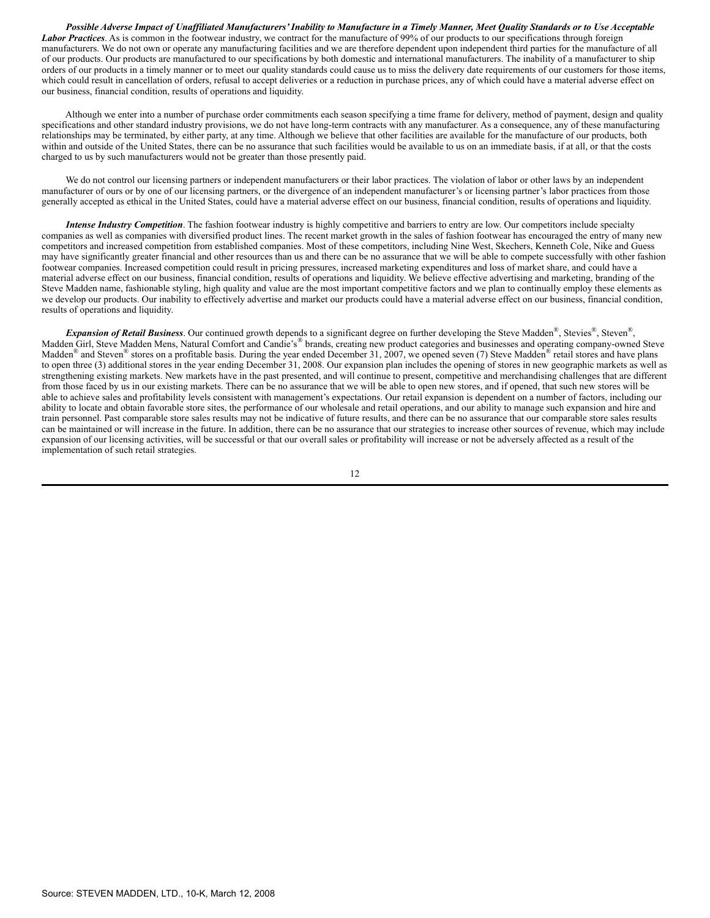***Possible Adverse Impact of Unaffiliated Manufacturers' Inability to Manufacture in a Timely Manner, Meet Quality Standards or to Use Acceptable Labor Practices***. As is common in the footwear industry, we contract for the manufacture of 99% of our products to our specifications through foreign manufacturers. We do not own or operate any manufacturing facilities and we are therefore dependent upon independent third parties for the manufacture of all of our products. Our products are manufactured to our specifications by both domestic and international manufacturers. The inability of a manufacturer to ship orders of our products in a timely manner or to meet our quality standards could cause us to miss the delivery date requirements of our customers for those items, which could result in cancellation of orders, refusal to accept deliveries or a reduction in purchase prices, any of which could have a material adverse effect on our business, financial condition, results of operations and liquidity.

Although we enter into a number of purchase order commitments each season specifying a time frame for delivery, method of payment, design and quality specifications and other standard industry provisions, we do not have long-term contracts with any manufacturer. As a consequence, any of these manufacturing relationships may be terminated, by either party, at any time. Although we believe that other facilities are available for the manufacture of our products, both within and outside of the United States, there can be no assurance that such facilities would be available to us on an immediate basis, if at all, or that the costs charged to us by such manufacturers would not be greater than those presently paid.

We do not control our licensing partners or independent manufacturers or their labor practices. The violation of labor or other laws by an independent manufacturer of ours or by one of our licensing partners, or the divergence of an independent manufacturer's or licensing partner's labor practices from those generally accepted as ethical in the United States, could have a material adverse effect on our business, financial condition, results of operations and liquidity.

***Intense Industry Competition***. The fashion footwear industry is highly competitive and barriers to entry are low. Our competitors include specialty companies as well as companies with diversified product lines. The recent market growth in the sales of fashion footwear has encouraged the entry of many new competitors and increased competition from established companies. Most of these competitors, including Nine West, Skechers, Kenneth Cole, Nike and Guess may have significantly greater financial and other resources than us and there can be no assurance that we will be able to compete successfully with other fashion footwear companies. Increased competition could result in pricing pressures, increased marketing expenditures and loss of market share, and could have a material adverse effect on our business, financial condition, results of operations and liquidity. We believe effective advertising and marketing, branding of the Steve Madden name, fashionable styling, high quality and value are the most important competitive factors and we plan to continually employ these elements as we develop our products. Our inability to effectively advertise and market our products could have a material adverse effect on our business, financial condition, results of operations and liquidity.

***Expansion of Retail Business***. Our continued growth depends to a significant degree on further developing the Steve Madden®, Stevies®, Steven®, Madden Girl, Steve Madden Mens, Natural Comfort and Candie's® brands, creating new product categories and businesses and operating company-owned Steve Madden® and Steven® stores on a profitable basis. During the year ended December 31, 2007, we opened seven (7) Steve Madden® retail stores and have plans to open three (3) additional stores in the year ending December 31, 2008. Our expansion plan includes the opening of stores in new geographic markets as well as strengthening existing markets. New markets have in the past presented, and will continue to present, competitive and merchandising challenges that are different from those faced by us in our existing markets. There can be no assurance that we will be able to open new stores, and if opened, that such new stores will be able to achieve sales and profitability levels consistent with management's expectations. Our retail expansion is dependent on a number of factors, including our ability to locate and obtain favorable store sites, the performance of our wholesale and retail operations, and our ability to manage such expansion and hire and train personnel. Past comparable store sales results may not be indicative of future results, and there can be no assurance that our comparable store sales results can be maintained or will increase in the future. In addition, there can be no assurance that our strategies to increase other sources of revenue, which may include expansion of our licensing activities, will be successful or that our overall sales or profitability will increase or not be adversely affected as a result of the implementation of such retail strategies.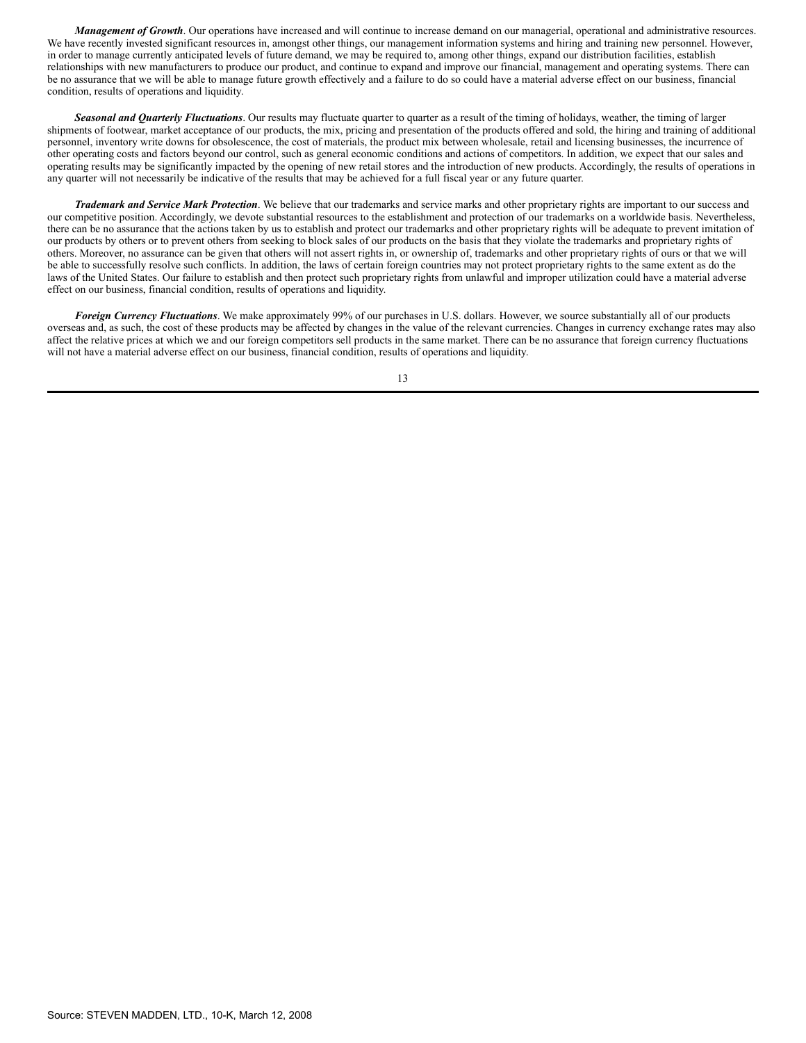***Management of Growth***. Our operations have increased and will continue to increase demand on our managerial, operational and administrative resources. We have recently invested significant resources in, amongst other things, our management information systems and hiring and training new personnel. However, in order to manage currently anticipated levels of future demand, we may be required to, among other things, expand our distribution facilities, establish relationships with new manufacturers to produce our product, and continue to expand and improve our financial, management and operating systems. There can be no assurance that we will be able to manage future growth effectively and a failure to do so could have a material adverse effect on our business, financial condition, results of operations and liquidity.

***Seasonal and Quarterly Fluctuations***. Our results may fluctuate quarter to quarter as a result of the timing of holidays, weather, the timing of larger shipments of footwear, market acceptance of our products, the mix, pricing and presentation of the products offered and sold, the hiring and training of additional personnel, inventory write downs for obsolescence, the cost of materials, the product mix between wholesale, retail and licensing businesses, the incurrence of other operating costs and factors beyond our control, such as general economic conditions and actions of competitors. In addition, we expect that our sales and operating results may be significantly impacted by the opening of new retail stores and the introduction of new products. Accordingly, the results of operations in any quarter will not necessarily be indicative of the results that may be achieved for a full fiscal year or any future quarter.

***Trademark and Service Mark Protection***. We believe that our trademarks and service marks and other proprietary rights are important to our success and our competitive position. Accordingly, we devote substantial resources to the establishment and protection of our trademarks on a worldwide basis. Nevertheless, there can be no assurance that the actions taken by us to establish and protect our trademarks and other proprietary rights will be adequate to prevent imitation of our products by others or to prevent others from seeking to block sales of our products on the basis that they violate the trademarks and proprietary rights of others. Moreover, no assurance can be given that others will not assert rights in, or ownership of, trademarks and other proprietary rights of ours or that we will be able to successfully resolve such conflicts. In addition, the laws of certain foreign countries may not protect proprietary rights to the same extent as do the laws of the United States. Our failure to establish and then protect such proprietary rights from unlawful and improper utilization could have a material adverse effect on our business, financial condition, results of operations and liquidity.

***Foreign Currency Fluctuations***. We make approximately 99% of our purchases in U.S. dollars. However, we source substantially all of our products overseas and, as such, the cost of these products may be affected by changes in the value of the relevant currencies. Changes in currency exchange rates may also affect the relative prices at which we and our foreign competitors sell products in the same market. There can be no assurance that foreign currency fluctuations will not have a material adverse effect on our business, financial condition, results of operations and liquidity.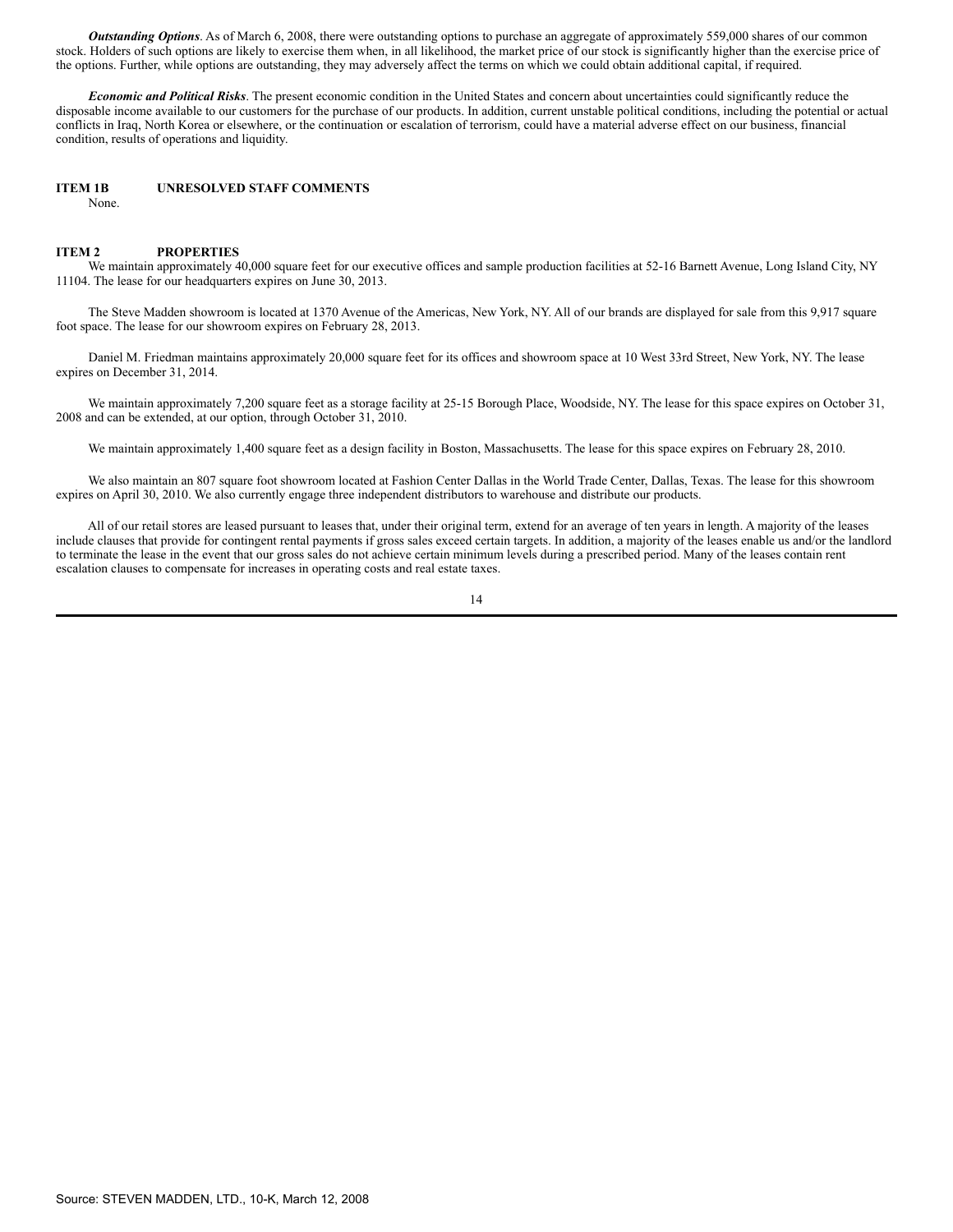***Outstanding Options***. As of March 6, 2008, there were outstanding options to purchase an aggregate of approximately 559,000 shares of our common stock. Holders of such options are likely to exercise them when, in all likelihood, the market price of our stock is significantly higher than the exercise price of the options. Further, while options are outstanding, they may adversely affect the terms on which we could obtain additional capital, if required.

***Economic and Political Risks***. The present economic condition in the United States and concern about uncertainties could significantly reduce the disposable income available to our customers for the purchase of our products. In addition, current unstable political conditions, including the potential or actual conflicts in Iraq, North Korea or elsewhere, or the continuation or escalation of terrorism, could have a material adverse effect on our business, financial condition, results of operations and liquidity.

## ITEM 1B UNRESOLVED STAFF COMMENTS

None.

## ITEM 2 PROPERTIES

We maintain approximately 40,000 square feet for our executive offices and sample production facilities at 52-16 Barnett Avenue, Long Island City, NY 11104. The lease for our headquarters expires on June 30, 2013.

The Steve Madden showroom is located at 1370 Avenue of the Americas, New York, NY. All of our brands are displayed for sale from this 9,917 square foot space. The lease for our showroom expires on February 28, 2013.

Daniel M. Friedman maintains approximately 20,000 square feet for its offices and showroom space at 10 West 33rd Street, New York, NY. The lease expires on December 31, 2014.

We maintain approximately 7,200 square feet as a storage facility at 25-15 Borough Place, Woodside, NY. The lease for this space expires on October 31, 2008 and can be extended, at our option, through October 31, 2010.

We maintain approximately 1,400 square feet as a design facility in Boston, Massachusetts. The lease for this space expires on February 28, 2010.

We also maintain an 807 square foot showroom located at Fashion Center Dallas in the World Trade Center, Dallas, Texas. The lease for this showroom expires on April 30, 2010. We also currently engage three independent distributors to warehouse and distribute our products.

All of our retail stores are leased pursuant to leases that, under their original term, extend for an average of ten years in length. A majority of the leases include clauses that provide for contingent rental payments if gross sales exceed certain targets. In addition, a majority of the leases enable us and/or the landlord to terminate the lease in the event that our gross sales do not achieve certain minimum levels during a prescribed period. Many of the leases contain rent escalation clauses to compensate for increases in operating costs and real estate taxes.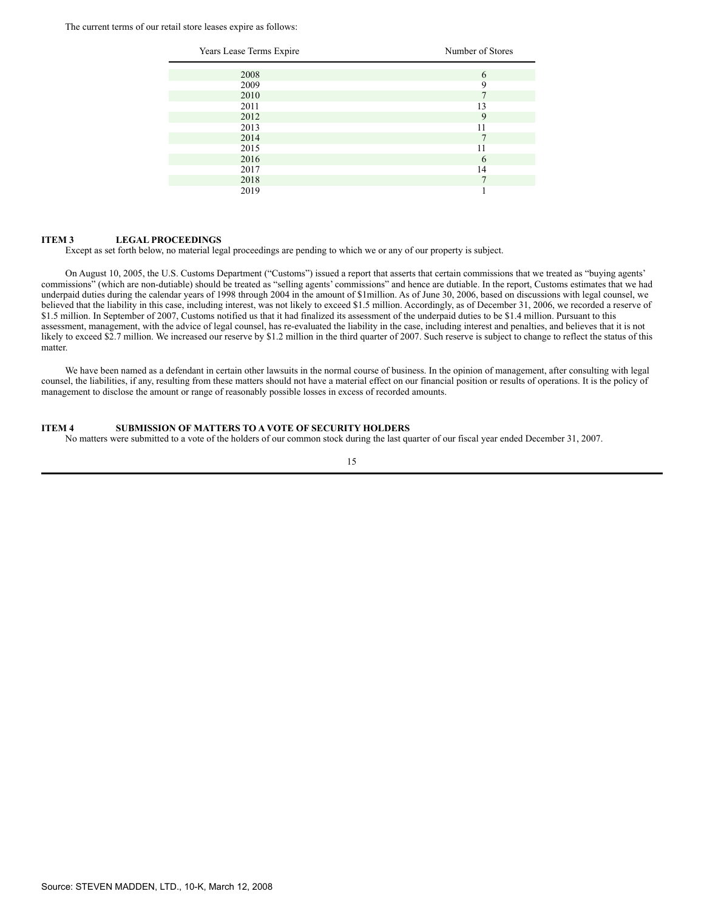The current terms of our retail store leases expire as follows:

| Years Lease Terms Expire | Number of Stores |
|---|---|
| 2008 | 6 |
| 2009 | 9 |
| 2010 | 7 |
| 2011 | 13 |
| 2012 | 9 |
| 2013 | 11 |
| 2014 | 7 |
| 2015 | 11 |
| 2016 | 6 |
| 2017 | 14 |
| 2018 | 7 |
| 2019 | 1 |

## ITEM 3 LEGAL PROCEEDINGS

Except as set forth below, no material legal proceedings are pending to which we or any of our property is subject.

On August 10, 2005, the U.S. Customs Department ("Customs") issued a report that asserts that certain commissions that we treated as "buying agents' commissions" (which are non-dutiable) should be treated as "selling agents' commissions" and hence are dutiable. In the report, Customs estimates that we had underpaid duties during the calendar years of 1998 through 2004 in the amount of $1million. As of June 30, 2006, based on discussions with legal counsel, we believed that the liability in this case, including interest, was not likely to exceed $1.5 million. Accordingly, as of December 31, 2006, we recorded a reserve of $1.5 million. In September of 2007, Customs notified us that it had finalized its assessment of the underpaid duties to be $1.4 million. Pursuant to this assessment, management, with the advice of legal counsel, has re-evaluated the liability in the case, including interest and penalties, and believes that it is not likely to exceed $2.7 million. We increased our reserve by $1.2 million in the third quarter of 2007. Such reserve is subject to change to reflect the status of this matter.

We have been named as a defendant in certain other lawsuits in the normal course of business. In the opinion of management, after consulting with legal counsel, the liabilities, if any, resulting from these matters should not have a material effect on our financial position or results of operations. It is the policy of management to disclose the amount or range of reasonably possible losses in excess of recorded amounts.

## ITEM 4 SUBMISSION OF MATTERS TO A VOTE OF SECURITY HOLDERS

No matters were submitted to a vote of the holders of our common stock during the last quarter of our fiscal year ended December 31, 2007.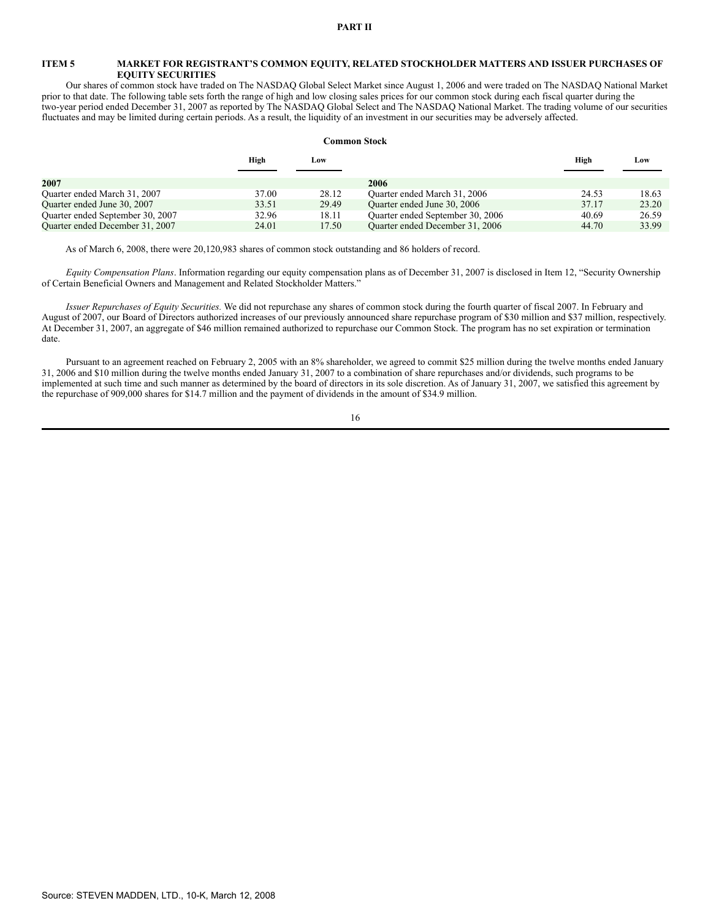# PART II

## ITEM 5 MARKET FOR REGISTRANT'S COMMON EQUITY, RELATED STOCKHOLDER MATTERS AND ISSUER PURCHASES OF EQUITY SECURITIES

Our shares of common stock have traded on The NASDAQ Global Select Market since August 1, 2006 and were traded on The NASDAQ National Market prior to that date. The following table sets forth the range of high and low closing sales prices for our common stock during each fiscal quarter during the two-year period ended December 31, 2007 as reported by The NASDAQ Global Select and The NASDAQ National Market. The trading volume of our securities fluctuates and may be limited during certain periods. As a result, the liquidity of an investment in our securities may be adversely affected.

**Common Stock**

| | High | Low | | High | Low |
|---|---|---|---|---|---|
| **2007** | | | **2006** | | |
| Quarter ended March 31, 2007 | 37.00 | 28.12 | Quarter ended March 31, 2006 | 24.53 | 18.63 |
| Quarter ended June 30, 2007 | 33.51 | 29.49 | Quarter ended June 30, 2006 | 37.17 | 23.20 |
| Quarter ended September 30, 2007 | 32.96 | 18.11 | Quarter ended September 30, 2006 | 40.69 | 26.59 |
| Quarter ended December 31, 2007 | 24.01 | 17.50 | Quarter ended December 31, 2006 | 44.70 | 33.99 |

As of March 6, 2008, there were 20,120,983 shares of common stock outstanding and 86 holders of record.

*Equity Compensation Plans*. Information regarding our equity compensation plans as of December 31, 2007 is disclosed in Item 12, "Security Ownership of Certain Beneficial Owners and Management and Related Stockholder Matters."

*Issuer Repurchases of Equity Securities.* We did not repurchase any shares of common stock during the fourth quarter of fiscal 2007. In February and August of 2007, our Board of Directors authorized increases of our previously announced share repurchase program of $30 million and $37 million, respectively. At December 31, 2007, an aggregate of $46 million remained authorized to repurchase our Common Stock. The program has no set expiration or termination date.

Pursuant to an agreement reached on February 2, 2005 with an 8% shareholder, we agreed to commit $25 million during the twelve months ended January 31, 2006 and $10 million during the twelve months ended January 31, 2007 to a combination of share repurchases and/or dividends, such programs to be implemented at such time and such manner as determined by the board of directors in its sole discretion. As of January 31, 2007, we satisfied this agreement by the repurchase of 909,000 shares for $14.7 million and the payment of dividends in the amount of $34.9 million.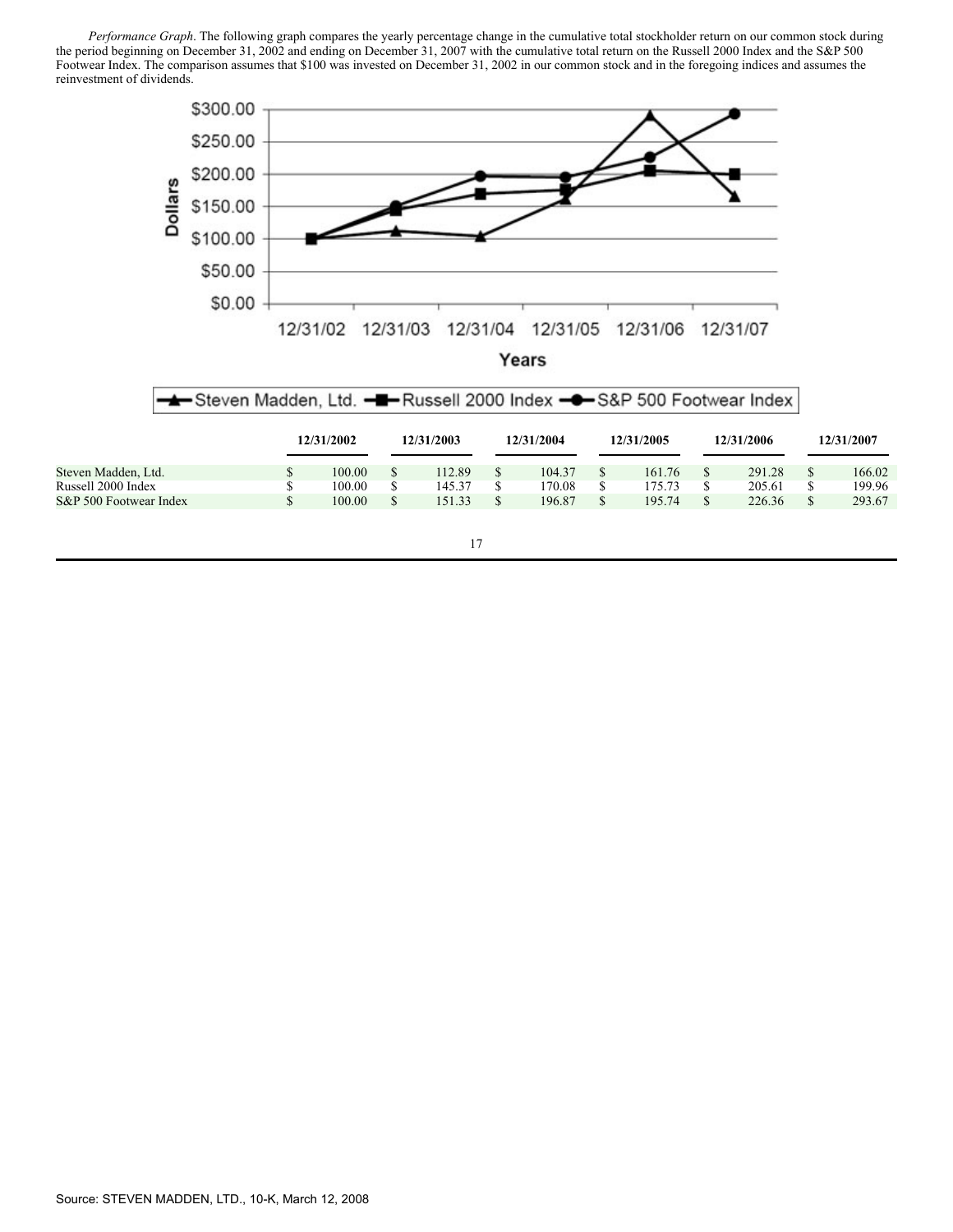*Performance Graph*. The following graph compares the yearly percentage change in the cumulative total stockholder return on our common stock during the period beginning on December 31, 2002 and ending on December 31, 2007 with the cumulative total return on the Russell 2000 Index and the S&P 500 Footwear Index. The comparison assumes that $100 was invested on December 31, 2002 in our common stock and in the foregoing indices and assumes the reinvestment of dividends.

|  | 12/31/2002 | 12/31/2003 | 12/31/2004 | 12/31/2005 | 12/31/2006 | 12/31/2007 |
|---|---|---|---|---|---|---|
| Steven Madden, Ltd. | $ 100.00 | $ 112.89 | $ 104.37 | $ 161.76 | $ 291.28 | $ 166.02 |
| Russell 2000 Index | $ 100.00 | $ 145.37 | $ 170.08 | $ 175.73 | $ 205.61 | $ 199.96 |
| S&P 500 Footwear Index | $ 100.00 | $ 151.33 | $ 196.87 | $ 195.74 | $ 226.36 | $ 293.67 |

Source: STEVEN MADDEN, LTD., 10-K, March 12, 2008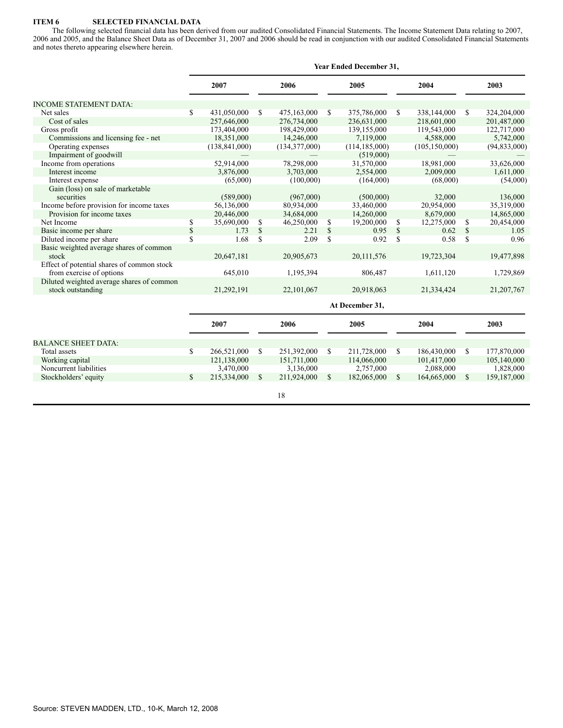## ITEM 6 SELECTED FINANCIAL DATA

The following selected financial data has been derived from our audited Consolidated Financial Statements. The Income Statement Data relating to 2007, 2006 and 2005, and the Balance Sheet Data as of December 31, 2007 and 2006 should be read in conjunction with our audited Consolidated Financial Statements and notes thereto appearing elsewhere herein.

| | Year Ended December 31, | | | | |
|---|---|---|---|---|---|
| | 2007 | 2006 | 2005 | 2004 | 2003 |
| INCOME STATEMENT DATA: | | | | | |
| Net sales | $ 431,050,000 | $ 475,163,000 | $ 375,786,000 | $ 338,144,000 | $ 324,204,000 |
| Cost of sales | 257,646,000 | 276,734,000 | 236,631,000 | 218,601,000 | 201,487,000 |
| Gross profit | 173,404,000 | 198,429,000 | 139,155,000 | 119,543,000 | 122,717,000 |
| Commissions and licensing fee - net | 18,351,000 | 14,246,000 | 7,119,000 | 4,588,000 | 5,742,000 |
| Operating expenses | (138,841,000) | (134,377,000) | (114,185,000) | (105,150,000) | (94,833,000) |
| Impairment of goodwill | — | — | (519,000) | — | — |
| Income from operations | 52,914,000 | 78,298,000 | 31,570,000 | 18,981,000 | 33,626,000 |
| Interest income | 3,876,000 | 3,703,000 | 2,554,000 | 2,009,000 | 1,611,000 |
| Interest expense | (65,000) | (100,000) | (164,000) | (68,000) | (54,000) |
| Gain (loss) on sale of marketable securities | (589,000) | (967,000) | (500,000) | 32,000 | 136,000 |
| Income before provision for income taxes | 56,136,000 | 80,934,000 | 33,460,000 | 20,954,000 | 35,319,000 |
| Provision for income taxes | 20,446,000 | 34,684,000 | 14,260,000 | 8,679,000 | 14,865,000 |
| Net Income | $ 35,690,000 | $ 46,250,000 | $ 19,200,000 | $ 12,275,000 | $ 20,454,000 |
| Basic income per share | $ 1.73 | $ 2.21 | $ 0.95 | $ 0.62 | $ 1.05 |
| Diluted income per share | $ 1.68 | $ 2.09 | $ 0.92 | $ 0.58 | $ 0.96 |
| Basic weighted average shares of common stock | 20,647,181 | 20,905,673 | 20,111,576 | 19,723,304 | 19,477,898 |
| Effect of potential shares of common stock from exercise of options | 645,010 | 1,195,394 | 806,487 | 1,611,120 | 1,729,869 |
| Diluted weighted average shares of common stock outstanding | 21,292,191 | 22,101,067 | 20,918,063 | 21,334,424 | 21,207,767 |

| | At December 31, | | | | |
|---|---|---|---|---|---|
| | 2007 | 2006 | 2005 | 2004 | 2003 |
| BALANCE SHEET DATA: | | | | | |
| Total assets | $ 266,521,000 | $ 251,392,000 | $ 211,728,000 | $ 186,430,000 | $ 177,870,000 |
| Working capital | 121,138,000 | 151,711,000 | 114,066,000 | 101,417,000 | 105,140,000 |
| Noncurrent liabilities | 3,470,000 | 3,136,000 | 2,757,000 | 2,088,000 | 1,828,000 |
| Stockholders' equity | $ 215,334,000 | $ 211,924,000 | $ 182,065,000 | $ 164,665,000 | $ 159,187,000 |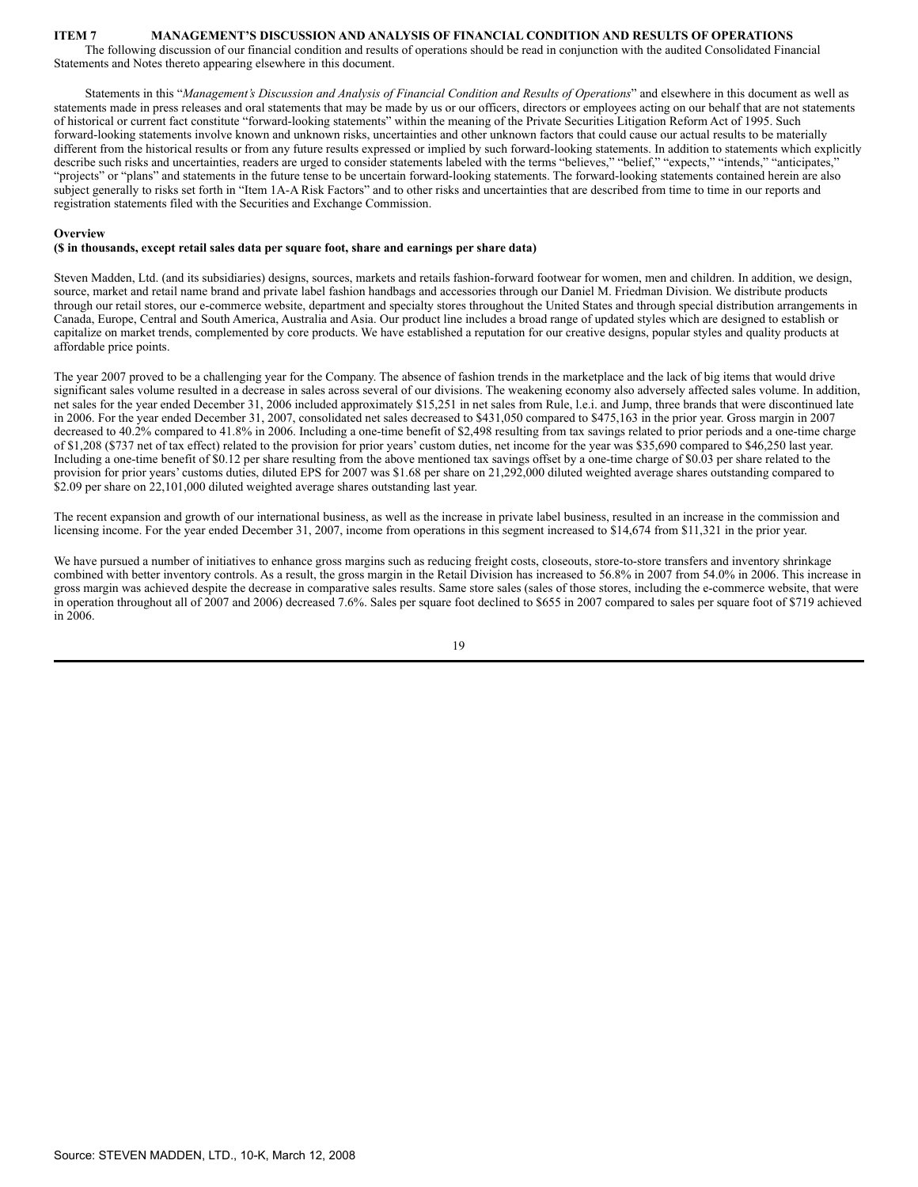# ITEM 7 MANAGEMENT'S DISCUSSION AND ANALYSIS OF FINANCIAL CONDITION AND RESULTS OF OPERATIONS

The following discussion of our financial condition and results of operations should be read in conjunction with the audited Consolidated Financial Statements and Notes thereto appearing elsewhere in this document.

Statements in this "*Management's Discussion and Analysis of Financial Condition and Results of Operations*" and elsewhere in this document as well as statements made in press releases and oral statements that may be made by us or our officers, directors or employees acting on our behalf that are not statements of historical or current fact constitute "forward-looking statements" within the meaning of the Private Securities Litigation Reform Act of 1995. Such forward-looking statements involve known and unknown risks, uncertainties and other unknown factors that could cause our actual results to be materially different from the historical results or from any future results expressed or implied by such forward-looking statements. In addition to statements which explicitly describe such risks and uncertainties, readers are urged to consider statements labeled with the terms "believes," "belief," "expects," "intends," "anticipates," "projects" or "plans" and statements in the future tense to be uncertain forward-looking statements. The forward-looking statements contained herein are also subject generally to risks set forth in "Item 1A-A Risk Factors" and to other risks and uncertainties that are described from time to time in our reports and registration statements filed with the Securities and Exchange Commission.

## Overview

**($ in thousands, except retail sales data per square foot, share and earnings per share data)**

Steven Madden, Ltd. (and its subsidiaries) designs, sources, markets and retails fashion-forward footwear for women, men and children. In addition, we design, source, market and retail name brand and private label fashion handbags and accessories through our Daniel M. Friedman Division. We distribute products through our retail stores, our e-commerce website, department and specialty stores throughout the United States and through special distribution arrangements in Canada, Europe, Central and South America, Australia and Asia. Our product line includes a broad range of updated styles which are designed to establish or capitalize on market trends, complemented by core products. We have established a reputation for our creative designs, popular styles and quality products at affordable price points.

The year 2007 proved to be a challenging year for the Company. The absence of fashion trends in the marketplace and the lack of big items that would drive significant sales volume resulted in a decrease in sales across several of our divisions. The weakening economy also adversely affected sales volume. In addition, net sales for the year ended December 31, 2006 included approximately $15,251 in net sales from Rule, l.e.i. and Jump, three brands that were discontinued late in 2006. For the year ended December 31, 2007, consolidated net sales decreased to $431,050 compared to $475,163 in the prior year. Gross margin in 2007 decreased to 40.2% compared to 41.8% in 2006. Including a one-time benefit of $2,498 resulting from tax savings related to prior periods and a one-time charge of $1,208 ($737 net of tax effect) related to the provision for prior years' custom duties, net income for the year was $35,690 compared to $46,250 last year. Including a one-time benefit of $0.12 per share resulting from the above mentioned tax savings offset by a one-time charge of $0.03 per share related to the provision for prior years' customs duties, diluted EPS for 2007 was $1.68 per share on 21,292,000 diluted weighted average shares outstanding compared to $2.09 per share on 22,101,000 diluted weighted average shares outstanding last year.

The recent expansion and growth of our international business, as well as the increase in private label business, resulted in an increase in the commission and licensing income. For the year ended December 31, 2007, income from operations in this segment increased to $14,674 from $11,321 in the prior year.

We have pursued a number of initiatives to enhance gross margins such as reducing freight costs, closeouts, store-to-store transfers and inventory shrinkage combined with better inventory controls. As a result, the gross margin in the Retail Division has increased to 56.8% in 2007 from 54.0% in 2006. This increase in gross margin was achieved despite the decrease in comparative sales results. Same store sales (sales of those stores, including the e-commerce website, that were in operation throughout all of 2007 and 2006) decreased 7.6%. Sales per square foot declined to $655 in 2007 compared to sales per square foot of $719 achieved in 2006.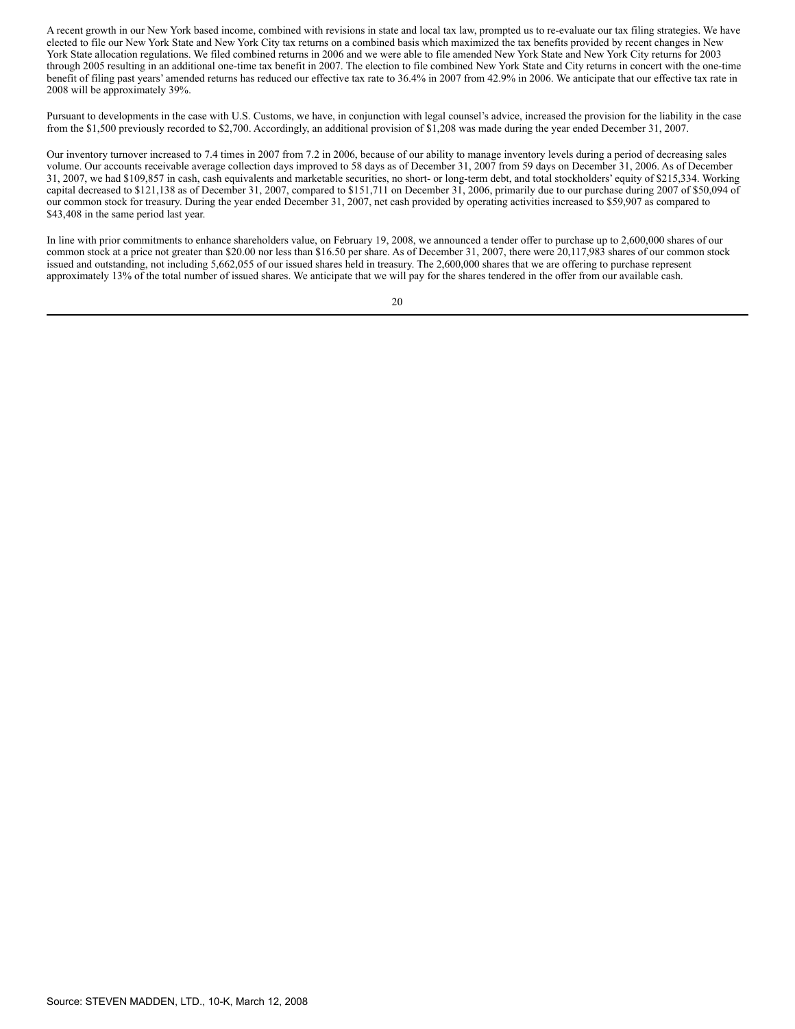A recent growth in our New York based income, combined with revisions in state and local tax law, prompted us to re-evaluate our tax filing strategies. We have elected to file our New York State and New York City tax returns on a combined basis which maximized the tax benefits provided by recent changes in New York State allocation regulations. We filed combined returns in 2006 and we were able to file amended New York State and New York City returns for 2003 through 2005 resulting in an additional one-time tax benefit in 2007. The election to file combined New York State and City returns in concert with the one-time benefit of filing past years' amended returns has reduced our effective tax rate to 36.4% in 2007 from 42.9% in 2006. We anticipate that our effective tax rate in 2008 will be approximately 39%.

Pursuant to developments in the case with U.S. Customs, we have, in conjunction with legal counsel's advice, increased the provision for the liability in the case from the $1,500 previously recorded to $2,700. Accordingly, an additional provision of $1,208 was made during the year ended December 31, 2007.

Our inventory turnover increased to 7.4 times in 2007 from 7.2 in 2006, because of our ability to manage inventory levels during a period of decreasing sales volume. Our accounts receivable average collection days improved to 58 days as of December 31, 2007 from 59 days on December 31, 2006. As of December 31, 2007, we had $109,857 in cash, cash equivalents and marketable securities, no short- or long-term debt, and total stockholders' equity of $215,334. Working capital decreased to $121,138 as of December 31, 2007, compared to $151,711 on December 31, 2006, primarily due to our purchase during 2007 of $50,094 of our common stock for treasury. During the year ended December 31, 2007, net cash provided by operating activities increased to $59,907 as compared to $43,408 in the same period last year.

In line with prior commitments to enhance shareholders value, on February 19, 2008, we announced a tender offer to purchase up to 2,600,000 shares of our common stock at a price not greater than $20.00 nor less than $16.50 per share. As of December 31, 2007, there were 20,117,983 shares of our common stock issued and outstanding, not including 5,662,055 of our issued shares held in treasury. The 2,600,000 shares that we are offering to purchase represent approximately 13% of the total number of issued shares. We anticipate that we will pay for the shares tendered in the offer from our available cash.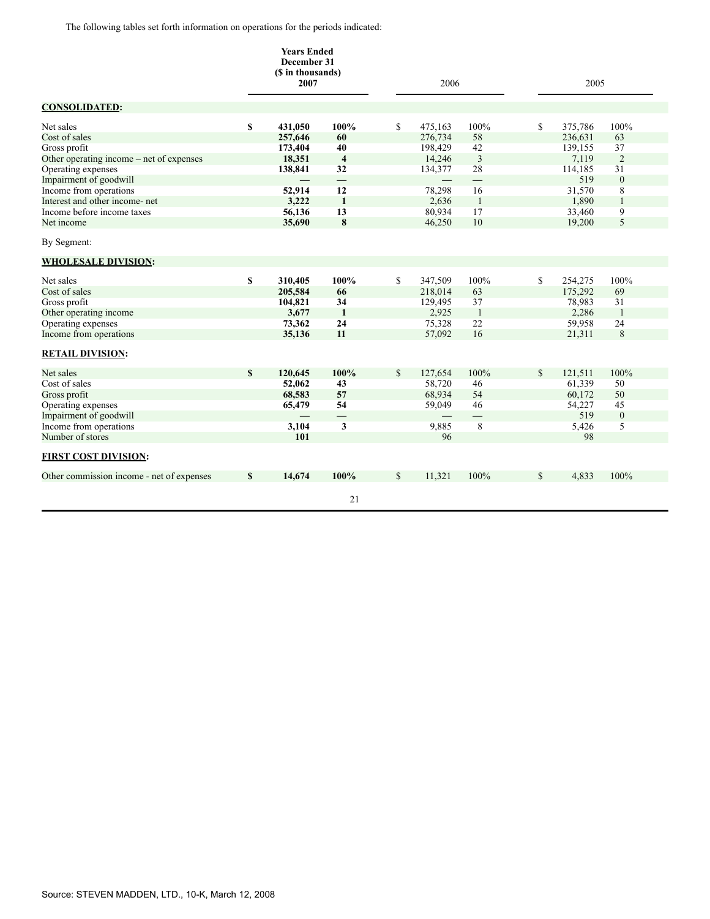The following tables set forth information on operations for the periods indicated:

| | Years Ended December 31 ($ in thousands) 2007 | | 2006 | | 2005 | |
|---|---|---|---|---|---|---|
| **CONSOLIDATED:** | | | | | | |
| Net sales | $ **431,050** | **100%** | $ 475,163 | 100% | $ 375,786 | 100% |
| Cost of sales | **257,646** | **60** | 276,734 | 58 | 236,631 | 63 |
| Gross profit | **173,404** | **40** | 198,429 | 42 | 139,155 | 37 |
| Other operating income – net of expenses | **18,351** | **4** | 14,246 | 3 | 7,119 | 2 |
| Operating expenses | **138,841** | **32** | 134,377 | 28 | 114,185 | 31 |
| Impairment of goodwill | **—** | **—** | — | — | 519 | 0 |
| Income from operations | **52,914** | **12** | 78,298 | 16 | 31,570 | 8 |
| Interest and other income- net | **3,222** | **1** | 2,636 | 1 | 1,890 | 1 |
| Income before income taxes | **56,136** | **13** | 80,934 | 17 | 33,460 | 9 |
| Net income | **35,690** | **8** | 46,250 | 10 | 19,200 | 5 |
| By Segment: | | | | | | |
| **WHOLESALE DIVISION:** | | | | | | |
| Net sales | $ **310,405** | **100%** | $ 347,509 | 100% | $ 254,275 | 100% |
| Cost of sales | **205,584** | **66** | 218,014 | 63 | 175,292 | 69 |
| Gross profit | **104,821** | **34** | 129,495 | 37 | 78,983 | 31 |
| Other operating income | **3,677** | **1** | 2,925 | 1 | 2,286 | 1 |
| Operating expenses | **73,362** | **24** | 75,328 | 22 | 59,958 | 24 |
| Income from operations | **35,136** | **11** | 57,092 | 16 | 21,311 | 8 |
| **RETAIL DIVISION:** | | | | | | |
| Net sales | $ **120,645** | **100%** | $ 127,654 | 100% | $ 121,511 | 100% |
| Cost of sales | **52,062** | **43** | 58,720 | 46 | 61,339 | 50 |
| Gross profit | **68,583** | **57** | 68,934 | 54 | 60,172 | 50 |
| Operating expenses | **65,479** | **54** | 59,049 | 46 | 54,227 | 45 |
| Impairment of goodwill | **—** | **—** | — | — | 519 | 0 |
| Income from operations | **3,104** | **3** | 9,885 | 8 | 5,426 | 5 |
| Number of stores | **101** | | 96 | | 98 | |
| **FIRST COST DIVISION:** | | | | | | |
| Other commission income - net of expenses | $ **14,674** | **100%** | $ 11,321 | 100% | $ 4,833 | 100% |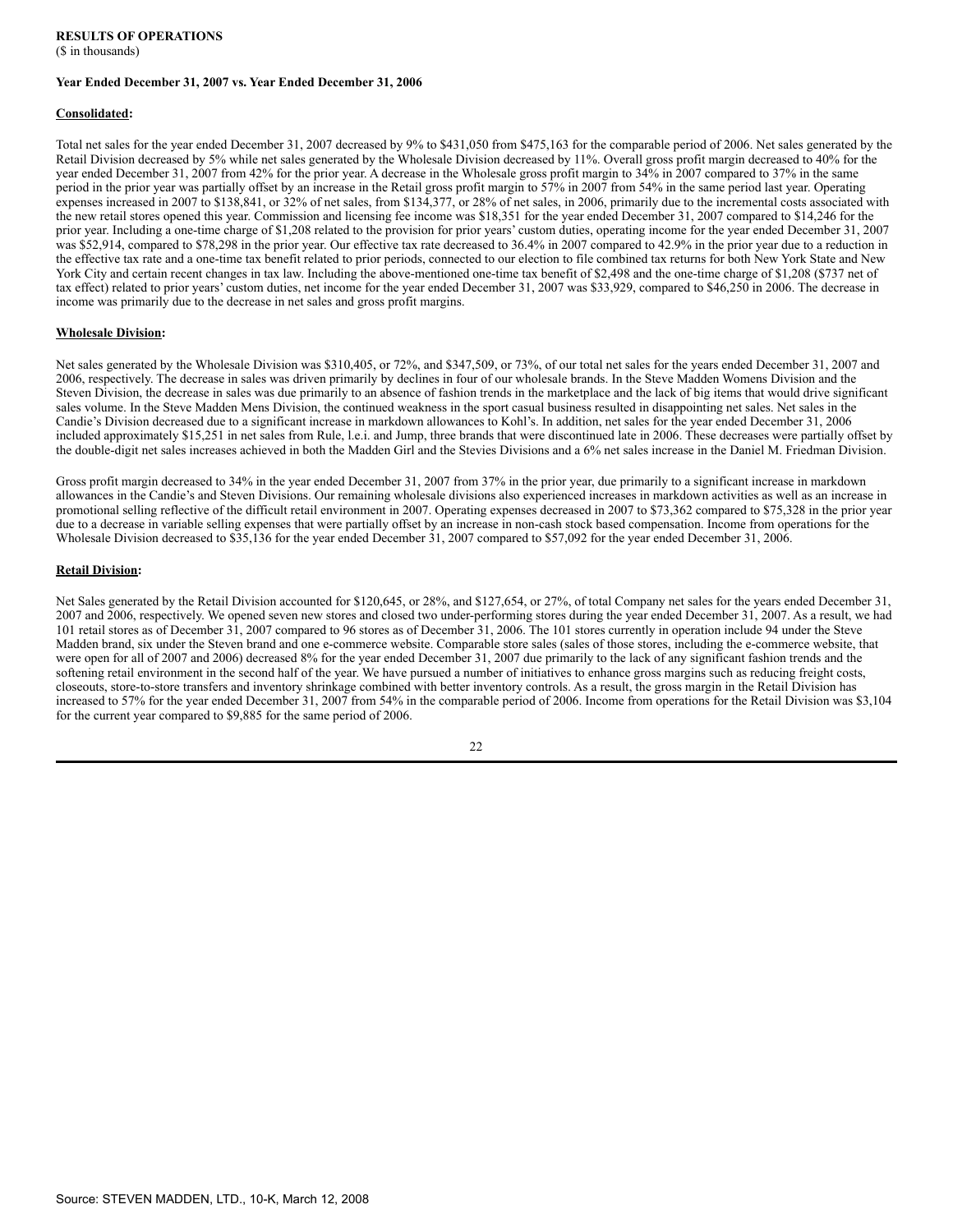**RESULTS OF OPERATIONS**
($ in thousands)

**Year Ended December 31, 2007 vs. Year Ended December 31, 2006**

**Consolidated:**

Total net sales for the year ended December 31, 2007 decreased by 9% to $431,050 from $475,163 for the comparable period of 2006. Net sales generated by the Retail Division decreased by 5% while net sales generated by the Wholesale Division decreased by 11%. Overall gross profit margin decreased to 40% for the year ended December 31, 2007 from 42% for the prior year. A decrease in the Wholesale gross profit margin to 34% in 2007 compared to 37% in the same period in the prior year was partially offset by an increase in the Retail gross profit margin to 57% in 2007 from 54% in the same period last year. Operating expenses increased in 2007 to $138,841, or 32% of net sales, from $134,377, or 28% of net sales, in 2006, primarily due to the incremental costs associated with the new retail stores opened this year. Commission and licensing fee income was $18,351 for the year ended December 31, 2007 compared to $14,246 for the prior year. Including a one-time charge of $1,208 related to the provision for prior years' custom duties, operating income for the year ended December 31, 2007 was $52,914, compared to $78,298 in the prior year. Our effective tax rate decreased to 36.4% in 2007 compared to 42.9% in the prior year due to a reduction in the effective tax rate and a one-time tax benefit related to prior periods, connected to our election to file combined tax returns for both New York State and New York City and certain recent changes in tax law. Including the above-mentioned one-time tax benefit of $2,498 and the one-time charge of $1,208 ($737 net of tax effect) related to prior years' custom duties, net income for the year ended December 31, 2007 was $33,929, compared to $46,250 in 2006. The decrease in income was primarily due to the decrease in net sales and gross profit margins.

**Wholesale Division:**

Net sales generated by the Wholesale Division was $310,405, or 72%, and $347,509, or 73%, of our total net sales for the years ended December 31, 2007 and 2006, respectively. The decrease in sales was driven primarily by declines in four of our wholesale brands. In the Steve Madden Womens Division and the Steven Division, the decrease in sales was due primarily to an absence of fashion trends in the marketplace and the lack of big items that would drive significant sales volume. In the Steve Madden Mens Division, the continued weakness in the sport casual business resulted in disappointing net sales. Net sales in the Candie's Division decreased due to a significant increase in markdown allowances to Kohl's. In addition, net sales for the year ended December 31, 2006 included approximately $15,251 in net sales from Rule, l.e.i. and Jump, three brands that were discontinued late in 2006. These decreases were partially offset by the double-digit net sales increases achieved in both the Madden Girl and the Stevies Divisions and a 6% net sales increase in the Daniel M. Friedman Division.

Gross profit margin decreased to 34% in the year ended December 31, 2007 from 37% in the prior year, due primarily to a significant increase in markdown allowances in the Candie's and Steven Divisions. Our remaining wholesale divisions also experienced increases in markdown activities as well as an increase in promotional selling reflective of the difficult retail environment in 2007. Operating expenses decreased in 2007 to $73,362 compared to $75,328 in the prior year due to a decrease in variable selling expenses that were partially offset by an increase in non-cash stock based compensation. Income from operations for the Wholesale Division decreased to $35,136 for the year ended December 31, 2007 compared to $57,092 for the year ended December 31, 2006.

**Retail Division:**

Net Sales generated by the Retail Division accounted for $120,645, or 28%, and $127,654, or 27%, of total Company net sales for the years ended December 31, 2007 and 2006, respectively. We opened seven new stores and closed two under-performing stores during the year ended December 31, 2007. As a result, we had 101 retail stores as of December 31, 2007 compared to 96 stores as of December 31, 2006. The 101 stores currently in operation include 94 under the Steve Madden brand, six under the Steven brand and one e-commerce website. Comparable store sales (sales of those stores, including the e-commerce website, that were open for all of 2007 and 2006) decreased 8% for the year ended December 31, 2007 due primarily to the lack of any significant fashion trends and the softening retail environment in the second half of the year. We have pursued a number of initiatives to enhance gross margins such as reducing freight costs, closeouts, store-to-store transfers and inventory shrinkage combined with better inventory controls. As a result, the gross margin in the Retail Division has increased to 57% for the year ended December 31, 2007 from 54% in the comparable period of 2006. Income from operations for the Retail Division was $3,104 for the current year compared to $9,885 for the same period of 2006.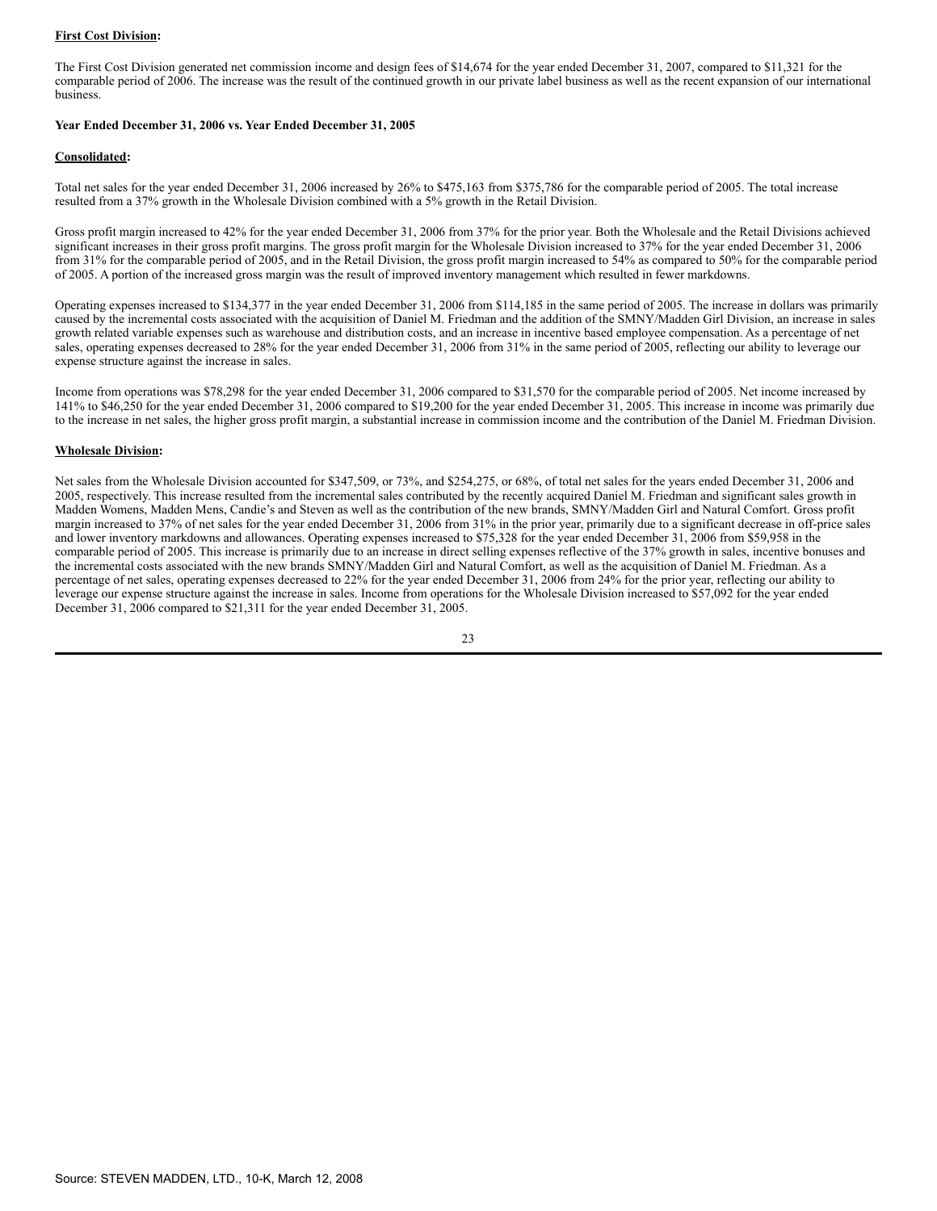**First Cost Division:**

The First Cost Division generated net commission income and design fees of $14,674 for the year ended December 31, 2007, compared to $11,321 for the comparable period of 2006. The increase was the result of the continued growth in our private label business as well as the recent expansion of our international business.

**Year Ended December 31, 2006 vs. Year Ended December 31, 2005**

**Consolidated:**

Total net sales for the year ended December 31, 2006 increased by 26% to $475,163 from $375,786 for the comparable period of 2005. The total increase resulted from a 37% growth in the Wholesale Division combined with a 5% growth in the Retail Division.

Gross profit margin increased to 42% for the year ended December 31, 2006 from 37% for the prior year. Both the Wholesale and the Retail Divisions achieved significant increases in their gross profit margins. The gross profit margin for the Wholesale Division increased to 37% for the year ended December 31, 2006 from 31% for the comparable period of 2005, and in the Retail Division, the gross profit margin increased to 54% as compared to 50% for the comparable period of 2005. A portion of the increased gross margin was the result of improved inventory management which resulted in fewer markdowns.

Operating expenses increased to $134,377 in the year ended December 31, 2006 from $114,185 in the same period of 2005. The increase in dollars was primarily caused by the incremental costs associated with the acquisition of Daniel M. Friedman and the addition of the SMNY/Madden Girl Division, an increase in sales growth related variable expenses such as warehouse and distribution costs, and an increase in incentive based employee compensation. As a percentage of net sales, operating expenses decreased to 28% for the year ended December 31, 2006 from 31% in the same period of 2005, reflecting our ability to leverage our expense structure against the increase in sales.

Income from operations was $78,298 for the year ended December 31, 2006 compared to $31,570 for the comparable period of 2005. Net income increased by 141% to $46,250 for the year ended December 31, 2006 compared to $19,200 for the year ended December 31, 2005. This increase in income was primarily due to the increase in net sales, the higher gross profit margin, a substantial increase in commission income and the contribution of the Daniel M. Friedman Division.

**Wholesale Division:**

Net sales from the Wholesale Division accounted for $347,509, or 73%, and $254,275, or 68%, of total net sales for the years ended December 31, 2006 and 2005, respectively. This increase resulted from the incremental sales contributed by the recently acquired Daniel M. Friedman and significant sales growth in Madden Womens, Madden Mens, Candie's and Steven as well as the contribution of the new brands, SMNY/Madden Girl and Natural Comfort. Gross profit margin increased to 37% of net sales for the year ended December 31, 2006 from 31% in the prior year, primarily due to a significant decrease in off-price sales and lower inventory markdowns and allowances. Operating expenses increased to $75,328 for the year ended December 31, 2006 from $59,958 in the comparable period of 2005. This increase is primarily due to an increase in direct selling expenses reflective of the 37% growth in sales, incentive bonuses and the incremental costs associated with the new brands SMNY/Madden Girl and Natural Comfort, as well as the acquisition of Daniel M. Friedman. As a percentage of net sales, operating expenses decreased to 22% for the year ended December 31, 2006 from 24% for the prior year, reflecting our ability to leverage our expense structure against the increase in sales. Income from operations for the Wholesale Division increased to $57,092 for the year ended December 31, 2006 compared to $21,311 for the year ended December 31, 2005.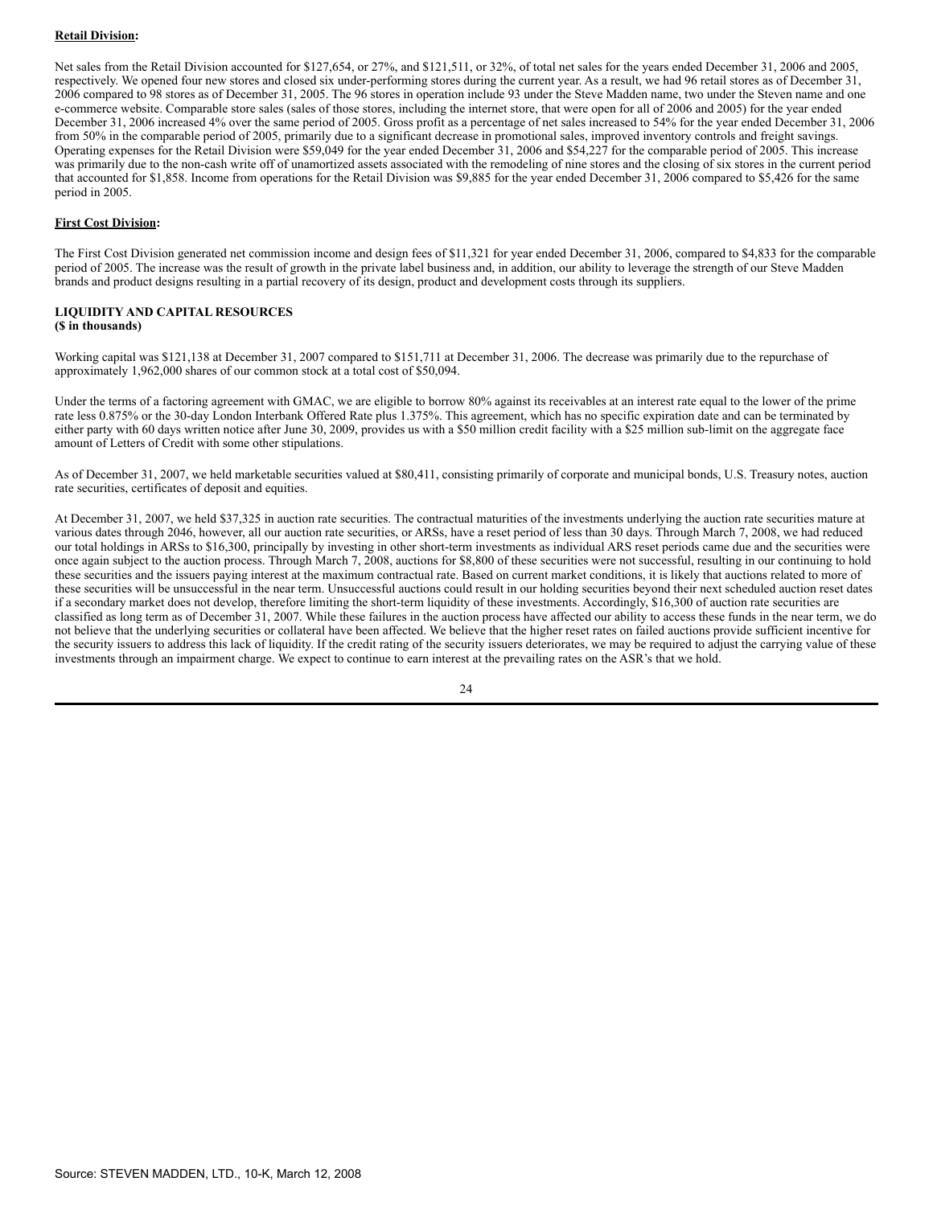**Retail Division:**

Net sales from the Retail Division accounted for $127,654, or 27%, and $121,511, or 32%, of total net sales for the years ended December 31, 2006 and 2005, respectively. We opened four new stores and closed six under-performing stores during the current year. As a result, we had 96 retail stores as of December 31, 2006 compared to 98 stores as of December 31, 2005. The 96 stores in operation include 93 under the Steve Madden name, two under the Steven name and one e-commerce website. Comparable store sales (sales of those stores, including the internet store, that were open for all of 2006 and 2005) for the year ended December 31, 2006 increased 4% over the same period of 2005. Gross profit as a percentage of net sales increased to 54% for the year ended December 31, 2006 from 50% in the comparable period of 2005, primarily due to a significant decrease in promotional sales, improved inventory controls and freight savings. Operating expenses for the Retail Division were $59,049 for the year ended December 31, 2006 and $54,227 for the comparable period of 2005. This increase was primarily due to the non-cash write off of unamortized assets associated with the remodeling of nine stores and the closing of six stores in the current period that accounted for $1,858. Income from operations for the Retail Division was $9,885 for the year ended December 31, 2006 compared to $5,426 for the same period in 2005.

**First Cost Division:**

The First Cost Division generated net commission income and design fees of $11,321 for year ended December 31, 2006, compared to $4,833 for the comparable period of 2005. The increase was the result of growth in the private label business and, in addition, our ability to leverage the strength of our Steve Madden brands and product designs resulting in a partial recovery of its design, product and development costs through its suppliers.

**LIQUIDITY AND CAPITAL RESOURCES**
**($ in thousands)**

Working capital was $121,138 at December 31, 2007 compared to $151,711 at December 31, 2006. The decrease was primarily due to the repurchase of approximately 1,962,000 shares of our common stock at a total cost of $50,094.

Under the terms of a factoring agreement with GMAC, we are eligible to borrow 80% against its receivables at an interest rate equal to the lower of the prime rate less 0.875% or the 30-day London Interbank Offered Rate plus 1.375%. This agreement, which has no specific expiration date and can be terminated by either party with 60 days written notice after June 30, 2009, provides us with a $50 million credit facility with a $25 million sub-limit on the aggregate face amount of Letters of Credit with some other stipulations.

As of December 31, 2007, we held marketable securities valued at $80,411, consisting primarily of corporate and municipal bonds, U.S. Treasury notes, auction rate securities, certificates of deposit and equities.

At December 31, 2007, we held $37,325 in auction rate securities. The contractual maturities of the investments underlying the auction rate securities mature at various dates through 2046, however, all our auction rate securities, or ARSs, have a reset period of less than 30 days. Through March 7, 2008, we had reduced our total holdings in ARSs to $16,300, principally by investing in other short-term investments as individual ARS reset periods came due and the securities were once again subject to the auction process. Through March 7, 2008, auctions for $8,800 of these securities were not successful, resulting in our continuing to hold these securities and the issuers paying interest at the maximum contractual rate. Based on current market conditions, it is likely that auctions related to more of these securities will be unsuccessful in the near term. Unsuccessful auctions could result in our holding securities beyond their next scheduled auction reset dates if a secondary market does not develop, therefore limiting the short-term liquidity of these investments. Accordingly, $16,300 of auction rate securities are classified as long term as of December 31, 2007. While these failures in the auction process have affected our ability to access these funds in the near term, we do not believe that the underlying securities or collateral have been affected. We believe that the higher reset rates on failed auctions provide sufficient incentive for the security issuers to address this lack of liquidity. If the credit rating of the security issuers deteriorates, we may be required to adjust the carrying value of these investments through an impairment charge. We expect to continue to earn interest at the prevailing rates on the ASR's that we hold.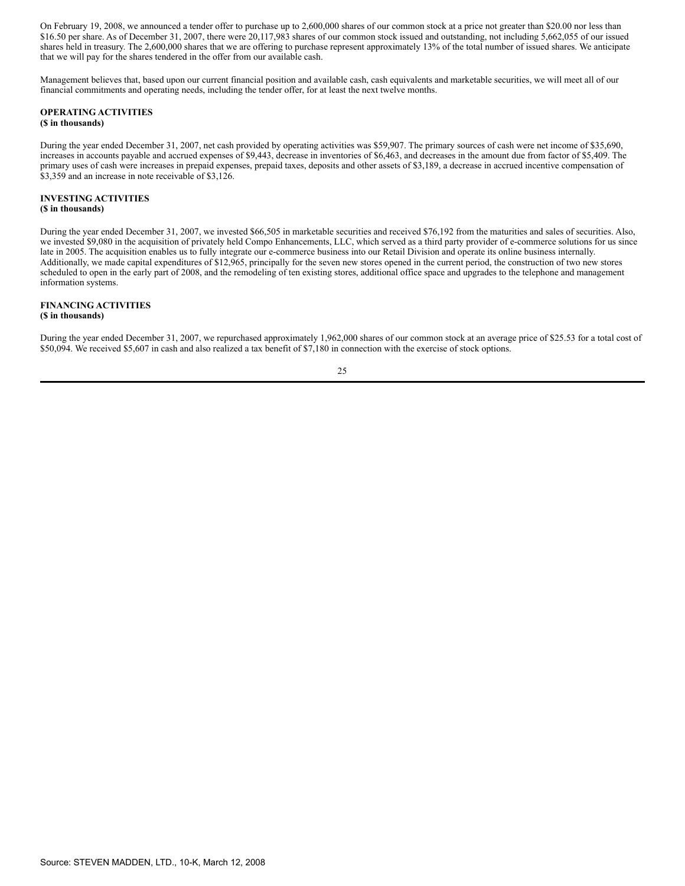On February 19, 2008, we announced a tender offer to purchase up to 2,600,000 shares of our common stock at a price not greater than $20.00 nor less than $16.50 per share. As of December 31, 2007, there were 20,117,983 shares of our common stock issued and outstanding, not including 5,662,055 of our issued shares held in treasury. The 2,600,000 shares that we are offering to purchase represent approximately 13% of the total number of issued shares. We anticipate that we will pay for the shares tendered in the offer from our available cash.

Management believes that, based upon our current financial position and available cash, cash equivalents and marketable securities, we will meet all of our financial commitments and operating needs, including the tender offer, for at least the next twelve months.

**OPERATING ACTIVITIES**
**($ in thousands)**

During the year ended December 31, 2007, net cash provided by operating activities was $59,907. The primary sources of cash were net income of $35,690, increases in accounts payable and accrued expenses of $9,443, decrease in inventories of $6,463, and decreases in the amount due from factor of $5,409. The primary uses of cash were increases in prepaid expenses, prepaid taxes, deposits and other assets of $3,189, a decrease in accrued incentive compensation of $3,359 and an increase in note receivable of $3,126.

**INVESTING ACTIVITIES**
**($ in thousands)**

During the year ended December 31, 2007, we invested $66,505 in marketable securities and received $76,192 from the maturities and sales of securities. Also, we invested $9,080 in the acquisition of privately held Compo Enhancements, LLC, which served as a third party provider of e-commerce solutions for us since late in 2005. The acquisition enables us to fully integrate our e-commerce business into our Retail Division and operate its online business internally. Additionally, we made capital expenditures of $12,965, principally for the seven new stores opened in the current period, the construction of two new stores scheduled to open in the early part of 2008, and the remodeling of ten existing stores, additional office space and upgrades to the telephone and management information systems.

**FINANCING ACTIVITIES**
**($ in thousands)**

During the year ended December 31, 2007, we repurchased approximately 1,962,000 shares of our common stock at an average price of $25.53 for a total cost of $50,094. We received $5,607 in cash and also realized a tax benefit of $7,180 in connection with the exercise of stock options.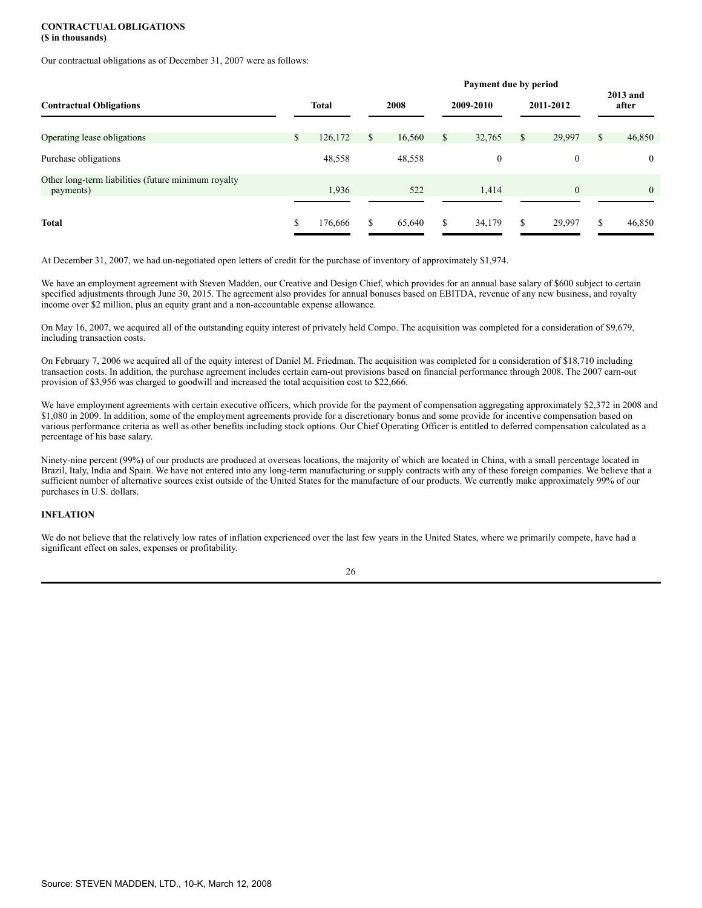**CONTRACTUAL OBLIGATIONS**
**($ in thousands)**

Our contractual obligations as of December 31, 2007 were as follows:

| | | Payment due by period | | | |
|---|---|---|---|---|---|
| **Contractual Obligations** | **Total** | **2008** | **2009-2010** | **2011-2012** | **2013 and after** |
| Operating lease obligations | $ 126,172 | $ 16,560 | $ 32,765 | $ 29,997 | $ 46,850 |
| Purchase obligations | 48,558 | 48,558 | 0 | 0 | 0 |
| Other long-term liabilities (future minimum royalty payments) | 1,936 | 522 | 1,414 | 0 | 0 |
| **Total** | $ 176,666 | $ 65,640 | $ 34,179 | $ 29,997 | $ 46,850 |

At December 31, 2007, we had un-negotiated open letters of credit for the purchase of inventory of approximately $1,974.

We have an employment agreement with Steven Madden, our Creative and Design Chief, which provides for an annual base salary of $600 subject to certain specified adjustments through June 30, 2015. The agreement also provides for annual bonuses based on EBITDA, revenue of any new business, and royalty income over $2 million, plus an equity grant and a non-accountable expense allowance.

On May 16, 2007, we acquired all of the outstanding equity interest of privately held Compo. The acquisition was completed for a consideration of $9,679, including transaction costs.

On February 7, 2006 we acquired all of the equity interest of Daniel M. Friedman. The acquisition was completed for a consideration of $18,710 including transaction costs. In addition, the purchase agreement includes certain earn-out provisions based on financial performance through 2008. The 2007 earn-out provision of $3,956 was charged to goodwill and increased the total acquisition cost to $22,666.

We have employment agreements with certain executive officers, which provide for the payment of compensation aggregating approximately $2,372 in 2008 and $1,080 in 2009. In addition, some of the employment agreements provide for a discretionary bonus and some provide for incentive compensation based on various performance criteria as well as other benefits including stock options. Our Chief Operating Officer is entitled to deferred compensation calculated as a percentage of his base salary.

Ninety-nine percent (99%) of our products are produced at overseas locations, the majority of which are located in China, with a small percentage located in Brazil, Italy, India and Spain. We have not entered into any long-term manufacturing or supply contracts with any of these foreign companies. We believe that a sufficient number of alternative sources exist outside of the United States for the manufacture of our products. We currently make approximately 99% of our purchases in U.S. dollars.

**INFLATION**

We do not believe that the relatively low rates of inflation experienced over the last few years in the United States, where we primarily compete, have had a significant effect on sales, expenses or profitability.

Source: STEVEN MADDEN, LTD., 10-K, March 12, 2008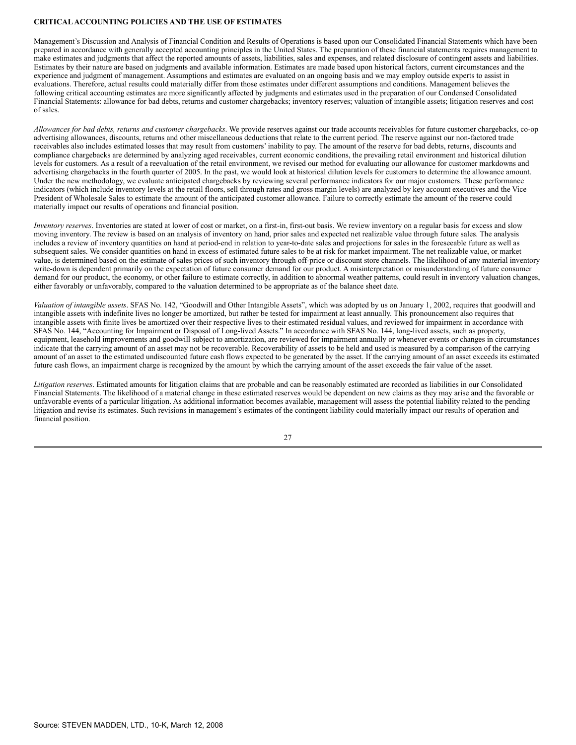**CRITICAL ACCOUNTING POLICIES AND THE USE OF ESTIMATES**

Management's Discussion and Analysis of Financial Condition and Results of Operations is based upon our Consolidated Financial Statements which have been prepared in accordance with generally accepted accounting principles in the United States. The preparation of these financial statements requires management to make estimates and judgments that affect the reported amounts of assets, liabilities, sales and expenses, and related disclosure of contingent assets and liabilities. Estimates by their nature are based on judgments and available information. Estimates are made based upon historical factors, current circumstances and the experience and judgment of management. Assumptions and estimates are evaluated on an ongoing basis and we may employ outside experts to assist in evaluations. Therefore, actual results could materially differ from those estimates under different assumptions and conditions. Management believes the following critical accounting estimates are more significantly affected by judgments and estimates used in the preparation of our Condensed Consolidated Financial Statements: allowance for bad debts, returns and customer chargebacks; inventory reserves; valuation of intangible assets; litigation reserves and cost of sales.

*Allowances for bad debts, returns and customer chargebacks*. We provide reserves against our trade accounts receivables for future customer chargebacks, co-op advertising allowances, discounts, returns and other miscellaneous deductions that relate to the current period. The reserve against our non-factored trade receivables also includes estimated losses that may result from customers' inability to pay. The amount of the reserve for bad debts, returns, discounts and compliance chargebacks are determined by analyzing aged receivables, current economic conditions, the prevailing retail environment and historical dilution levels for customers. As a result of a reevaluation of the retail environment, we revised our method for evaluating our allowance for customer markdowns and advertising chargebacks in the fourth quarter of 2005. In the past, we would look at historical dilution levels for customers to determine the allowance amount. Under the new methodology, we evaluate anticipated chargebacks by reviewing several performance indicators for our major customers. These performance indicators (which include inventory levels at the retail floors, sell through rates and gross margin levels) are analyzed by key account executives and the Vice President of Wholesale Sales to estimate the amount of the anticipated customer allowance. Failure to correctly estimate the amount of the reserve could materially impact our results of operations and financial position.

*Inventory reserves*. Inventories are stated at lower of cost or market, on a first-in, first-out basis. We review inventory on a regular basis for excess and slow moving inventory. The review is based on an analysis of inventory on hand, prior sales and expected net realizable value through future sales. The analysis includes a review of inventory quantities on hand at period-end in relation to year-to-date sales and projections for sales in the foreseeable future as well as subsequent sales. We consider quantities on hand in excess of estimated future sales to be at risk for market impairment. The net realizable value, or market value, is determined based on the estimate of sales prices of such inventory through off-price or discount store channels. The likelihood of any material inventory write-down is dependent primarily on the expectation of future consumer demand for our product. A misinterpretation or misunderstanding of future consumer demand for our product, the economy, or other failure to estimate correctly, in addition to abnormal weather patterns, could result in inventory valuation changes, either favorably or unfavorably, compared to the valuation determined to be appropriate as of the balance sheet date.

*Valuation of intangible assets*. SFAS No. 142, "Goodwill and Other Intangible Assets", which was adopted by us on January 1, 2002, requires that goodwill and intangible assets with indefinite lives no longer be amortized, but rather be tested for impairment at least annually. This pronouncement also requires that intangible assets with finite lives be amortized over their respective lives to their estimated residual values, and reviewed for impairment in accordance with SFAS No. 144, "Accounting for Impairment or Disposal of Long-lived Assets." In accordance with SFAS No. 144, long-lived assets, such as property, equipment, leasehold improvements and goodwill subject to amortization, are reviewed for impairment annually or whenever events or changes in circumstances indicate that the carrying amount of an asset may not be recoverable. Recoverability of assets to be held and used is measured by a comparison of the carrying amount of an asset to the estimated undiscounted future cash flows expected to be generated by the asset. If the carrying amount of an asset exceeds its estimated future cash flows, an impairment charge is recognized by the amount by which the carrying amount of the asset exceeds the fair value of the asset.

*Litigation reserves*. Estimated amounts for litigation claims that are probable and can be reasonably estimated are recorded as liabilities in our Consolidated Financial Statements. The likelihood of a material change in these estimated reserves would be dependent on new claims as they may arise and the favorable or unfavorable events of a particular litigation. As additional information becomes available, management will assess the potential liability related to the pending litigation and revise its estimates. Such revisions in management's estimates of the contingent liability could materially impact our results of operation and financial position.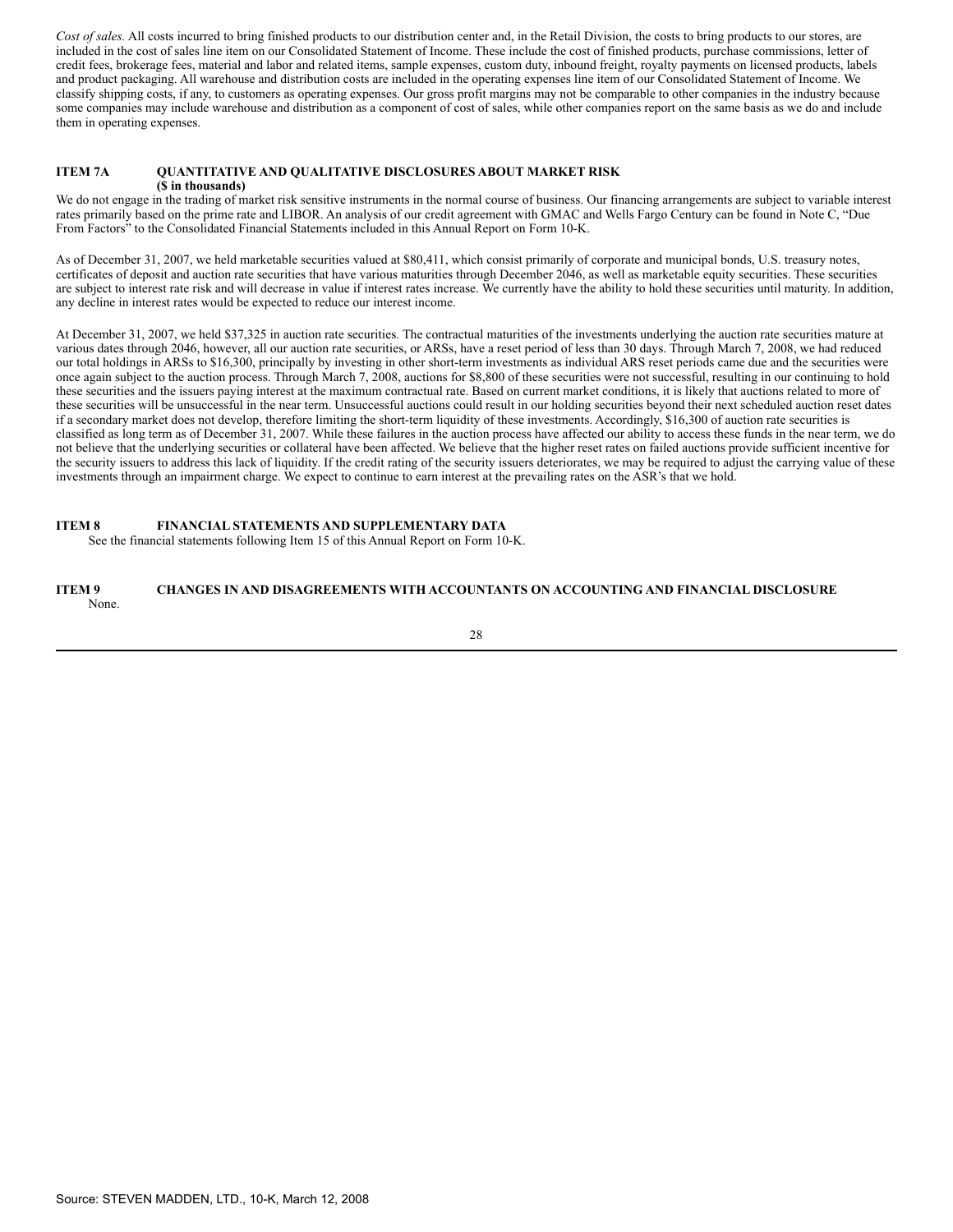*Cost of sales.* All costs incurred to bring finished products to our distribution center and, in the Retail Division, the costs to bring products to our stores, are included in the cost of sales line item on our Consolidated Statement of Income. These include the cost of finished products, purchase commissions, letter of credit fees, brokerage fees, material and labor and related items, sample expenses, custom duty, inbound freight, royalty payments on licensed products, labels and product packaging. All warehouse and distribution costs are included in the operating expenses line item of our Consolidated Statement of Income. We classify shipping costs, if any, to customers as operating expenses. Our gross profit margins may not be comparable to other companies in the industry because some companies may include warehouse and distribution as a component of cost of sales, while other companies report on the same basis as we do and include them in operating expenses.

## ITEM 7A QUANTITATIVE AND QUALITATIVE DISCLOSURES ABOUT MARKET RISK

**($ in thousands)**

We do not engage in the trading of market risk sensitive instruments in the normal course of business. Our financing arrangements are subject to variable interest rates primarily based on the prime rate and LIBOR. An analysis of our credit agreement with GMAC and Wells Fargo Century can be found in Note C, "Due From Factors" to the Consolidated Financial Statements included in this Annual Report on Form 10-K.

As of December 31, 2007, we held marketable securities valued at $80,411, which consist primarily of corporate and municipal bonds, U.S. treasury notes, certificates of deposit and auction rate securities that have various maturities through December 2046, as well as marketable equity securities. These securities are subject to interest rate risk and will decrease in value if interest rates increase. We currently have the ability to hold these securities until maturity. In addition, any decline in interest rates would be expected to reduce our interest income.

At December 31, 2007, we held $37,325 in auction rate securities. The contractual maturities of the investments underlying the auction rate securities mature at various dates through 2046, however, all our auction rate securities, or ARSs, have a reset period of less than 30 days. Through March 7, 2008, we had reduced our total holdings in ARSs to $16,300, principally by investing in other short-term investments as individual ARS reset periods came due and the securities were once again subject to the auction process. Through March 7, 2008, auctions for $8,800 of these securities were not successful, resulting in our continuing to hold these securities and the issuers paying interest at the maximum contractual rate. Based on current market conditions, it is likely that auctions related to more of these securities will be unsuccessful in the near term. Unsuccessful auctions could result in our holding securities beyond their next scheduled auction reset dates if a secondary market does not develop, therefore limiting the short-term liquidity of these investments. Accordingly, $16,300 of auction rate securities is classified as long term as of December 31, 2007. While these failures in the auction process have affected our ability to access these funds in the near term, we do not believe that the underlying securities or collateral have been affected. We believe that the higher reset rates on failed auctions provide sufficient incentive for the security issuers to address this lack of liquidity. If the credit rating of the security issuers deteriorates, we may be required to adjust the carrying value of these investments through an impairment charge. We expect to continue to earn interest at the prevailing rates on the ASR's that we hold.

## ITEM 8 FINANCIAL STATEMENTS AND SUPPLEMENTARY DATA

See the financial statements following Item 15 of this Annual Report on Form 10-K.

## ITEM 9 CHANGES IN AND DISAGREEMENTS WITH ACCOUNTANTS ON ACCOUNTING AND FINANCIAL DISCLOSURE

None.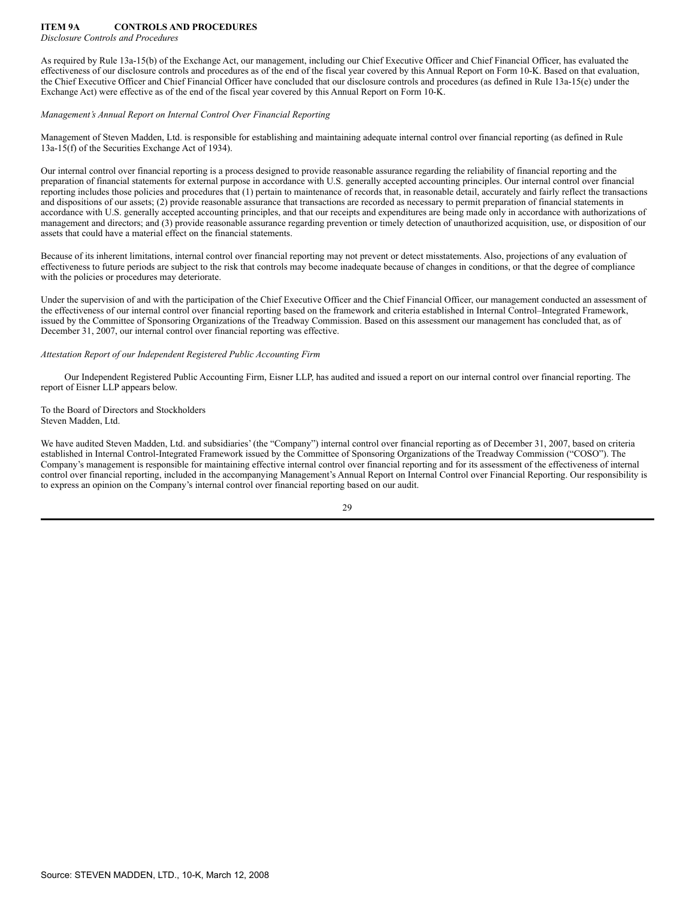## ITEM 9A CONTROLS AND PROCEDURES

*Disclosure Controls and Procedures*

As required by Rule 13a-15(b) of the Exchange Act, our management, including our Chief Executive Officer and Chief Financial Officer, has evaluated the effectiveness of our disclosure controls and procedures as of the end of the fiscal year covered by this Annual Report on Form 10-K. Based on that evaluation, the Chief Executive Officer and Chief Financial Officer have concluded that our disclosure controls and procedures (as defined in Rule 13a-15(e) under the Exchange Act) were effective as of the end of the fiscal year covered by this Annual Report on Form 10-K.

*Management's Annual Report on Internal Control Over Financial Reporting*

Management of Steven Madden, Ltd. is responsible for establishing and maintaining adequate internal control over financial reporting (as defined in Rule 13a-15(f) of the Securities Exchange Act of 1934).

Our internal control over financial reporting is a process designed to provide reasonable assurance regarding the reliability of financial reporting and the preparation of financial statements for external purpose in accordance with U.S. generally accepted accounting principles. Our internal control over financial reporting includes those policies and procedures that (1) pertain to maintenance of records that, in reasonable detail, accurately and fairly reflect the transactions and dispositions of our assets; (2) provide reasonable assurance that transactions are recorded as necessary to permit preparation of financial statements in accordance with U.S. generally accepted accounting principles, and that our receipts and expenditures are being made only in accordance with authorizations of management and directors; and (3) provide reasonable assurance regarding prevention or timely detection of unauthorized acquisition, use, or disposition of our assets that could have a material effect on the financial statements.

Because of its inherent limitations, internal control over financial reporting may not prevent or detect misstatements. Also, projections of any evaluation of effectiveness to future periods are subject to the risk that controls may become inadequate because of changes in conditions, or that the degree of compliance with the policies or procedures may deteriorate.

Under the supervision of and with the participation of the Chief Executive Officer and the Chief Financial Officer, our management conducted an assessment of the effectiveness of our internal control over financial reporting based on the framework and criteria established in Internal Control–Integrated Framework, issued by the Committee of Sponsoring Organizations of the Treadway Commission. Based on this assessment our management has concluded that, as of December 31, 2007, our internal control over financial reporting was effective.

*Attestation Report of our Independent Registered Public Accounting Firm*

Our Independent Registered Public Accounting Firm, Eisner LLP, has audited and issued a report on our internal control over financial reporting. The report of Eisner LLP appears below.

To the Board of Directors and Stockholders
Steven Madden, Ltd.

We have audited Steven Madden, Ltd. and subsidiaries' (the "Company") internal control over financial reporting as of December 31, 2007, based on criteria established in Internal Control-Integrated Framework issued by the Committee of Sponsoring Organizations of the Treadway Commission ("COSO"). The Company's management is responsible for maintaining effective internal control over financial reporting and for its assessment of the effectiveness of internal control over financial reporting, included in the accompanying Management's Annual Report on Internal Control over Financial Reporting. Our responsibility is to express an opinion on the Company's internal control over financial reporting based on our audit.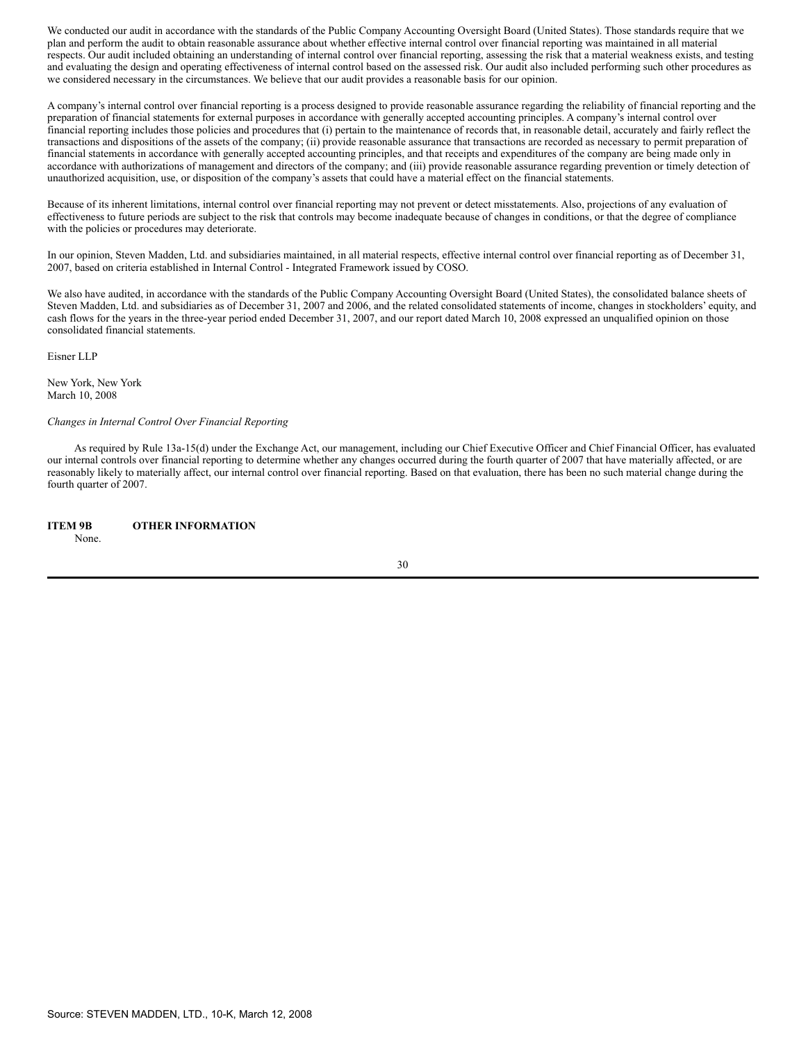We conducted our audit in accordance with the standards of the Public Company Accounting Oversight Board (United States). Those standards require that we plan and perform the audit to obtain reasonable assurance about whether effective internal control over financial reporting was maintained in all material respects. Our audit included obtaining an understanding of internal control over financial reporting, assessing the risk that a material weakness exists, and testing and evaluating the design and operating effectiveness of internal control based on the assessed risk. Our audit also included performing such other procedures as we considered necessary in the circumstances. We believe that our audit provides a reasonable basis for our opinion.

A company's internal control over financial reporting is a process designed to provide reasonable assurance regarding the reliability of financial reporting and the preparation of financial statements for external purposes in accordance with generally accepted accounting principles. A company's internal control over financial reporting includes those policies and procedures that (i) pertain to the maintenance of records that, in reasonable detail, accurately and fairly reflect the transactions and dispositions of the assets of the company; (ii) provide reasonable assurance that transactions are recorded as necessary to permit preparation of financial statements in accordance with generally accepted accounting principles, and that receipts and expenditures of the company are being made only in accordance with authorizations of management and directors of the company; and (iii) provide reasonable assurance regarding prevention or timely detection of unauthorized acquisition, use, or disposition of the company's assets that could have a material effect on the financial statements.

Because of its inherent limitations, internal control over financial reporting may not prevent or detect misstatements. Also, projections of any evaluation of effectiveness to future periods are subject to the risk that controls may become inadequate because of changes in conditions, or that the degree of compliance with the policies or procedures may deteriorate.

In our opinion, Steven Madden, Ltd. and subsidiaries maintained, in all material respects, effective internal control over financial reporting as of December 31, 2007, based on criteria established in Internal Control - Integrated Framework issued by COSO.

We also have audited, in accordance with the standards of the Public Company Accounting Oversight Board (United States), the consolidated balance sheets of Steven Madden, Ltd. and subsidiaries as of December 31, 2007 and 2006, and the related consolidated statements of income, changes in stockholders' equity, and cash flows for the years in the three-year period ended December 31, 2007, and our report dated March 10, 2008 expressed an unqualified opinion on those consolidated financial statements.

Eisner LLP

New York, New York
March 10, 2008

*Changes in Internal Control Over Financial Reporting*

As required by Rule 13a-15(d) under the Exchange Act, our management, including our Chief Executive Officer and Chief Financial Officer, has evaluated our internal controls over financial reporting to determine whether any changes occurred during the fourth quarter of 2007 that have materially affected, or are reasonably likely to materially affect, our internal control over financial reporting. Based on that evaluation, there has been no such material change during the fourth quarter of 2007.

**ITEM 9B OTHER INFORMATION**

None.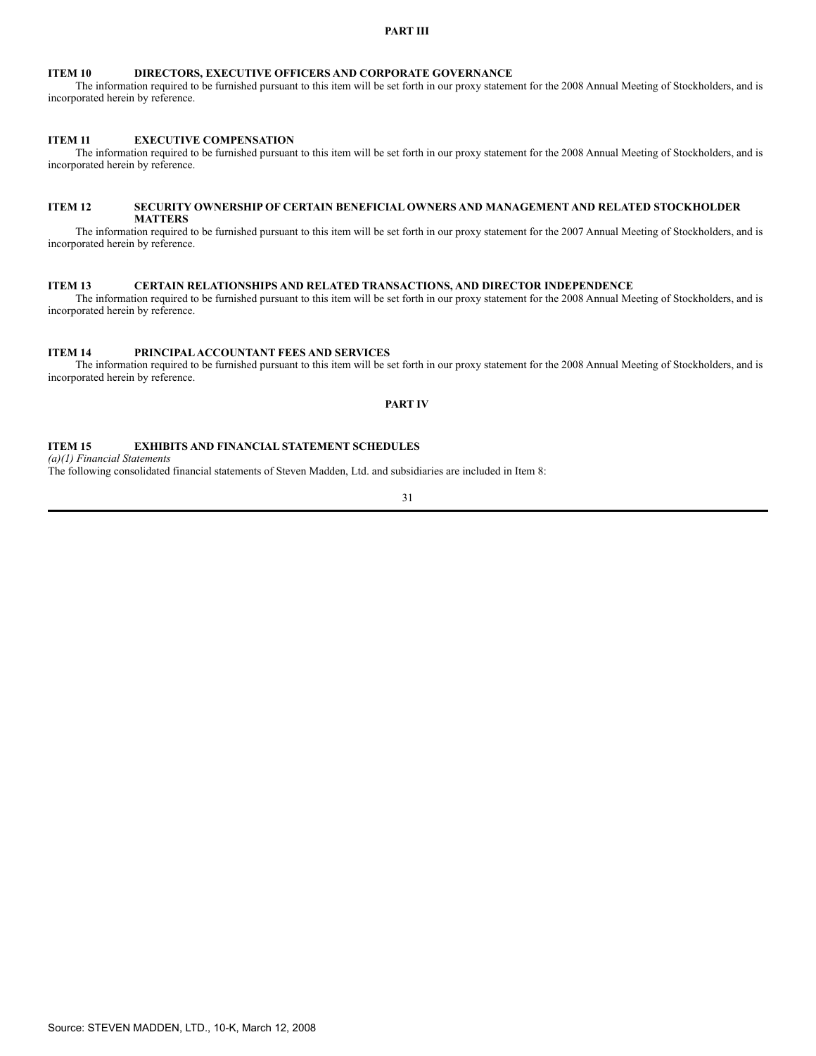# PART III

## ITEM 10 DIRECTORS, EXECUTIVE OFFICERS AND CORPORATE GOVERNANCE

The information required to be furnished pursuant to this item will be set forth in our proxy statement for the 2008 Annual Meeting of Stockholders, and is incorporated herein by reference.

## ITEM 11 EXECUTIVE COMPENSATION

The information required to be furnished pursuant to this item will be set forth in our proxy statement for the 2008 Annual Meeting of Stockholders, and is incorporated herein by reference.

## ITEM 12 SECURITY OWNERSHIP OF CERTAIN BENEFICIAL OWNERS AND MANAGEMENT AND RELATED STOCKHOLDER MATTERS

The information required to be furnished pursuant to this item will be set forth in our proxy statement for the 2007 Annual Meeting of Stockholders, and is incorporated herein by reference.

## ITEM 13 CERTAIN RELATIONSHIPS AND RELATED TRANSACTIONS, AND DIRECTOR INDEPENDENCE

The information required to be furnished pursuant to this item will be set forth in our proxy statement for the 2008 Annual Meeting of Stockholders, and is incorporated herein by reference.

## ITEM 14 PRINCIPAL ACCOUNTANT FEES AND SERVICES

The information required to be furnished pursuant to this item will be set forth in our proxy statement for the 2008 Annual Meeting of Stockholders, and is incorporated herein by reference.

# PART IV

## ITEM 15 EXHIBITS AND FINANCIAL STATEMENT SCHEDULES

*(a)(1) Financial Statements*

The following consolidated financial statements of Steven Madden, Ltd. and subsidiaries are included in Item 8: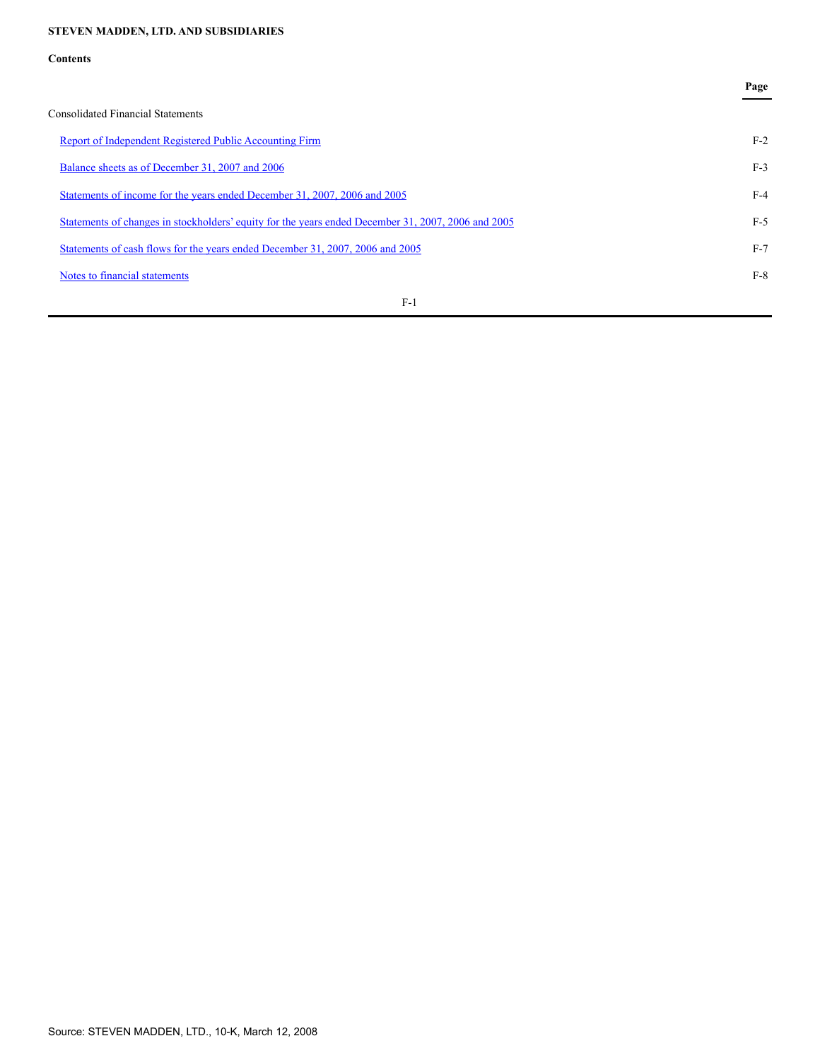**STEVEN MADDEN, LTD. AND SUBSIDIARIES**

**Contents**

| | Page |
|---|---|
| Consolidated Financial Statements | |
| Report of Independent Registered Public Accounting Firm | F-2 |
| Balance sheets as of December 31, 2007 and 2006 | F-3 |
| Statements of income for the years ended December 31, 2007, 2006 and 2005 | F-4 |
| Statements of changes in stockholders' equity for the years ended December 31, 2007, 2006 and 2005 | F-5 |
| Statements of cash flows for the years ended December 31, 2007, 2006 and 2005 | F-7 |
| Notes to financial statements | F-8 |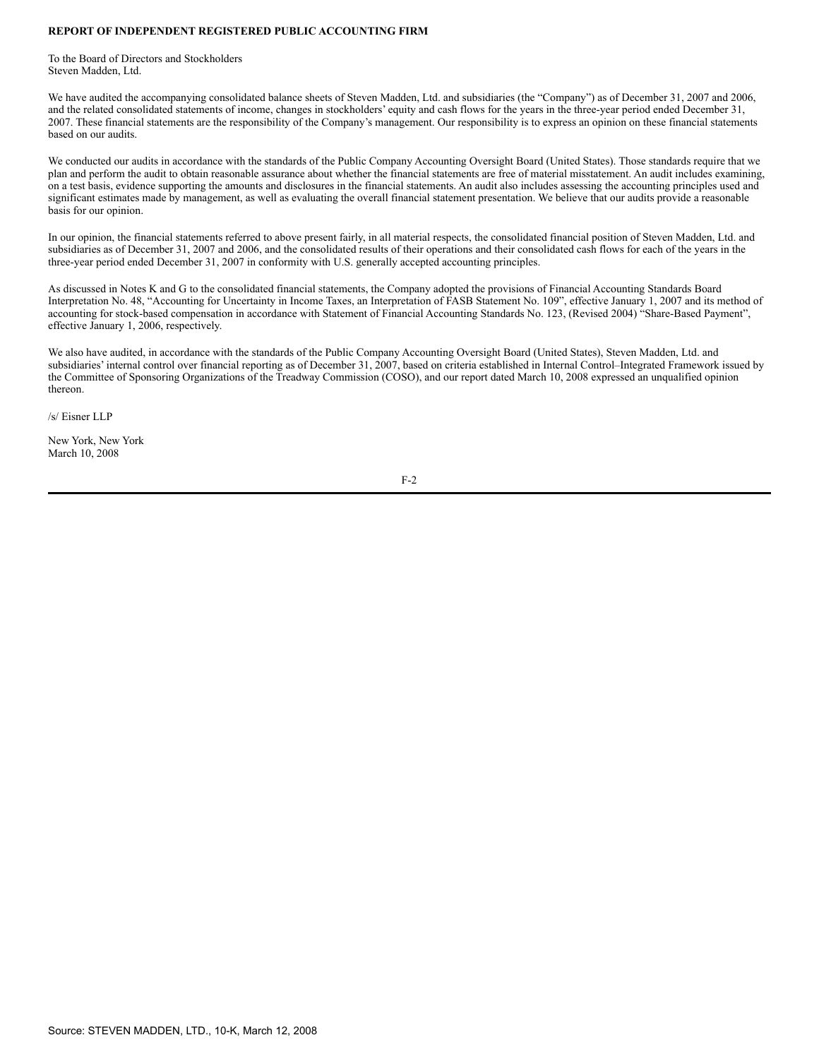**REPORT OF INDEPENDENT REGISTERED PUBLIC ACCOUNTING FIRM**

To the Board of Directors and Stockholders
Steven Madden, Ltd.

We have audited the accompanying consolidated balance sheets of Steven Madden, Ltd. and subsidiaries (the "Company") as of December 31, 2007 and 2006, and the related consolidated statements of income, changes in stockholders' equity and cash flows for the years in the three-year period ended December 31, 2007. These financial statements are the responsibility of the Company's management. Our responsibility is to express an opinion on these financial statements based on our audits.

We conducted our audits in accordance with the standards of the Public Company Accounting Oversight Board (United States). Those standards require that we plan and perform the audit to obtain reasonable assurance about whether the financial statements are free of material misstatement. An audit includes examining, on a test basis, evidence supporting the amounts and disclosures in the financial statements. An audit also includes assessing the accounting principles used and significant estimates made by management, as well as evaluating the overall financial statement presentation. We believe that our audits provide a reasonable basis for our opinion.

In our opinion, the financial statements referred to above present fairly, in all material respects, the consolidated financial position of Steven Madden, Ltd. and subsidiaries as of December 31, 2007 and 2006, and the consolidated results of their operations and their consolidated cash flows for each of the years in the three-year period ended December 31, 2007 in conformity with U.S. generally accepted accounting principles.

As discussed in Notes K and G to the consolidated financial statements, the Company adopted the provisions of Financial Accounting Standards Board Interpretation No. 48, "Accounting for Uncertainty in Income Taxes, an Interpretation of FASB Statement No. 109", effective January 1, 2007 and its method of accounting for stock-based compensation in accordance with Statement of Financial Accounting Standards No. 123, (Revised 2004) "Share-Based Payment", effective January 1, 2006, respectively.

We also have audited, in accordance with the standards of the Public Company Accounting Oversight Board (United States), Steven Madden, Ltd. and subsidiaries' internal control over financial reporting as of December 31, 2007, based on criteria established in Internal Control–Integrated Framework issued by the Committee of Sponsoring Organizations of the Treadway Commission (COSO), and our report dated March 10, 2008 expressed an unqualified opinion thereon.

/s/ Eisner LLP

New York, New York
March 10, 2008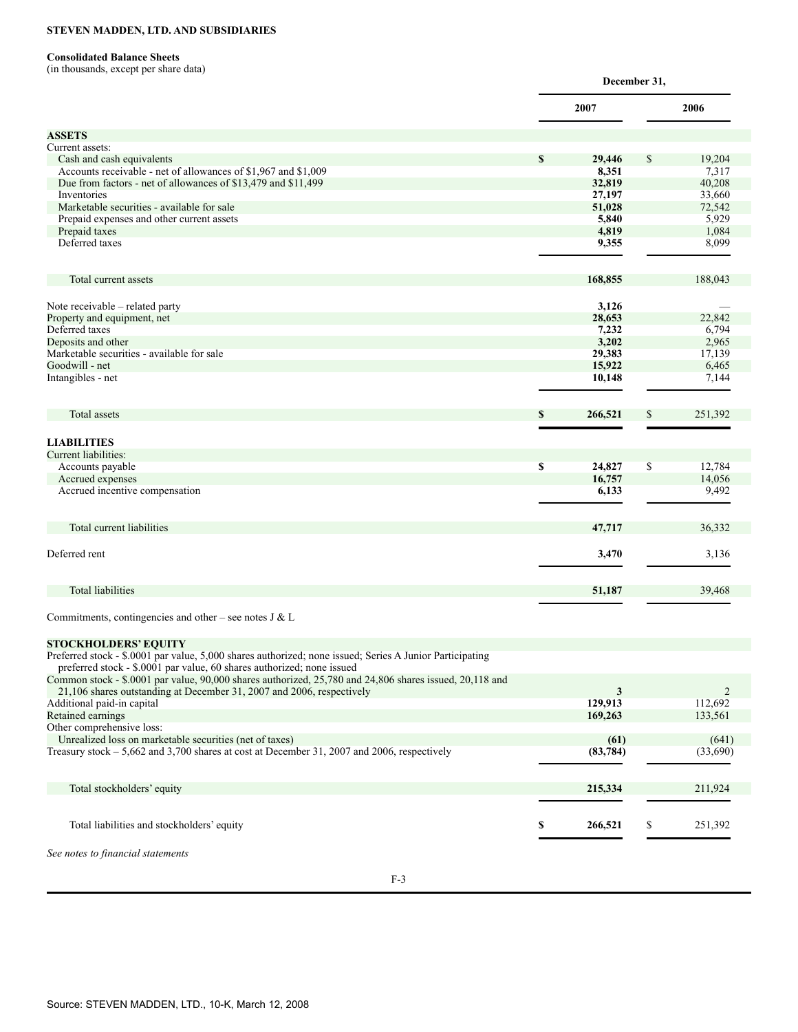**STEVEN MADDEN, LTD. AND SUBSIDIARIES**

**Consolidated Balance Sheets**
(in thousands, except per share data)

| | December 31, | |
|---|---|---|
| | **2007** | **2006** |
| **ASSETS** | | |
| Current assets: | | |
| Cash and cash equivalents | **$ 29,446** | $ 19,204 |
| Accounts receivable - net of allowances of $1,967 and $1,009 | **8,351** | 7,317 |
| Due from factors - net of allowances of $13,479 and $11,499 | **32,819** | 40,208 |
| Inventories | **27,197** | 33,660 |
| Marketable securities - available for sale | **51,028** | 72,542 |
| Prepaid expenses and other current assets | **5,840** | 5,929 |
| Prepaid taxes | **4,819** | 1,084 |
| Deferred taxes | **9,355** | 8,099 |
| Total current assets | **168,855** | 188,043 |
| Note receivable – related party | **3,126** | — |
| Property and equipment, net | **28,653** | 22,842 |
| Deferred taxes | **7,232** | 6,794 |
| Deposits and other | **3,202** | 2,965 |
| Marketable securities - available for sale | **29,383** | 17,139 |
| Goodwill - net | **15,922** | 6,465 |
| Intangibles - net | **10,148** | 7,144 |
| Total assets | **$ 266,521** | $ 251,392 |
| **LIABILITIES** | | |
| Current liabilities: | | |
| Accounts payable | **$ 24,827** | $ 12,784 |
| Accrued expenses | **16,757** | 14,056 |
| Accrued incentive compensation | **6,133** | 9,492 |
| Total current liabilities | **47,717** | 36,332 |
| Deferred rent | **3,470** | 3,136 |
| Total liabilities | **51,187** | 39,468 |
| Commitments, contingencies and other – see notes J & L | | |
| **STOCKHOLDERS' EQUITY** | | |
| Preferred stock - $.0001 par value, 5,000 shares authorized; none issued; Series A Junior Participating preferred stock - $.0001 par value, 60 shares authorized; none issued | | |
| Common stock - $.0001 par value, 90,000 shares authorized, 25,780 and 24,806 shares issued, 20,118 and 21,106 shares outstanding at December 31, 2007 and 2006, respectively | **3** | 2 |
| Additional paid-in capital | **129,913** | 112,692 |
| Retained earnings | **169,263** | 133,561 |
| Other comprehensive loss: | | |
| Unrealized loss on marketable securities (net of taxes) | **(61)** | (641) |
| Treasury stock – 5,662 and 3,700 shares at cost at December 31, 2007 and 2006, respectively | **(83,784)** | (33,690) |
| Total stockholders' equity | **215,334** | 211,924 |
| Total liabilities and stockholders' equity | **$ 266,521** | $ 251,392 |

*See notes to financial statements*

Source: STEVEN MADDEN, LTD., 10-K, March 12, 2008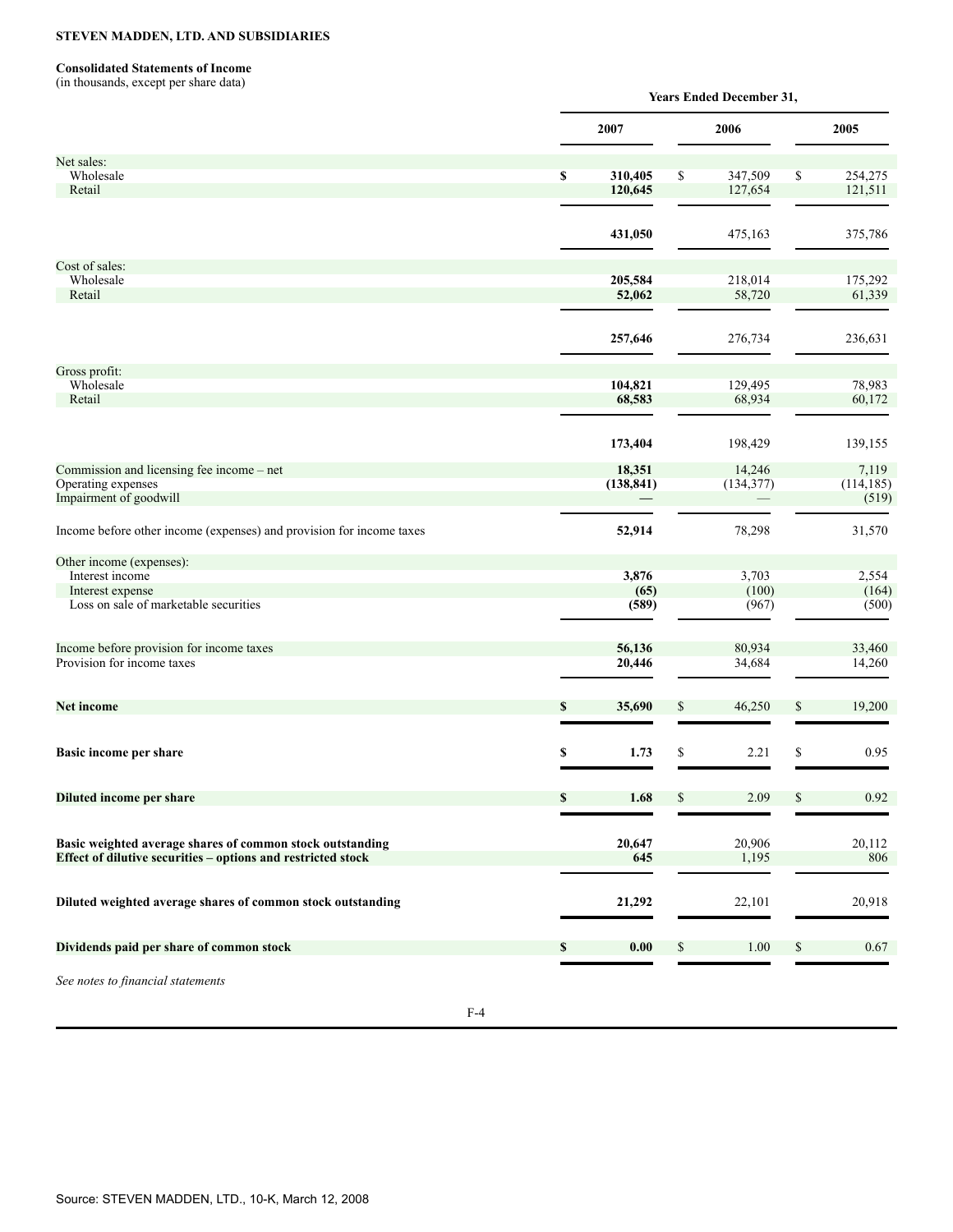**STEVEN MADDEN, LTD. AND SUBSIDIARIES**

**Consolidated Statements of Income**
(in thousands, except per share data)

| | Years Ended December 31, | | |
|---|---|---|---|
| | **2007** | 2006 | 2005 |
| Net sales: | | | |
| Wholesale | **$ 310,405** | $ 347,509 | $ 254,275 |
| Retail | **120,645** | 127,654 | 121,511 |
| | **431,050** | 475,163 | 375,786 |
| Cost of sales: | | | |
| Wholesale | **205,584** | 218,014 | 175,292 |
| Retail | **52,062** | 58,720 | 61,339 |
| | **257,646** | 276,734 | 236,631 |
| Gross profit: | | | |
| Wholesale | **104,821** | 129,495 | 78,983 |
| Retail | **68,583** | 68,934 | 60,172 |
| | **173,404** | 198,429 | 139,155 |
| Commission and licensing fee income – net | **18,351** | 14,246 | 7,119 |
| Operating expenses | **(138,841)** | (134,377) | (114,185) |
| Impairment of goodwill | **—** | — | (519) |
| Income before other income (expenses) and provision for income taxes | **52,914** | 78,298 | 31,570 |
| Other income (expenses): | | | |
| Interest income | **3,876** | 3,703 | 2,554 |
| Interest expense | **(65)** | (100) | (164) |
| Loss on sale of marketable securities | **(589)** | (967) | (500) |
| Income before provision for income taxes | **56,136** | 80,934 | 33,460 |
| Provision for income taxes | **20,446** | 34,684 | 14,260 |
| **Net income** | **$ 35,690** | $ 46,250 | $ 19,200 |
| **Basic income per share** | **$ 1.73** | $ 2.21 | $ 0.95 |
| **Diluted income per share** | **$ 1.68** | $ 2.09 | $ 0.92 |
| **Basic weighted average shares of common stock outstanding** | **20,647** | 20,906 | 20,112 |
| **Effect of dilutive securities – options and restricted stock** | **645** | 1,195 | 806 |
| **Diluted weighted average shares of common stock outstanding** | **21,292** | 22,101 | 20,918 |
| **Dividends paid per share of common stock** | **$ 0.00** | $ 1.00 | $ 0.67 |

*See notes to financial statements*

Source: STEVEN MADDEN, LTD., 10-K, March 12, 2008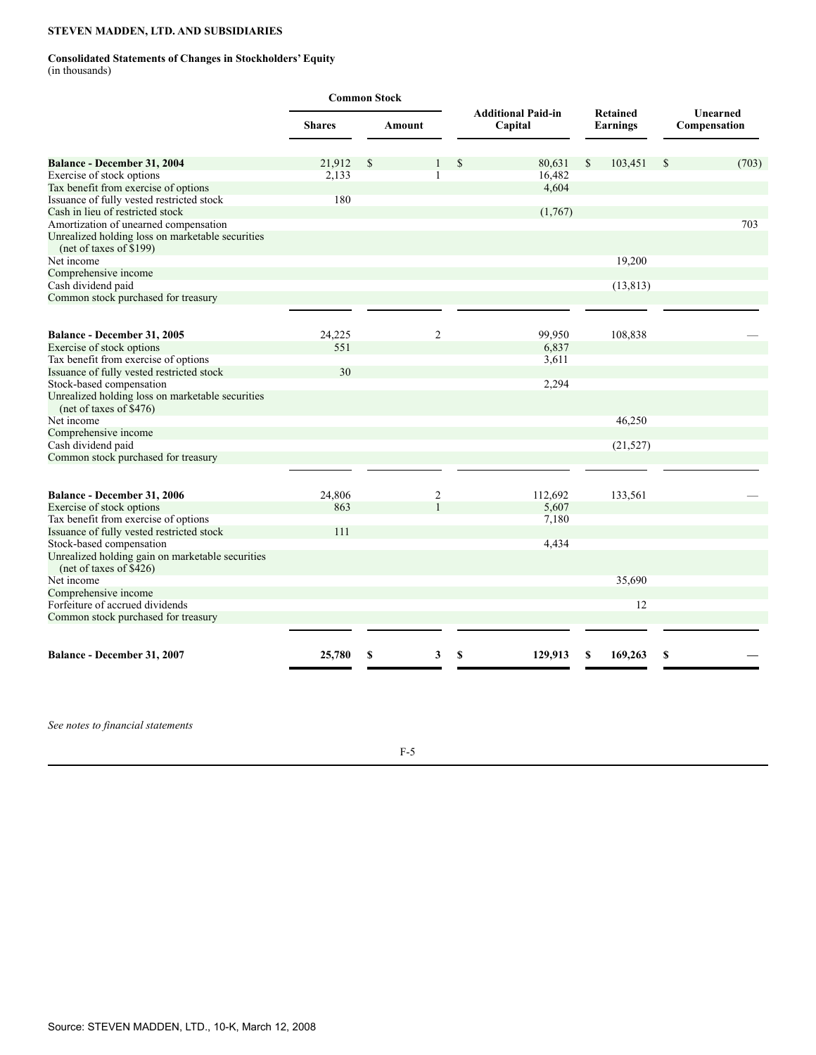**STEVEN MADDEN, LTD. AND SUBSIDIARIES**

**Consolidated Statements of Changes in Stockholders' Equity**
(in thousands)

| | Common Stock | | Additional Paid-in Capital | Retained Earnings | Unearned Compensation |
|---|---|---|---|---|---|
| | Shares | Amount | | | |
| **Balance - December 31, 2004** | 21,912 | $ 1 | $ 80,631 | $ 103,451 | $ (703) |
| Exercise of stock options | 2,133 | 1 | 16,482 | | |
| Tax benefit from exercise of options | | | 4,604 | | |
| Issuance of fully vested restricted stock | 180 | | | | |
| Cash in lieu of restricted stock | | | (1,767) | | |
| Amortization of unearned compensation | | | | | 703 |
| Unrealized holding loss on marketable securities (net of taxes of $199) | | | | | |
| Net income | | | | 19,200 | |
| Comprehensive income | | | | | |
| Cash dividend paid | | | | (13,813) | |
| Common stock purchased for treasury | | | | | |
| **Balance - December 31, 2005** | 24,225 | 2 | 99,950 | 108,838 | — |
| Exercise of stock options | 551 | | 6,837 | | |
| Tax benefit from exercise of options | | | 3,611 | | |
| Issuance of fully vested restricted stock | 30 | | | | |
| Stock-based compensation | | | 2,294 | | |
| Unrealized holding loss on marketable securities (net of taxes of $476) | | | | | |
| Net income | | | | 46,250 | |
| Comprehensive income | | | | | |
| Cash dividend paid | | | | (21,527) | |
| Common stock purchased for treasury | | | | | |
| **Balance - December 31, 2006** | 24,806 | 2 | 112,692 | 133,561 | — |
| Exercise of stock options | 863 | 1 | 5,607 | | |
| Tax benefit from exercise of options | | | 7,180 | | |
| Issuance of fully vested restricted stock | 111 | | | | |
| Stock-based compensation | | | 4,434 | | |
| Unrealized holding gain on marketable securities (net of taxes of $426) | | | | | |
| Net income | | | | 35,690 | |
| Comprehensive income | | | | | |
| Forfeiture of accrued dividends | | | | 12 | |
| Common stock purchased for treasury | | | | | |
| **Balance - December 31, 2007** | **25,780** | **$ 3** | **$ 129,913** | **$ 169,263** | **$ —** |

*See notes to financial statements*

Source: STEVEN MADDEN, LTD., 10-K, March 12, 2008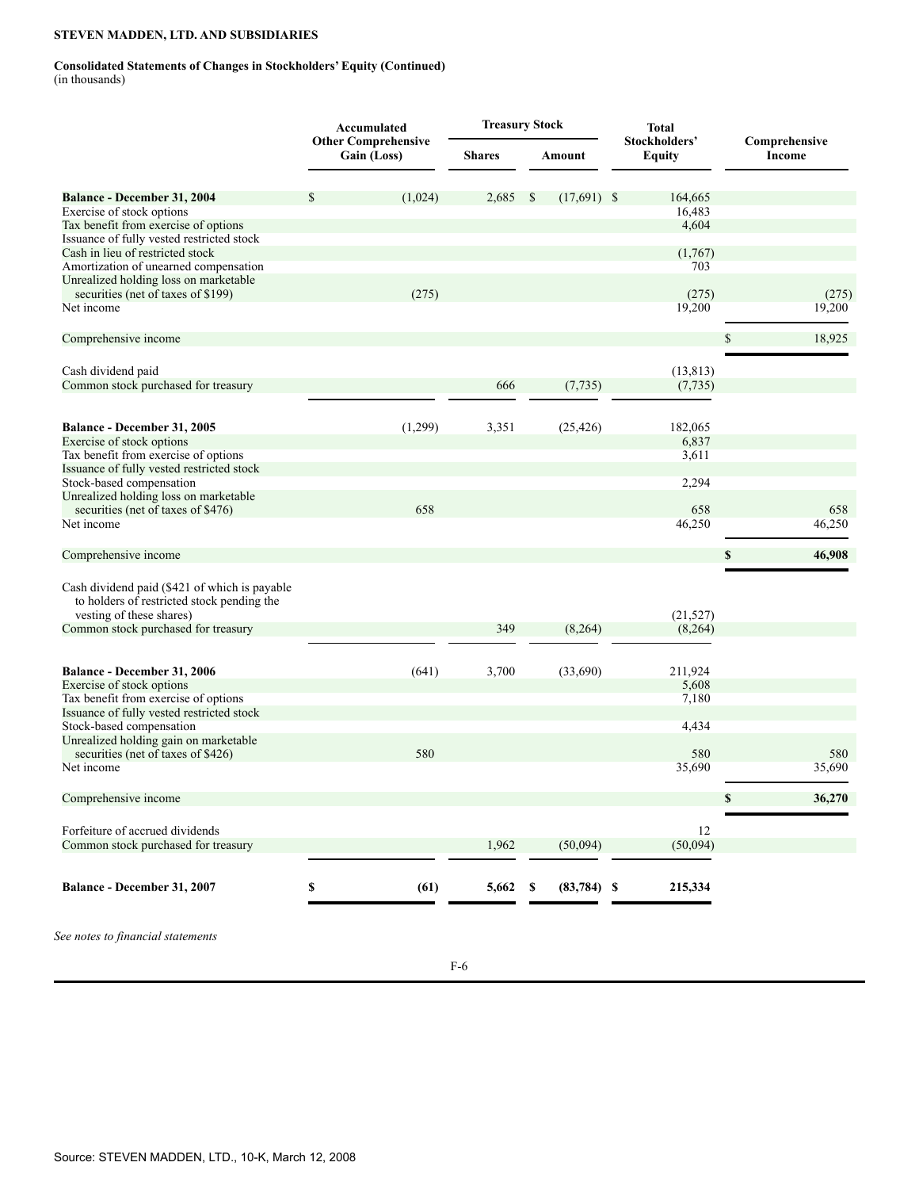**STEVEN MADDEN, LTD. AND SUBSIDIARIES**

**Consolidated Statements of Changes in Stockholders' Equity (Continued)**
(in thousands)

| | Accumulated Other Comprehensive Gain (Loss) | Treasury Stock | | Total Stockholders' Equity | Comprehensive Income |
|---|---|---|---|---|---|
| | | Shares | Amount | | |
| **Balance - December 31, 2004** | $ (1,024) | 2,685 | $ (17,691) | $ 164,665 | |
| Exercise of stock options | | | | 16,483 | |
| Tax benefit from exercise of options | | | | 4,604 | |
| Issuance of fully vested restricted stock | | | | | |
| Cash in lieu of restricted stock | | | | (1,767) | |
| Amortization of unearned compensation | | | | 703 | |
| Unrealized holding loss on marketable securities (net of taxes of $199) | (275) | | | (275) | (275) |
| Net income | | | | 19,200 | 19,200 |
| Comprehensive income | | | | | $ 18,925 |
| Cash dividend paid | | | | (13,813) | |
| Common stock purchased for treasury | | 666 | (7,735) | (7,735) | |
| **Balance - December 31, 2005** | (1,299) | 3,351 | (25,426) | 182,065 | |
| Exercise of stock options | | | | 6,837 | |
| Tax benefit from exercise of options | | | | 3,611 | |
| Issuance of fully vested restricted stock | | | | | |
| Stock-based compensation | | | | 2,294 | |
| Unrealized holding loss on marketable securities (net of taxes of $476) | 658 | | | 658 | 658 |
| Net income | | | | 46,250 | 46,250 |
| Comprehensive income | | | | | **$ 46,908** |
| Cash dividend paid ($421 of which is payable to holders of restricted stock pending the vesting of these shares) | | | | (21,527) | |
| Common stock purchased for treasury | | 349 | (8,264) | (8,264) | |
| **Balance - December 31, 2006** | (641) | 3,700 | (33,690) | 211,924 | |
| Exercise of stock options | | | | 5,608 | |
| Tax benefit from exercise of options | | | | 7,180 | |
| Issuance of fully vested restricted stock | | | | | |
| Stock-based compensation | | | | 4,434 | |
| Unrealized holding gain on marketable securities (net of taxes of $426) | 580 | | | 580 | 580 |
| Net income | | | | 35,690 | 35,690 |
| Comprehensive income | | | | | **$ 36,270** |
| Forfeiture of accrued dividends | | | | 12 | |
| Common stock purchased for treasury | | 1,962 | (50,094) | (50,094) | |
| **Balance - December 31, 2007** | **$ (61)** | **5,662** | **$ (83,784)** | **$ 215,334** | |

*See notes to financial statements*

Source: STEVEN MADDEN, LTD., 10-K, March 12, 2008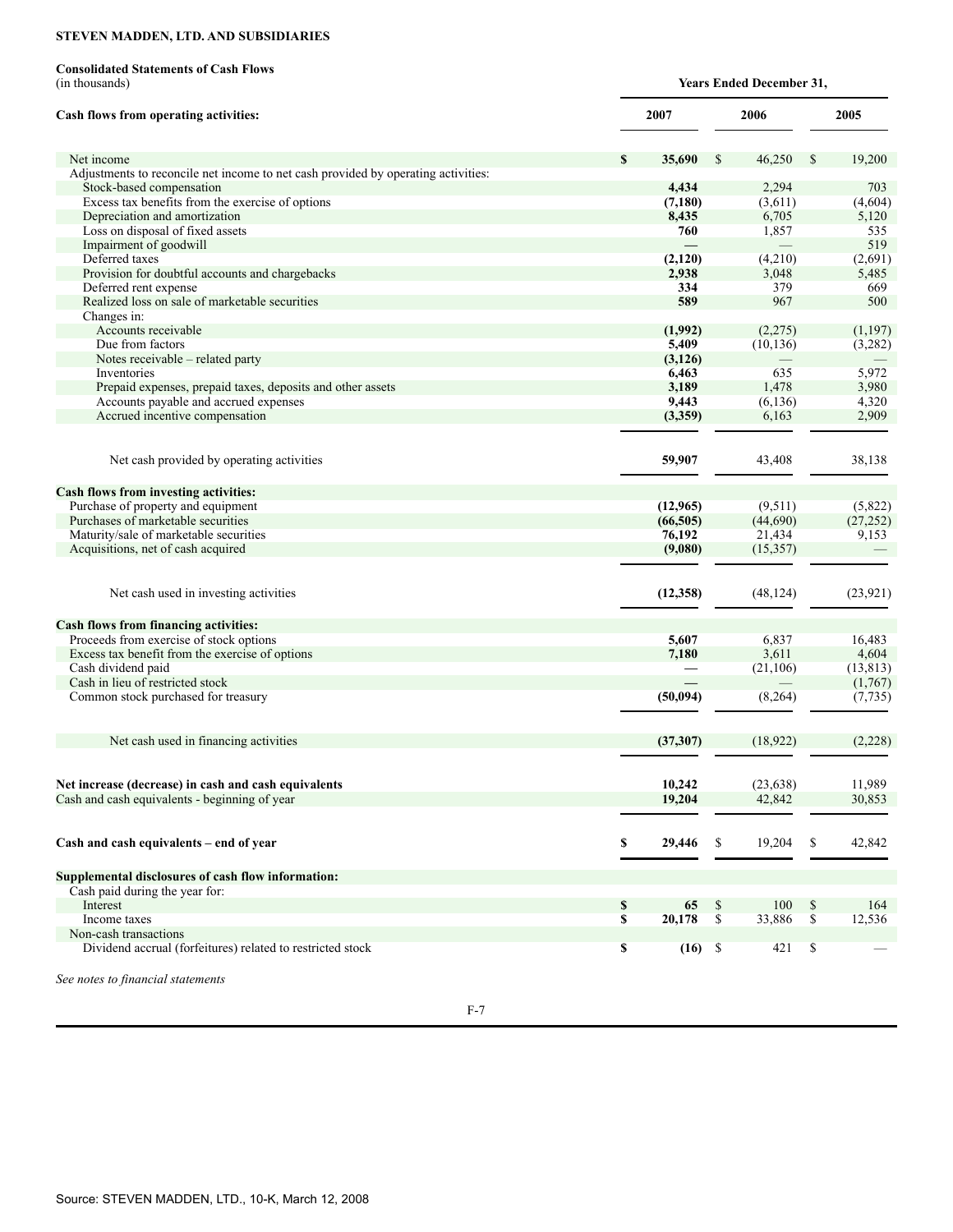**STEVEN MADDEN, LTD. AND SUBSIDIARIES**

**Consolidated Statements of Cash Flows**
(in thousands)

| | Years Ended December 31, | | |
|---|---|---|---|
| **Cash flows from operating activities:** | **2007** | **2006** | **2005** |
| Net income | **$ 35,690** | $ 46,250 | $ 19,200 |
| Adjustments to reconcile net income to net cash provided by operating activities: | | | |
| Stock-based compensation | **4,434** | 2,294 | 703 |
| Excess tax benefits from the exercise of options | **(7,180)** | (3,611) | (4,604) |
| Depreciation and amortization | **8,435** | 6,705 | 5,120 |
| Loss on disposal of fixed assets | **760** | 1,857 | 535 |
| Impairment of goodwill | **—** | — | 519 |
| Deferred taxes | **(2,120)** | (4,210) | (2,691) |
| Provision for doubtful accounts and chargebacks | **2,938** | 3,048 | 5,485 |
| Deferred rent expense | **334** | 379 | 669 |
| Realized loss on sale of marketable securities | **589** | 967 | 500 |
| Changes in: | | | |
| Accounts receivable | **(1,992)** | (2,275) | (1,197) |
| Due from factors | **5,409** | (10,136) | (3,282) |
| Notes receivable – related party | **(3,126)** | — | — |
| Inventories | **6,463** | 635 | 5,972 |
| Prepaid expenses, prepaid taxes, deposits and other assets | **3,189** | 1,478 | 3,980 |
| Accounts payable and accrued expenses | **9,443** | (6,136) | 4,320 |
| Accrued incentive compensation | **(3,359)** | 6,163 | 2,909 |
| Net cash provided by operating activities | **59,907** | 43,408 | 38,138 |
| **Cash flows from investing activities:** | | | |
| Purchase of property and equipment | **(12,965)** | (9,511) | (5,822) |
| Purchases of marketable securities | **(66,505)** | (44,690) | (27,252) |
| Maturity/sale of marketable securities | **76,192** | 21,434 | 9,153 |
| Acquisitions, net of cash acquired | **(9,080)** | (15,357) | — |
| Net cash used in investing activities | **(12,358)** | (48,124) | (23,921) |
| **Cash flows from financing activities:** | | | |
| Proceeds from exercise of stock options | **5,607** | 6,837 | 16,483 |
| Excess tax benefit from the exercise of options | **7,180** | 3,611 | 4,604 |
| Cash dividend paid | **—** | (21,106) | (13,813) |
| Cash in lieu of restricted stock | **—** | — | (1,767) |
| Common stock purchased for treasury | **(50,094)** | (8,264) | (7,735) |
| Net cash used in financing activities | **(37,307)** | (18,922) | (2,228) |
| **Net increase (decrease) in cash and cash equivalents** | **10,242** | (23,638) | 11,989 |
| Cash and cash equivalents - beginning of year | **19,204** | 42,842 | 30,853 |
| **Cash and cash equivalents – end of year** | **$ 29,446** | $ 19,204 | $ 42,842 |
| **Supplemental disclosures of cash flow information:** | | | |
| Cash paid during the year for: | | | |
| Interest | **$ 65** | $ 100 | $ 164 |
| Income taxes | **$ 20,178** | $ 33,886 | $ 12,536 |
| Non-cash transactions | | | |
| Dividend accrual (forfeitures) related to restricted stock | **$ (16)** | $ 421 | $ — |

*See notes to financial statements*

Source: STEVEN MADDEN, LTD., 10-K, March 12, 2008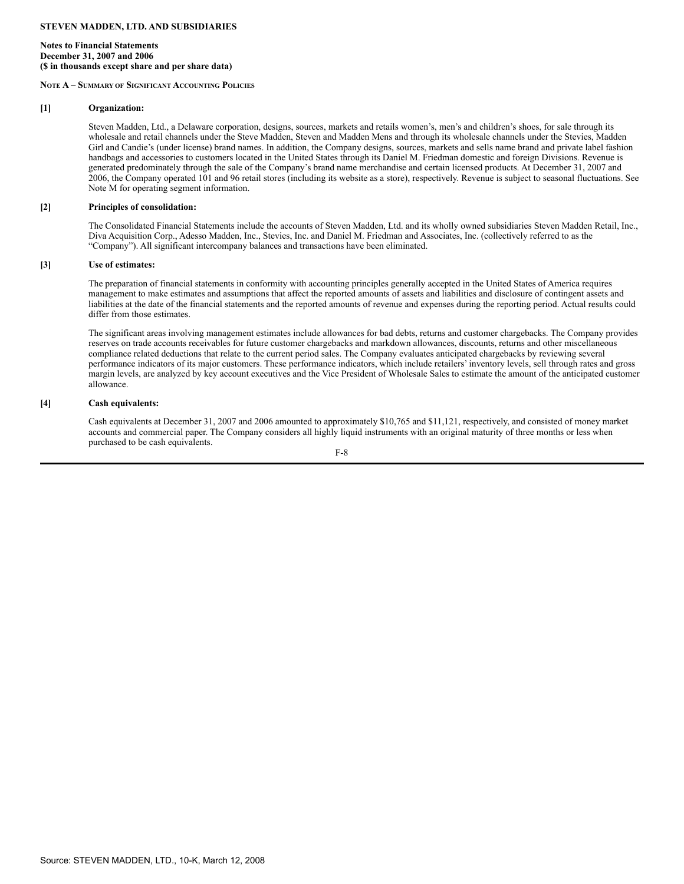**STEVEN MADDEN, LTD. AND SUBSIDIARIES**

**Notes to Financial Statements**
**December 31, 2007 and 2006**
**($ in thousands except share and per share data)**

**NOTE A – SUMMARY OF SIGNIFICANT ACCOUNTING POLICIES**

**[1] Organization:**

Steven Madden, Ltd., a Delaware corporation, designs, sources, markets and retails women's, men's and children's shoes, for sale through its wholesale and retail channels under the Steve Madden, Steven and Madden Mens and through its wholesale channels under the Stevies, Madden Girl and Candie's (under license) brand names. In addition, the Company designs, sources, markets and sells name brand and private label fashion handbags and accessories to customers located in the United States through its Daniel M. Friedman domestic and foreign Divisions. Revenue is generated predominately through the sale of the Company's brand name merchandise and certain licensed products. At December 31, 2007 and 2006, the Company operated 101 and 96 retail stores (including its website as a store), respectively. Revenue is subject to seasonal fluctuations. See Note M for operating segment information.

**[2] Principles of consolidation:**

The Consolidated Financial Statements include the accounts of Steven Madden, Ltd. and its wholly owned subsidiaries Steven Madden Retail, Inc., Diva Acquisition Corp., Adesso Madden, Inc., Stevies, Inc. and Daniel M. Friedman and Associates, Inc. (collectively referred to as the "Company"). All significant intercompany balances and transactions have been eliminated.

**[3] Use of estimates:**

The preparation of financial statements in conformity with accounting principles generally accepted in the United States of America requires management to make estimates and assumptions that affect the reported amounts of assets and liabilities and disclosure of contingent assets and liabilities at the date of the financial statements and the reported amounts of revenue and expenses during the reporting period. Actual results could differ from those estimates.

The significant areas involving management estimates include allowances for bad debts, returns and customer chargebacks. The Company provides reserves on trade accounts receivables for future customer chargebacks and markdown allowances, discounts, returns and other miscellaneous compliance related deductions that relate to the current period sales. The Company evaluates anticipated chargebacks by reviewing several performance indicators of its major customers. These performance indicators, which include retailers' inventory levels, sell through rates and gross margin levels, are analyzed by key account executives and the Vice President of Wholesale Sales to estimate the amount of the anticipated customer allowance.

**[4] Cash equivalents:**

Cash equivalents at December 31, 2007 and 2006 amounted to approximately $10,765 and $11,121, respectively, and consisted of money market accounts and commercial paper. The Company considers all highly liquid instruments with an original maturity of three months or less when purchased to be cash equivalents.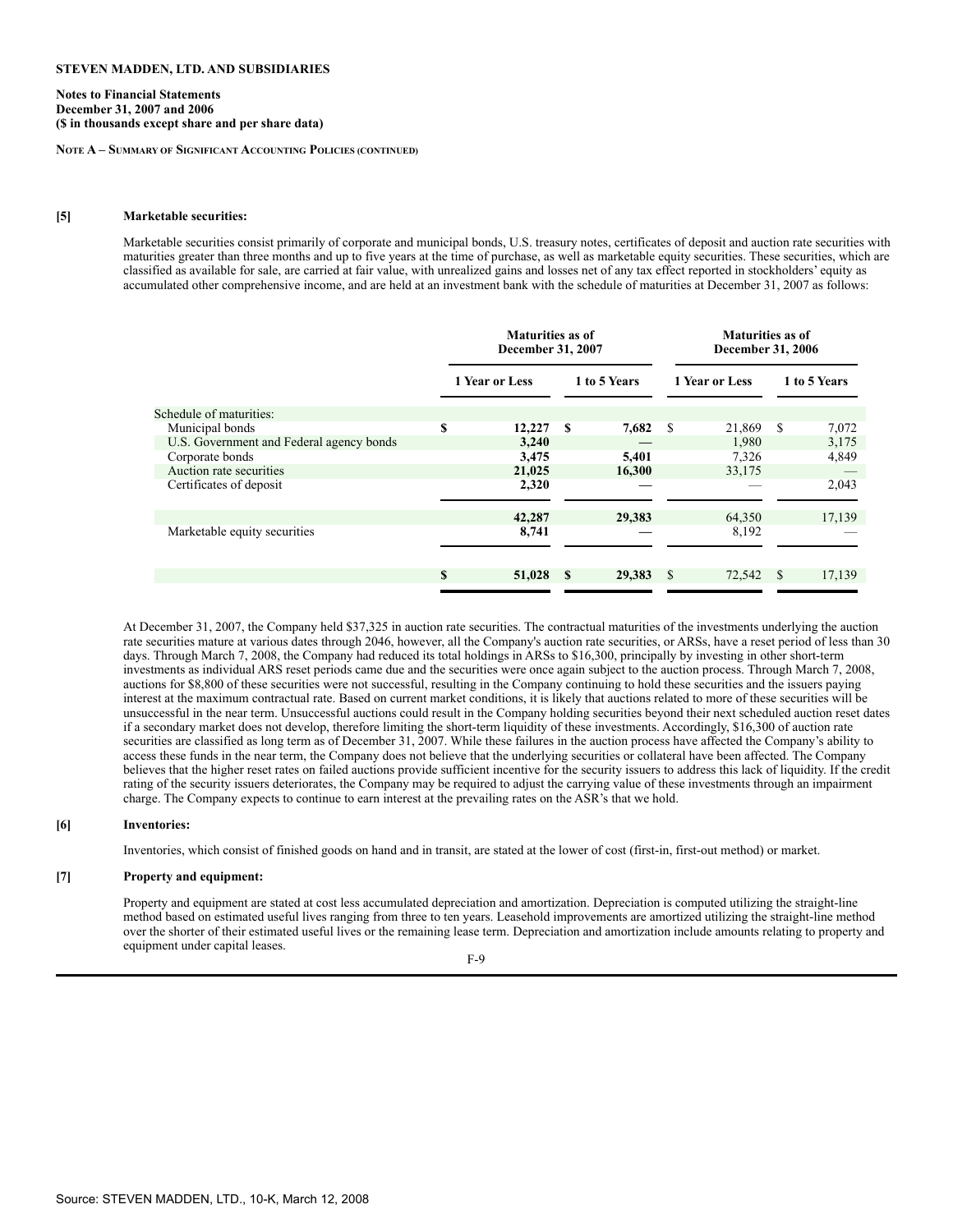**STEVEN MADDEN, LTD. AND SUBSIDIARIES**

**Notes to Financial Statements**
**December 31, 2007 and 2006**
**($ in thousands except share and per share data)**

**NOTE A – SUMMARY OF SIGNIFICANT ACCOUNTING POLICIES (CONTINUED)**

**[5] Marketable securities:**

Marketable securities consist primarily of corporate and municipal bonds, U.S. treasury notes, certificates of deposit and auction rate securities with maturities greater than three months and up to five years at the time of purchase, as well as marketable equity securities. These securities, which are classified as available for sale, are carried at fair value, with unrealized gains and losses net of any tax effect reported in stockholders' equity as accumulated other comprehensive income, and are held at an investment bank with the schedule of maturities at December 31, 2007 as follows:

| | Maturities as of December 31, 2007 | | Maturities as of December 31, 2006 | |
|---|---|---|---|---|
| | 1 Year or Less | 1 to 5 Years | 1 Year or Less | 1 to 5 Years |
| Schedule of maturities: | | | | |
| Municipal bonds | $ 12,227 | $ 7,682 | $ 21,869 | $ 7,072 |
| U.S. Government and Federal agency bonds | 3,240 | — | 1,980 | 3,175 |
| Corporate bonds | 3,475 | 5,401 | 7,326 | 4,849 |
| Auction rate securities | 21,025 | 16,300 | 33,175 | — |
| Certificates of deposit | 2,320 | — | — | 2,043 |
| | 42,287 | 29,383 | 64,350 | 17,139 |
| Marketable equity securities | 8,741 | — | 8,192 | — |
| | $ 51,028 | $ 29,383 | $ 72,542 | $ 17,139 |

At December 31, 2007, the Company held $37,325 in auction rate securities. The contractual maturities of the investments underlying the auction rate securities mature at various dates through 2046, however, all the Company's auction rate securities, or ARSs, have a reset period of less than 30 days. Through March 7, 2008, the Company had reduced its total holdings in ARSs to $16,300, principally by investing in other short-term investments as individual ARS reset periods came due and the securities were once again subject to the auction process. Through March 7, 2008, auctions for $8,800 of these securities were not successful, resulting in the Company continuing to hold these securities and the issuers paying interest at the maximum contractual rate. Based on current market conditions, it is likely that auctions related to more of these securities will be unsuccessful in the near term. Unsuccessful auctions could result in the Company holding securities beyond their next scheduled auction reset dates if a secondary market does not develop, therefore limiting the short-term liquidity of these investments. Accordingly, $16,300 of auction rate securities are classified as long term as of December 31, 2007. While these failures in the auction process have affected the Company's ability to access these funds in the near term, the Company does not believe that the underlying securities or collateral have been affected. The Company believes that the higher reset rates on failed auctions provide sufficient incentive for the security issuers to address this lack of liquidity. If the credit rating of the security issuers deteriorates, the Company may be required to adjust the carrying value of these investments through an impairment charge. The Company expects to continue to earn interest at the prevailing rates on the ASR's that we hold.

**[6] Inventories:**

Inventories, which consist of finished goods on hand and in transit, are stated at the lower of cost (first-in, first-out method) or market.

**[7] Property and equipment:**

Property and equipment are stated at cost less accumulated depreciation and amortization. Depreciation is computed utilizing the straight-line method based on estimated useful lives ranging from three to ten years. Leasehold improvements are amortized utilizing the straight-line method over the shorter of their estimated useful lives or the remaining lease term. Depreciation and amortization include amounts relating to property and equipment under capital leases.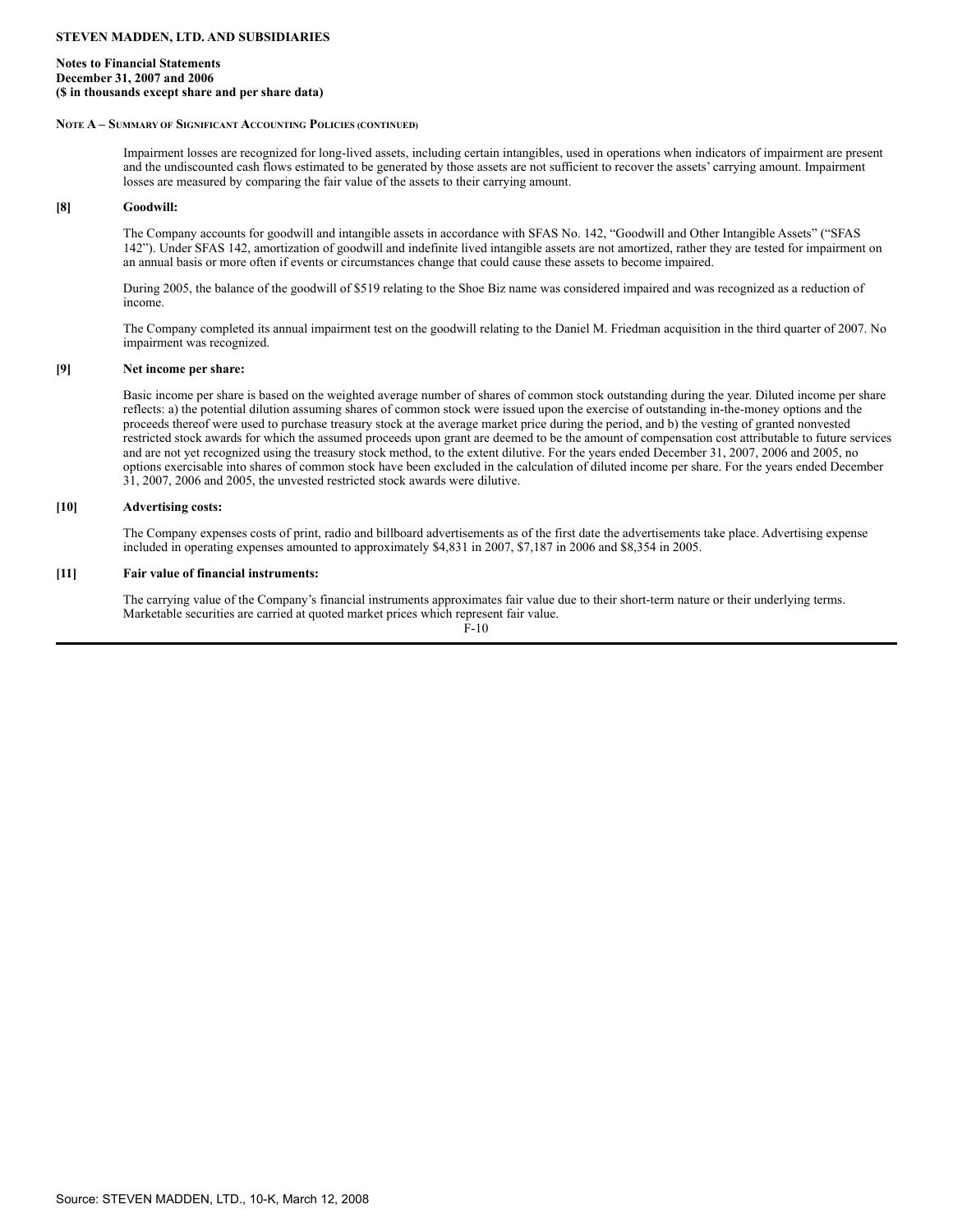**STEVEN MADDEN, LTD. AND SUBSIDIARIES**

**Notes to Financial Statements**
**December 31, 2007 and 2006**
**($ in thousands except share and per share data)**

**NOTE A – SUMMARY OF SIGNIFICANT ACCOUNTING POLICIES (CONTINUED)**

Impairment losses are recognized for long-lived assets, including certain intangibles, used in operations when indicators of impairment are present and the undiscounted cash flows estimated to be generated by those assets are not sufficient to recover the assets' carrying amount. Impairment losses are measured by comparing the fair value of the assets to their carrying amount.

**[8] Goodwill:**

The Company accounts for goodwill and intangible assets in accordance with SFAS No. 142, "Goodwill and Other Intangible Assets" ("SFAS 142"). Under SFAS 142, amortization of goodwill and indefinite lived intangible assets are not amortized, rather they are tested for impairment on an annual basis or more often if events or circumstances change that could cause these assets to become impaired.

During 2005, the balance of the goodwill of $519 relating to the Shoe Biz name was considered impaired and was recognized as a reduction of income.

The Company completed its annual impairment test on the goodwill relating to the Daniel M. Friedman acquisition in the third quarter of 2007. No impairment was recognized.

**[9] Net income per share:**

Basic income per share is based on the weighted average number of shares of common stock outstanding during the year. Diluted income per share reflects: a) the potential dilution assuming shares of common stock were issued upon the exercise of outstanding in-the-money options and the proceeds thereof were used to purchase treasury stock at the average market price during the period, and b) the vesting of granted nonvested restricted stock awards for which the assumed proceeds upon grant are deemed to be the amount of compensation cost attributable to future services and are not yet recognized using the treasury stock method, to the extent dilutive. For the years ended December 31, 2007, 2006 and 2005, no options exercisable into shares of common stock have been excluded in the calculation of diluted income per share. For the years ended December 31, 2007, 2006 and 2005, the unvested restricted stock awards were dilutive.

**[10] Advertising costs:**

The Company expenses costs of print, radio and billboard advertisements as of the first date the advertisements take place. Advertising expense included in operating expenses amounted to approximately $4,831 in 2007, $7,187 in 2006 and $8,354 in 2005.

**[11] Fair value of financial instruments:**

The carrying value of the Company's financial instruments approximates fair value due to their short-term nature or their underlying terms. Marketable securities are carried at quoted market prices which represent fair value.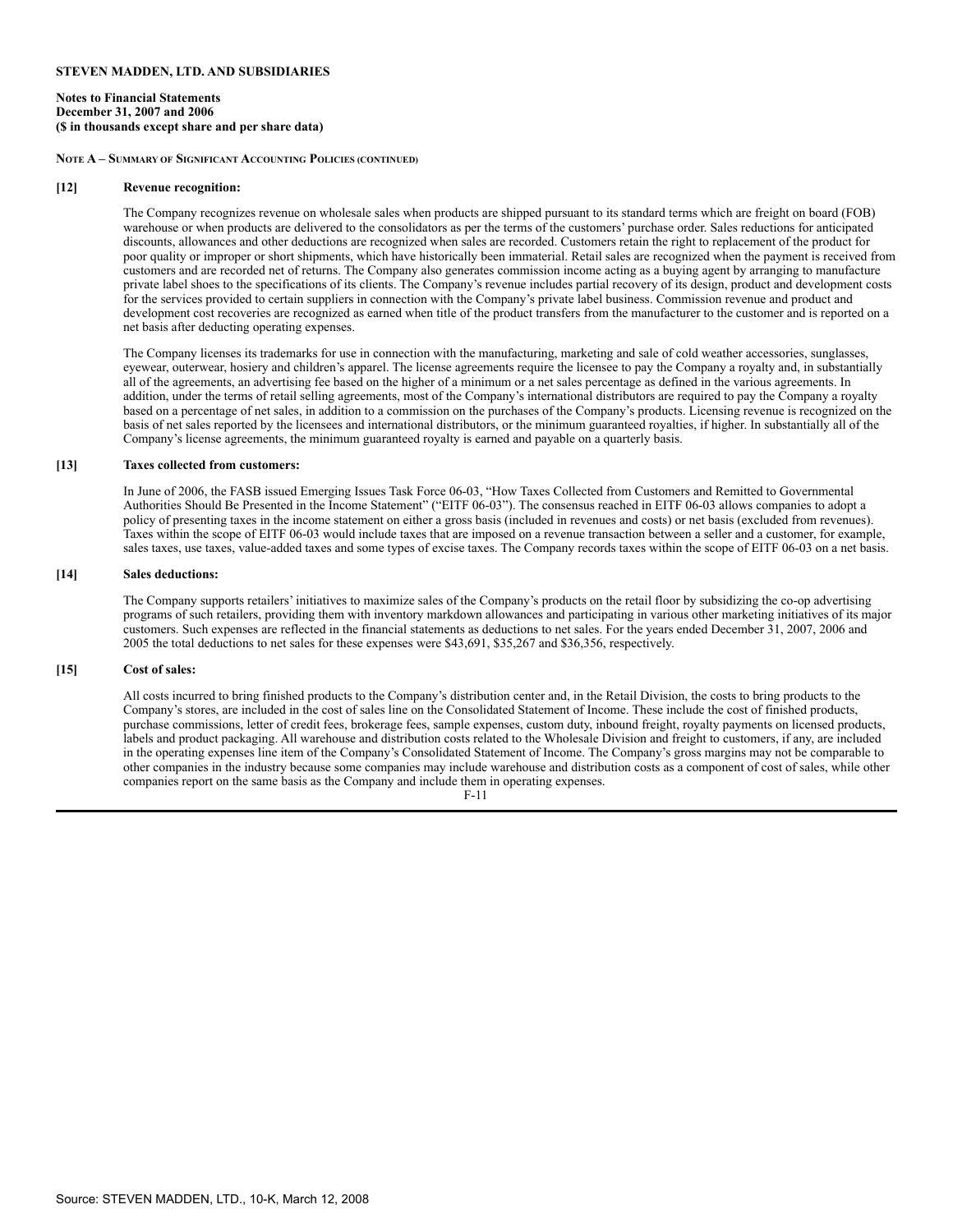**STEVEN MADDEN, LTD. AND SUBSIDIARIES**

**Notes to Financial Statements**
**December 31, 2007 and 2006**
**($ in thousands except share and per share data)**

**NOTE A – SUMMARY OF SIGNIFICANT ACCOUNTING POLICIES (CONTINUED)**

**[12] Revenue recognition:**

The Company recognizes revenue on wholesale sales when products are shipped pursuant to its standard terms which are freight on board (FOB) warehouse or when products are delivered to the consolidators as per the terms of the customers' purchase order. Sales reductions for anticipated discounts, allowances and other deductions are recognized when sales are recorded. Customers retain the right to replacement of the product for poor quality or improper or short shipments, which have historically been immaterial. Retail sales are recognized when the payment is received from customers and are recorded net of returns. The Company also generates commission income acting as a buying agent by arranging to manufacture private label shoes to the specifications of its clients. The Company's revenue includes partial recovery of its design, product and development costs for the services provided to certain suppliers in connection with the Company's private label business. Commission revenue and product and development cost recoveries are recognized as earned when title of the product transfers from the manufacturer to the customer and is reported on a net basis after deducting operating expenses.

The Company licenses its trademarks for use in connection with the manufacturing, marketing and sale of cold weather accessories, sunglasses, eyewear, outerwear, hosiery and children's apparel. The license agreements require the licensee to pay the Company a royalty and, in substantially all of the agreements, an advertising fee based on the higher of a minimum or a net sales percentage as defined in the various agreements. In addition, under the terms of retail selling agreements, most of the Company's international distributors are required to pay the Company a royalty based on a percentage of net sales, in addition to a commission on the purchases of the Company's products. Licensing revenue is recognized on the basis of net sales reported by the licensees and international distributors, or the minimum guaranteed royalties, if higher. In substantially all of the Company's license agreements, the minimum guaranteed royalty is earned and payable on a quarterly basis.

**[13] Taxes collected from customers:**

In June of 2006, the FASB issued Emerging Issues Task Force 06-03, "How Taxes Collected from Customers and Remitted to Governmental Authorities Should Be Presented in the Income Statement" ("EITF 06-03"). The consensus reached in EITF 06-03 allows companies to adopt a policy of presenting taxes in the income statement on either a gross basis (included in revenues and costs) or net basis (excluded from revenues). Taxes within the scope of EITF 06-03 would include taxes that are imposed on a revenue transaction between a seller and a customer, for example, sales taxes, use taxes, value-added taxes and some types of excise taxes. The Company records taxes within the scope of EITF 06-03 on a net basis.

**[14] Sales deductions:**

The Company supports retailers' initiatives to maximize sales of the Company's products on the retail floor by subsidizing the co-op advertising programs of such retailers, providing them with inventory markdown allowances and participating in various other marketing initiatives of its major customers. Such expenses are reflected in the financial statements as deductions to net sales. For the years ended December 31, 2007, 2006 and 2005 the total deductions to net sales for these expenses were $43,691, $35,267 and $36,356, respectively.

**[15] Cost of sales:**

All costs incurred to bring finished products to the Company's distribution center and, in the Retail Division, the costs to bring products to the Company's stores, are included in the cost of sales line on the Consolidated Statement of Income. These include the cost of finished products, purchase commissions, letter of credit fees, brokerage fees, sample expenses, custom duty, inbound freight, royalty payments on licensed products, labels and product packaging. All warehouse and distribution costs related to the Wholesale Division and freight to customers, if any, are included in the operating expenses line item of the Company's Consolidated Statement of Income. The Company's gross margins may not be comparable to other companies in the industry because some companies may include warehouse and distribution costs as a component of cost of sales, while other companies report on the same basis as the Company and include them in operating expenses.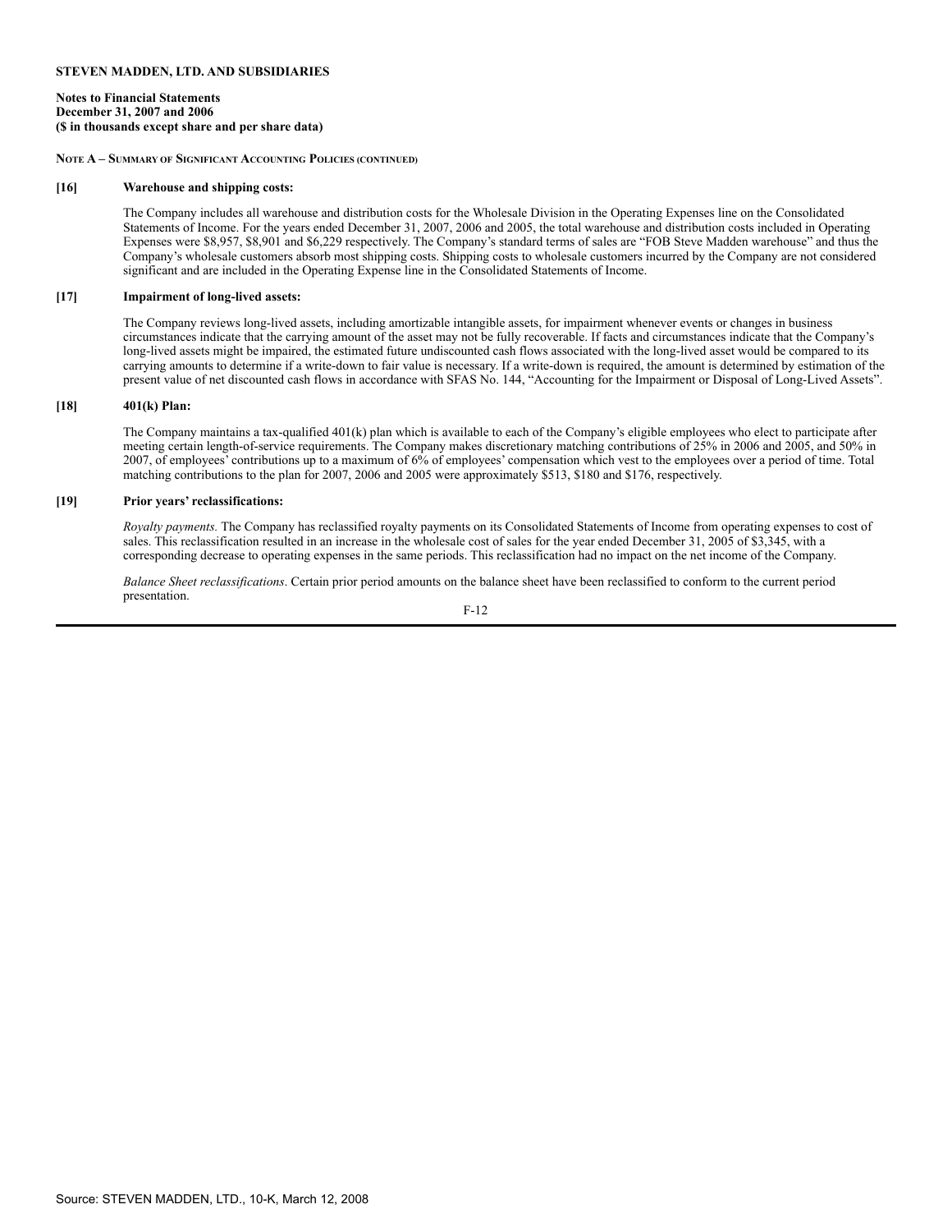**STEVEN MADDEN, LTD. AND SUBSIDIARIES**

**Notes to Financial Statements**
**December 31, 2007 and 2006**
**($ in thousands except share and per share data)**

**NOTE A – SUMMARY OF SIGNIFICANT ACCOUNTING POLICIES (CONTINUED)**

**[16] Warehouse and shipping costs:**

The Company includes all warehouse and distribution costs for the Wholesale Division in the Operating Expenses line on the Consolidated Statements of Income. For the years ended December 31, 2007, 2006 and 2005, the total warehouse and distribution costs included in Operating Expenses were $8,957, $8,901 and $6,229 respectively. The Company's standard terms of sales are "FOB Steve Madden warehouse" and thus the Company's wholesale customers absorb most shipping costs. Shipping costs to wholesale customers incurred by the Company are not considered significant and are included in the Operating Expense line in the Consolidated Statements of Income.

**[17] Impairment of long-lived assets:**

The Company reviews long-lived assets, including amortizable intangible assets, for impairment whenever events or changes in business circumstances indicate that the carrying amount of the asset may not be fully recoverable. If facts and circumstances indicate that the Company's long-lived assets might be impaired, the estimated future undiscounted cash flows associated with the long-lived asset would be compared to its carrying amounts to determine if a write-down to fair value is necessary. If a write-down is required, the amount is determined by estimation of the present value of net discounted cash flows in accordance with SFAS No. 144, "Accounting for the Impairment or Disposal of Long-Lived Assets".

**[18] 401(k) Plan:**

The Company maintains a tax-qualified 401(k) plan which is available to each of the Company's eligible employees who elect to participate after meeting certain length-of-service requirements. The Company makes discretionary matching contributions of 25% in 2006 and 2005, and 50% in 2007, of employees' contributions up to a maximum of 6% of employees' compensation which vest to the employees over a period of time. Total matching contributions to the plan for 2007, 2006 and 2005 were approximately $513, $180 and $176, respectively.

**[19] Prior years' reclassifications:**

*Royalty payments.* The Company has reclassified royalty payments on its Consolidated Statements of Income from operating expenses to cost of sales. This reclassification resulted in an increase in the wholesale cost of sales for the year ended December 31, 2005 of $3,345, with a corresponding decrease to operating expenses in the same periods. This reclassification had no impact on the net income of the Company.

*Balance Sheet reclassifications*. Certain prior period amounts on the balance sheet have been reclassified to conform to the current period presentation.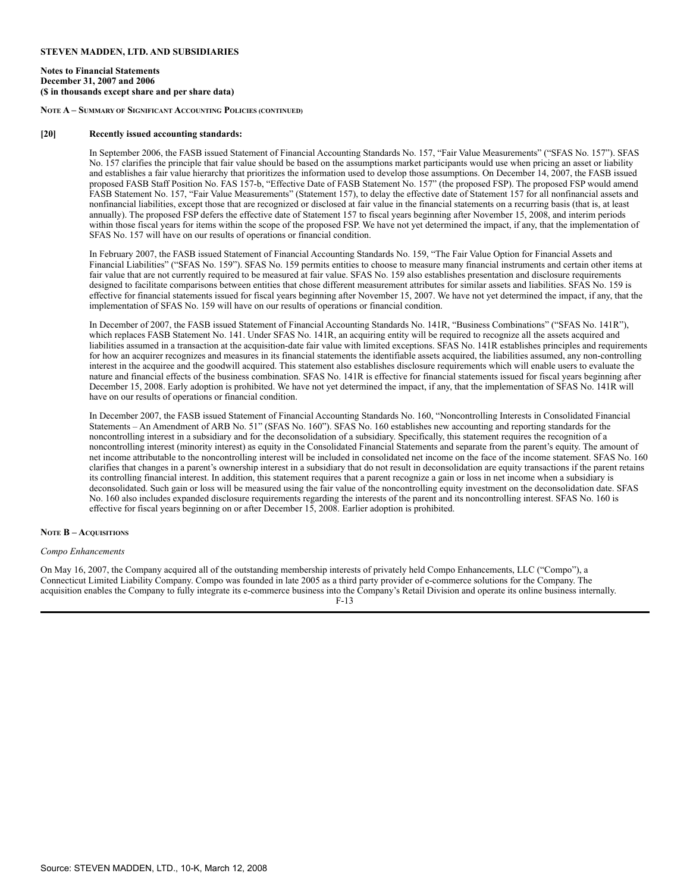**STEVEN MADDEN, LTD. AND SUBSIDIARIES**

**Notes to Financial Statements**
**December 31, 2007 and 2006**
**($ in thousands except share and per share data)**

**NOTE A – SUMMARY OF SIGNIFICANT ACCOUNTING POLICIES (CONTINUED)**

**[20] Recently issued accounting standards:**

In September 2006, the FASB issued Statement of Financial Accounting Standards No. 157, "Fair Value Measurements" ("SFAS No. 157"). SFAS No. 157 clarifies the principle that fair value should be based on the assumptions market participants would use when pricing an asset or liability and establishes a fair value hierarchy that prioritizes the information used to develop those assumptions. On December 14, 2007, the FASB issued proposed FASB Staff Position No. FAS 157-b, "Effective Date of FASB Statement No. 157" (the proposed FSP). The proposed FSP would amend FASB Statement No. 157, "Fair Value Measurements" (Statement 157), to delay the effective date of Statement 157 for all nonfinancial assets and nonfinancial liabilities, except those that are recognized or disclosed at fair value in the financial statements on a recurring basis (that is, at least annually). The proposed FSP defers the effective date of Statement 157 to fiscal years beginning after November 15, 2008, and interim periods within those fiscal years for items within the scope of the proposed FSP. We have not yet determined the impact, if any, that the implementation of SFAS No. 157 will have on our results of operations or financial condition.

In February 2007, the FASB issued Statement of Financial Accounting Standards No. 159, "The Fair Value Option for Financial Assets and Financial Liabilities" ("SFAS No. 159"). SFAS No. 159 permits entities to choose to measure many financial instruments and certain other items at fair value that are not currently required to be measured at fair value. SFAS No. 159 also establishes presentation and disclosure requirements designed to facilitate comparisons between entities that chose different measurement attributes for similar assets and liabilities. SFAS No. 159 is effective for financial statements issued for fiscal years beginning after November 15, 2007. We have not yet determined the impact, if any, that the implementation of SFAS No. 159 will have on our results of operations or financial condition.

In December of 2007, the FASB issued Statement of Financial Accounting Standards No. 141R, "Business Combinations" ("SFAS No. 141R"), which replaces FASB Statement No. 141. Under SFAS No. 141R, an acquiring entity will be required to recognize all the assets acquired and liabilities assumed in a transaction at the acquisition-date fair value with limited exceptions. SFAS No. 141R establishes principles and requirements for how an acquirer recognizes and measures in its financial statements the identifiable assets acquired, the liabilities assumed, any non-controlling interest in the acquiree and the goodwill acquired. This statement also establishes disclosure requirements which will enable users to evaluate the nature and financial effects of the business combination. SFAS No. 141R is effective for financial statements issued for fiscal years beginning after December 15, 2008. Early adoption is prohibited. We have not yet determined the impact, if any, that the implementation of SFAS No. 141R will have on our results of operations or financial condition.

In December 2007, the FASB issued Statement of Financial Accounting Standards No. 160, "Noncontrolling Interests in Consolidated Financial Statements – An Amendment of ARB No. 51" (SFAS No. 160"). SFAS No. 160 establishes new accounting and reporting standards for the noncontrolling interest in a subsidiary and for the deconsolidation of a subsidiary. Specifically, this statement requires the recognition of a noncontrolling interest (minority interest) as equity in the Consolidated Financial Statements and separate from the parent's equity. The amount of net income attributable to the noncontrolling interest will be included in consolidated net income on the face of the income statement. SFAS No. 160 clarifies that changes in a parent's ownership interest in a subsidiary that do not result in deconsolidation are equity transactions if the parent retains its controlling financial interest. In addition, this statement requires that a parent recognize a gain or loss in net income when a subsidiary is deconsolidated. Such gain or loss will be measured using the fair value of the noncontrolling equity investment on the deconsolidation date. SFAS No. 160 also includes expanded disclosure requirements regarding the interests of the parent and its noncontrolling interest. SFAS No. 160 is effective for fiscal years beginning on or after December 15, 2008. Earlier adoption is prohibited.

**NOTE B – ACQUISITIONS**

*Compo Enhancements*

On May 16, 2007, the Company acquired all of the outstanding membership interests of privately held Compo Enhancements, LLC ("Compo"), a Connecticut Limited Liability Company. Compo was founded in late 2005 as a third party provider of e-commerce solutions for the Company. The acquisition enables the Company to fully integrate its e-commerce business into the Company's Retail Division and operate its online business internally.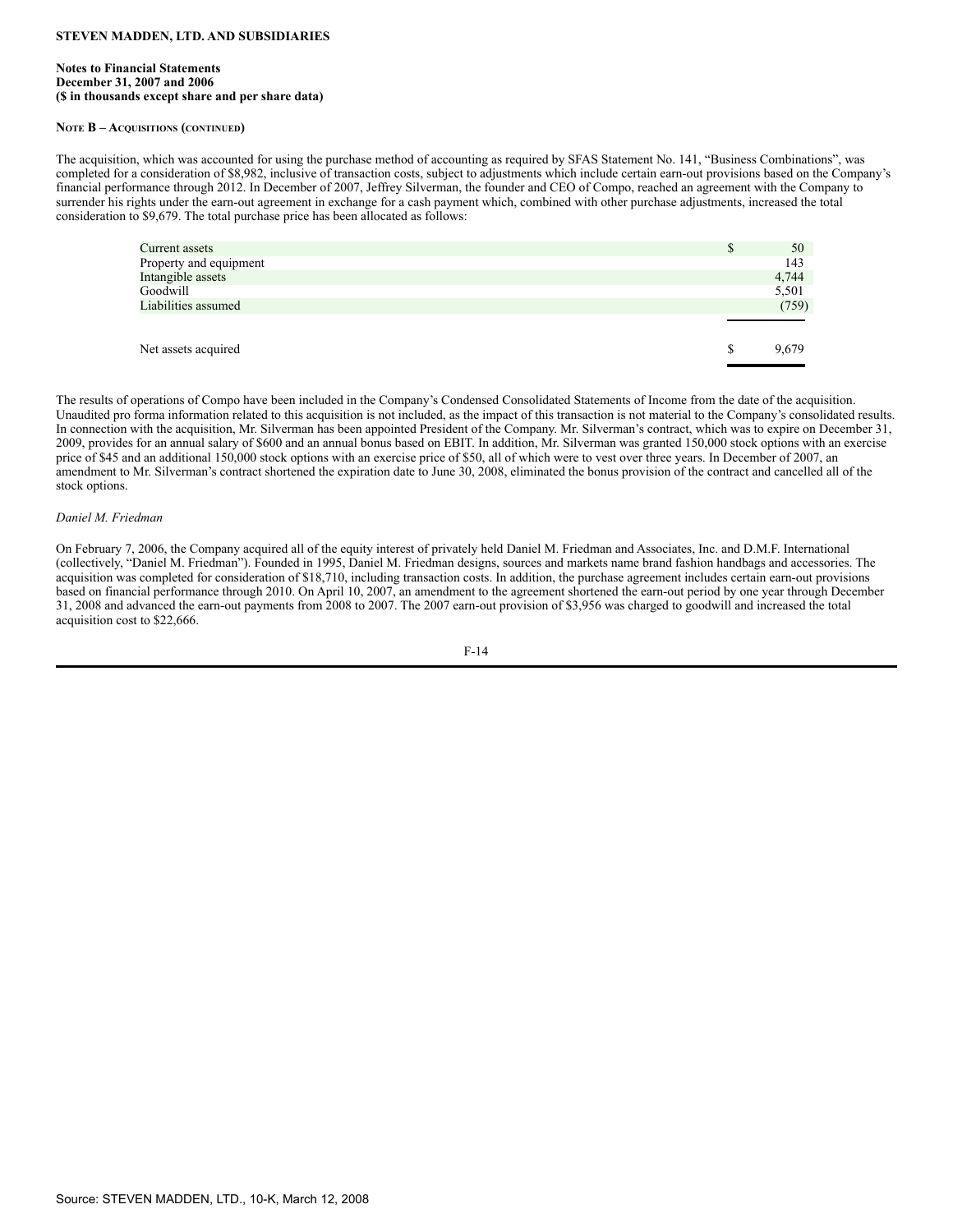**STEVEN MADDEN, LTD. AND SUBSIDIARIES**

**Notes to Financial Statements**
**December 31, 2007 and 2006**
**($ in thousands except share and per share data)**

**NOTE B – ACQUISITIONS (CONTINUED)**

The acquisition, which was accounted for using the purchase method of accounting as required by SFAS Statement No. 141, "Business Combinations", was completed for a consideration of $8,982, inclusive of transaction costs, subject to adjustments which include certain earn-out provisions based on the Company's financial performance through 2012. In December of 2007, Jeffrey Silverman, the founder and CEO of Compo, reached an agreement with the Company to surrender his rights under the earn-out agreement in exchange for a cash payment which, combined with other purchase adjustments, increased the total consideration to $9,679. The total purchase price has been allocated as follows:

| | | |
|---|---|---|
| Current assets | $ | 50 |
| Property and equipment | | 143 |
| Intangible assets | | 4,744 |
| Goodwill | | 5,501 |
| Liabilities assumed | | (759) |
| Net assets acquired | $ | 9,679 |

The results of operations of Compo have been included in the Company's Condensed Consolidated Statements of Income from the date of the acquisition. Unaudited pro forma information related to this acquisition is not included, as the impact of this transaction is not material to the Company's consolidated results. In connection with the acquisition, Mr. Silverman has been appointed President of the Company. Mr. Silverman's contract, which was to expire on December 31, 2009, provides for an annual salary of $600 and an annual bonus based on EBIT. In addition, Mr. Silverman was granted 150,000 stock options with an exercise price of $45 and an additional 150,000 stock options with an exercise price of $50, all of which were to vest over three years. In December of 2007, an amendment to Mr. Silverman's contract shortened the expiration date to June 30, 2008, eliminated the bonus provision of the contract and cancelled all of the stock options.

*Daniel M. Friedman*

On February 7, 2006, the Company acquired all of the equity interest of privately held Daniel M. Friedman and Associates, Inc. and D.M.F. International (collectively, "Daniel M. Friedman"). Founded in 1995, Daniel M. Friedman designs, sources and markets name brand fashion handbags and accessories. The acquisition was completed for consideration of $18,710, including transaction costs. In addition, the purchase agreement includes certain earn-out provisions based on financial performance through 2010. On April 10, 2007, an amendment to the agreement shortened the earn-out period by one year through December 31, 2008 and advanced the earn-out payments from 2008 to 2007. The 2007 earn-out provision of $3,956 was charged to goodwill and increased the total acquisition cost to $22,666.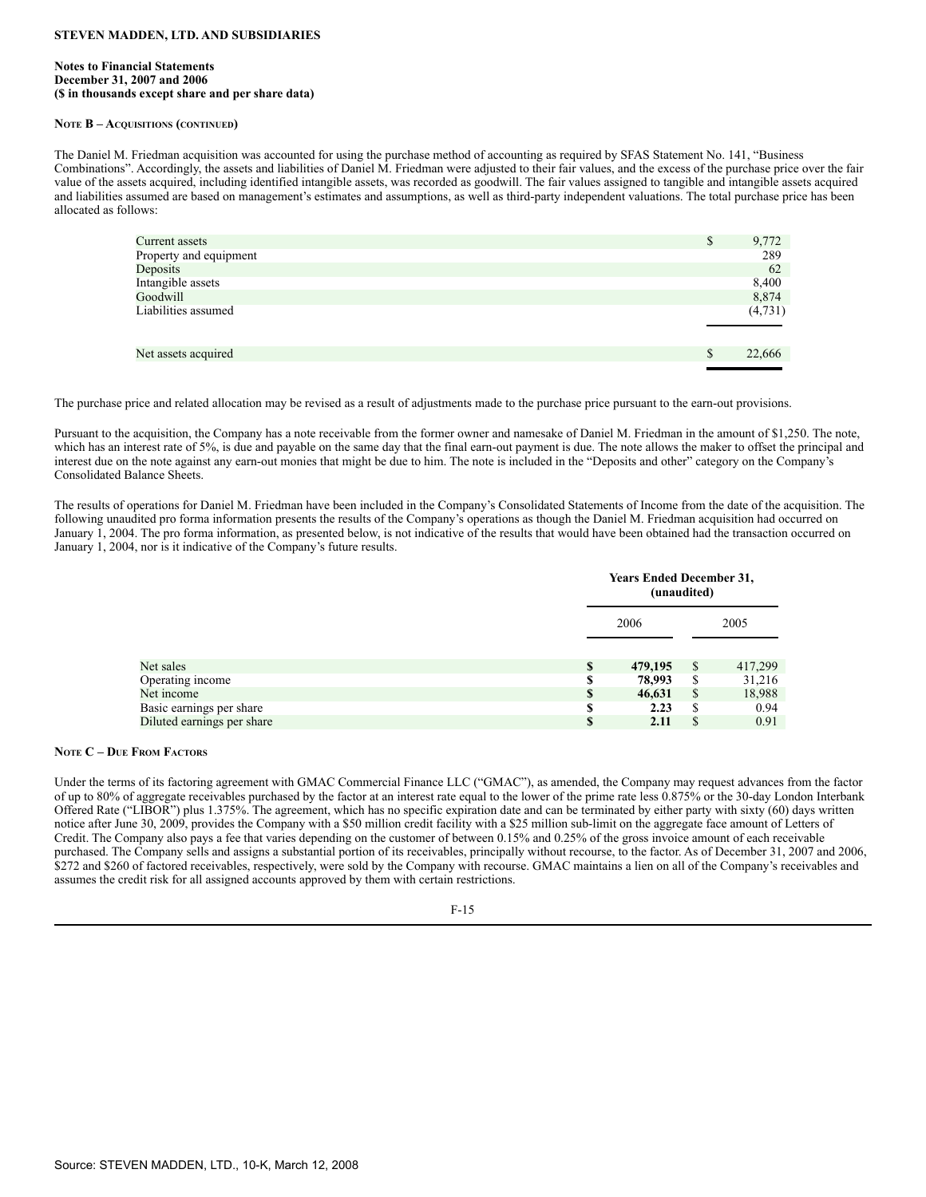**STEVEN MADDEN, LTD. AND SUBSIDIARIES**

**Notes to Financial Statements**
**December 31, 2007 and 2006**
**($ in thousands except share and per share data)**

**NOTE B – ACQUISITIONS (CONTINUED)**

The Daniel M. Friedman acquisition was accounted for using the purchase method of accounting as required by SFAS Statement No. 141, "Business Combinations". Accordingly, the assets and liabilities of Daniel M. Friedman were adjusted to their fair values, and the excess of the purchase price over the fair value of the assets acquired, including identified intangible assets, was recorded as goodwill. The fair values assigned to tangible and intangible assets acquired and liabilities assumed are based on management's estimates and assumptions, as well as third-party independent valuations. The total purchase price has been allocated as follows:

| | | |
|---|---|---|
| Current assets | $ | 9,772 |
| Property and equipment | | 289 |
| Deposits | | 62 |
| Intangible assets | | 8,400 |
| Goodwill | | 8,874 |
| Liabilities assumed | | (4,731) |
| Net assets acquired | $ | 22,666 |

The purchase price and related allocation may be revised as a result of adjustments made to the purchase price pursuant to the earn-out provisions.

Pursuant to the acquisition, the Company has a note receivable from the former owner and namesake of Daniel M. Friedman in the amount of $1,250. The note, which has an interest rate of 5%, is due and payable on the same day that the final earn-out payment is due. The note allows the maker to offset the principal and interest due on the note against any earn-out monies that might be due to him. The note is included in the "Deposits and other" category on the Company's Consolidated Balance Sheets.

The results of operations for Daniel M. Friedman have been included in the Company's Consolidated Statements of Income from the date of the acquisition. The following unaudited pro forma information presents the results of the Company's operations as though the Daniel M. Friedman acquisition had occurred on January 1, 2004. The pro forma information, as presented below, is not indicative of the results that would have been obtained had the transaction occurred on January 1, 2004, nor is it indicative of the Company's future results.

| | **Years Ended December 31, (unaudited)** | | | |
|---|---|---|---|---|
| | 2006 | | 2005 | |
| Net sales | **$** | **479,195** | $ | 417,299 |
| Operating income | **$** | **78,993** | $ | 31,216 |
| Net income | **$** | **46,631** | $ | 18,988 |
| Basic earnings per share | **$** | **2.23** | $ | 0.94 |
| Diluted earnings per share | **$** | **2.11** | $ | 0.91 |

**NOTE C – DUE FROM FACTORS**

Under the terms of its factoring agreement with GMAC Commercial Finance LLC ("GMAC"), as amended, the Company may request advances from the factor of up to 80% of aggregate receivables purchased by the factor at an interest rate equal to the lower of the prime rate less 0.875% or the 30-day London Interbank Offered Rate ("LIBOR") plus 1.375%. The agreement, which has no specific expiration date and can be terminated by either party with sixty (60) days written notice after June 30, 2009, provides the Company with a $50 million credit facility with a $25 million sub-limit on the aggregate face amount of Letters of Credit. The Company also pays a fee that varies depending on the customer of between 0.15% and 0.25% of the gross invoice amount of each receivable purchased. The Company sells and assigns a substantial portion of its receivables, principally without recourse, to the factor. As of December 31, 2007 and 2006, $272 and $260 of factored receivables, respectively, were sold by the Company with recourse. GMAC maintains a lien on all of the Company's receivables and assumes the credit risk for all assigned accounts approved by them with certain restrictions.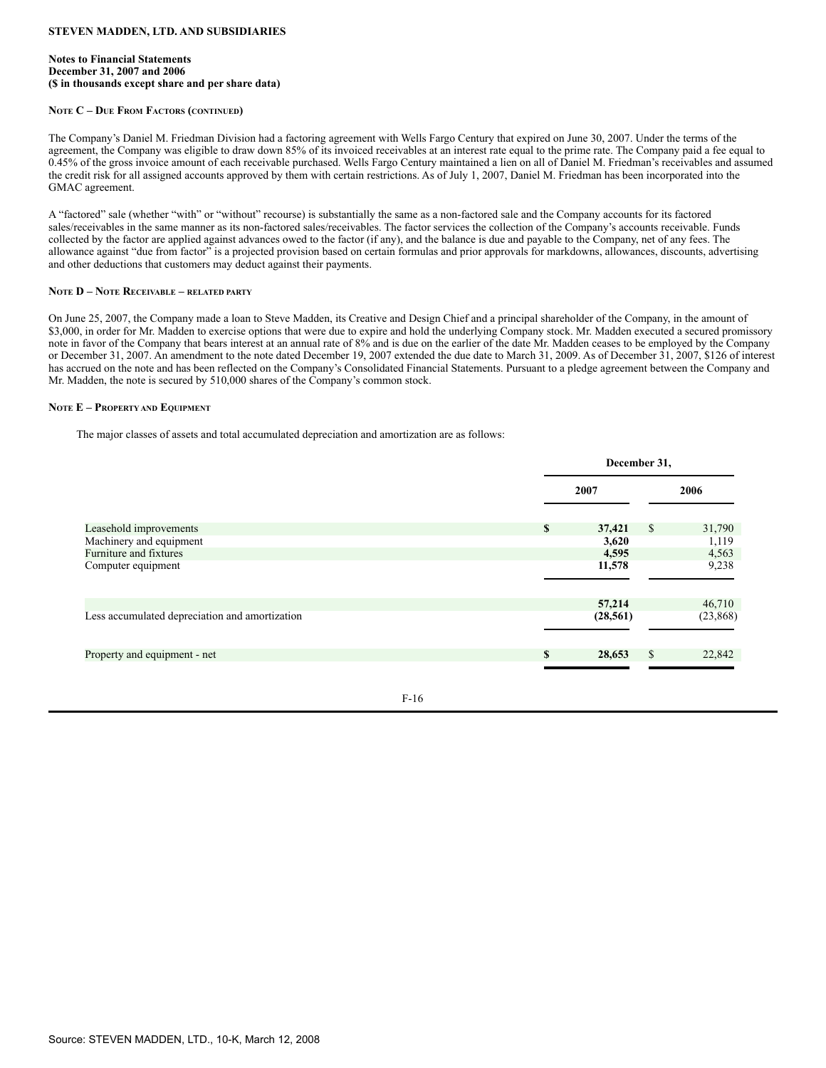**STEVEN MADDEN, LTD. AND SUBSIDIARIES**

**Notes to Financial Statements**
**December 31, 2007 and 2006**
**($ in thousands except share and per share data)**

**NOTE C – DUE FROM FACTORS (CONTINUED)**

The Company's Daniel M. Friedman Division had a factoring agreement with Wells Fargo Century that expired on June 30, 2007. Under the terms of the agreement, the Company was eligible to draw down 85% of its invoiced receivables at an interest rate equal to the prime rate. The Company paid a fee equal to 0.45% of the gross invoice amount of each receivable purchased. Wells Fargo Century maintained a lien on all of Daniel M. Friedman's receivables and assumed the credit risk for all assigned accounts approved by them with certain restrictions. As of July 1, 2007, Daniel M. Friedman has been incorporated into the GMAC agreement.

A "factored" sale (whether "with" or "without" recourse) is substantially the same as a non-factored sale and the Company accounts for its factored sales/receivables in the same manner as its non-factored sales/receivables. The factor services the collection of the Company's accounts receivable. Funds collected by the factor are applied against advances owed to the factor (if any), and the balance is due and payable to the Company, net of any fees. The allowance against "due from factor" is a projected provision based on certain formulas and prior approvals for markdowns, allowances, discounts, advertising and other deductions that customers may deduct against their payments.

**NOTE D – NOTE RECEIVABLE – RELATED PARTY**

On June 25, 2007, the Company made a loan to Steve Madden, its Creative and Design Chief and a principal shareholder of the Company, in the amount of $3,000, in order for Mr. Madden to exercise options that were due to expire and hold the underlying Company stock. Mr. Madden executed a secured promissory note in favor of the Company that bears interest at an annual rate of 8% and is due on the earlier of the date Mr. Madden ceases to be employed by the Company or December 31, 2007. An amendment to the note dated December 19, 2007 extended the due date to March 31, 2009. As of December 31, 2007, $126 of interest has accrued on the note and has been reflected on the Company's Consolidated Financial Statements. Pursuant to a pledge agreement between the Company and Mr. Madden, the note is secured by 510,000 shares of the Company's common stock.

**NOTE E – PROPERTY AND EQUIPMENT**

The major classes of assets and total accumulated depreciation and amortization are as follows:

| | December 31, | |
|---|---|---|
| | **2007** | **2006** |
| Leasehold improvements | **$ 37,421** | $ 31,790 |
| Machinery and equipment | **3,620** | 1,119 |
| Furniture and fixtures | **4,595** | 4,563 |
| Computer equipment | **11,578** | 9,238 |
| | **57,214** | 46,710 |
| Less accumulated depreciation and amortization | **(28,561)** | (23,868) |
| Property and equipment - net | **$ 28,653** | $ 22,842 |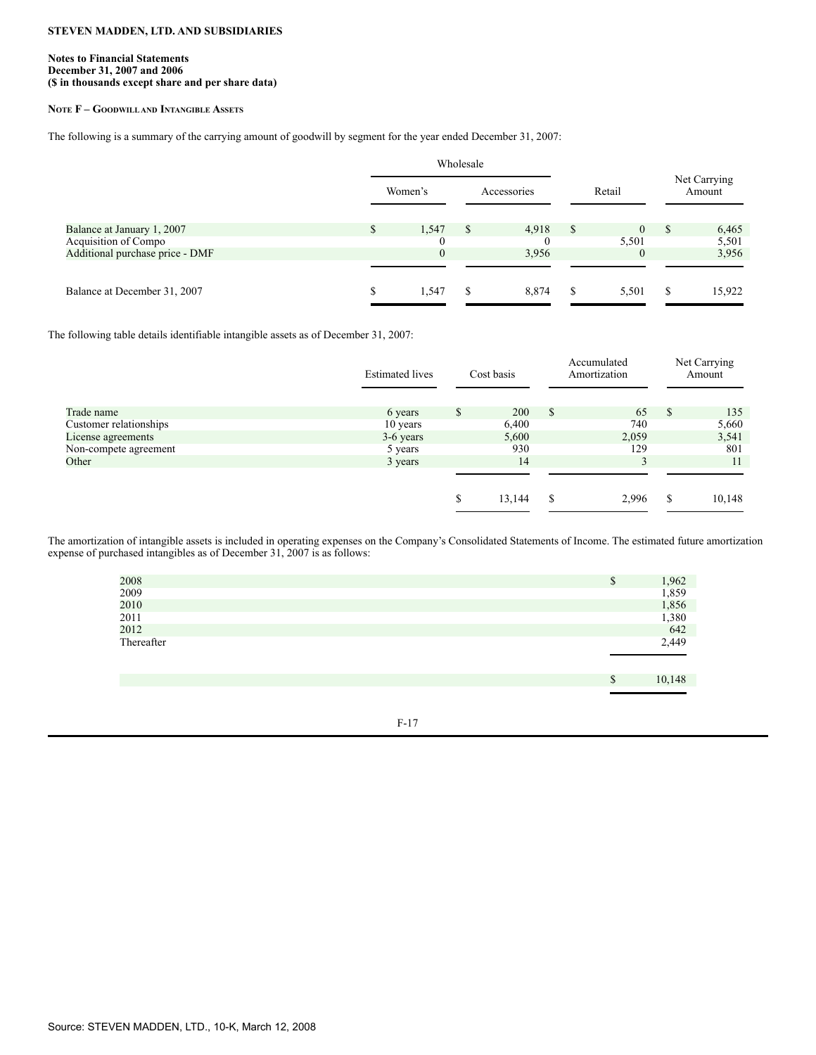**STEVEN MADDEN, LTD. AND SUBSIDIARIES**

**Notes to Financial Statements**
**December 31, 2007 and 2006**
**($ in thousands except share and per share data)**

**NOTE F – GOODWILL AND INTANGIBLE ASSETS**

The following is a summary of the carrying amount of goodwill by segment for the year ended December 31, 2007:

| | Wholesale | | | |
|---|---|---|---|---|
| | Women's | Accessories | Retail | Net Carrying Amount |
| Balance at January 1, 2007 | $ 1,547 | $ 4,918 | $ 0 | $ 6,465 |
| Acquisition of Compo | 0 | 0 | 5,501 | 5,501 |
| Additional purchase price - DMF | 0 | 3,956 | 0 | 3,956 |
| Balance at December 31, 2007 | $ 1,547 | $ 8,874 | $ 5,501 | $ 15,922 |

The following table details identifiable intangible assets as of December 31, 2007:

| | Estimated lives | Cost basis | Accumulated Amortization | Net Carrying Amount |
|---|---|---|---|---|
| Trade name | 6 years | $ 200 | $ 65 | $ 135 |
| Customer relationships | 10 years | 6,400 | 740 | 5,660 |
| License agreements | 3-6 years | 5,600 | 2,059 | 3,541 |
| Non-compete agreement | 5 years | 930 | 129 | 801 |
| Other | 3 years | 14 | 3 | 11 |
| | | $ 13,144 | $ 2,996 | $ 10,148 |

The amortization of intangible assets is included in operating expenses on the Company's Consolidated Statements of Income. The estimated future amortization expense of purchased intangibles as of December 31, 2007 is as follows:

| | |
|---|---|
| 2008 | $ 1,962 |
| 2009 | 1,859 |
| 2010 | 1,856 |
| 2011 | 1,380 |
| 2012 | 642 |
| Thereafter | 2,449 |
| | $ 10,148 |

Source: STEVEN MADDEN, LTD., 10-K, March 12, 2008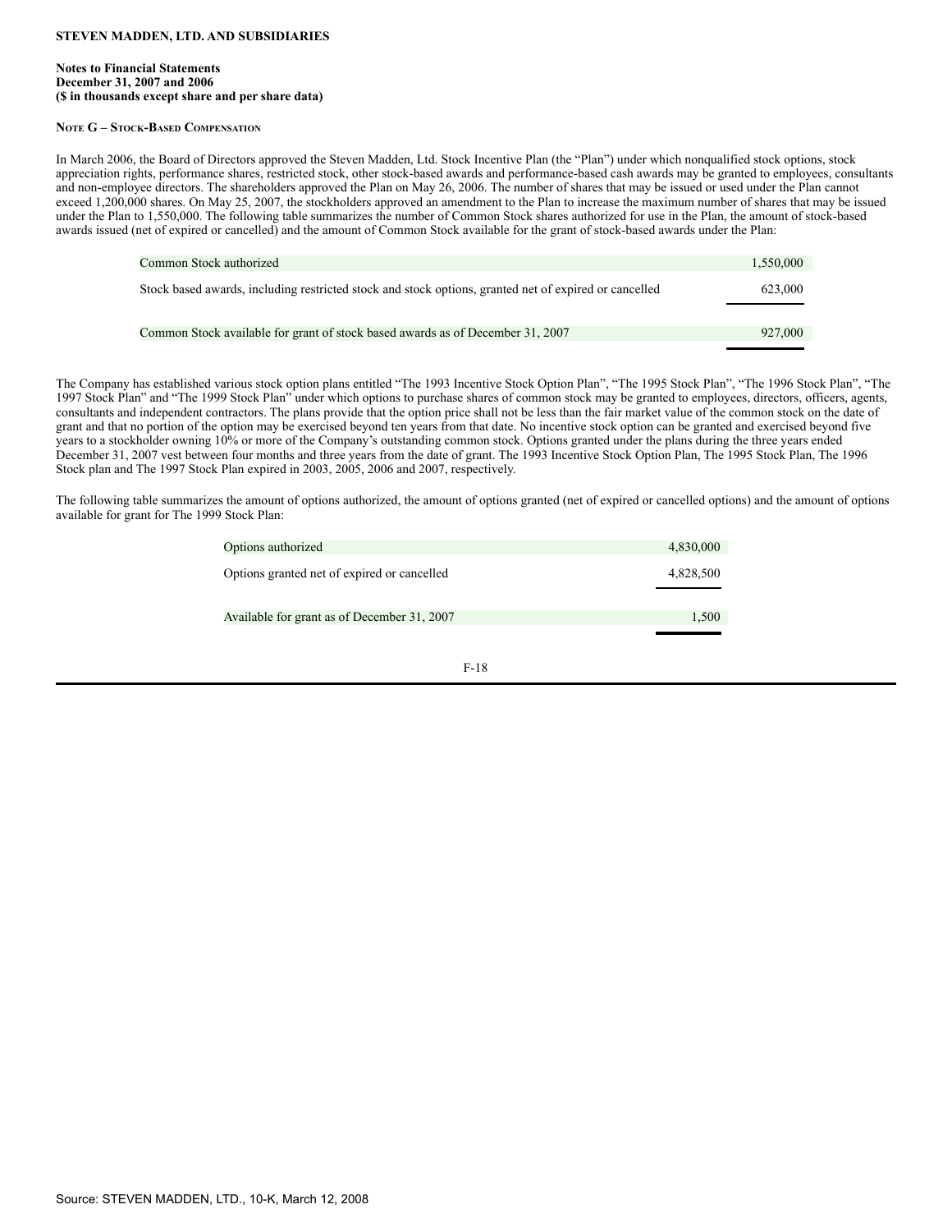**STEVEN MADDEN, LTD. AND SUBSIDIARIES**

**Notes to Financial Statements**
**December 31, 2007 and 2006**
**($ in thousands except share and per share data)**

**NOTE G – STOCK-BASED COMPENSATION**

In March 2006, the Board of Directors approved the Steven Madden, Ltd. Stock Incentive Plan (the "Plan") under which nonqualified stock options, stock appreciation rights, performance shares, restricted stock, other stock-based awards and performance-based cash awards may be granted to employees, consultants and non-employee directors. The shareholders approved the Plan on May 26, 2006. The number of shares that may be issued or used under the Plan cannot exceed 1,200,000 shares. On May 25, 2007, the stockholders approved an amendment to the Plan to increase the maximum number of shares that may be issued under the Plan to 1,550,000. The following table summarizes the number of Common Stock shares authorized for use in the Plan, the amount of stock-based awards issued (net of expired or cancelled) and the amount of Common Stock available for the grant of stock-based awards under the Plan:

| | |
|---|---|
| Common Stock authorized | 1,550,000 |
| Stock based awards, including restricted stock and stock options, granted net of expired or cancelled | 623,000 |
| Common Stock available for grant of stock based awards as of December 31, 2007 | 927,000 |

The Company has established various stock option plans entitled "The 1993 Incentive Stock Option Plan", "The 1995 Stock Plan", "The 1996 Stock Plan", "The 1997 Stock Plan" and "The 1999 Stock Plan" under which options to purchase shares of common stock may be granted to employees, directors, officers, agents, consultants and independent contractors. The plans provide that the option price shall not be less than the fair market value of the common stock on the date of grant and that no portion of the option may be exercised beyond ten years from that date. No incentive stock option can be granted and exercised beyond five years to a stockholder owning 10% or more of the Company's outstanding common stock. Options granted under the plans during the three years ended December 31, 2007 vest between four months and three years from the date of grant. The 1993 Incentive Stock Option Plan, The 1995 Stock Plan, The 1996 Stock plan and The 1997 Stock Plan expired in 2003, 2005, 2006 and 2007, respectively.

The following table summarizes the amount of options authorized, the amount of options granted (net of expired or cancelled options) and the amount of options available for grant for The 1999 Stock Plan:

| | |
|---|---|
| Options authorized | 4,830,000 |
| Options granted net of expired or cancelled | 4,828,500 |
| Available for grant as of December 31, 2007 | 1,500 |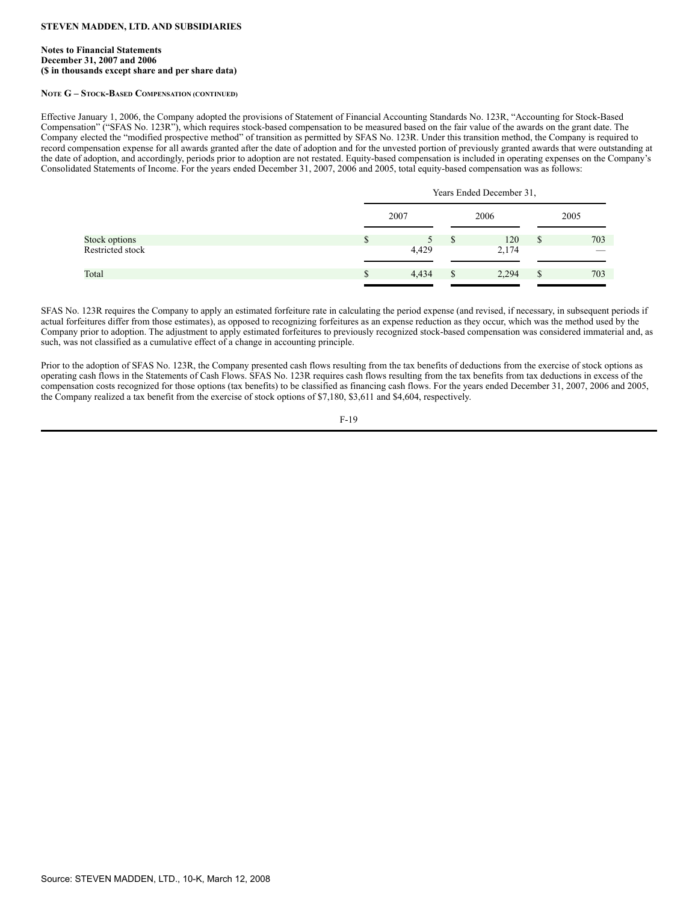**STEVEN MADDEN, LTD. AND SUBSIDIARIES**

**Notes to Financial Statements**
**December 31, 2007 and 2006**
**($ in thousands except share and per share data)**

**NOTE G – STOCK-BASED COMPENSATION (CONTINUED)**

Effective January 1, 2006, the Company adopted the provisions of Statement of Financial Accounting Standards No. 123R, "Accounting for Stock-Based Compensation" ("SFAS No. 123R"), which requires stock-based compensation to be measured based on the fair value of the awards on the grant date. The Company elected the "modified prospective method" of transition as permitted by SFAS No. 123R. Under this transition method, the Company is required to record compensation expense for all awards granted after the date of adoption and for the unvested portion of previously granted awards that were outstanding at the date of adoption, and accordingly, periods prior to adoption are not restated. Equity-based compensation is included in operating expenses on the Company's Consolidated Statements of Income. For the years ended December 31, 2007, 2006 and 2005, total equity-based compensation was as follows:

| | Years Ended December 31, | | |
|---|---|---|---|
| | 2007 | 2006 | 2005 |
| Stock options | $ 5 | $ 120 | $ 703 |
| Restricted stock | 4,429 | 2,174 | — |
| Total | $ 4,434 | $ 2,294 | $ 703 |

SFAS No. 123R requires the Company to apply an estimated forfeiture rate in calculating the period expense (and revised, if necessary, in subsequent periods if actual forfeitures differ from those estimates), as opposed to recognizing forfeitures as an expense reduction as they occur, which was the method used by the Company prior to adoption. The adjustment to apply estimated forfeitures to previously recognized stock-based compensation was considered immaterial and, as such, was not classified as a cumulative effect of a change in accounting principle.

Prior to the adoption of SFAS No. 123R, the Company presented cash flows resulting from the tax benefits of deductions from the exercise of stock options as operating cash flows in the Statements of Cash Flows. SFAS No. 123R requires cash flows resulting from the tax benefits from tax deductions in excess of the compensation costs recognized for those options (tax benefits) to be classified as financing cash flows. For the years ended December 31, 2007, 2006 and 2005, the Company realized a tax benefit from the exercise of stock options of $7,180, $3,611 and $4,604, respectively.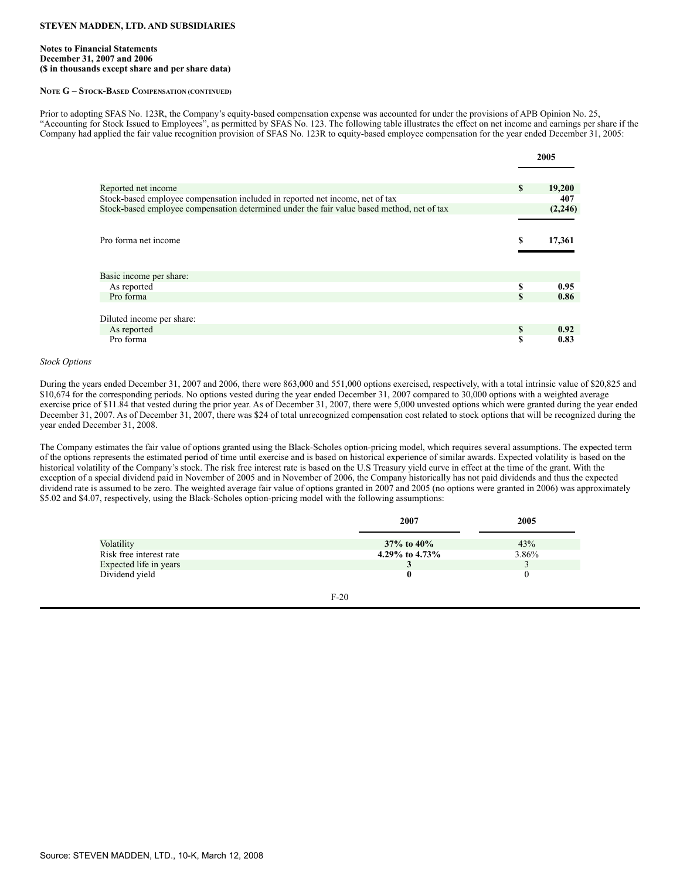**STEVEN MADDEN, LTD. AND SUBSIDIARIES**

**Notes to Financial Statements**
**December 31, 2007 and 2006**
**($ in thousands except share and per share data)**

**NOTE G – STOCK-BASED COMPENSATION (CONTINUED)**

Prior to adopting SFAS No. 123R, the Company's equity-based compensation expense was accounted for under the provisions of APB Opinion No. 25, "Accounting for Stock Issued to Employees", as permitted by SFAS No. 123. The following table illustrates the effect on net income and earnings per share if the Company had applied the fair value recognition provision of SFAS No. 123R to equity-based employee compensation for the year ended December 31, 2005:

| | 2005 |
|---|---|
| Reported net income | $ 19,200 |
| Stock-based employee compensation included in reported net income, net of tax | 407 |
| Stock-based employee compensation determined under the fair value based method, net of tax | (2,246) |
| Pro forma net income | $ 17,361 |
| Basic income per share: | |
| As reported | $ 0.95 |
| Pro forma | $ 0.86 |
| Diluted income per share: | |
| As reported | $ 0.92 |
| Pro forma | $ 0.83 |

*Stock Options*

During the years ended December 31, 2007 and 2006, there were 863,000 and 551,000 options exercised, respectively, with a total intrinsic value of $20,825 and $10,674 for the corresponding periods. No options vested during the year ended December 31, 2007 compared to 30,000 options with a weighted average exercise price of $11.84 that vested during the prior year. As of December 31, 2007, there were 5,000 unvested options which were granted during the year ended December 31, 2007. As of December 31, 2007, there was $24 of total unrecognized compensation cost related to stock options that will be recognized during the year ended December 31, 2008.

The Company estimates the fair value of options granted using the Black-Scholes option-pricing model, which requires several assumptions. The expected term of the options represents the estimated period of time until exercise and is based on historical experience of similar awards. Expected volatility is based on the historical volatility of the Company's stock. The risk free interest rate is based on the U.S Treasury yield curve in effect at the time of the grant. With the exception of a special dividend paid in November of 2005 and in November of 2006, the Company historically has not paid dividends and thus the expected dividend rate is assumed to be zero. The weighted average fair value of options granted in 2007 and 2005 (no options were granted in 2006) was approximately $5.02 and $4.07, respectively, using the Black-Scholes option-pricing model with the following assumptions:

| | 2007 | 2005 |
|---|---|---|
| Volatility | **37% to 40%** | 43% |
| Risk free interest rate | **4.29% to 4.73%** | 3.86% |
| Expected life in years | **3** | 3 |
| Dividend yield | **0** | 0 |

Source: STEVEN MADDEN, LTD., 10-K, March 12, 2008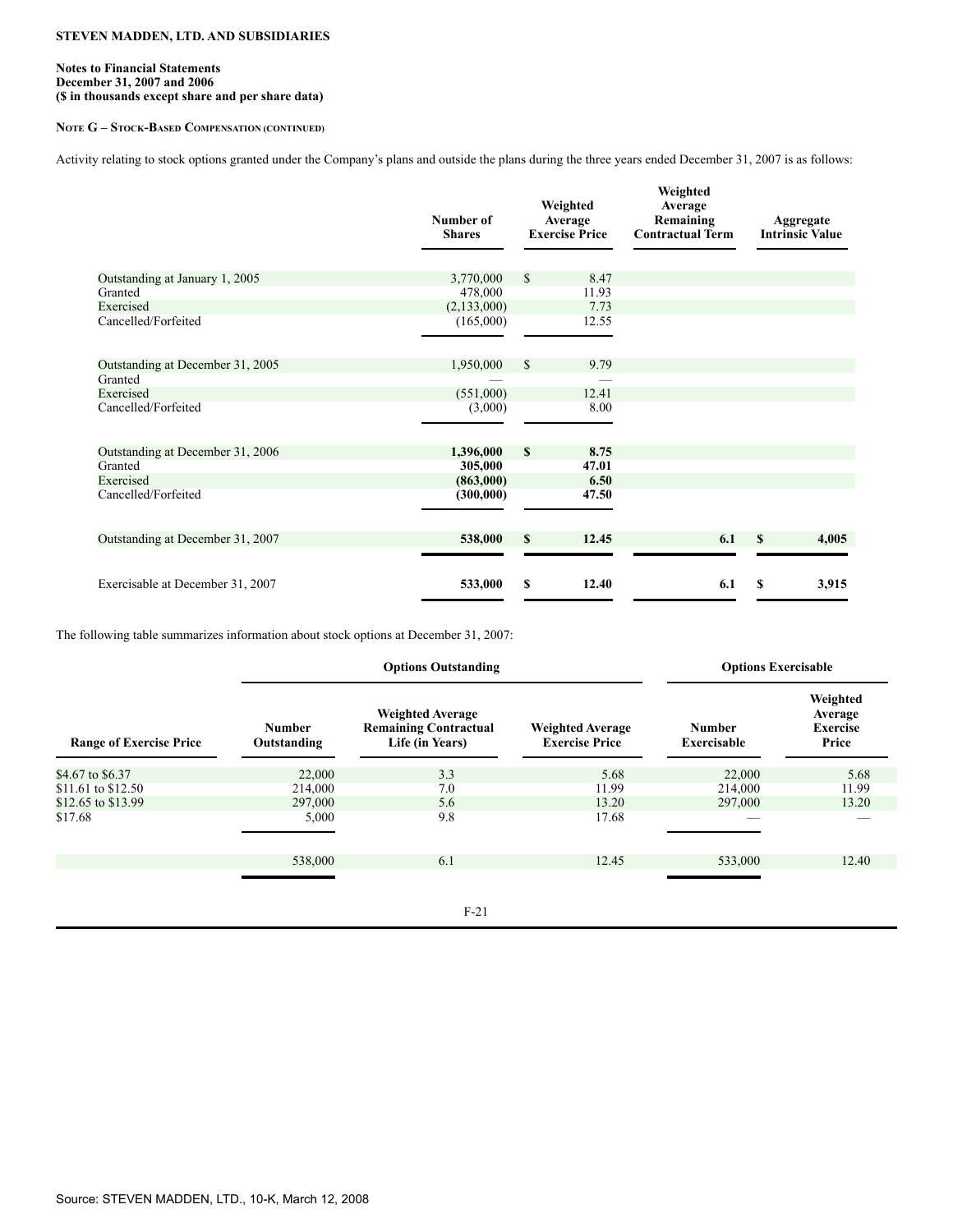**STEVEN MADDEN, LTD. AND SUBSIDIARIES**

**Notes to Financial Statements**
**December 31, 2007 and 2006**
**($ in thousands except share and per share data)**

**NOTE G – STOCK-BASED COMPENSATION (CONTINUED)**

Activity relating to stock options granted under the Company's plans and outside the plans during the three years ended December 31, 2007 is as follows:

| | Number of Shares | Weighted Average Exercise Price | Weighted Average Remaining Contractual Term | Aggregate Intrinsic Value |
|---|---|---|---|---|
| Outstanding at January 1, 2005 | 3,770,000 | $ 8.47 | | |
| Granted | 478,000 | 11.93 | | |
| Exercised | (2,133,000) | 7.73 | | |
| Cancelled/Forfeited | (165,000) | 12.55 | | |
| Outstanding at December 31, 2005 | 1,950,000 | $ 9.79 | | |
| Granted | — | — | | |
| Exercised | (551,000) | 12.41 | | |
| Cancelled/Forfeited | (3,000) | 8.00 | | |
| Outstanding at December 31, 2006 | **1,396,000** | **$ 8.75** | | |
| Granted | **305,000** | **47.01** | | |
| Exercised | **(863,000)** | **6.50** | | |
| Cancelled/Forfeited | **(300,000)** | **47.50** | | |
| Outstanding at December 31, 2007 | **538,000** | **$ 12.45** | **6.1** | **$ 4,005** |
| Exercisable at December 31, 2007 | **533,000** | **$ 12.40** | **6.1** | **$ 3,915** |

The following table summarizes information about stock options at December 31, 2007:

| | Options Outstanding | | | Options Exercisable | |
|---|---|---|---|---|---|
| Range of Exercise Price | Number Outstanding | Weighted Average Remaining Contractual Life (in Years) | Weighted Average Exercise Price | Number Exercisable | Weighted Average Exercise Price |
| $4.67 to $6.37 | 22,000 | 3.3 | 5.68 | 22,000 | 5.68 |
| $11.61 to $12.50 | 214,000 | 7.0 | 11.99 | 214,000 | 11.99 |
| $12.65 to $13.99 | 297,000 | 5.6 | 13.20 | 297,000 | 13.20 |
| $17.68 | 5,000 | 9.8 | 17.68 | — | — |
| | 538,000 | 6.1 | 12.45 | 533,000 | 12.40 |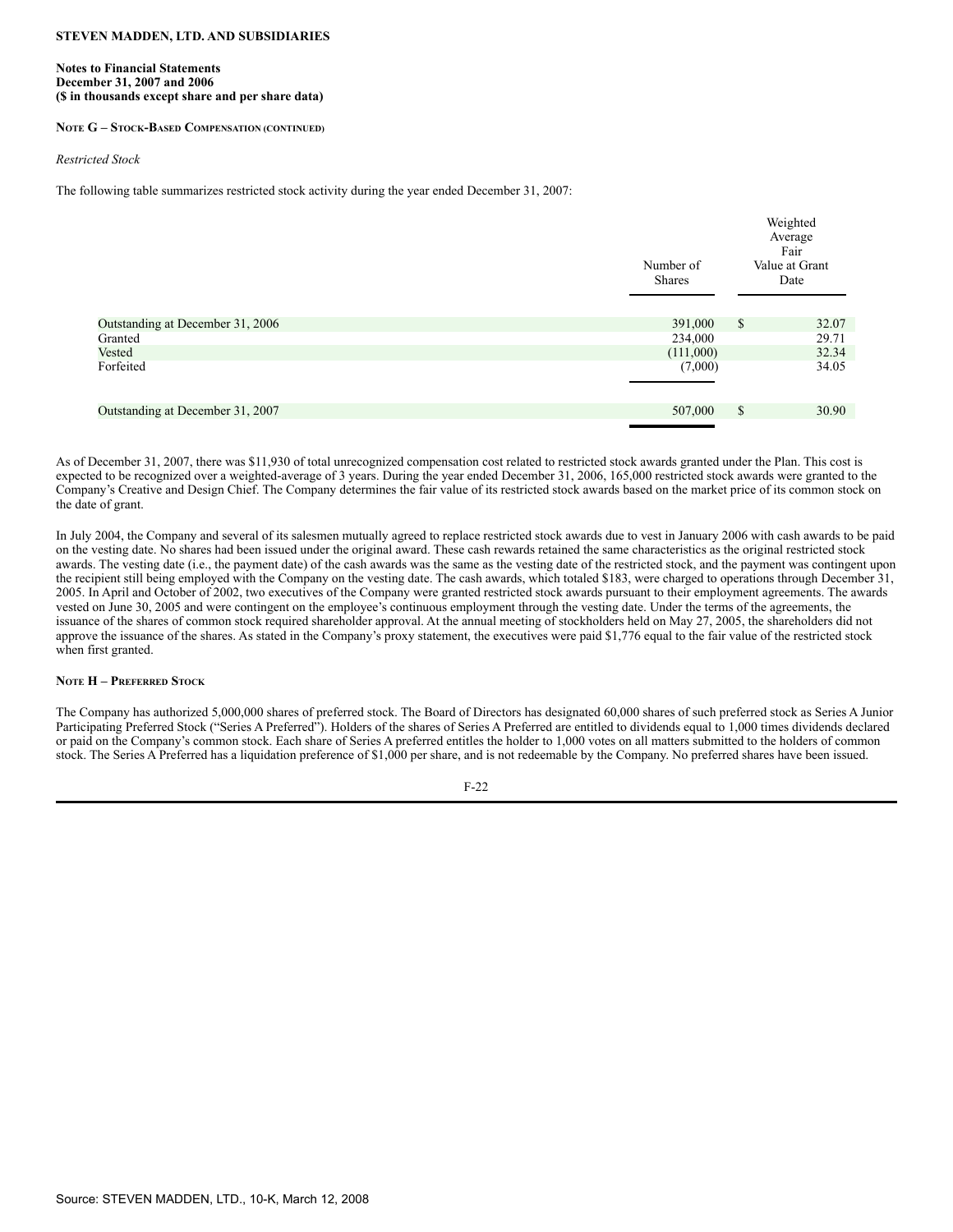**STEVEN MADDEN, LTD. AND SUBSIDIARIES**

**Notes to Financial Statements**
**December 31, 2007 and 2006**
**($ in thousands except share and per share data)**

**NOTE G – STOCK-BASED COMPENSATION (CONTINUED)**

*Restricted Stock*

The following table summarizes restricted stock activity during the year ended December 31, 2007:

| | Number of Shares | Weighted Average Fair Value at Grant Date |
|---|---|---|
| Outstanding at December 31, 2006 | 391,000 | $ 32.07 |
| Granted | 234,000 | 29.71 |
| Vested | (111,000) | 32.34 |
| Forfeited | (7,000) | 34.05 |
| Outstanding at December 31, 2007 | 507,000 | $ 30.90 |

As of December 31, 2007, there was $11,930 of total unrecognized compensation cost related to restricted stock awards granted under the Plan. This cost is expected to be recognized over a weighted-average of 3 years. During the year ended December 31, 2006, 165,000 restricted stock awards were granted to the Company's Creative and Design Chief. The Company determines the fair value of its restricted stock awards based on the market price of its common stock on the date of grant.

In July 2004, the Company and several of its salesmen mutually agreed to replace restricted stock awards due to vest in January 2006 with cash awards to be paid on the vesting date. No shares had been issued under the original award. These cash rewards retained the same characteristics as the original restricted stock awards. The vesting date (i.e., the payment date) of the cash awards was the same as the vesting date of the restricted stock, and the payment was contingent upon the recipient still being employed with the Company on the vesting date. The cash awards, which totaled $183, were charged to operations through December 31, 2005. In April and October of 2002, two executives of the Company were granted restricted stock awards pursuant to their employment agreements. The awards vested on June 30, 2005 and were contingent on the employee's continuous employment through the vesting date. Under the terms of the agreements, the issuance of the shares of common stock required shareholder approval. At the annual meeting of stockholders held on May 27, 2005, the shareholders did not approve the issuance of the shares. As stated in the Company's proxy statement, the executives were paid $1,776 equal to the fair value of the restricted stock when first granted.

**NOTE H – PREFERRED STOCK**

The Company has authorized 5,000,000 shares of preferred stock. The Board of Directors has designated 60,000 shares of such preferred stock as Series A Junior Participating Preferred Stock ("Series A Preferred"). Holders of the shares of Series A Preferred are entitled to dividends equal to 1,000 times dividends declared or paid on the Company's common stock. Each share of Series A preferred entitles the holder to 1,000 votes on all matters submitted to the holders of common stock. The Series A Preferred has a liquidation preference of $1,000 per share, and is not redeemable by the Company. No preferred shares have been issued.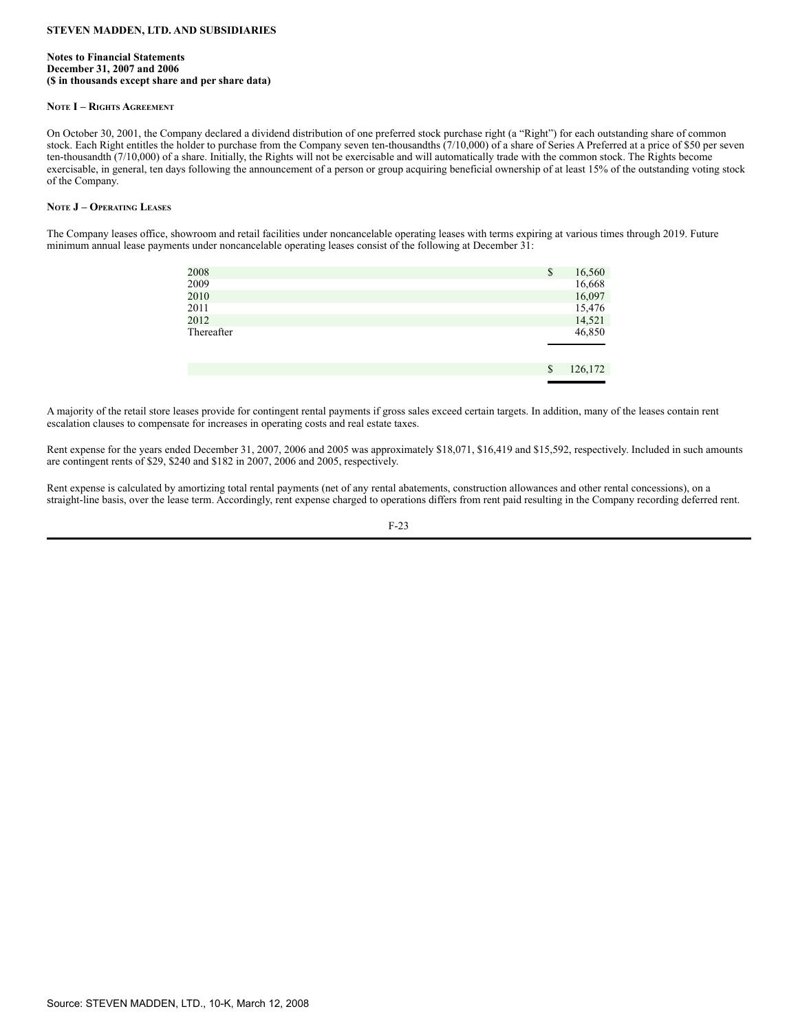**STEVEN MADDEN, LTD. AND SUBSIDIARIES**

**Notes to Financial Statements**
**December 31, 2007 and 2006**
**($ in thousands except share and per share data)**

**NOTE I – RIGHTS AGREEMENT**

On October 30, 2001, the Company declared a dividend distribution of one preferred stock purchase right (a "Right") for each outstanding share of common stock. Each Right entitles the holder to purchase from the Company seven ten-thousandths (7/10,000) of a share of Series A Preferred at a price of $50 per seven ten-thousandth (7/10,000) of a share. Initially, the Rights will not be exercisable and will automatically trade with the common stock. The Rights become exercisable, in general, ten days following the announcement of a person or group acquiring beneficial ownership of at least 15% of the outstanding voting stock of the Company.

**NOTE J – OPERATING LEASES**

The Company leases office, showroom and retail facilities under noncancelable operating leases with terms expiring at various times through 2019. Future minimum annual lease payments under noncancelable operating leases consist of the following at December 31:

| | |
|---|---|
| 2008 | $ 16,560 |
| 2009 | 16,668 |
| 2010 | 16,097 |
| 2011 | 15,476 |
| 2012 | 14,521 |
| Thereafter | 46,850 |
| | $ 126,172 |

A majority of the retail store leases provide for contingent rental payments if gross sales exceed certain targets. In addition, many of the leases contain rent escalation clauses to compensate for increases in operating costs and real estate taxes.

Rent expense for the years ended December 31, 2007, 2006 and 2005 was approximately $18,071, $16,419 and $15,592, respectively. Included in such amounts are contingent rents of $29, $240 and $182 in 2007, 2006 and 2005, respectively.

Rent expense is calculated by amortizing total rental payments (net of any rental abatements, construction allowances and other rental concessions), on a straight-line basis, over the lease term. Accordingly, rent expense charged to operations differs from rent paid resulting in the Company recording deferred rent.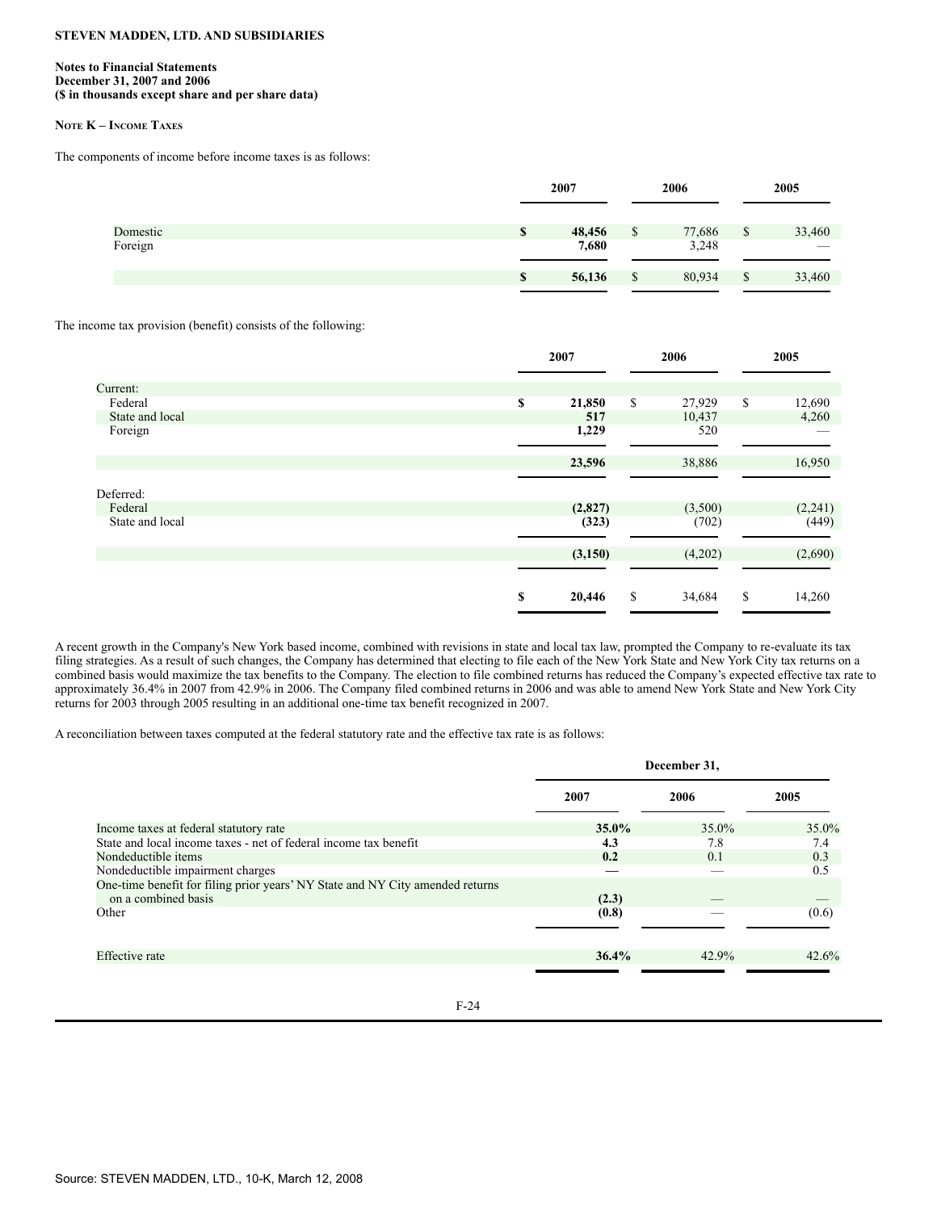**STEVEN MADDEN, LTD. AND SUBSIDIARIES**

**Notes to Financial Statements**
**December 31, 2007 and 2006**
**($ in thousands except share and per share data)**

**NOTE K – INCOME TAXES**

The components of income before income taxes is as follows:

| | 2007 | 2006 | 2005 |
|---|---|---|---|
| Domestic | **$ 48,456** | $ 77,686 | $ 33,460 |
| Foreign | **7,680** | 3,248 | — |
| | **$ 56,136** | $ 80,934 | $ 33,460 |

The income tax provision (benefit) consists of the following:

| | 2007 | 2006 | 2005 |
|---|---|---|---|
| Current: | | | |
| Federal | **$ 21,850** | $ 27,929 | $ 12,690 |
| State and local | **517** | 10,437 | 4,260 |
| Foreign | **1,229** | 520 | — |
| | **23,596** | 38,886 | 16,950 |
| Deferred: | | | |
| Federal | **(2,827)** | (3,500) | (2,241) |
| State and local | **(323)** | (702) | (449) |
| | **(3,150)** | (4,202) | (2,690) |
| | **$ 20,446** | $ 34,684 | $ 14,260 |

A recent growth in the Company's New York based income, combined with revisions in state and local tax law, prompted the Company to re-evaluate its tax filing strategies. As a result of such changes, the Company has determined that electing to file each of the New York State and New York City tax returns on a combined basis would maximize the tax benefits to the Company. The election to file combined returns has reduced the Company's expected effective tax rate to approximately 36.4% in 2007 from 42.9% in 2006. The Company filed combined returns in 2006 and was able to amend New York State and New York City returns for 2003 through 2005 resulting in an additional one-time tax benefit recognized in 2007.

A reconciliation between taxes computed at the federal statutory rate and the effective tax rate is as follows:

| | December 31, | | |
|---|---|---|---|
| | 2007 | 2006 | 2005 |
| Income taxes at federal statutory rate | **35.0%** | 35.0% | 35.0% |
| State and local income taxes - net of federal income tax benefit | **4.3** | 7.8 | 7.4 |
| Nondeductible items | **0.2** | 0.1 | 0.3 |
| Nondeductible impairment charges | **—** | — | 0.5 |
| One-time benefit for filing prior years' NY State and NY City amended returns on a combined basis | **(2.3)** | — | — |
| Other | **(0.8)** | — | (0.6) |
| Effective rate | **36.4%** | 42.9% | 42.6% |

Source: STEVEN MADDEN, LTD., 10-K, March 12, 2008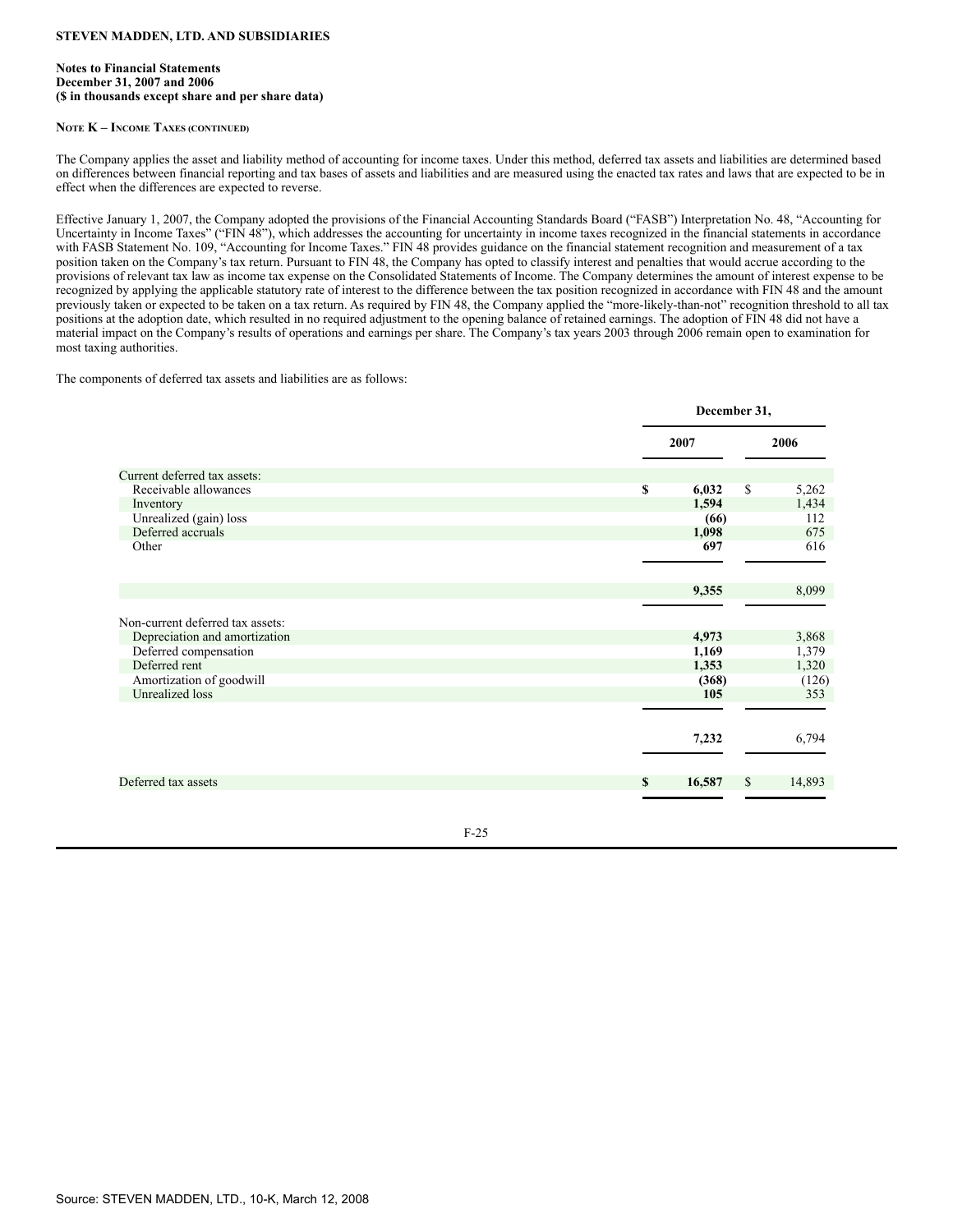**STEVEN MADDEN, LTD. AND SUBSIDIARIES**

**Notes to Financial Statements**
**December 31, 2007 and 2006**
**($ in thousands except share and per share data)**

**NOTE K – INCOME TAXES (CONTINUED)**

The Company applies the asset and liability method of accounting for income taxes. Under this method, deferred tax assets and liabilities are determined based on differences between financial reporting and tax bases of assets and liabilities and are measured using the enacted tax rates and laws that are expected to be in effect when the differences are expected to reverse.

Effective January 1, 2007, the Company adopted the provisions of the Financial Accounting Standards Board ("FASB") Interpretation No. 48, "Accounting for Uncertainty in Income Taxes" ("FIN 48"), which addresses the accounting for uncertainty in income taxes recognized in the financial statements in accordance with FASB Statement No. 109, "Accounting for Income Taxes." FIN 48 provides guidance on the financial statement recognition and measurement of a tax position taken on the Company's tax return. Pursuant to FIN 48, the Company has opted to classify interest and penalties that would accrue according to the provisions of relevant tax law as income tax expense on the Consolidated Statements of Income. The Company determines the amount of interest expense to be recognized by applying the applicable statutory rate of interest to the difference between the tax position recognized in accordance with FIN 48 and the amount previously taken or expected to be taken on a tax return. As required by FIN 48, the Company applied the "more-likely-than-not" recognition threshold to all tax positions at the adoption date, which resulted in no required adjustment to the opening balance of retained earnings. The adoption of FIN 48 did not have a material impact on the Company's results of operations and earnings per share. The Company's tax years 2003 through 2006 remain open to examination for most taxing authorities.

The components of deferred tax assets and liabilities are as follows:

| | December 31, | |
|---|---|---|
| | **2007** | **2006** |
| Current deferred tax assets: | | |
| Receivable allowances | **$ 6,032** | $ 5,262 |
| Inventory | **1,594** | 1,434 |
| Unrealized (gain) loss | **(66)** | 112 |
| Deferred accruals | **1,098** | 675 |
| Other | **697** | 616 |
| | **9,355** | 8,099 |
| Non-current deferred tax assets: | | |
| Depreciation and amortization | **4,973** | 3,868 |
| Deferred compensation | **1,169** | 1,379 |
| Deferred rent | **1,353** | 1,320 |
| Amortization of goodwill | **(368)** | (126) |
| Unrealized loss | **105** | 353 |
| | **7,232** | 6,794 |
| Deferred tax assets | **$ 16,587** | $ 14,893 |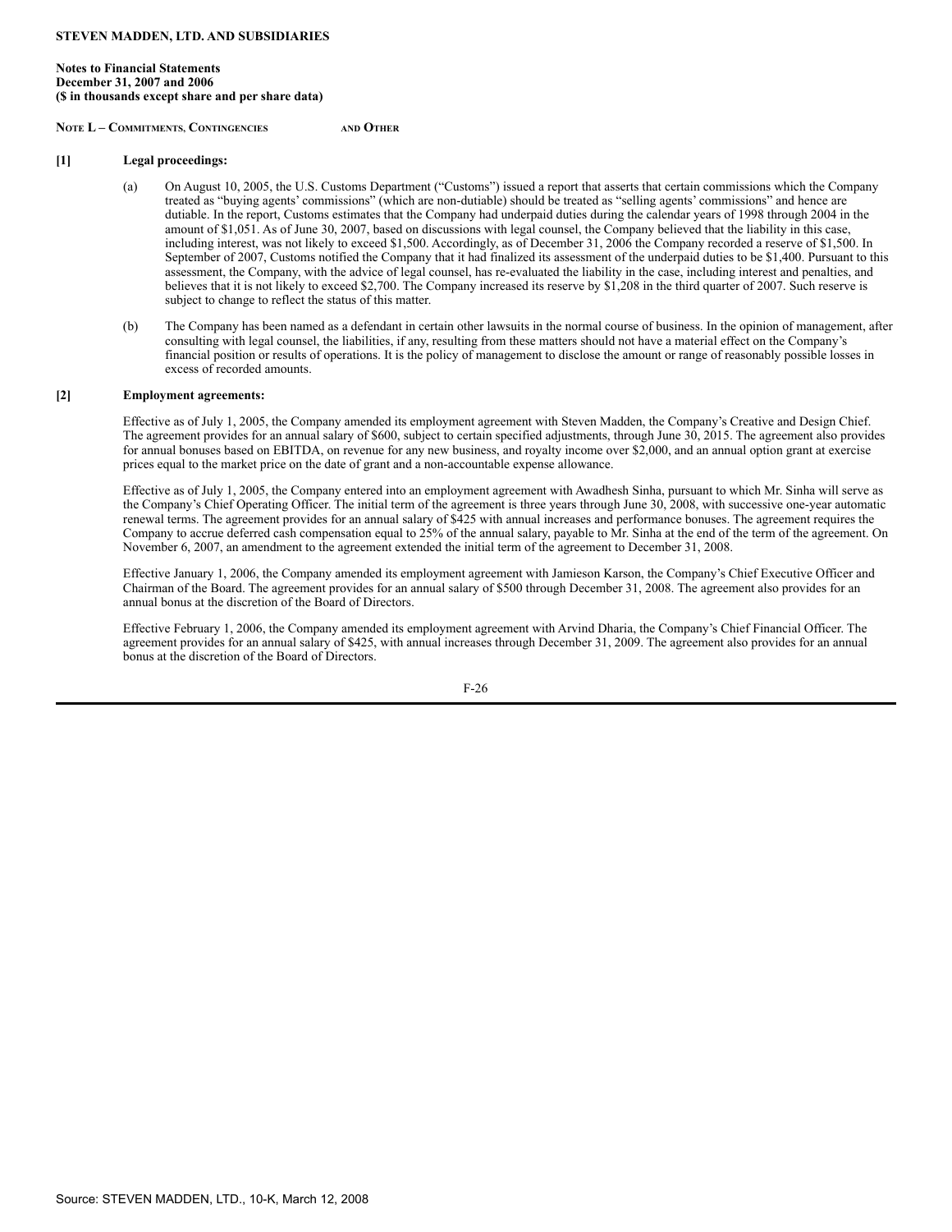**STEVEN MADDEN, LTD. AND SUBSIDIARIES**

**Notes to Financial Statements**
**December 31, 2007 and 2006**
**($ in thousands except share and per share data)**

**NOTE L – COMMITMENTS, CONTINGENCIES AND OTHER**

**[1] Legal proceedings:**

(a) On August 10, 2005, the U.S. Customs Department ("Customs") issued a report that asserts that certain commissions which the Company treated as "buying agents' commissions" (which are non-dutiable) should be treated as "selling agents' commissions" and hence are dutiable. In the report, Customs estimates that the Company had underpaid duties during the calendar years of 1998 through 2004 in the amount of $1,051. As of June 30, 2007, based on discussions with legal counsel, the Company believed that the liability in this case, including interest, was not likely to exceed $1,500. Accordingly, as of December 31, 2006 the Company recorded a reserve of $1,500. In September of 2007, Customs notified the Company that it had finalized its assessment of the underpaid duties to be $1,400. Pursuant to this assessment, the Company, with the advice of legal counsel, has re-evaluated the liability in the case, including interest and penalties, and believes that it is not likely to exceed $2,700. The Company increased its reserve by $1,208 in the third quarter of 2007. Such reserve is subject to change to reflect the status of this matter.

(b) The Company has been named as a defendant in certain other lawsuits in the normal course of business. In the opinion of management, after consulting with legal counsel, the liabilities, if any, resulting from these matters should not have a material effect on the Company's financial position or results of operations. It is the policy of management to disclose the amount or range of reasonably possible losses in excess of recorded amounts.

**[2] Employment agreements:**

Effective as of July 1, 2005, the Company amended its employment agreement with Steven Madden, the Company's Creative and Design Chief. The agreement provides for an annual salary of $600, subject to certain specified adjustments, through June 30, 2015. The agreement also provides for annual bonuses based on EBITDA, on revenue for any new business, and royalty income over $2,000, and an annual option grant at exercise prices equal to the market price on the date of grant and a non-accountable expense allowance.

Effective as of July 1, 2005, the Company entered into an employment agreement with Awadhesh Sinha, pursuant to which Mr. Sinha will serve as the Company's Chief Operating Officer. The initial term of the agreement is three years through June 30, 2008, with successive one-year automatic renewal terms. The agreement provides for an annual salary of $425 with annual increases and performance bonuses. The agreement requires the Company to accrue deferred cash compensation equal to 25% of the annual salary, payable to Mr. Sinha at the end of the term of the agreement. On November 6, 2007, an amendment to the agreement extended the initial term of the agreement to December 31, 2008.

Effective January 1, 2006, the Company amended its employment agreement with Jamieson Karson, the Company's Chief Executive Officer and Chairman of the Board. The agreement provides for an annual salary of $500 through December 31, 2008. The agreement also provides for an annual bonus at the discretion of the Board of Directors.

Effective February 1, 2006, the Company amended its employment agreement with Arvind Dharia, the Company's Chief Financial Officer. The agreement provides for an annual salary of $425, with annual increases through December 31, 2009. The agreement also provides for an annual bonus at the discretion of the Board of Directors.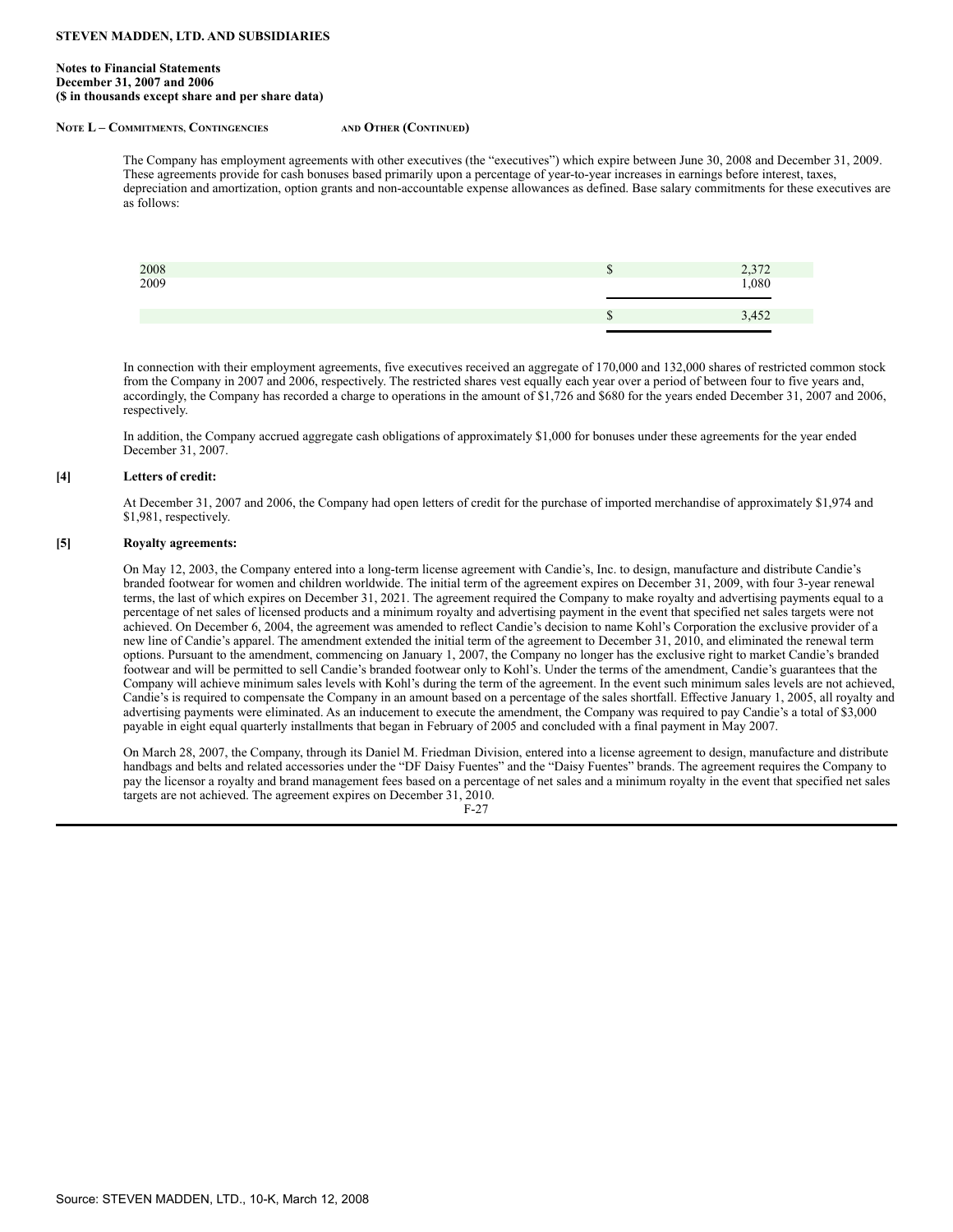**STEVEN MADDEN, LTD. AND SUBSIDIARIES**

**Notes to Financial Statements**
**December 31, 2007 and 2006**
**($ in thousands except share and per share data)**

**NOTE L – COMMITMENTS, CONTINGENCIES AND OTHER (CONTINUED)**

The Company has employment agreements with other executives (the "executives") which expire between June 30, 2008 and December 31, 2009. These agreements provide for cash bonuses based primarily upon a percentage of year-to-year increases in earnings before interest, taxes, depreciation and amortization, option grants and non-accountable expense allowances as defined. Base salary commitments for these executives are as follows:

| | |
|---|---|
| 2008 | $ 2,372 |
| 2009 | 1,080 |
| | $ 3,452 |

In connection with their employment agreements, five executives received an aggregate of 170,000 and 132,000 shares of restricted common stock from the Company in 2007 and 2006, respectively. The restricted shares vest equally each year over a period of between four to five years and, accordingly, the Company has recorded a charge to operations in the amount of $1,726 and $680 for the years ended December 31, 2007 and 2006, respectively.

In addition, the Company accrued aggregate cash obligations of approximately $1,000 for bonuses under these agreements for the year ended December 31, 2007.

**[4] Letters of credit:**

At December 31, 2007 and 2006, the Company had open letters of credit for the purchase of imported merchandise of approximately $1,974 and $1,981, respectively.

**[5] Royalty agreements:**

On May 12, 2003, the Company entered into a long-term license agreement with Candie's, Inc. to design, manufacture and distribute Candie's branded footwear for women and children worldwide. The initial term of the agreement expires on December 31, 2009, with four 3-year renewal terms, the last of which expires on December 31, 2021. The agreement required the Company to make royalty and advertising payments equal to a percentage of net sales of licensed products and a minimum royalty and advertising payment in the event that specified net sales targets were not achieved. On December 6, 2004, the agreement was amended to reflect Candie's decision to name Kohl's Corporation the exclusive provider of a new line of Candie's apparel. The amendment extended the initial term of the agreement to December 31, 2010, and eliminated the renewal term options. Pursuant to the amendment, commencing on January 1, 2007, the Company no longer has the exclusive right to market Candie's branded footwear and will be permitted to sell Candie's branded footwear only to Kohl's. Under the terms of the amendment, Candie's guarantees that the Company will achieve minimum sales levels with Kohl's during the term of the agreement. In the event such minimum sales levels are not achieved, Candie's is required to compensate the Company in an amount based on a percentage of the sales shortfall. Effective January 1, 2005, all royalty and advertising payments were eliminated. As an inducement to execute the amendment, the Company was required to pay Candie's a total of $3,000 payable in eight equal quarterly installments that began in February of 2005 and concluded with a final payment in May 2007.

On March 28, 2007, the Company, through its Daniel M. Friedman Division, entered into a license agreement to design, manufacture and distribute handbags and belts and related accessories under the "DF Daisy Fuentes" and the "Daisy Fuentes" brands. The agreement requires the Company to pay the licensor a royalty and brand management fees based on a percentage of net sales and a minimum royalty in the event that specified net sales targets are not achieved. The agreement expires on December 31, 2010.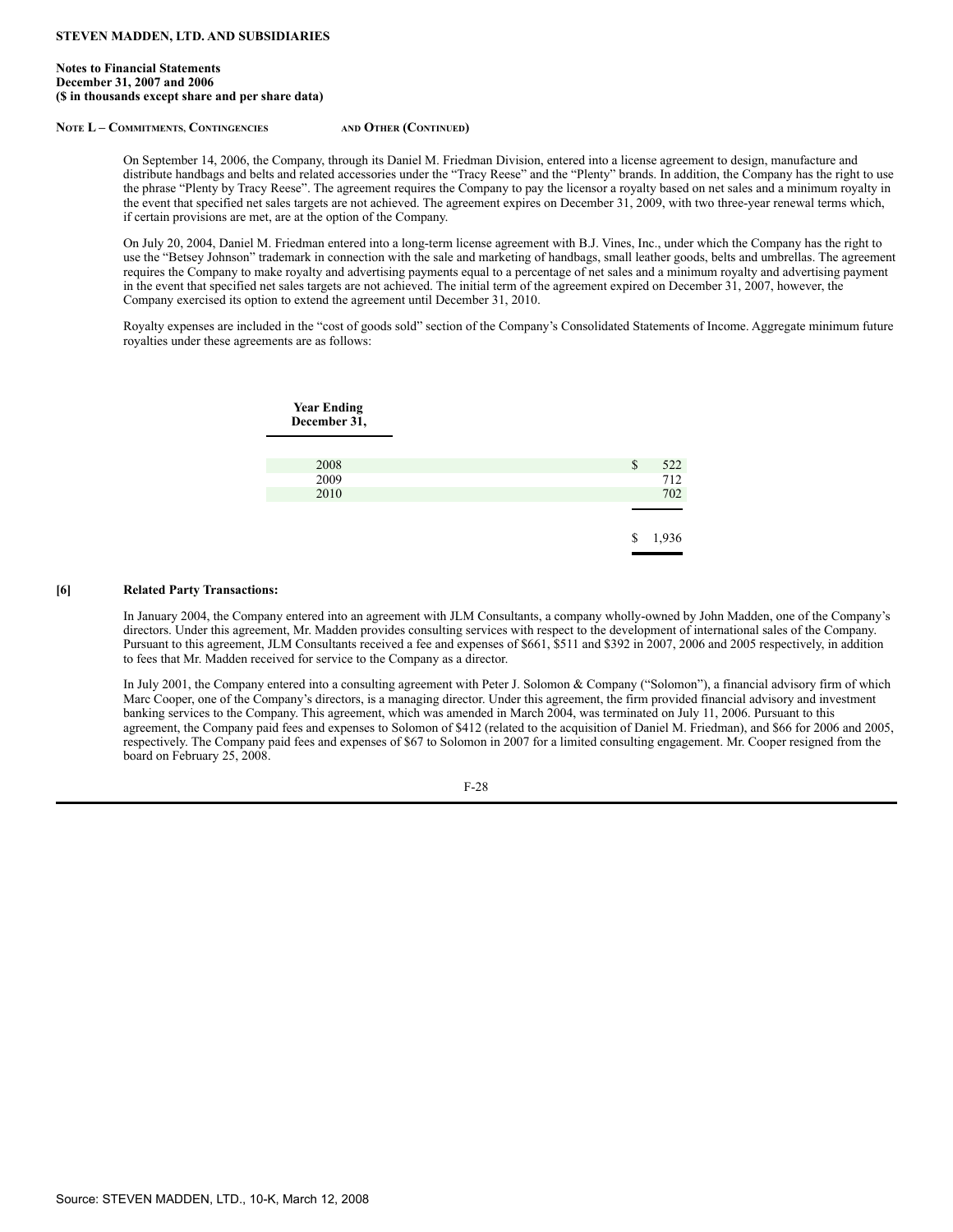**STEVEN MADDEN, LTD. AND SUBSIDIARIES**

**Notes to Financial Statements**
**December 31, 2007 and 2006**
**($ in thousands except share and per share data)**

**NOTE L – COMMITMENTS, CONTINGENCIES AND OTHER (CONTINUED)**

On September 14, 2006, the Company, through its Daniel M. Friedman Division, entered into a license agreement to design, manufacture and distribute handbags and belts and related accessories under the "Tracy Reese" and the "Plenty" brands. In addition, the Company has the right to use the phrase "Plenty by Tracy Reese". The agreement requires the Company to pay the licensor a royalty based on net sales and a minimum royalty in the event that specified net sales targets are not achieved. The agreement expires on December 31, 2009, with two three-year renewal terms which, if certain provisions are met, are at the option of the Company.

On July 20, 2004, Daniel M. Friedman entered into a long-term license agreement with B.J. Vines, Inc., under which the Company has the right to use the "Betsey Johnson" trademark in connection with the sale and marketing of handbags, small leather goods, belts and umbrellas. The agreement requires the Company to make royalty and advertising payments equal to a percentage of net sales and a minimum royalty and advertising payment in the event that specified net sales targets are not achieved. The initial term of the agreement expired on December 31, 2007, however, the Company exercised its option to extend the agreement until December 31, 2010.

Royalty expenses are included in the "cost of goods sold" section of the Company's Consolidated Statements of Income. Aggregate minimum future royalties under these agreements are as follows:

| Year Ending December 31, | |
|---|---|
| 2008 | $ 522 |
| 2009 | 712 |
| 2010 | 702 |
| | $ 1,936 |

**[6] Related Party Transactions:**

In January 2004, the Company entered into an agreement with JLM Consultants, a company wholly-owned by John Madden, one of the Company's directors. Under this agreement, Mr. Madden provides consulting services with respect to the development of international sales of the Company. Pursuant to this agreement, JLM Consultants received a fee and expenses of $661, $511 and $392 in 2007, 2006 and 2005 respectively, in addition to fees that Mr. Madden received for service to the Company as a director.

In July 2001, the Company entered into a consulting agreement with Peter J. Solomon & Company ("Solomon"), a financial advisory firm of which Marc Cooper, one of the Company's directors, is a managing director. Under this agreement, the firm provided financial advisory and investment banking services to the Company. This agreement, which was amended in March 2004, was terminated on July 11, 2006. Pursuant to this agreement, the Company paid fees and expenses to Solomon of $412 (related to the acquisition of Daniel M. Friedman), and $66 for 2006 and 2005, respectively. The Company paid fees and expenses of $67 to Solomon in 2007 for a limited consulting engagement. Mr. Cooper resigned from the board on February 25, 2008.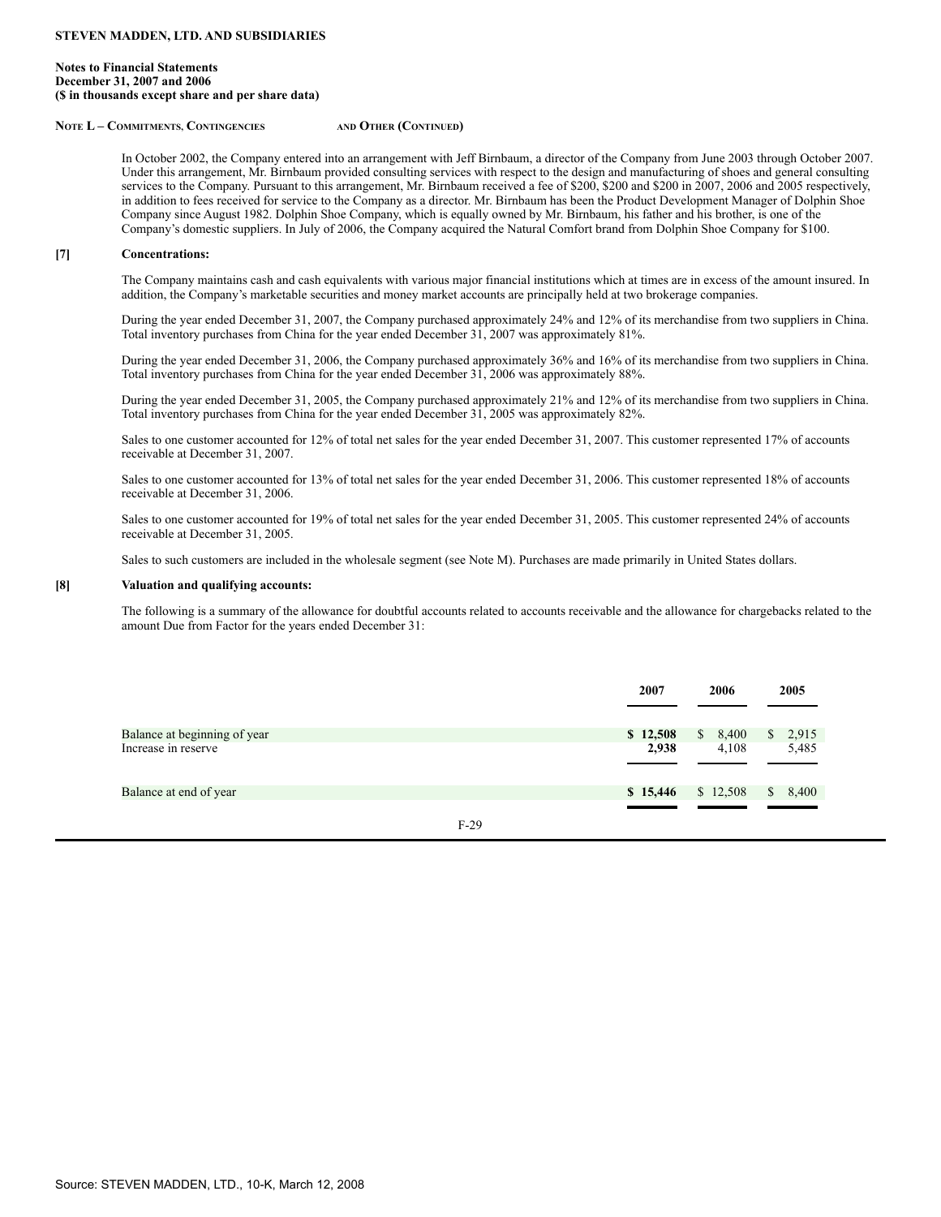**STEVEN MADDEN, LTD. AND SUBSIDIARIES**

**Notes to Financial Statements**
**December 31, 2007 and 2006**
**($ in thousands except share and per share data)**

**NOTE L – COMMITMENTS, CONTINGENCIES AND OTHER (CONTINUED)**

In October 2002, the Company entered into an arrangement with Jeff Birnbaum, a director of the Company from June 2003 through October 2007. Under this arrangement, Mr. Birnbaum provided consulting services with respect to the design and manufacturing of shoes and general consulting services to the Company. Pursuant to this arrangement, Mr. Birnbaum received a fee of $200, $200 and $200 in 2007, 2006 and 2005 respectively, in addition to fees received for service to the Company as a director. Mr. Birnbaum has been the Product Development Manager of Dolphin Shoe Company since August 1982. Dolphin Shoe Company, which is equally owned by Mr. Birnbaum, his father and his brother, is one of the Company's domestic suppliers. In July of 2006, the Company acquired the Natural Comfort brand from Dolphin Shoe Company for $100.

**[7] Concentrations:**

The Company maintains cash and cash equivalents with various major financial institutions which at times are in excess of the amount insured. In addition, the Company's marketable securities and money market accounts are principally held at two brokerage companies.

During the year ended December 31, 2007, the Company purchased approximately 24% and 12% of its merchandise from two suppliers in China. Total inventory purchases from China for the year ended December 31, 2007 was approximately 81%.

During the year ended December 31, 2006, the Company purchased approximately 36% and 16% of its merchandise from two suppliers in China. Total inventory purchases from China for the year ended December 31, 2006 was approximately 88%.

During the year ended December 31, 2005, the Company purchased approximately 21% and 12% of its merchandise from two suppliers in China. Total inventory purchases from China for the year ended December 31, 2005 was approximately 82%.

Sales to one customer accounted for 12% of total net sales for the year ended December 31, 2007. This customer represented 17% of accounts receivable at December 31, 2007.

Sales to one customer accounted for 13% of total net sales for the year ended December 31, 2006. This customer represented 18% of accounts receivable at December 31, 2006.

Sales to one customer accounted for 19% of total net sales for the year ended December 31, 2005. This customer represented 24% of accounts receivable at December 31, 2005.

Sales to such customers are included in the wholesale segment (see Note M). Purchases are made primarily in United States dollars.

**[8] Valuation and qualifying accounts:**

The following is a summary of the allowance for doubtful accounts related to accounts receivable and the allowance for chargebacks related to the amount Due from Factor for the years ended December 31:

| | 2007 | 2006 | 2005 |
|---|---|---|---|
| Balance at beginning of year | **$ 12,508** | $ 8,400 | $ 2,915 |
| Increase in reserve | **2,938** | 4,108 | 5,485 |
| Balance at end of year | **$ 15,446** | $ 12,508 | $ 8,400 |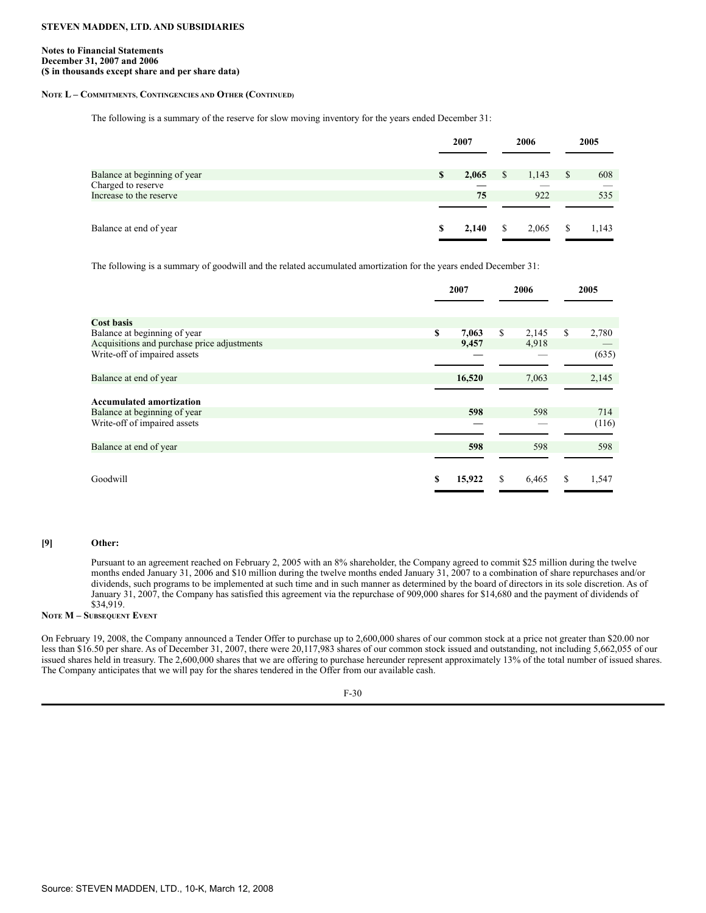**STEVEN MADDEN, LTD. AND SUBSIDIARIES**

**Notes to Financial Statements**
**December 31, 2007 and 2006**
**($ in thousands except share and per share data)**

**NOTE L – COMMITMENTS, CONTINGENCIES AND OTHER (CONTINUED)**

The following is a summary of the reserve for slow moving inventory for the years ended December 31:

| | 2007 | 2006 | 2005 |
|---|---|---|---|
| Balance at beginning of year | **$ 2,065** | $ 1,143 | $ 608 |
| Charged to reserve | **—** | — | — |
| Increase to the reserve | **75** | 922 | 535 |
| Balance at end of year | **$ 2,140** | $ 2,065 | $ 1,143 |

The following is a summary of goodwill and the related accumulated amortization for the years ended December 31:

| | 2007 | 2006 | 2005 |
|---|---|---|---|
| **Cost basis** | | | |
| Balance at beginning of year | **$ 7,063** | $ 2,145 | $ 2,780 |
| Acquisitions and purchase price adjustments | **9,457** | 4,918 | — |
| Write-off of impaired assets | **—** | — | (635) |
| Balance at end of year | **16,520** | 7,063 | 2,145 |
| **Accumulated amortization** | | | |
| Balance at beginning of year | **598** | 598 | 714 |
| Write-off of impaired assets | **—** | — | (116) |
| Balance at end of year | **598** | 598 | 598 |
| Goodwill | **$ 15,922** | $ 6,465 | $ 1,547 |

**[9] Other:**

Pursuant to an agreement reached on February 2, 2005 with an 8% shareholder, the Company agreed to commit $25 million during the twelve months ended January 31, 2006 and $10 million during the twelve months ended January 31, 2007 to a combination of share repurchases and/or dividends, such programs to be implemented at such time and in such manner as determined by the board of directors in its sole discretion. As of January 31, 2007, the Company has satisfied this agreement via the repurchase of 909,000 shares for $14,680 and the payment of dividends of $34,919.

**NOTE M – SUBSEQUENT EVENT**

On February 19, 2008, the Company announced a Tender Offer to purchase up to 2,600,000 shares of our common stock at a price not greater than $20.00 nor less than $16.50 per share. As of December 31, 2007, there were 20,117,983 shares of our common stock issued and outstanding, not including 5,662,055 of our issued shares held in treasury. The 2,600,000 shares that we are offering to purchase hereunder represent approximately 13% of the total number of issued shares. The Company anticipates that we will pay for the shares tendered in the Offer from our available cash.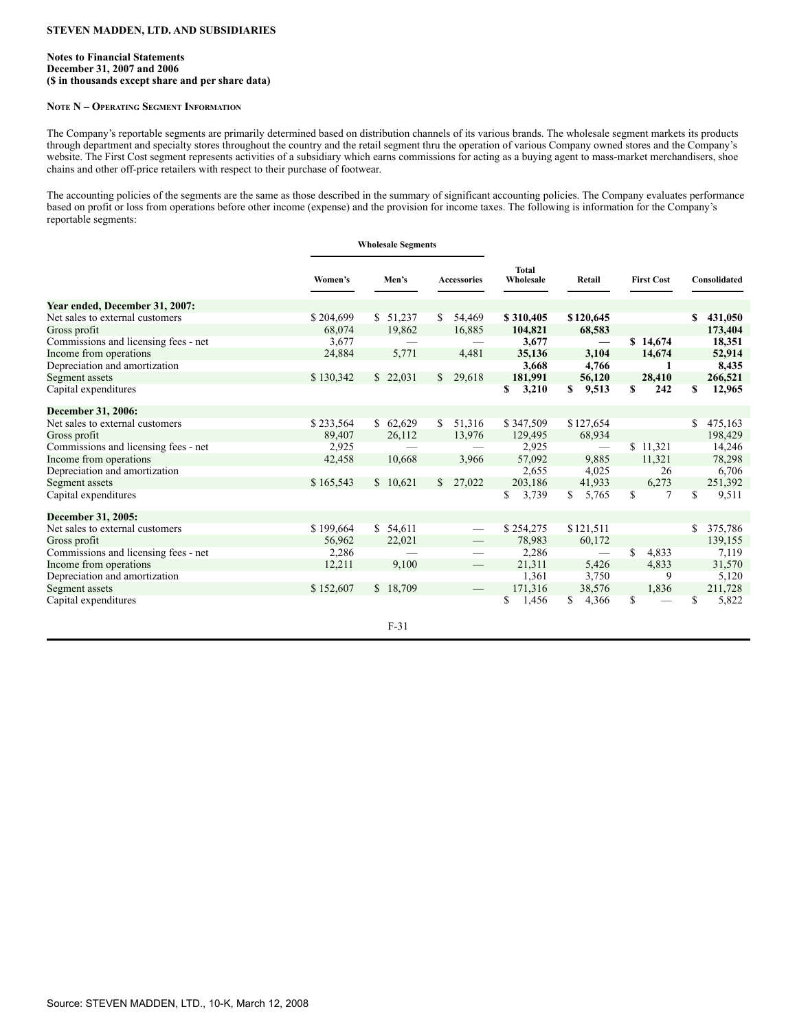**STEVEN MADDEN, LTD. AND SUBSIDIARIES**

**Notes to Financial Statements**
**December 31, 2007 and 2006**
**($ in thousands except share and per share data)**

**NOTE N – OPERATING SEGMENT INFORMATION**

The Company's reportable segments are primarily determined based on distribution channels of its various brands. The wholesale segment markets its products through department and specialty stores throughout the country and the retail segment thru the operation of various Company owned stores and the Company's website. The First Cost segment represents activities of a subsidiary which earns commissions for acting as a buying agent to mass-market merchandisers, shoe chains and other off-price retailers with respect to their purchase of footwear.

The accounting policies of the segments are the same as those described in the summary of significant accounting policies. The Company evaluates performance based on profit or loss from operations before other income (expense) and the provision for income taxes. The following is information for the Company's reportable segments:

| | Wholesale Segments | | | | | | |
|---|---|---|---|---|---|---|---|
| | Women's | Men's | Accessories | Total Wholesale | Retail | First Cost | Consolidated |
| **Year ended, December 31, 2007:** | | | | | | | |
| Net sales to external customers | $ 204,699 | $ 51,237 | $ 54,469 | **$ 310,405** | **$ 120,645** | | **$ 431,050** |
| Gross profit | 68,074 | 19,862 | 16,885 | **104,821** | **68,583** | | **173,404** |
| Commissions and licensing fees - net | 3,677 | — | — | **3,677** | **—** | **$ 14,674** | **18,351** |
| Income from operations | 24,884 | 5,771 | 4,481 | **35,136** | **3,104** | **14,674** | **52,914** |
| Depreciation and amortization | | | | **3,668** | **4,766** | **1** | **8,435** |
| Segment assets | $ 130,342 | $ 22,031 | $ 29,618 | **181,991** | **56,120** | **28,410** | **266,521** |
| Capital expenditures | | | | **$ 3,210** | **$ 9,513** | **$ 242** | **$ 12,965** |
| **December 31, 2006:** | | | | | | | |
| Net sales to external customers | $ 233,564 | $ 62,629 | $ 51,316 | $ 347,509 | $ 127,654 | | $ 475,163 |
| Gross profit | 89,407 | 26,112 | 13,976 | 129,495 | 68,934 | | 198,429 |
| Commissions and licensing fees - net | 2,925 | — | — | 2,925 | — | $ 11,321 | 14,246 |
| Income from operations | 42,458 | 10,668 | 3,966 | 57,092 | 9,885 | 11,321 | 78,298 |
| Depreciation and amortization | | | | 2,655 | 4,025 | 26 | 6,706 |
| Segment assets | $ 165,543 | $ 10,621 | $ 27,022 | 203,186 | 41,933 | 6,273 | 251,392 |
| Capital expenditures | | | | $ 3,739 | $ 5,765 | $ 7 | $ 9,511 |
| **December 31, 2005:** | | | | | | | |
| Net sales to external customers | $ 199,664 | $ 54,611 | — | $ 254,275 | $ 121,511 | | $ 375,786 |
| Gross profit | 56,962 | 22,021 | — | 78,983 | 60,172 | | 139,155 |
| Commissions and licensing fees - net | 2,286 | — | — | 2,286 | — | $ 4,833 | 7,119 |
| Income from operations | 12,211 | 9,100 | — | 21,311 | 5,426 | 4,833 | 31,570 |
| Depreciation and amortization | | | | 1,361 | 3,750 | 9 | 5,120 |
| Segment assets | $ 152,607 | $ 18,709 | — | 171,316 | 38,576 | 1,836 | 211,728 |
| Capital expenditures | | | | $ 1,456 | $ 4,366 | $ — | $ 5,822 |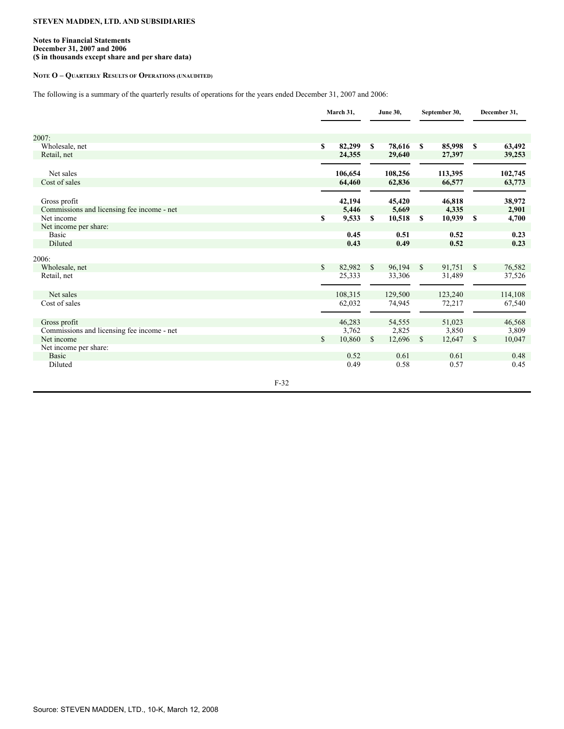**STEVEN MADDEN, LTD. AND SUBSIDIARIES**

**Notes to Financial Statements**
**December 31, 2007 and 2006**
**($ in thousands except share and per share data)**

**NOTE O – QUARTERLY RESULTS OF OPERATIONS (UNAUDITED)**

The following is a summary of the quarterly results of operations for the years ended December 31, 2007 and 2006:

| | March 31, | June 30, | September 30, | December 31, |
|---|---|---|---|---|
| **2007:** | | | | |
| Wholesale, net | **$ 82,299** | **$ 78,616** | **$ 85,998** | **$ 63,492** |
| Retail, net | **24,355** | **29,640** | **27,397** | **39,253** |
| Net sales | **106,654** | **108,256** | **113,395** | **102,745** |
| Cost of sales | **64,460** | **62,836** | **66,577** | **63,773** |
| Gross profit | **42,194** | **45,420** | **46,818** | **38,972** |
| Commissions and licensing fee income - net | **5,446** | **5,669** | **4,335** | **2,901** |
| Net income | **$ 9,533** | **$ 10,518** | **$ 10,939** | **$ 4,700** |
| Net income per share: | | | | |
| Basic | **0.45** | **0.51** | **0.52** | **0.23** |
| Diluted | **0.43** | **0.49** | **0.52** | **0.23** |
| 2006: | | | | |
| Wholesale, net | $ 82,982 | $ 96,194 | $ 91,751 | $ 76,582 |
| Retail, net | 25,333 | 33,306 | 31,489 | 37,526 |
| Net sales | 108,315 | 129,500 | 123,240 | 114,108 |
| Cost of sales | 62,032 | 74,945 | 72,217 | 67,540 |
| Gross profit | 46,283 | 54,555 | 51,023 | 46,568 |
| Commissions and licensing fee income - net | 3,762 | 2,825 | 3,850 | 3,809 |
| Net income | $ 10,860 | $ 12,696 | $ 12,647 | $ 10,047 |
| Net income per share: | | | | |
| Basic | 0.52 | 0.61 | 0.61 | 0.48 |
| Diluted | 0.49 | 0.58 | 0.57 | 0.45 |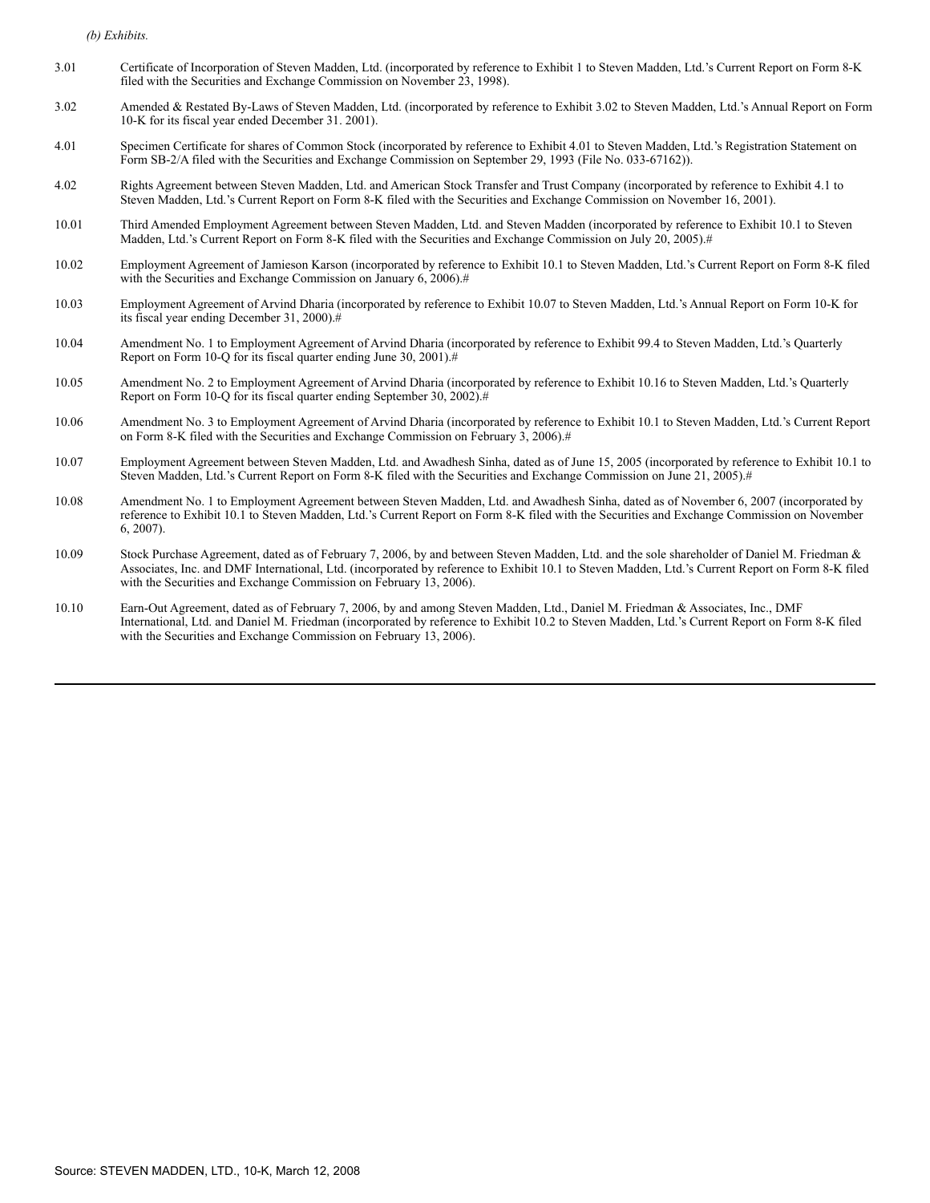*(b) Exhibits.*

| | |
|---|---|
| 3.01 | Certificate of Incorporation of Steven Madden, Ltd. (incorporated by reference to Exhibit 1 to Steven Madden, Ltd.'s Current Report on Form 8-K filed with the Securities and Exchange Commission on November 23, 1998). |
| 3.02 | Amended & Restated By-Laws of Steven Madden, Ltd. (incorporated by reference to Exhibit 3.02 to Steven Madden, Ltd.'s Annual Report on Form 10-K for its fiscal year ended December 31. 2001). |
| 4.01 | Specimen Certificate for shares of Common Stock (incorporated by reference to Exhibit 4.01 to Steven Madden, Ltd.'s Registration Statement on Form SB-2/A filed with the Securities and Exchange Commission on September 29, 1993 (File No. 033-67162)). |
| 4.02 | Rights Agreement between Steven Madden, Ltd. and American Stock Transfer and Trust Company (incorporated by reference to Exhibit 4.1 to Steven Madden, Ltd.'s Current Report on Form 8-K filed with the Securities and Exchange Commission on November 16, 2001). |
| 10.01 | Third Amended Employment Agreement between Steven Madden, Ltd. and Steven Madden (incorporated by reference to Exhibit 10.1 to Steven Madden, Ltd.'s Current Report on Form 8-K filed with the Securities and Exchange Commission on July 20, 2005).# |
| 10.02 | Employment Agreement of Jamieson Karson (incorporated by reference to Exhibit 10.1 to Steven Madden, Ltd.'s Current Report on Form 8-K filed with the Securities and Exchange Commission on January 6, 2006).# |
| 10.03 | Employment Agreement of Arvind Dharia (incorporated by reference to Exhibit 10.07 to Steven Madden, Ltd.'s Annual Report on Form 10-K for its fiscal year ending December 31, 2000).# |
| 10.04 | Amendment No. 1 to Employment Agreement of Arvind Dharia (incorporated by reference to Exhibit 99.4 to Steven Madden, Ltd.'s Quarterly Report on Form 10-Q for its fiscal quarter ending June 30, 2001).# |
| 10.05 | Amendment No. 2 to Employment Agreement of Arvind Dharia (incorporated by reference to Exhibit 10.16 to Steven Madden, Ltd.'s Quarterly Report on Form 10-Q for its fiscal quarter ending September 30, 2002).# |
| 10.06 | Amendment No. 3 to Employment Agreement of Arvind Dharia (incorporated by reference to Exhibit 10.1 to Steven Madden, Ltd.'s Current Report on Form 8-K filed with the Securities and Exchange Commission on February 3, 2006).# |
| 10.07 | Employment Agreement between Steven Madden, Ltd. and Awadhesh Sinha, dated as of June 15, 2005 (incorporated by reference to Exhibit 10.1 to Steven Madden, Ltd.'s Current Report on Form 8-K filed with the Securities and Exchange Commission on June 21, 2005).# |
| 10.08 | Amendment No. 1 to Employment Agreement between Steven Madden, Ltd. and Awadhesh Sinha, dated as of November 6, 2007 (incorporated by reference to Exhibit 10.1 to Steven Madden, Ltd.'s Current Report on Form 8-K filed with the Securities and Exchange Commission on November 6, 2007). |
| 10.09 | Stock Purchase Agreement, dated as of February 7, 2006, by and between Steven Madden, Ltd. and the sole shareholder of Daniel M. Friedman & Associates, Inc. and DMF International, Ltd. (incorporated by reference to Exhibit 10.1 to Steven Madden, Ltd.'s Current Report on Form 8-K filed with the Securities and Exchange Commission on February 13, 2006). |
| 10.10 | Earn-Out Agreement, dated as of February 7, 2006, by and among Steven Madden, Ltd., Daniel M. Friedman & Associates, Inc., DMF International, Ltd. and Daniel M. Friedman (incorporated by reference to Exhibit 10.2 to Steven Madden, Ltd.'s Current Report on Form 8-K filed with the Securities and Exchange Commission on February 13, 2006). |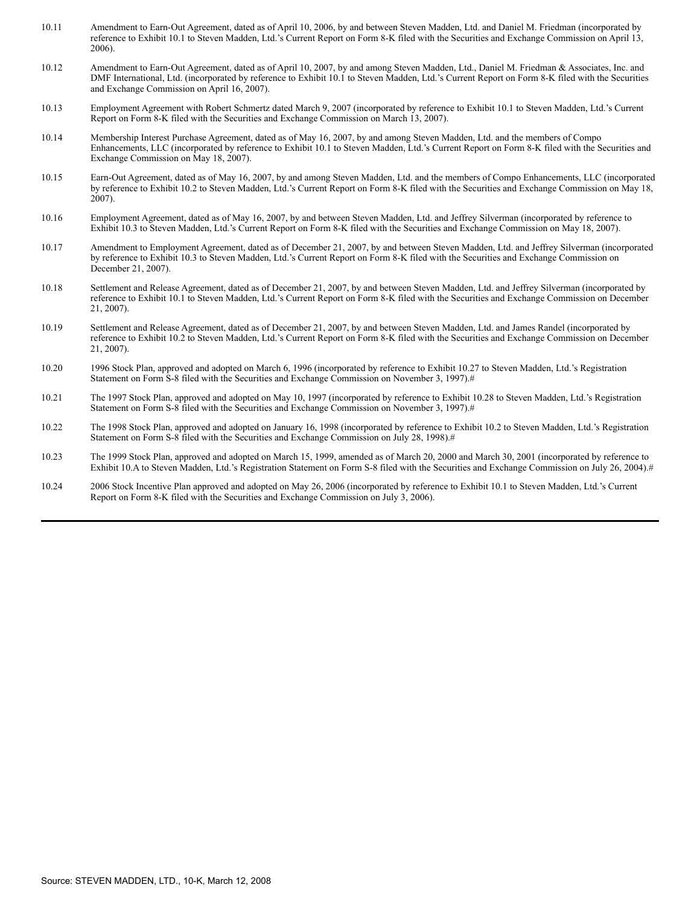| | |
|---|---|
| 10.11 | Amendment to Earn-Out Agreement, dated as of April 10, 2006, by and between Steven Madden, Ltd. and Daniel M. Friedman (incorporated by reference to Exhibit 10.1 to Steven Madden, Ltd.'s Current Report on Form 8-K filed with the Securities and Exchange Commission on April 13, 2006). |
| 10.12 | Amendment to Earn-Out Agreement, dated as of April 10, 2007, by and among Steven Madden, Ltd., Daniel M. Friedman & Associates, Inc. and DMF International, Ltd. (incorporated by reference to Exhibit 10.1 to Steven Madden, Ltd.'s Current Report on Form 8-K filed with the Securities and Exchange Commission on April 16, 2007). |
| 10.13 | Employment Agreement with Robert Schmertz dated March 9, 2007 (incorporated by reference to Exhibit 10.1 to Steven Madden, Ltd.'s Current Report on Form 8-K filed with the Securities and Exchange Commission on March 13, 2007). |
| 10.14 | Membership Interest Purchase Agreement, dated as of May 16, 2007, by and among Steven Madden, Ltd. and the members of Compo Enhancements, LLC (incorporated by reference to Exhibit 10.1 to Steven Madden, Ltd.'s Current Report on Form 8-K filed with the Securities and Exchange Commission on May 18, 2007). |
| 10.15 | Earn-Out Agreement, dated as of May 16, 2007, by and among Steven Madden, Ltd. and the members of Compo Enhancements, LLC (incorporated by reference to Exhibit 10.2 to Steven Madden, Ltd.'s Current Report on Form 8-K filed with the Securities and Exchange Commission on May 18, 2007). |
| 10.16 | Employment Agreement, dated as of May 16, 2007, by and between Steven Madden, Ltd. and Jeffrey Silverman (incorporated by reference to Exhibit 10.3 to Steven Madden, Ltd.'s Current Report on Form 8-K filed with the Securities and Exchange Commission on May 18, 2007). |
| 10.17 | Amendment to Employment Agreement, dated as of December 21, 2007, by and between Steven Madden, Ltd. and Jeffrey Silverman (incorporated by reference to Exhibit 10.3 to Steven Madden, Ltd.'s Current Report on Form 8-K filed with the Securities and Exchange Commission on December 21, 2007). |
| 10.18 | Settlement and Release Agreement, dated as of December 21, 2007, by and between Steven Madden, Ltd. and Jeffrey Silverman (incorporated by reference to Exhibit 10.1 to Steven Madden, Ltd.'s Current Report on Form 8-K filed with the Securities and Exchange Commission on December 21, 2007). |
| 10.19 | Settlement and Release Agreement, dated as of December 21, 2007, by and between Steven Madden, Ltd. and James Randel (incorporated by reference to Exhibit 10.2 to Steven Madden, Ltd.'s Current Report on Form 8-K filed with the Securities and Exchange Commission on December 21, 2007). |
| 10.20 | 1996 Stock Plan, approved and adopted on March 6, 1996 (incorporated by reference to Exhibit 10.27 to Steven Madden, Ltd.'s Registration Statement on Form S-8 filed with the Securities and Exchange Commission on November 3, 1997).# |
| 10.21 | The 1997 Stock Plan, approved and adopted on May 10, 1997 (incorporated by reference to Exhibit 10.28 to Steven Madden, Ltd.'s Registration Statement on Form S-8 filed with the Securities and Exchange Commission on November 3, 1997).# |
| 10.22 | The 1998 Stock Plan, approved and adopted on January 16, 1998 (incorporated by reference to Exhibit 10.2 to Steven Madden, Ltd.'s Registration Statement on Form S-8 filed with the Securities and Exchange Commission on July 28, 1998).# |
| 10.23 | The 1999 Stock Plan, approved and adopted on March 15, 1999, amended as of March 20, 2000 and March 30, 2001 (incorporated by reference to Exhibit 10.A to Steven Madden, Ltd.'s Registration Statement on Form S-8 filed with the Securities and Exchange Commission on July 26, 2004).# |
| 10.24 | 2006 Stock Incentive Plan approved and adopted on May 26, 2006 (incorporated by reference to Exhibit 10.1 to Steven Madden, Ltd.'s Current Report on Form 8-K filed with the Securities and Exchange Commission on July 3, 2006). |

Source: STEVEN MADDEN, LTD., 10-K, March 12, 2008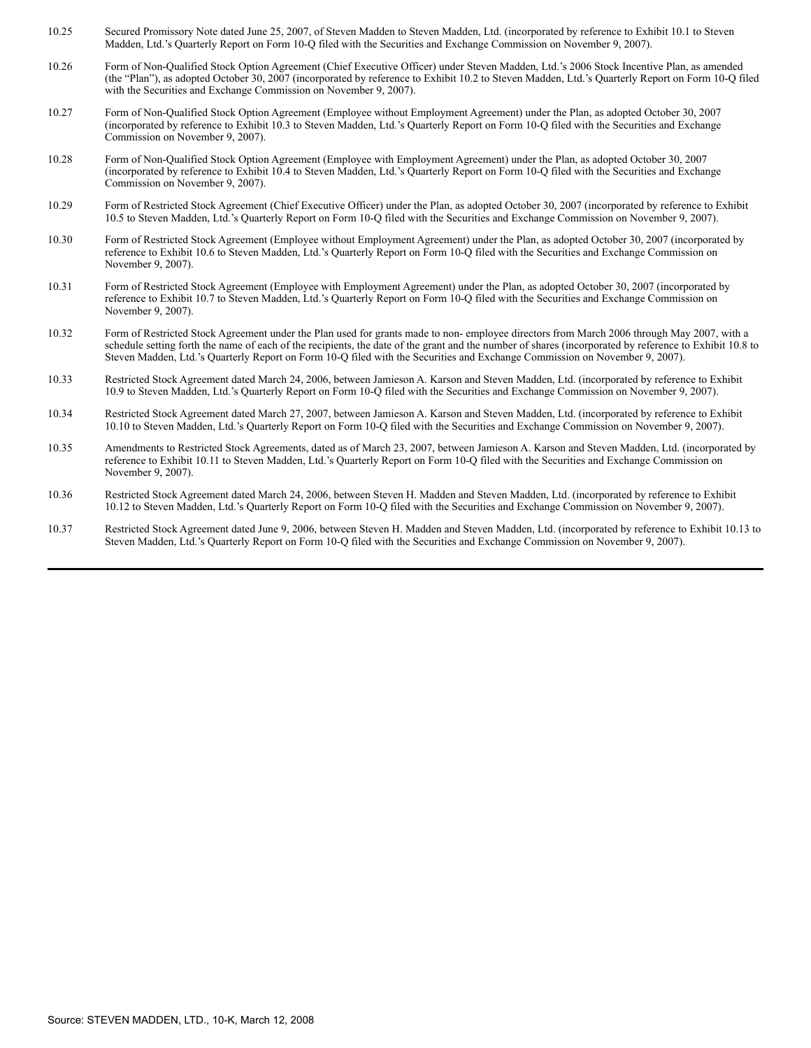| | |
|---|---|
| 10.25 | Secured Promissory Note dated June 25, 2007, of Steven Madden to Steven Madden, Ltd. (incorporated by reference to Exhibit 10.1 to Steven Madden, Ltd.'s Quarterly Report on Form 10-Q filed with the Securities and Exchange Commission on November 9, 2007). |
| 10.26 | Form of Non-Qualified Stock Option Agreement (Chief Executive Officer) under Steven Madden, Ltd.'s 2006 Stock Incentive Plan, as amended (the "Plan"), as adopted October 30, 2007 (incorporated by reference to Exhibit 10.2 to Steven Madden, Ltd.'s Quarterly Report on Form 10-Q filed with the Securities and Exchange Commission on November 9, 2007). |
| 10.27 | Form of Non-Qualified Stock Option Agreement (Employee without Employment Agreement) under the Plan, as adopted October 30, 2007 (incorporated by reference to Exhibit 10.3 to Steven Madden, Ltd.'s Quarterly Report on Form 10-Q filed with the Securities and Exchange Commission on November 9, 2007). |
| 10.28 | Form of Non-Qualified Stock Option Agreement (Employee with Employment Agreement) under the Plan, as adopted October 30, 2007 (incorporated by reference to Exhibit 10.4 to Steven Madden, Ltd.'s Quarterly Report on Form 10-Q filed with the Securities and Exchange Commission on November 9, 2007). |
| 10.29 | Form of Restricted Stock Agreement (Chief Executive Officer) under the Plan, as adopted October 30, 2007 (incorporated by reference to Exhibit 10.5 to Steven Madden, Ltd.'s Quarterly Report on Form 10-Q filed with the Securities and Exchange Commission on November 9, 2007). |
| 10.30 | Form of Restricted Stock Agreement (Employee without Employment Agreement) under the Plan, as adopted October 30, 2007 (incorporated by reference to Exhibit 10.6 to Steven Madden, Ltd.'s Quarterly Report on Form 10-Q filed with the Securities and Exchange Commission on November 9, 2007). |
| 10.31 | Form of Restricted Stock Agreement (Employee with Employment Agreement) under the Plan, as adopted October 30, 2007 (incorporated by reference to Exhibit 10.7 to Steven Madden, Ltd.'s Quarterly Report on Form 10-Q filed with the Securities and Exchange Commission on November 9, 2007). |
| 10.32 | Form of Restricted Stock Agreement under the Plan used for grants made to non- employee directors from March 2006 through May 2007, with a schedule setting forth the name of each of the recipients, the date of the grant and the number of shares (incorporated by reference to Exhibit 10.8 to Steven Madden, Ltd.'s Quarterly Report on Form 10-Q filed with the Securities and Exchange Commission on November 9, 2007). |
| 10.33 | Restricted Stock Agreement dated March 24, 2006, between Jamieson A. Karson and Steven Madden, Ltd. (incorporated by reference to Exhibit 10.9 to Steven Madden, Ltd.'s Quarterly Report on Form 10-Q filed with the Securities and Exchange Commission on November 9, 2007). |
| 10.34 | Restricted Stock Agreement dated March 27, 2007, between Jamieson A. Karson and Steven Madden, Ltd. (incorporated by reference to Exhibit 10.10 to Steven Madden, Ltd.'s Quarterly Report on Form 10-Q filed with the Securities and Exchange Commission on November 9, 2007). |
| 10.35 | Amendments to Restricted Stock Agreements, dated as of March 23, 2007, between Jamieson A. Karson and Steven Madden, Ltd. (incorporated by reference to Exhibit 10.11 to Steven Madden, Ltd.'s Quarterly Report on Form 10-Q filed with the Securities and Exchange Commission on November 9, 2007). |
| 10.36 | Restricted Stock Agreement dated March 24, 2006, between Steven H. Madden and Steven Madden, Ltd. (incorporated by reference to Exhibit 10.12 to Steven Madden, Ltd.'s Quarterly Report on Form 10-Q filed with the Securities and Exchange Commission on November 9, 2007). |
| 10.37 | Restricted Stock Agreement dated June 9, 2006, between Steven H. Madden and Steven Madden, Ltd. (incorporated by reference to Exhibit 10.13 to Steven Madden, Ltd.'s Quarterly Report on Form 10-Q filed with the Securities and Exchange Commission on November 9, 2007). |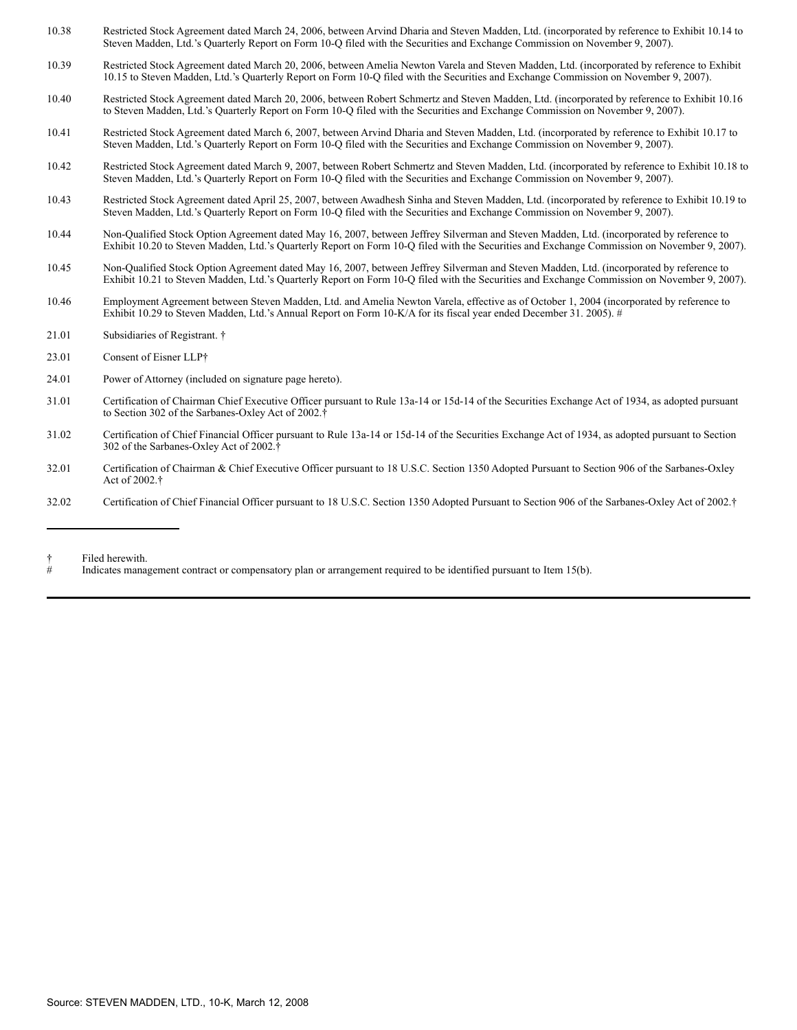| | |
|---|---|
| 10.38 | Restricted Stock Agreement dated March 24, 2006, between Arvind Dharia and Steven Madden, Ltd. (incorporated by reference to Exhibit 10.14 to Steven Madden, Ltd.'s Quarterly Report on Form 10-Q filed with the Securities and Exchange Commission on November 9, 2007). |
| 10.39 | Restricted Stock Agreement dated March 20, 2006, between Amelia Newton Varela and Steven Madden, Ltd. (incorporated by reference to Exhibit 10.15 to Steven Madden, Ltd.'s Quarterly Report on Form 10-Q filed with the Securities and Exchange Commission on November 9, 2007). |
| 10.40 | Restricted Stock Agreement dated March 20, 2006, between Robert Schmertz and Steven Madden, Ltd. (incorporated by reference to Exhibit 10.16 to Steven Madden, Ltd.'s Quarterly Report on Form 10-Q filed with the Securities and Exchange Commission on November 9, 2007). |
| 10.41 | Restricted Stock Agreement dated March 6, 2007, between Arvind Dharia and Steven Madden, Ltd. (incorporated by reference to Exhibit 10.17 to Steven Madden, Ltd.'s Quarterly Report on Form 10-Q filed with the Securities and Exchange Commission on November 9, 2007). |
| 10.42 | Restricted Stock Agreement dated March 9, 2007, between Robert Schmertz and Steven Madden, Ltd. (incorporated by reference to Exhibit 10.18 to Steven Madden, Ltd.'s Quarterly Report on Form 10-Q filed with the Securities and Exchange Commission on November 9, 2007). |
| 10.43 | Restricted Stock Agreement dated April 25, 2007, between Awadhesh Sinha and Steven Madden, Ltd. (incorporated by reference to Exhibit 10.19 to Steven Madden, Ltd.'s Quarterly Report on Form 10-Q filed with the Securities and Exchange Commission on November 9, 2007). |
| 10.44 | Non-Qualified Stock Option Agreement dated May 16, 2007, between Jeffrey Silverman and Steven Madden, Ltd. (incorporated by reference to Exhibit 10.20 to Steven Madden, Ltd.'s Quarterly Report on Form 10-Q filed with the Securities and Exchange Commission on November 9, 2007). |
| 10.45 | Non-Qualified Stock Option Agreement dated May 16, 2007, between Jeffrey Silverman and Steven Madden, Ltd. (incorporated by reference to Exhibit 10.21 to Steven Madden, Ltd.'s Quarterly Report on Form 10-Q filed with the Securities and Exchange Commission on November 9, 2007). |
| 10.46 | Employment Agreement between Steven Madden, Ltd. and Amelia Newton Varela, effective as of October 1, 2004 (incorporated by reference to Exhibit 10.29 to Steven Madden, Ltd.'s Annual Report on Form 10-K/A for its fiscal year ended December 31. 2005). # |
| 21.01 | Subsidiaries of Registrant. † |
| 23.01 | Consent of Eisner LLP† |
| 24.01 | Power of Attorney (included on signature page hereto). |
| 31.01 | Certification of Chairman Chief Executive Officer pursuant to Rule 13a-14 or 15d-14 of the Securities Exchange Act of 1934, as adopted pursuant to Section 302 of the Sarbanes-Oxley Act of 2002.† |
| 31.02 | Certification of Chief Financial Officer pursuant to Rule 13a-14 or 15d-14 of the Securities Exchange Act of 1934, as adopted pursuant to Section 302 of the Sarbanes-Oxley Act of 2002.† |
| 32.01 | Certification of Chairman & Chief Executive Officer pursuant to 18 U.S.C. Section 1350 Adopted Pursuant to Section 906 of the Sarbanes-Oxley Act of 2002.† |
| 32.02 | Certification of Chief Financial Officer pursuant to 18 U.S.C. Section 1350 Adopted Pursuant to Section 906 of the Sarbanes-Oxley Act of 2002.† |

† Filed herewith.

# Indicates management contract or compensatory plan or arrangement required to be identified pursuant to Item 15(b).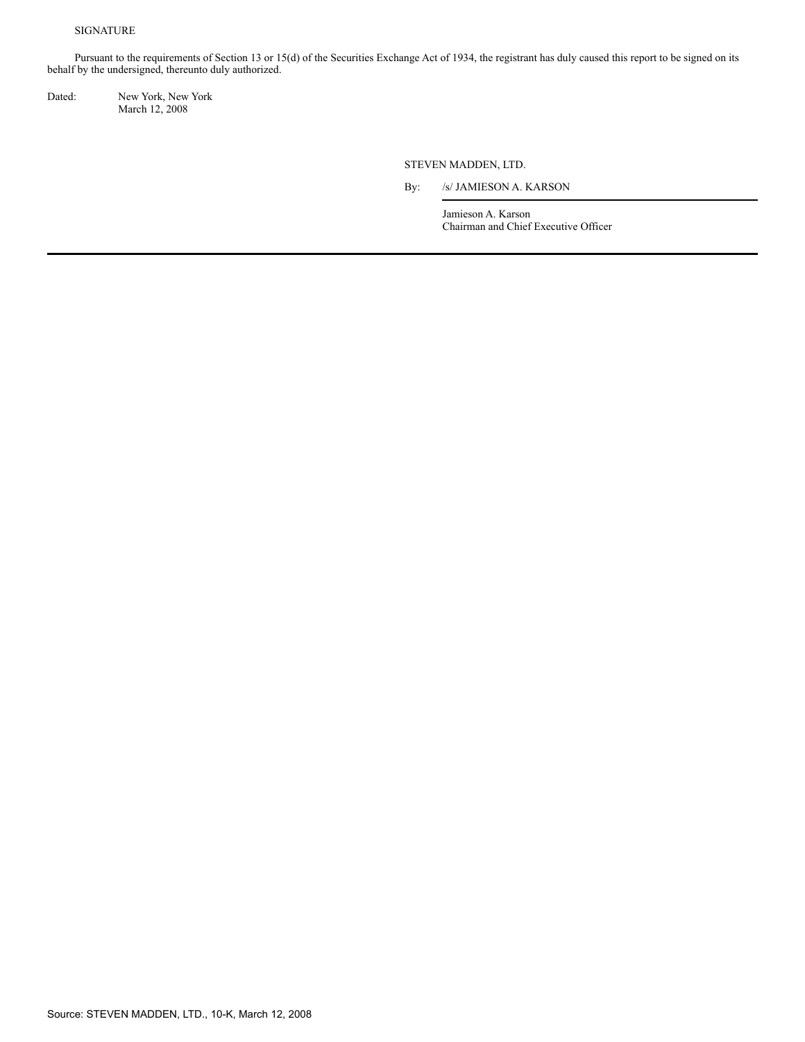SIGNATURE

Pursuant to the requirements of Section 13 or 15(d) of the Securities Exchange Act of 1934, the registrant has duly caused this report to be signed on its behalf by the undersigned, thereunto duly authorized.

Dated: New York, New York
March 12, 2008

STEVEN MADDEN, LTD.

By: /s/ JAMIESON A. KARSON

Jamieson A. Karson
Chairman and Chief Executive Officer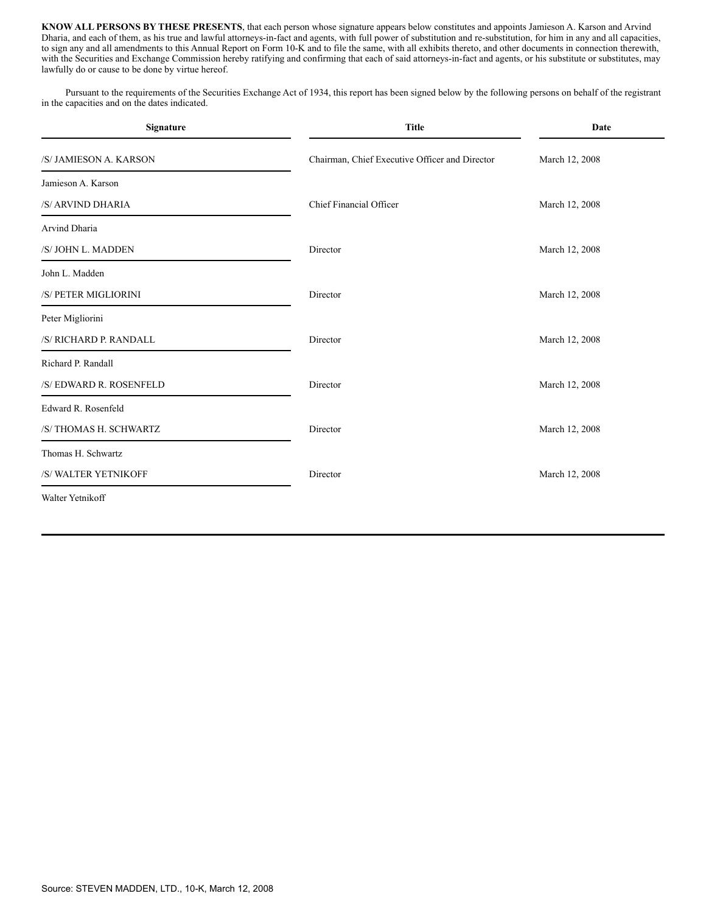**KNOW ALL PERSONS BY THESE PRESENTS**, that each person whose signature appears below constitutes and appoints Jamieson A. Karson and Arvind Dharia, and each of them, as his true and lawful attorneys-in-fact and agents, with full power of substitution and re-substitution, for him in any and all capacities, to sign any and all amendments to this Annual Report on Form 10-K and to file the same, with all exhibits thereto, and other documents in connection therewith, with the Securities and Exchange Commission hereby ratifying and confirming that each of said attorneys-in-fact and agents, or his substitute or substitutes, may lawfully do or cause to be done by virtue hereof.

Pursuant to the requirements of the Securities Exchange Act of 1934, this report has been signed below by the following persons on behalf of the registrant in the capacities and on the dates indicated.

| Signature | Title | Date |
|---|---|---|
| /S/ JAMIESON A. KARSON<br>Jamieson A. Karson | Chairman, Chief Executive Officer and Director | March 12, 2008 |
| /S/ ARVIND DHARIA<br>Arvind Dharia | Chief Financial Officer | March 12, 2008 |
| /S/ JOHN L. MADDEN<br>John L. Madden | Director | March 12, 2008 |
| /S/ PETER MIGLIORINI<br>Peter Migliorini | Director | March 12, 2008 |
| /S/ RICHARD P. RANDALL<br>Richard P. Randall | Director | March 12, 2008 |
| /S/ EDWARD R. ROSENFELD<br>Edward R. Rosenfeld | Director | March 12, 2008 |
| /S/ THOMAS H. SCHWARTZ<br>Thomas H. Schwartz | Director | March 12, 2008 |
| /S/ WALTER YETNIKOFF<br>Walter Yetnikoff | Director | March 12, 2008 |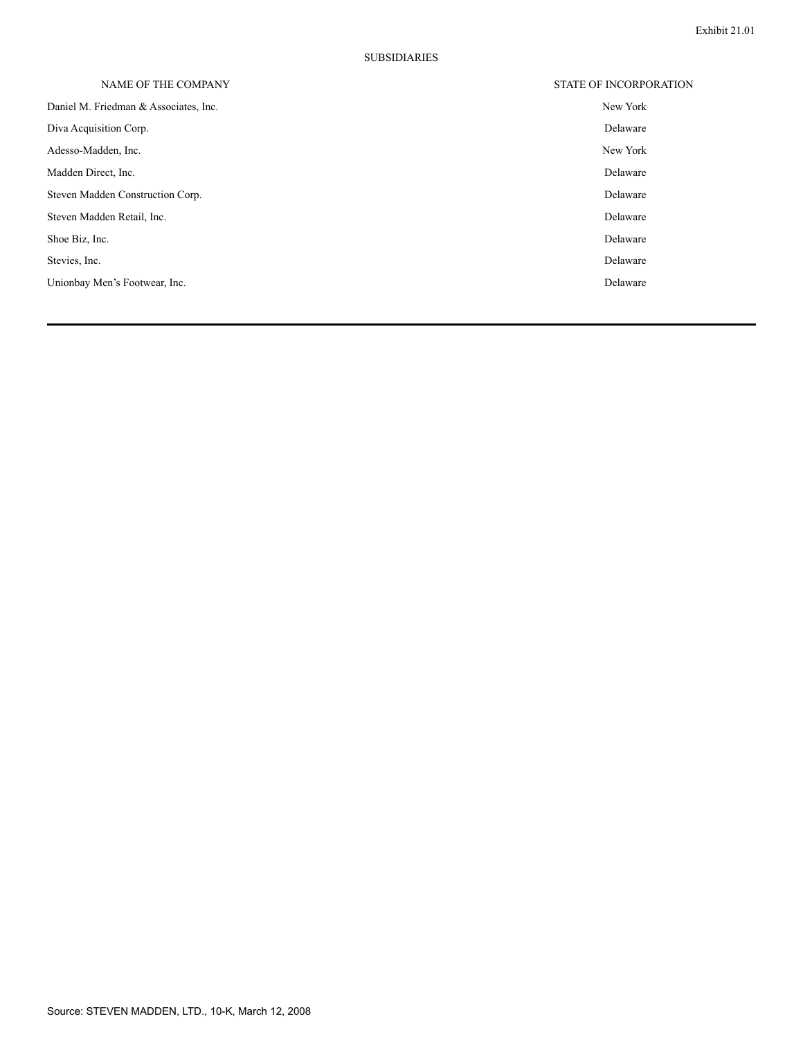Exhibit 21.01

## SUBSIDIARIES

| NAME OF THE COMPANY | STATE OF INCORPORATION |
| --- | --- |
| Daniel M. Friedman & Associates, Inc. | New York |
| Diva Acquisition Corp. | Delaware |
| Adesso-Madden, Inc. | New York |
| Madden Direct, Inc. | Delaware |
| Steven Madden Construction Corp. | Delaware |
| Steven Madden Retail, Inc. | Delaware |
| Shoe Biz, Inc. | Delaware |
| Stevies, Inc. | Delaware |
| Unionbay Men's Footwear, Inc. | Delaware |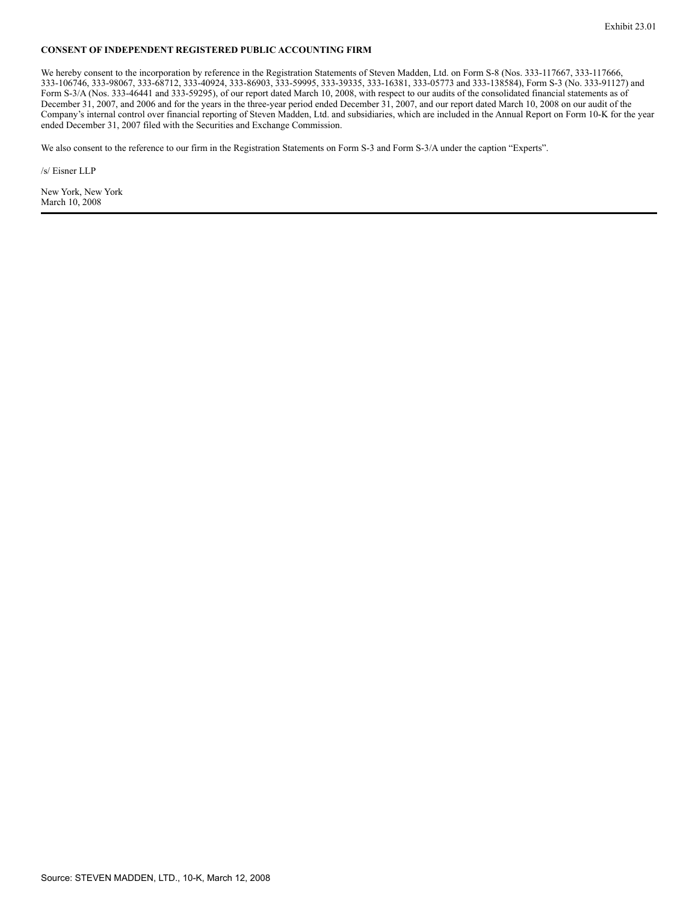Exhibit 23.01

**CONSENT OF INDEPENDENT REGISTERED PUBLIC ACCOUNTING FIRM**

We hereby consent to the incorporation by reference in the Registration Statements of Steven Madden, Ltd. on Form S-8 (Nos. 333-117667, 333-117666, 333-106746, 333-98067, 333-68712, 333-40924, 333-86903, 333-59995, 333-39335, 333-16381, 333-05773 and 333-138584), Form S-3 (No. 333-91127) and Form S-3/A (Nos. 333-46441 and 333-59295), of our report dated March 10, 2008, with respect to our audits of the consolidated financial statements as of December 31, 2007, and 2006 and for the years in the three-year period ended December 31, 2007, and our report dated March 10, 2008 on our audit of the Company's internal control over financial reporting of Steven Madden, Ltd. and subsidiaries, which are included in the Annual Report on Form 10-K for the year ended December 31, 2007 filed with the Securities and Exchange Commission.

We also consent to the reference to our firm in the Registration Statements on Form S-3 and Form S-3/A under the caption "Experts".

/s/ Eisner LLP

New York, New York
March 10, 2008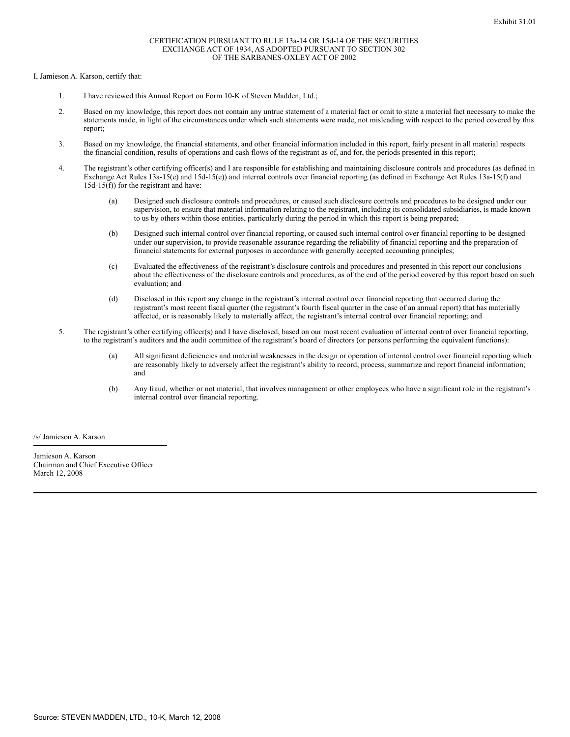Exhibit 31.01

CERTIFICATION PURSUANT TO RULE 13a-14 OR 15d-14 OF THE SECURITIES EXCHANGE ACT OF 1934, AS ADOPTED PURSUANT TO SECTION 302 OF THE SARBANES-OXLEY ACT OF 2002

I, Jamieson A. Karson, certify that:

1. I have reviewed this Annual Report on Form 10-K of Steven Madden, Ltd.;

2. Based on my knowledge, this report does not contain any untrue statement of a material fact or omit to state a material fact necessary to make the statements made, in light of the circumstances under which such statements were made, not misleading with respect to the period covered by this report;

3. Based on my knowledge, the financial statements, and other financial information included in this report, fairly present in all material respects the financial condition, results of operations and cash flows of the registrant as of, and for, the periods presented in this report;

4. The registrant's other certifying officer(s) and I are responsible for establishing and maintaining disclosure controls and procedures (as defined in Exchange Act Rules 13a-15(e) and 15d-15(e)) and internal controls over financial reporting (as defined in Exchange Act Rules 13a-15(f) and 15d-15(f)) for the registrant and have:

   (a) Designed such disclosure controls and procedures, or caused such disclosure controls and procedures to be designed under our supervision, to ensure that material information relating to the registrant, including its consolidated subsidiaries, is made known to us by others within those entities, particularly during the period in which this report is being prepared;

   (b) Designed such internal control over financial reporting, or caused such internal control over financial reporting to be designed under our supervision, to provide reasonable assurance regarding the reliability of financial reporting and the preparation of financial statements for external purposes in accordance with generally accepted accounting principles;

   (c) Evaluated the effectiveness of the registrant's disclosure controls and procedures and presented in this report our conclusions about the effectiveness of the disclosure controls and procedures, as of the end of the period covered by this report based on such evaluation; and

   (d) Disclosed in this report any change in the registrant's internal control over financial reporting that occurred during the registrant's most recent fiscal quarter (the registrant's fourth fiscal quarter in the case of an annual report) that has materially affected, or is reasonably likely to materially affect, the registrant's internal control over financial reporting; and

5. The registrant's other certifying officer(s) and I have disclosed, based on our most recent evaluation of internal control over financial reporting, to the registrant's auditors and the audit committee of the registrant's board of directors (or persons performing the equivalent functions):

   (a) All significant deficiencies and material weaknesses in the design or operation of internal control over financial reporting which are reasonably likely to adversely affect the registrant's ability to record, process, summarize and report financial information; and

   (b) Any fraud, whether or not material, that involves management or other employees who have a significant role in the registrant's internal control over financial reporting.

/s/ Jamieson A. Karson

Jamieson A. Karson
Chairman and Chief Executive Officer
March 12, 2008

Source: STEVEN MADDEN, LTD., 10-K, March 12, 2008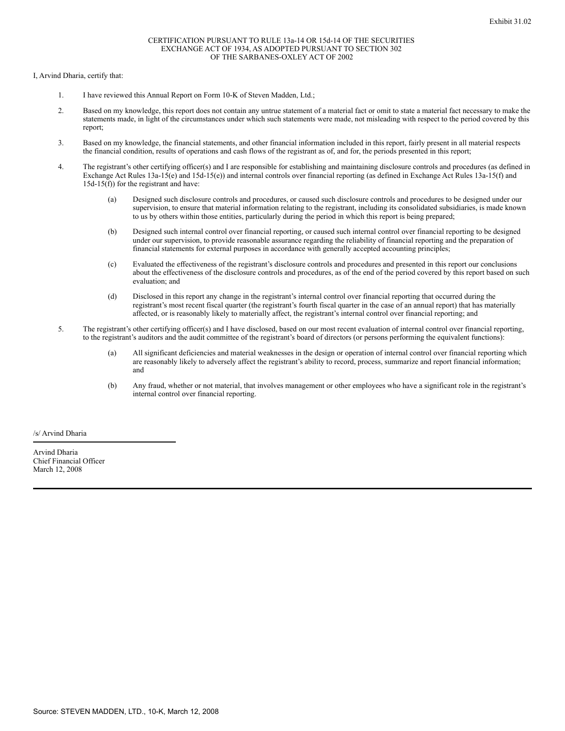Exhibit 31.02

CERTIFICATION PURSUANT TO RULE 13a-14 OR 15d-14 OF THE SECURITIES EXCHANGE ACT OF 1934, AS ADOPTED PURSUANT TO SECTION 302 OF THE SARBANES-OXLEY ACT OF 2002

I, Arvind Dharia, certify that:

1. I have reviewed this Annual Report on Form 10-K of Steven Madden, Ltd.;

2. Based on my knowledge, this report does not contain any untrue statement of a material fact or omit to state a material fact necessary to make the statements made, in light of the circumstances under which such statements were made, not misleading with respect to the period covered by this report;

3. Based on my knowledge, the financial statements, and other financial information included in this report, fairly present in all material respects the financial condition, results of operations and cash flows of the registrant as of, and for, the periods presented in this report;

4. The registrant's other certifying officer(s) and I are responsible for establishing and maintaining disclosure controls and procedures (as defined in Exchange Act Rules 13a-15(e) and 15d-15(e)) and internal controls over financial reporting (as defined in Exchange Act Rules 13a-15(f) and 15d-15(f)) for the registrant and have:

   (a) Designed such disclosure controls and procedures, or caused such disclosure controls and procedures to be designed under our supervision, to ensure that material information relating to the registrant, including its consolidated subsidiaries, is made known to us by others within those entities, particularly during the period in which this report is being prepared;

   (b) Designed such internal control over financial reporting, or caused such internal control over financial reporting to be designed under our supervision, to provide reasonable assurance regarding the reliability of financial reporting and the preparation of financial statements for external purposes in accordance with generally accepted accounting principles;

   (c) Evaluated the effectiveness of the registrant's disclosure controls and procedures and presented in this report our conclusions about the effectiveness of the disclosure controls and procedures, as of the end of the period covered by this report based on such evaluation; and

   (d) Disclosed in this report any change in the registrant's internal control over financial reporting that occurred during the registrant's most recent fiscal quarter (the registrant's fourth fiscal quarter in the case of an annual report) that has materially affected, or is reasonably likely to materially affect, the registrant's internal control over financial reporting; and

5. The registrant's other certifying officer(s) and I have disclosed, based on our most recent evaluation of internal control over financial reporting, to the registrant's auditors and the audit committee of the registrant's board of directors (or persons performing the equivalent functions):

   (a) All significant deficiencies and material weaknesses in the design or operation of internal control over financial reporting which are reasonably likely to adversely affect the registrant's ability to record, process, summarize and report financial information; and

   (b) Any fraud, whether or not material, that involves management or other employees who have a significant role in the registrant's internal control over financial reporting.

/s/ Arvind Dharia

Arvind Dharia
Chief Financial Officer
March 12, 2008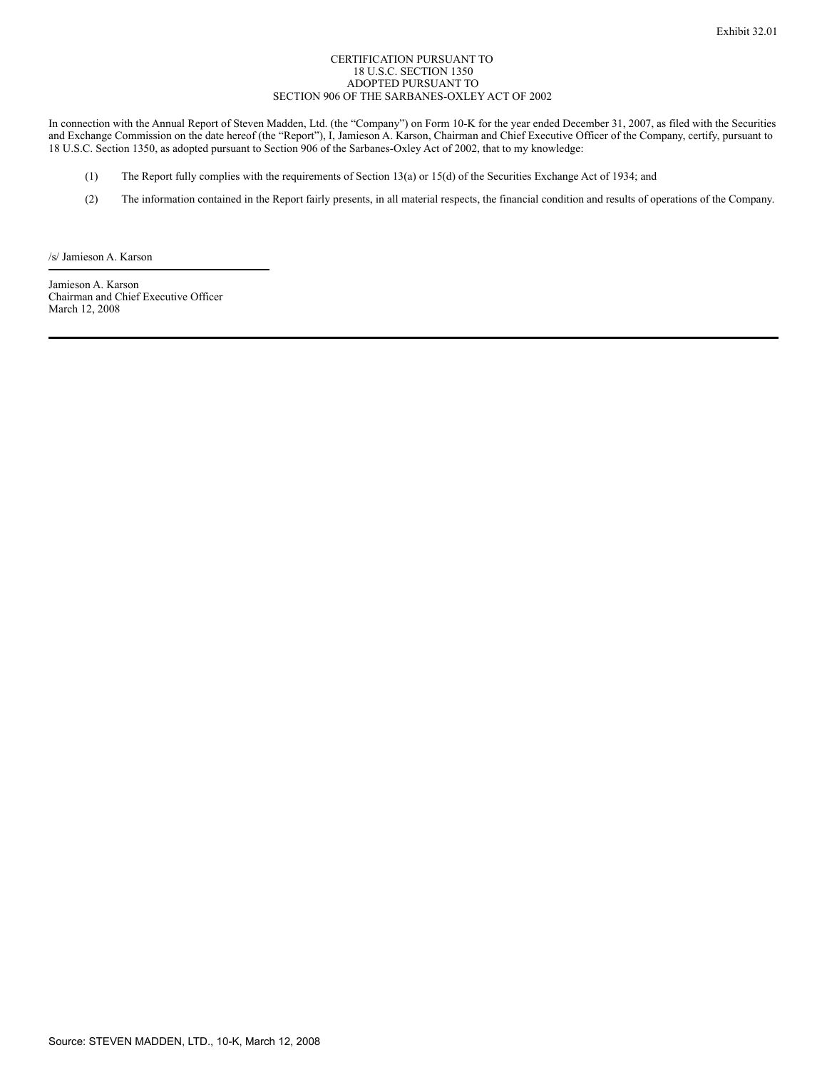Exhibit 32.01

CERTIFICATION PURSUANT TO
18 U.S.C. SECTION 1350
ADOPTED PURSUANT TO
SECTION 906 OF THE SARBANES-OXLEY ACT OF 2002

In connection with the Annual Report of Steven Madden, Ltd. (the "Company") on Form 10-K for the year ended December 31, 2007, as filed with the Securities and Exchange Commission on the date hereof (the "Report"), I, Jamieson A. Karson, Chairman and Chief Executive Officer of the Company, certify, pursuant to 18 U.S.C. Section 1350, as adopted pursuant to Section 906 of the Sarbanes-Oxley Act of 2002, that to my knowledge:

(1) The Report fully complies with the requirements of Section 13(a) or 15(d) of the Securities Exchange Act of 1934; and

(2) The information contained in the Report fairly presents, in all material respects, the financial condition and results of operations of the Company.

/s/ Jamieson A. Karson

Jamieson A. Karson
Chairman and Chief Executive Officer
March 12, 2008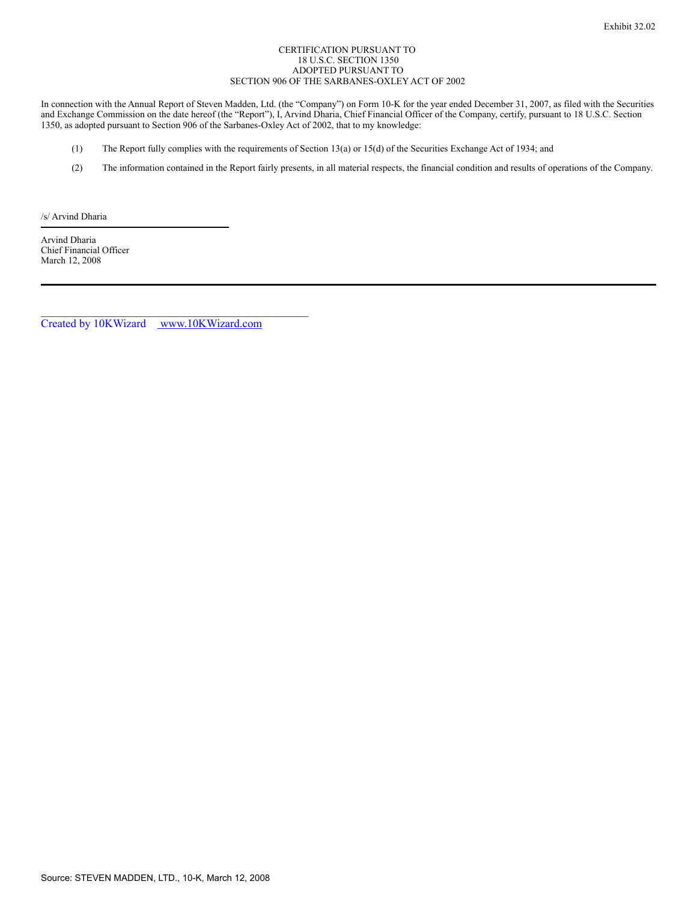Exhibit 32.02

CERTIFICATION PURSUANT TO
18 U.S.C. SECTION 1350
ADOPTED PURSUANT TO
SECTION 906 OF THE SARBANES-OXLEY ACT OF 2002

In connection with the Annual Report of Steven Madden, Ltd. (the "Company") on Form 10-K for the year ended December 31, 2007, as filed with the Securities and Exchange Commission on the date hereof (the "Report"), I, Arvind Dharia, Chief Financial Officer of the Company, certify, pursuant to 18 U.S.C. Section 1350, as adopted pursuant to Section 906 of the Sarbanes-Oxley Act of 2002, that to my knowledge:

(1) The Report fully complies with the requirements of Section 13(a) or 15(d) of the Securities Exchange Act of 1934; and

(2) The information contained in the Report fairly presents, in all material respects, the financial condition and results of operations of the Company.

/s/ Arvind Dharia

Arvind Dharia
Chief Financial Officer
March 12, 2008